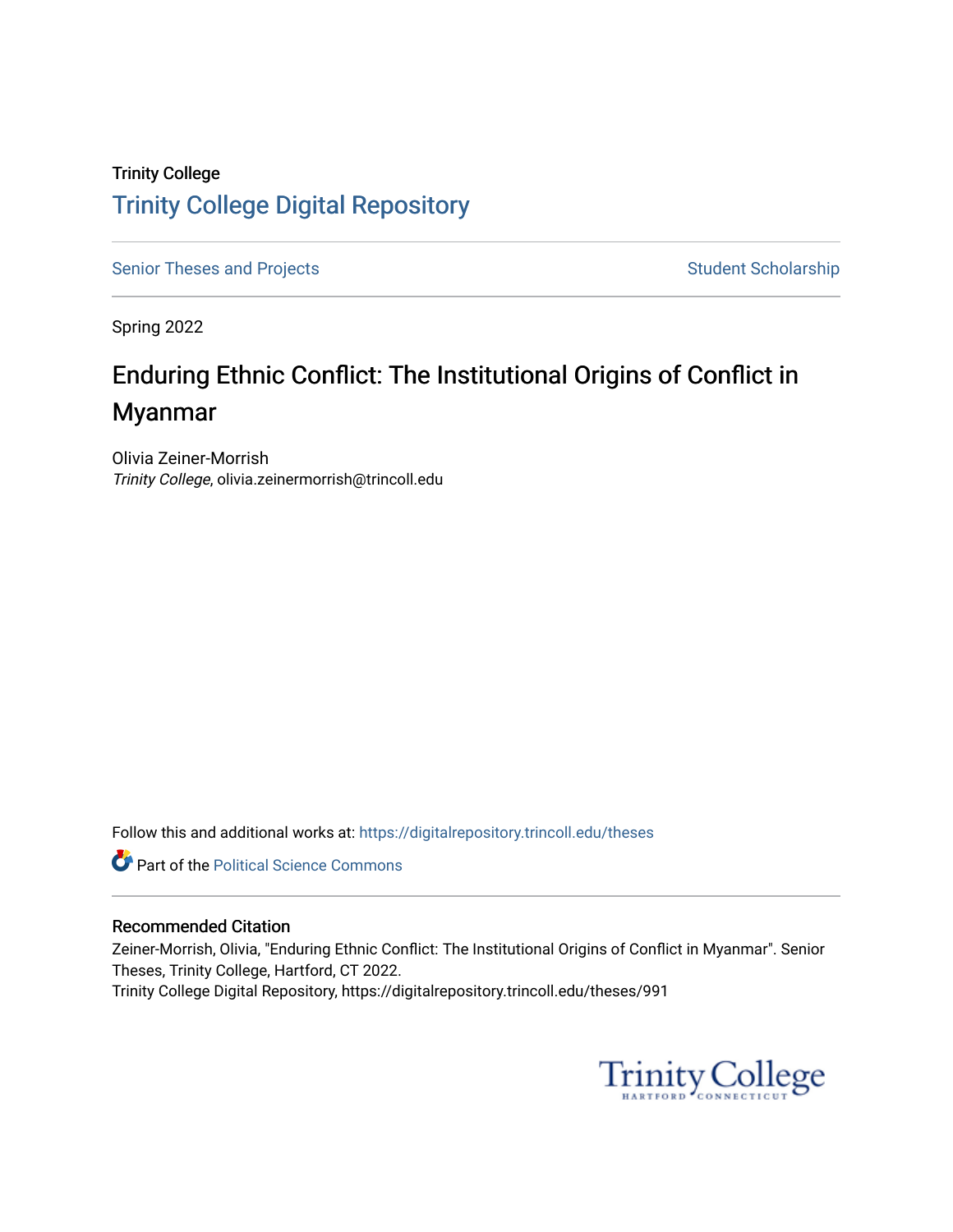Trinity College

# Trinity College Digital Repository

Senior Theses and Projects | Student Scholarship

Spring 2022

## Enduring Ethnic Conflict: The Institutional Origins of Conflict in Myanmar

Olivia Zeiner-Morrish
*Trinity College*, olivia.zeinermorrish@trincoll.edu

Follow this and additional works at: https://digitalrepository.trincoll.edu/theses

Part of the Political Science Commons

### Recommended Citation

Zeiner-Morrish, Olivia, "Enduring Ethnic Conflict: The Institutional Origins of Conflict in Myanmar". Senior Theses, Trinity College, Hartford, CT 2022.
Trinity College Digital Repository, https://digitalrepository.trincoll.edu/theses/991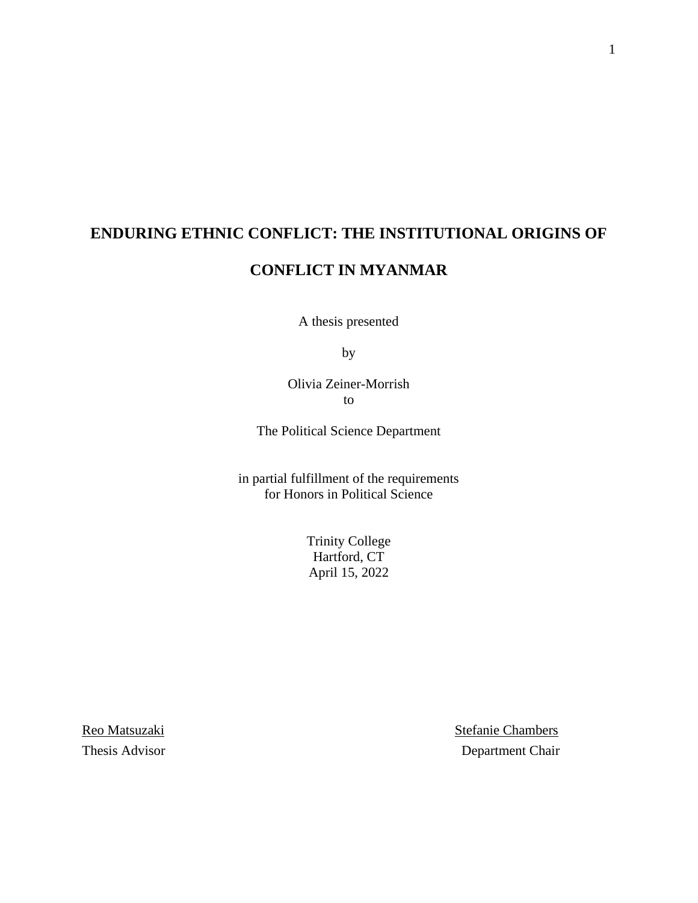# ENDURING ETHNIC CONFLICT: THE INSTITUTIONAL ORIGINS OF CONFLICT IN MYANMAR

A thesis presented

by

Olivia Zeiner-Morrish
to

The Political Science Department

in partial fulfillment of the requirements
for Honors in Political Science

Trinity College
Hartford, CT
April 15, 2022

Reo Matsuzaki
Thesis Advisor

Stefanie Chambers
Department Chair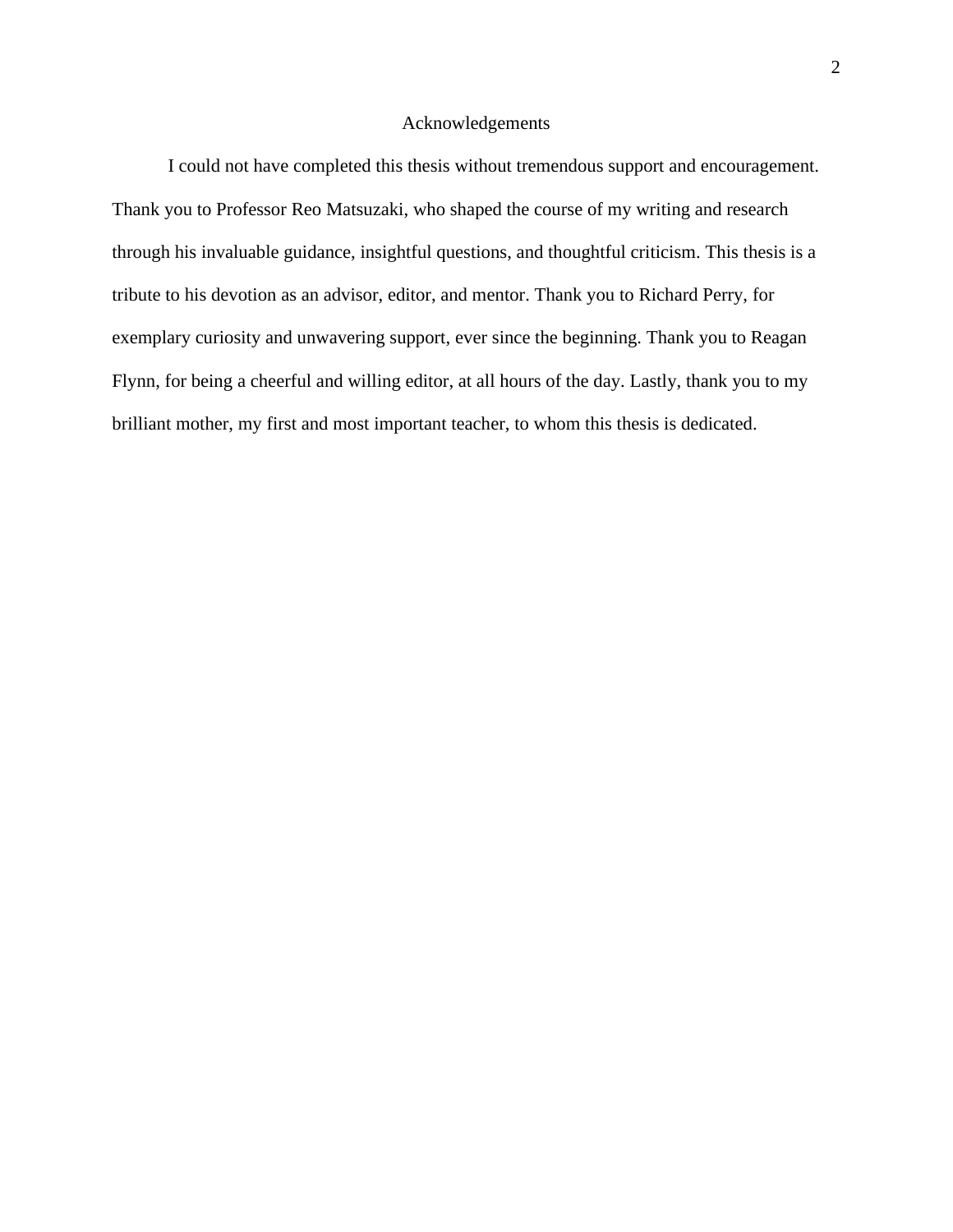# Acknowledgements

I could not have completed this thesis without tremendous support and encouragement. Thank you to Professor Reo Matsuzaki, who shaped the course of my writing and research through his invaluable guidance, insightful questions, and thoughtful criticism. This thesis is a tribute to his devotion as an advisor, editor, and mentor. Thank you to Richard Perry, for exemplary curiosity and unwavering support, ever since the beginning. Thank you to Reagan Flynn, for being a cheerful and willing editor, at all hours of the day. Lastly, thank you to my brilliant mother, my first and most important teacher, to whom this thesis is dedicated.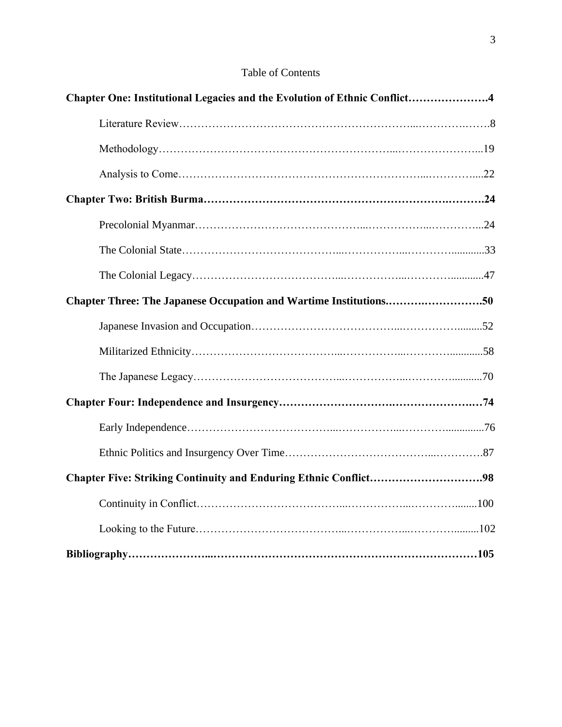Table of Contents

**Chapter One: Institutional Legacies and the Evolution of Ethnic Conflict....................4**

Literature Review....................8

Methodology....................19

Analysis to Come....................22

**Chapter Two: British Burma....................24**

Precolonial Myanmar....................24

The Colonial State....................33

The Colonial Legacy....................47

**Chapter Three: The Japanese Occupation and Wartime Institutions....................50**

Japanese Invasion and Occupation....................52

Militarized Ethnicity....................58

The Japanese Legacy....................70

**Chapter Four: Independence and Insurgency....................74**

Early Independence....................76

Ethnic Politics and Insurgency Over Time....................87

**Chapter Five: Striking Continuity and Enduring Ethnic Conflict....................98**

Continuity in Conflict....................100

Looking to the Future....................102

**Bibliography....................105**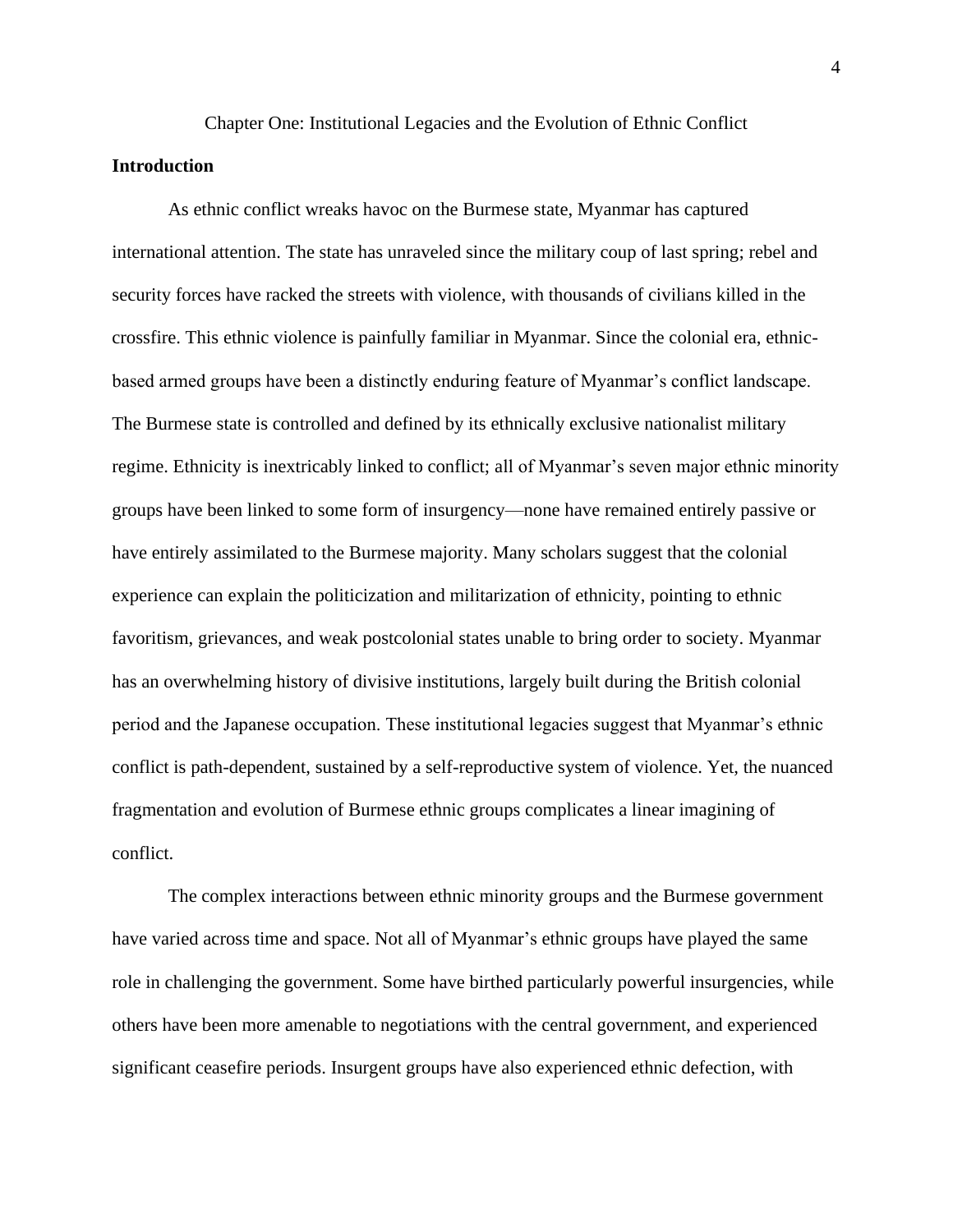# Chapter One: Institutional Legacies and the Evolution of Ethnic Conflict

## Introduction

As ethnic conflict wreaks havoc on the Burmese state, Myanmar has captured international attention. The state has unraveled since the military coup of last spring; rebel and security forces have racked the streets with violence, with thousands of civilians killed in the crossfire. This ethnic violence is painfully familiar in Myanmar. Since the colonial era, ethnic-based armed groups have been a distinctly enduring feature of Myanmar's conflict landscape. The Burmese state is controlled and defined by its ethnically exclusive nationalist military regime. Ethnicity is inextricably linked to conflict; all of Myanmar's seven major ethnic minority groups have been linked to some form of insurgency—none have remained entirely passive or have entirely assimilated to the Burmese majority. Many scholars suggest that the colonial experience can explain the politicization and militarization of ethnicity, pointing to ethnic favoritism, grievances, and weak postcolonial states unable to bring order to society. Myanmar has an overwhelming history of divisive institutions, largely built during the British colonial period and the Japanese occupation. These institutional legacies suggest that Myanmar's ethnic conflict is path-dependent, sustained by a self-reproductive system of violence. Yet, the nuanced fragmentation and evolution of Burmese ethnic groups complicates a linear imagining of conflict.

The complex interactions between ethnic minority groups and the Burmese government have varied across time and space. Not all of Myanmar's ethnic groups have played the same role in challenging the government. Some have birthed particularly powerful insurgencies, while others have been more amenable to negotiations with the central government, and experienced significant ceasefire periods. Insurgent groups have also experienced ethnic defection, with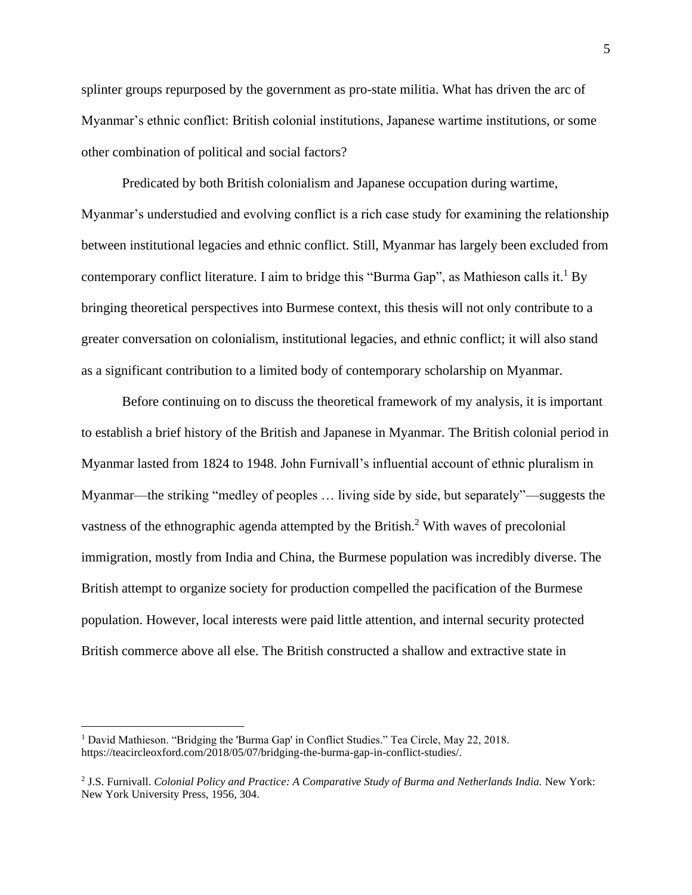splinter groups repurposed by the government as pro-state militia. What has driven the arc of Myanmar's ethnic conflict: British colonial institutions, Japanese wartime institutions, or some other combination of political and social factors?

Predicated by both British colonialism and Japanese occupation during wartime, Myanmar's understudied and evolving conflict is a rich case study for examining the relationship between institutional legacies and ethnic conflict. Still, Myanmar has largely been excluded from contemporary conflict literature. I aim to bridge this "Burma Gap", as Mathieson calls it.[1] By bringing theoretical perspectives into Burmese context, this thesis will not only contribute to a greater conversation on colonialism, institutional legacies, and ethnic conflict; it will also stand as a significant contribution to a limited body of contemporary scholarship on Myanmar.

Before continuing on to discuss the theoretical framework of my analysis, it is important to establish a brief history of the British and Japanese in Myanmar. The British colonial period in Myanmar lasted from 1824 to 1948. John Furnivall's influential account of ethnic pluralism in Myanmar—the striking "medley of peoples … living side by side, but separately"—suggests the vastness of the ethnographic agenda attempted by the British.[2] With waves of precolonial immigration, mostly from India and China, the Burmese population was incredibly diverse. The British attempt to organize society for production compelled the pacification of the Burmese population. However, local interests were paid little attention, and internal security protected British commerce above all else. The British constructed a shallow and extractive state in

---

[1] David Mathieson. "Bridging the 'Burma Gap' in Conflict Studies." Tea Circle, May 22, 2018. https://teacircleoxford.com/2018/05/07/bridging-the-burma-gap-in-conflict-studies/.

[2] J.S. Furnivall. *Colonial Policy and Practice: A Comparative Study of Burma and Netherlands India.* New York: New York University Press, 1956, 304.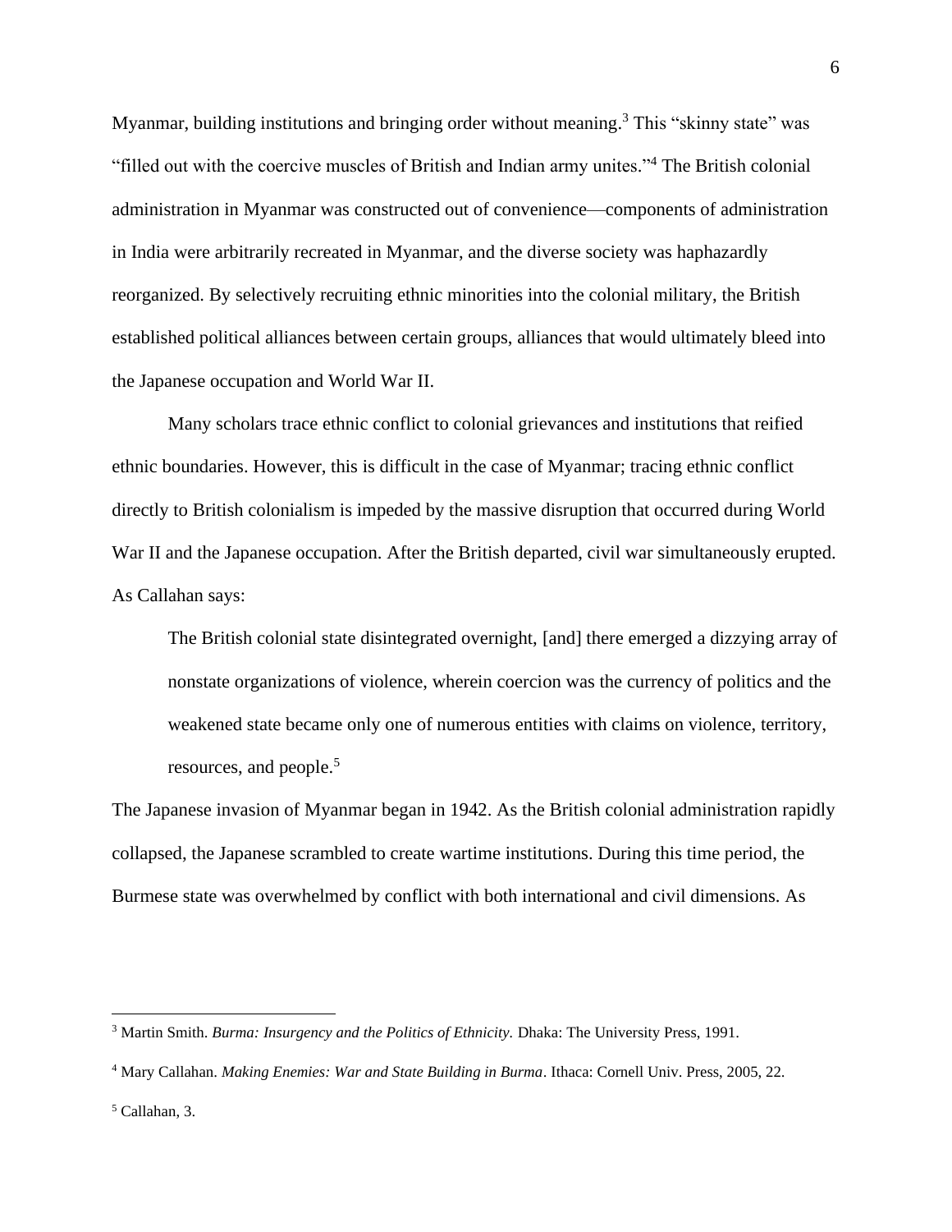Myanmar, building institutions and bringing order without meaning.[3] This "skinny state" was "filled out with the coercive muscles of British and Indian army unites."[4] The British colonial administration in Myanmar was constructed out of convenience—components of administration in India were arbitrarily recreated in Myanmar, and the diverse society was haphazardly reorganized. By selectively recruiting ethnic minorities into the colonial military, the British established political alliances between certain groups, alliances that would ultimately bleed into the Japanese occupation and World War II.

Many scholars trace ethnic conflict to colonial grievances and institutions that reified ethnic boundaries. However, this is difficult in the case of Myanmar; tracing ethnic conflict directly to British colonialism is impeded by the massive disruption that occurred during World War II and the Japanese occupation. After the British departed, civil war simultaneously erupted. As Callahan says:

> The British colonial state disintegrated overnight, [and] there emerged a dizzying array of nonstate organizations of violence, wherein coercion was the currency of politics and the weakened state became only one of numerous entities with claims on violence, territory, resources, and people.[5]

The Japanese invasion of Myanmar began in 1942. As the British colonial administration rapidly collapsed, the Japanese scrambled to create wartime institutions. During this time period, the Burmese state was overwhelmed by conflict with both international and civil dimensions. As

---

[3] Martin Smith. *Burma: Insurgency and the Politics of Ethnicity.* Dhaka: The University Press, 1991.

[4] Mary Callahan. *Making Enemies: War and State Building in Burma*. Ithaca: Cornell Univ. Press, 2005, 22.

[5] Callahan, 3.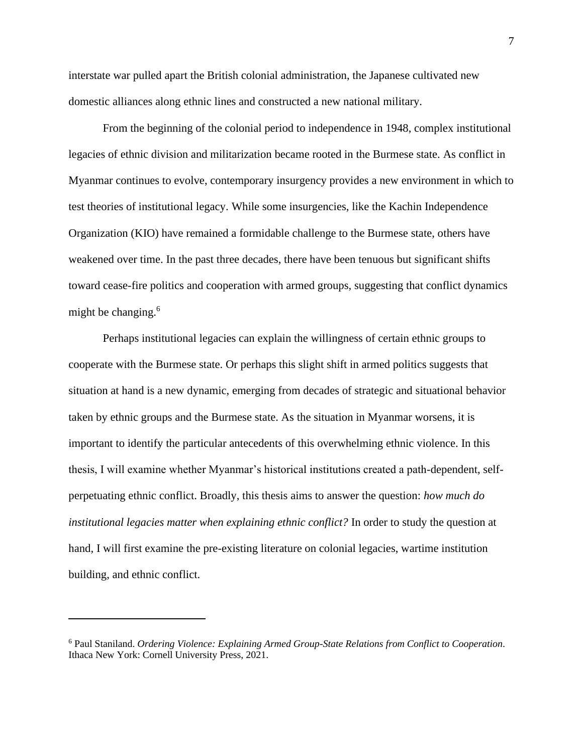interstate war pulled apart the British colonial administration, the Japanese cultivated new domestic alliances along ethnic lines and constructed a new national military.

From the beginning of the colonial period to independence in 1948, complex institutional legacies of ethnic division and militarization became rooted in the Burmese state. As conflict in Myanmar continues to evolve, contemporary insurgency provides a new environment in which to test theories of institutional legacy. While some insurgencies, like the Kachin Independence Organization (KIO) have remained a formidable challenge to the Burmese state, others have weakened over time. In the past three decades, there have been tenuous but significant shifts toward cease-fire politics and cooperation with armed groups, suggesting that conflict dynamics might be changing.[6]

Perhaps institutional legacies can explain the willingness of certain ethnic groups to cooperate with the Burmese state. Or perhaps this slight shift in armed politics suggests that situation at hand is a new dynamic, emerging from decades of strategic and situational behavior taken by ethnic groups and the Burmese state. As the situation in Myanmar worsens, it is important to identify the particular antecedents of this overwhelming ethnic violence. In this thesis, I will examine whether Myanmar's historical institutions created a path-dependent, self-perpetuating ethnic conflict. Broadly, this thesis aims to answer the question: *how much do institutional legacies matter when explaining ethnic conflict?* In order to study the question at hand, I will first examine the pre-existing literature on colonial legacies, wartime institution building, and ethnic conflict.

---

[6] Paul Staniland. *Ordering Violence: Explaining Armed Group-State Relations from Conflict to Cooperation*. Ithaca New York: Cornell University Press, 2021.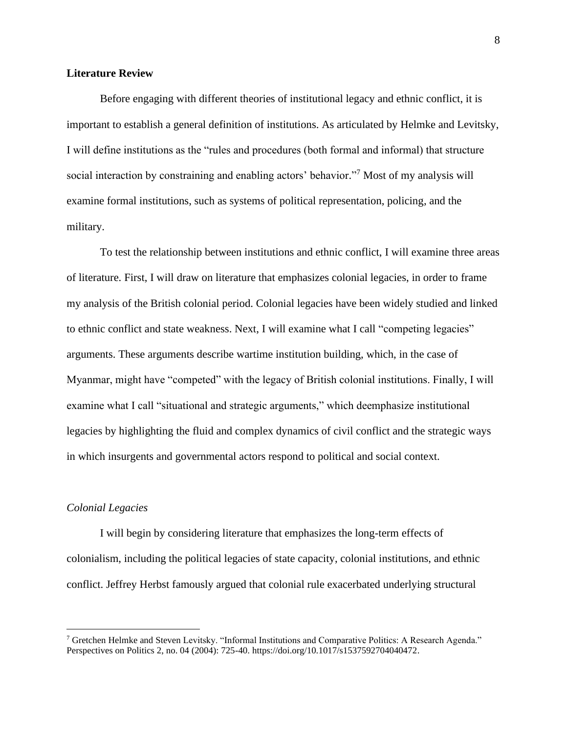**Literature Review**

Before engaging with different theories of institutional legacy and ethnic conflict, it is important to establish a general definition of institutions. As articulated by Helmke and Levitsky, I will define institutions as the "rules and procedures (both formal and informal) that structure social interaction by constraining and enabling actors' behavior."[7] Most of my analysis will examine formal institutions, such as systems of political representation, policing, and the military.

To test the relationship between institutions and ethnic conflict, I will examine three areas of literature. First, I will draw on literature that emphasizes colonial legacies, in order to frame my analysis of the British colonial period. Colonial legacies have been widely studied and linked to ethnic conflict and state weakness. Next, I will examine what I call "competing legacies" arguments. These arguments describe wartime institution building, which, in the case of Myanmar, might have "competed" with the legacy of British colonial institutions. Finally, I will examine what I call "situational and strategic arguments," which deemphasize institutional legacies by highlighting the fluid and complex dynamics of civil conflict and the strategic ways in which insurgents and governmental actors respond to political and social context.

*Colonial Legacies*

I will begin by considering literature that emphasizes the long-term effects of colonialism, including the political legacies of state capacity, colonial institutions, and ethnic conflict. Jeffrey Herbst famously argued that colonial rule exacerbated underlying structural

---

[7] Gretchen Helmke and Steven Levitsky. "Informal Institutions and Comparative Politics: A Research Agenda." Perspectives on Politics 2, no. 04 (2004): 725-40. https://doi.org/10.1017/s1537592704040472.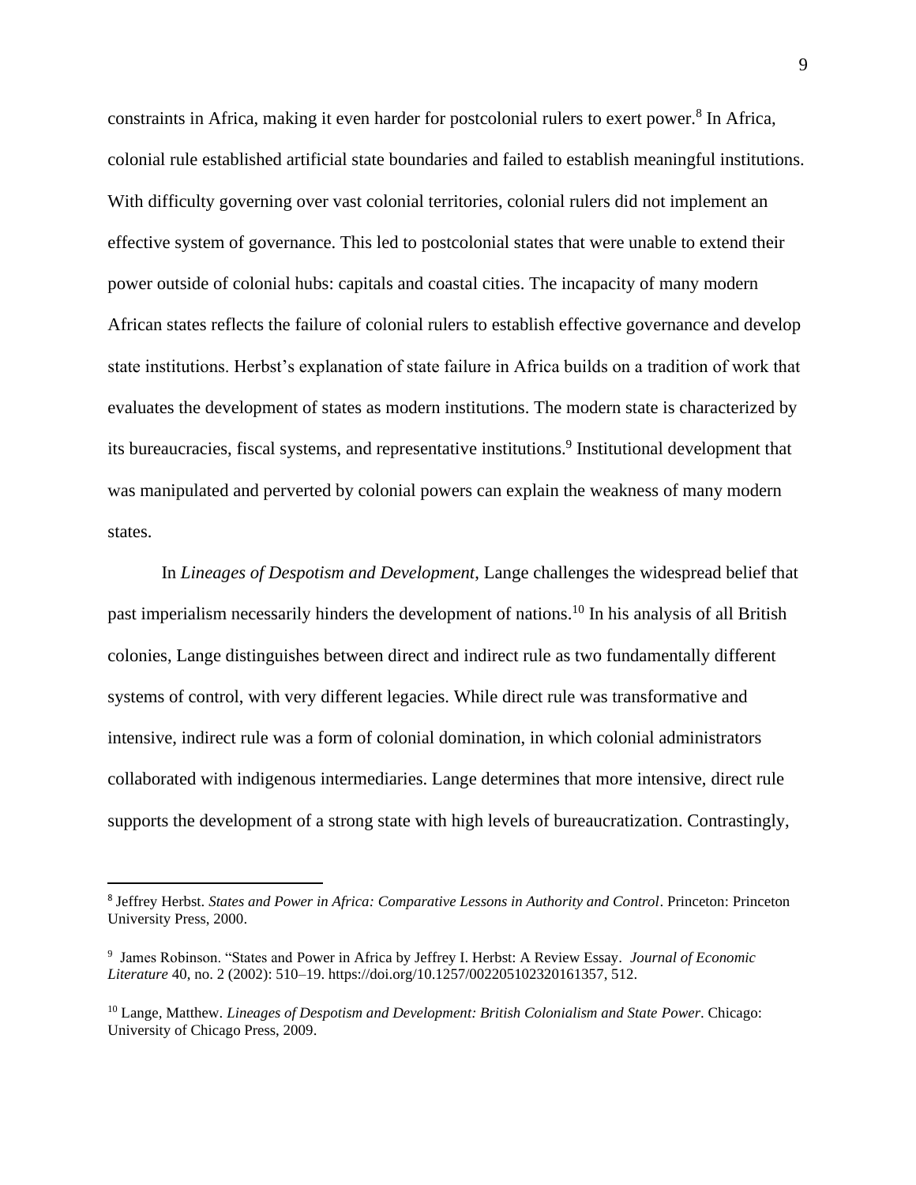constraints in Africa, making it even harder for postcolonial rulers to exert power.[8] In Africa, colonial rule established artificial state boundaries and failed to establish meaningful institutions. With difficulty governing over vast colonial territories, colonial rulers did not implement an effective system of governance. This led to postcolonial states that were unable to extend their power outside of colonial hubs: capitals and coastal cities. The incapacity of many modern African states reflects the failure of colonial rulers to establish effective governance and develop state institutions. Herbst's explanation of state failure in Africa builds on a tradition of work that evaluates the development of states as modern institutions. The modern state is characterized by its bureaucracies, fiscal systems, and representative institutions.[9] Institutional development that was manipulated and perverted by colonial powers can explain the weakness of many modern states.

In *Lineages of Despotism and Development*, Lange challenges the widespread belief that past imperialism necessarily hinders the development of nations.[10] In his analysis of all British colonies, Lange distinguishes between direct and indirect rule as two fundamentally different systems of control, with very different legacies. While direct rule was transformative and intensive, indirect rule was a form of colonial domination, in which colonial administrators collaborated with indigenous intermediaries. Lange determines that more intensive, direct rule supports the development of a strong state with high levels of bureaucratization. Contrastingly,

---

[8] Jeffrey Herbst. *States and Power in Africa: Comparative Lessons in Authority and Control*. Princeton: Princeton University Press, 2000.

[9] James Robinson. "States and Power in Africa by Jeffrey I. Herbst: A Review Essay. *Journal of Economic Literature* 40, no. 2 (2002): 510–19. https://doi.org/10.1257/002205102320161357, 512.

[10] Lange, Matthew. *Lineages of Despotism and Development: British Colonialism and State Power*. Chicago: University of Chicago Press, 2009.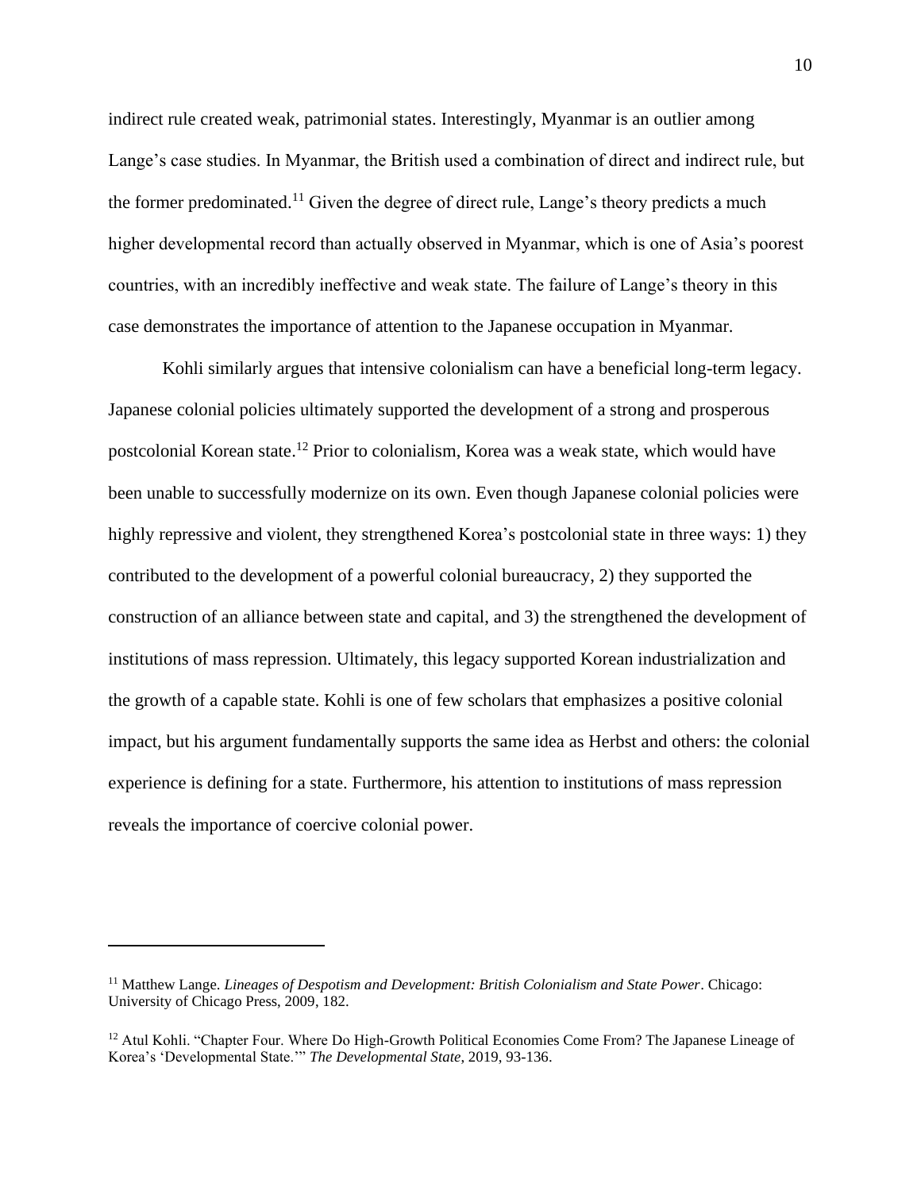indirect rule created weak, patrimonial states. Interestingly, Myanmar is an outlier among Lange's case studies. In Myanmar, the British used a combination of direct and indirect rule, but the former predominated.[11] Given the degree of direct rule, Lange's theory predicts a much higher developmental record than actually observed in Myanmar, which is one of Asia's poorest countries, with an incredibly ineffective and weak state. The failure of Lange's theory in this case demonstrates the importance of attention to the Japanese occupation in Myanmar.

Kohli similarly argues that intensive colonialism can have a beneficial long-term legacy. Japanese colonial policies ultimately supported the development of a strong and prosperous postcolonial Korean state.[12] Prior to colonialism, Korea was a weak state, which would have been unable to successfully modernize on its own. Even though Japanese colonial policies were highly repressive and violent, they strengthened Korea's postcolonial state in three ways: 1) they contributed to the development of a powerful colonial bureaucracy, 2) they supported the construction of an alliance between state and capital, and 3) the strengthened the development of institutions of mass repression. Ultimately, this legacy supported Korean industrialization and the growth of a capable state. Kohli is one of few scholars that emphasizes a positive colonial impact, but his argument fundamentally supports the same idea as Herbst and others: the colonial experience is defining for a state. Furthermore, his attention to institutions of mass repression reveals the importance of coercive colonial power.

---

[11] Matthew Lange. *Lineages of Despotism and Development: British Colonialism and State Power*. Chicago: University of Chicago Press, 2009, 182.

[12] Atul Kohli. "Chapter Four. Where Do High-Growth Political Economies Come From? The Japanese Lineage of Korea's 'Developmental State.'" *The Developmental State*, 2019, 93-136.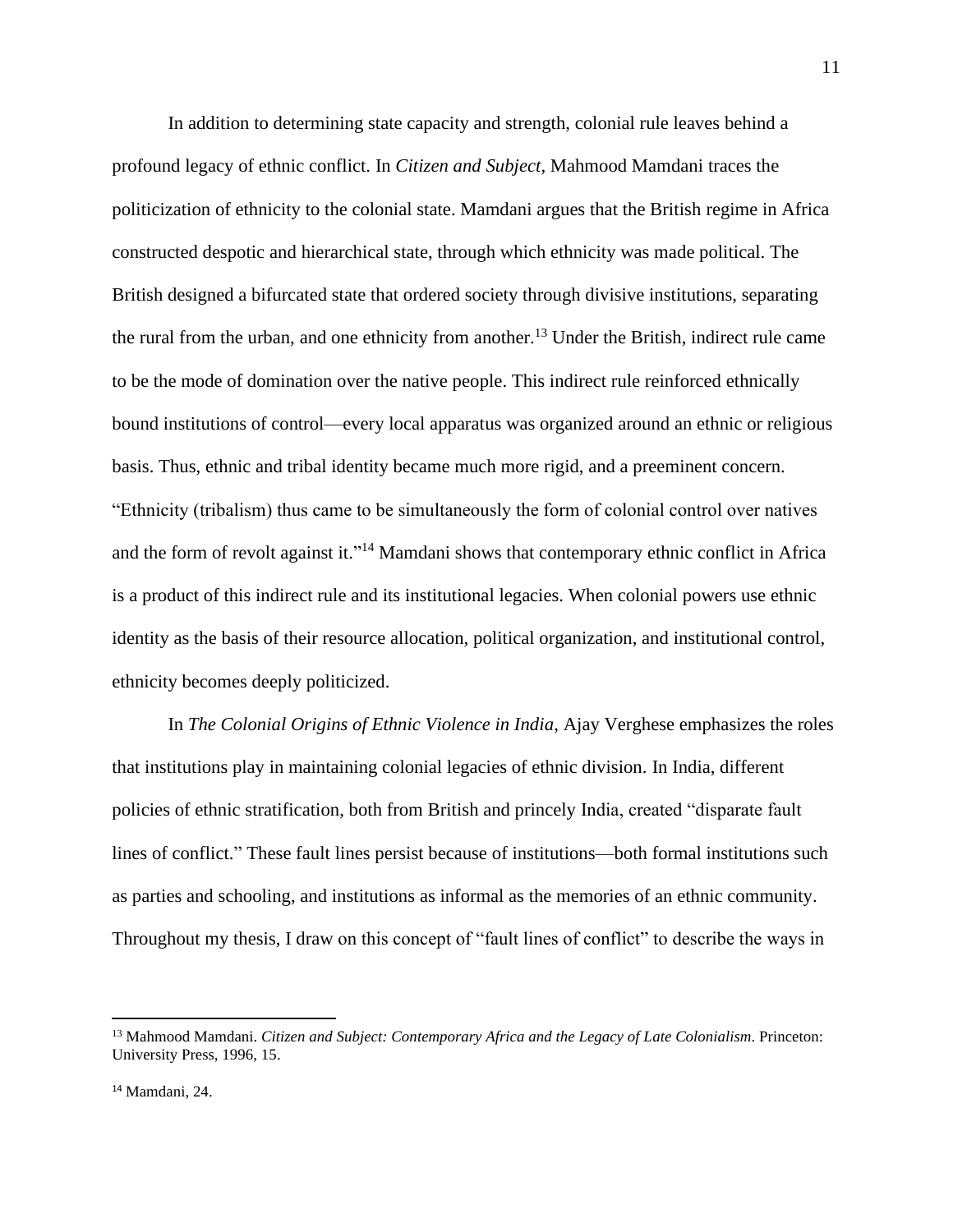In addition to determining state capacity and strength, colonial rule leaves behind a profound legacy of ethnic conflict. In *Citizen and Subject*, Mahmood Mamdani traces the politicization of ethnicity to the colonial state. Mamdani argues that the British regime in Africa constructed despotic and hierarchical state, through which ethnicity was made political. The British designed a bifurcated state that ordered society through divisive institutions, separating the rural from the urban, and one ethnicity from another.[13] Under the British, indirect rule came to be the mode of domination over the native people. This indirect rule reinforced ethnically bound institutions of control—every local apparatus was organized around an ethnic or religious basis. Thus, ethnic and tribal identity became much more rigid, and a preeminent concern. "Ethnicity (tribalism) thus came to be simultaneously the form of colonial control over natives and the form of revolt against it."[14] Mamdani shows that contemporary ethnic conflict in Africa is a product of this indirect rule and its institutional legacies. When colonial powers use ethnic identity as the basis of their resource allocation, political organization, and institutional control, ethnicity becomes deeply politicized.

In *The Colonial Origins of Ethnic Violence in India*, Ajay Verghese emphasizes the roles that institutions play in maintaining colonial legacies of ethnic division. In India, different policies of ethnic stratification, both from British and princely India, created "disparate fault lines of conflict." These fault lines persist because of institutions—both formal institutions such as parties and schooling, and institutions as informal as the memories of an ethnic community. Throughout my thesis, I draw on this concept of "fault lines of conflict" to describe the ways in

---

[13] Mahmood Mamdani. *Citizen and Subject: Contemporary Africa and the Legacy of Late Colonialism*. Princeton: University Press, 1996, 15.

[14] Mamdani, 24.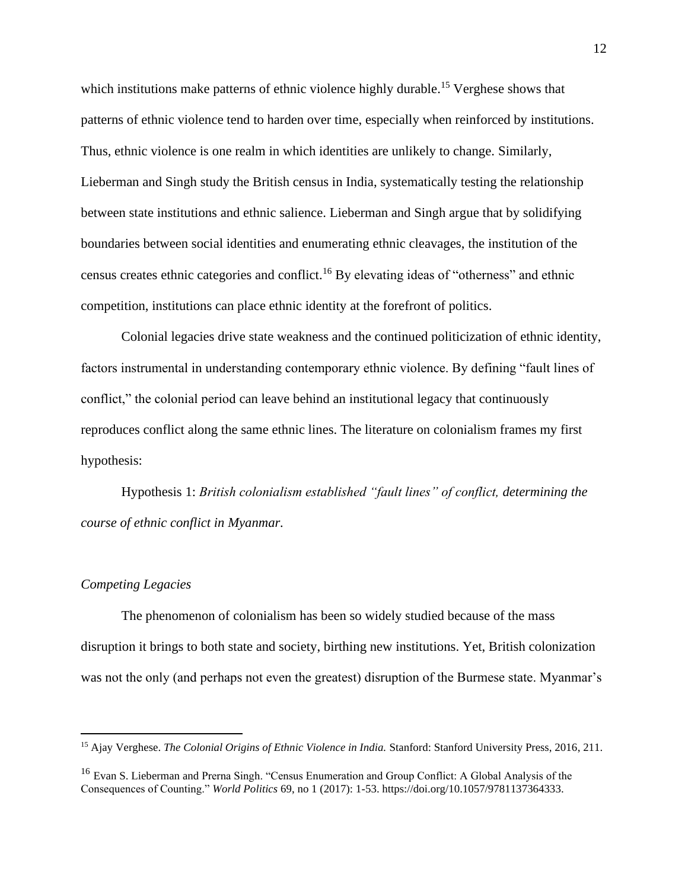which institutions make patterns of ethnic violence highly durable.[15] Verghese shows that patterns of ethnic violence tend to harden over time, especially when reinforced by institutions. Thus, ethnic violence is one realm in which identities are unlikely to change. Similarly, Lieberman and Singh study the British census in India, systematically testing the relationship between state institutions and ethnic salience. Lieberman and Singh argue that by solidifying boundaries between social identities and enumerating ethnic cleavages, the institution of the census creates ethnic categories and conflict.[16] By elevating ideas of "otherness" and ethnic competition, institutions can place ethnic identity at the forefront of politics.

Colonial legacies drive state weakness and the continued politicization of ethnic identity, factors instrumental in understanding contemporary ethnic violence. By defining "fault lines of conflict," the colonial period can leave behind an institutional legacy that continuously reproduces conflict along the same ethnic lines. The literature on colonialism frames my first hypothesis:

Hypothesis 1: *British colonialism established "fault lines" of conflict, determining the course of ethnic conflict in Myanmar.*

*Competing Legacies*

The phenomenon of colonialism has been so widely studied because of the mass disruption it brings to both state and society, birthing new institutions. Yet, British colonization was not the only (and perhaps not even the greatest) disruption of the Burmese state. Myanmar's

---

[15] Ajay Verghese. *The Colonial Origins of Ethnic Violence in India.* Stanford: Stanford University Press, 2016, 211.

[16] Evan S. Lieberman and Prerna Singh. "Census Enumeration and Group Conflict: A Global Analysis of the Consequences of Counting." *World Politics* 69, no 1 (2017): 1-53. https://doi.org/10.1057/9781137364333.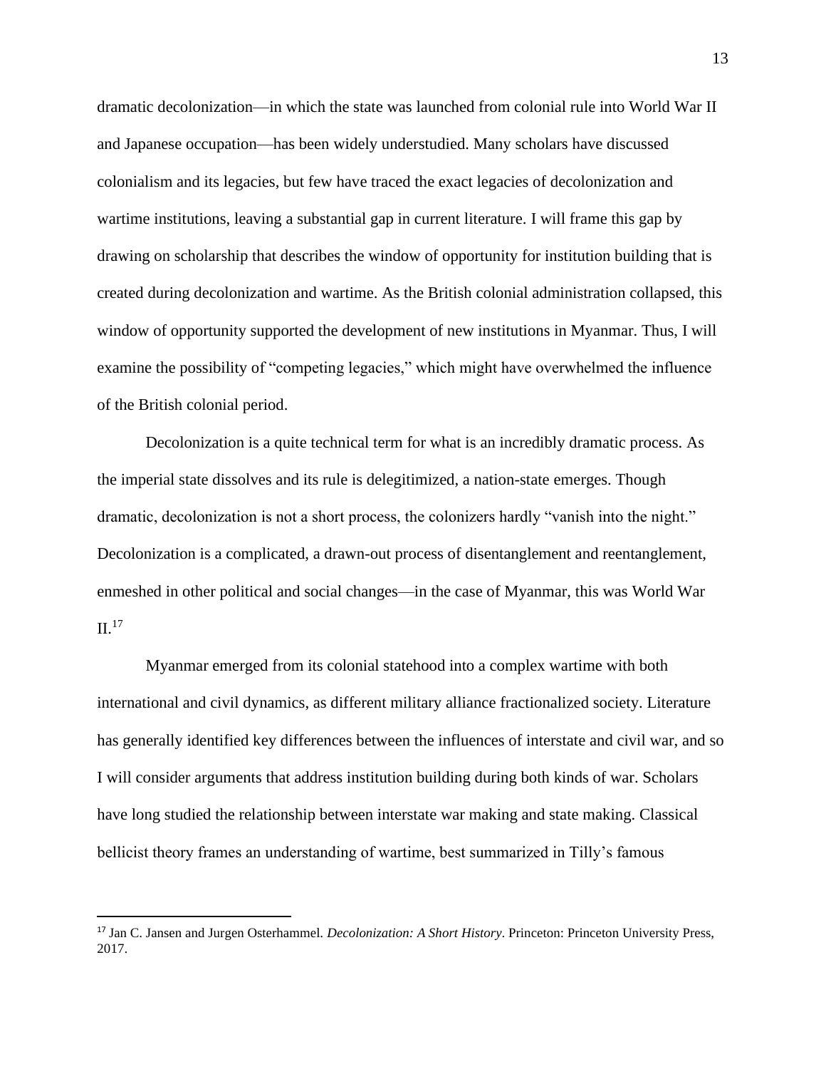dramatic decolonization—in which the state was launched from colonial rule into World War II and Japanese occupation—has been widely understudied. Many scholars have discussed colonialism and its legacies, but few have traced the exact legacies of decolonization and wartime institutions, leaving a substantial gap in current literature. I will frame this gap by drawing on scholarship that describes the window of opportunity for institution building that is created during decolonization and wartime. As the British colonial administration collapsed, this window of opportunity supported the development of new institutions in Myanmar. Thus, I will examine the possibility of "competing legacies," which might have overwhelmed the influence of the British colonial period.

Decolonization is a quite technical term for what is an incredibly dramatic process. As the imperial state dissolves and its rule is delegitimized, a nation-state emerges. Though dramatic, decolonization is not a short process, the colonizers hardly "vanish into the night." Decolonization is a complicated, a drawn-out process of disentanglement and reentanglement, enmeshed in other political and social changes—in the case of Myanmar, this was World War II.[17]

Myanmar emerged from its colonial statehood into a complex wartime with both international and civil dynamics, as different military alliance fractionalized society. Literature has generally identified key differences between the influences of interstate and civil war, and so I will consider arguments that address institution building during both kinds of war. Scholars have long studied the relationship between interstate war making and state making. Classical bellicist theory frames an understanding of wartime, best summarized in Tilly's famous

---

[17] Jan C. Jansen and Jurgen Osterhammel. *Decolonization: A Short History*. Princeton: Princeton University Press, 2017.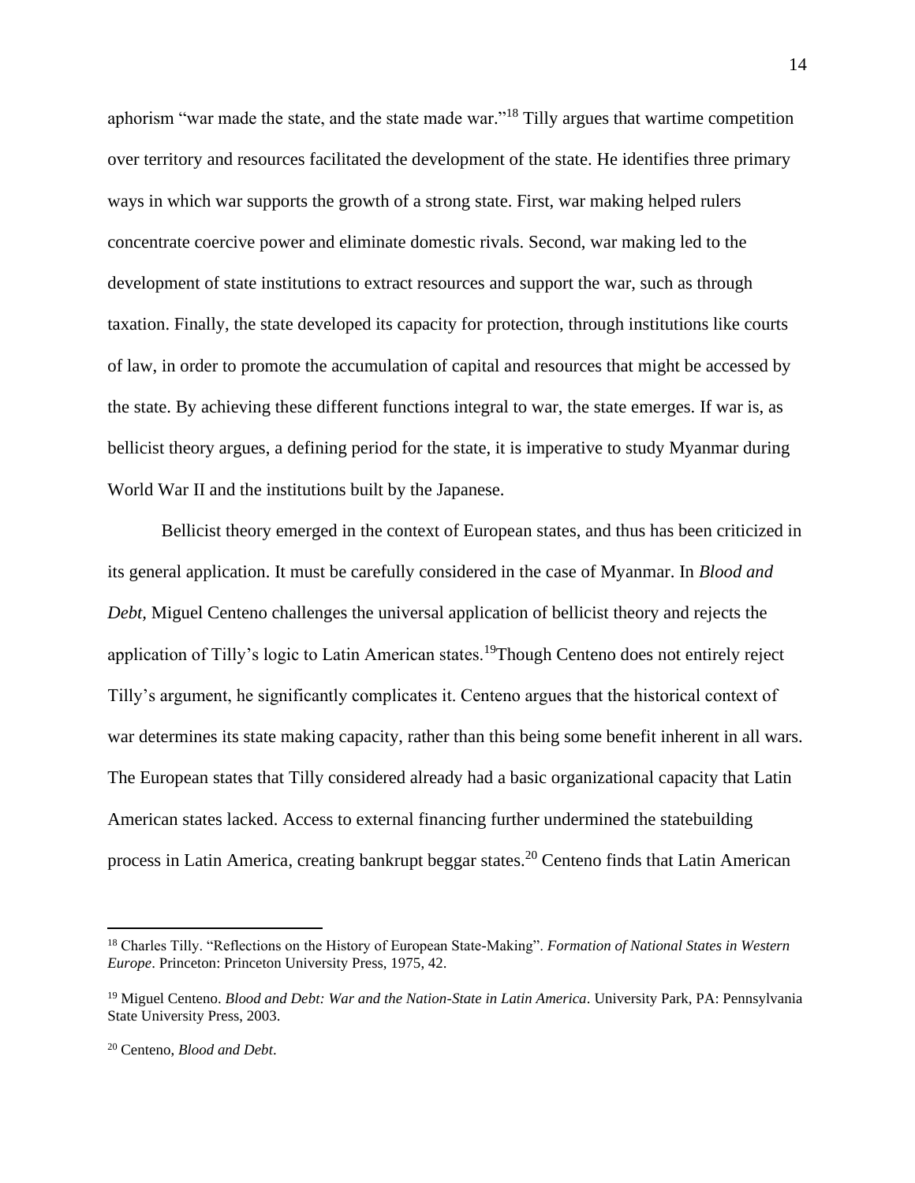aphorism "war made the state, and the state made war."[18] Tilly argues that wartime competition over territory and resources facilitated the development of the state. He identifies three primary ways in which war supports the growth of a strong state. First, war making helped rulers concentrate coercive power and eliminate domestic rivals. Second, war making led to the development of state institutions to extract resources and support the war, such as through taxation. Finally, the state developed its capacity for protection, through institutions like courts of law, in order to promote the accumulation of capital and resources that might be accessed by the state. By achieving these different functions integral to war, the state emerges. If war is, as bellicist theory argues, a defining period for the state, it is imperative to study Myanmar during World War II and the institutions built by the Japanese.

Bellicist theory emerged in the context of European states, and thus has been criticized in its general application. It must be carefully considered in the case of Myanmar. In *Blood and Debt*, Miguel Centeno challenges the universal application of bellicist theory and rejects the application of Tilly's logic to Latin American states.[19]Though Centeno does not entirely reject Tilly's argument, he significantly complicates it. Centeno argues that the historical context of war determines its state making capacity, rather than this being some benefit inherent in all wars. The European states that Tilly considered already had a basic organizational capacity that Latin American states lacked. Access to external financing further undermined the statebuilding process in Latin America, creating bankrupt beggar states.[20] Centeno finds that Latin American

---

[18] Charles Tilly. "Reflections on the History of European State-Making". *Formation of National States in Western Europe*. Princeton: Princeton University Press, 1975, 42.

[19] Miguel Centeno. *Blood and Debt: War and the Nation-State in Latin America*. University Park, PA: Pennsylvania State University Press, 2003.

[20] Centeno, *Blood and Debt*.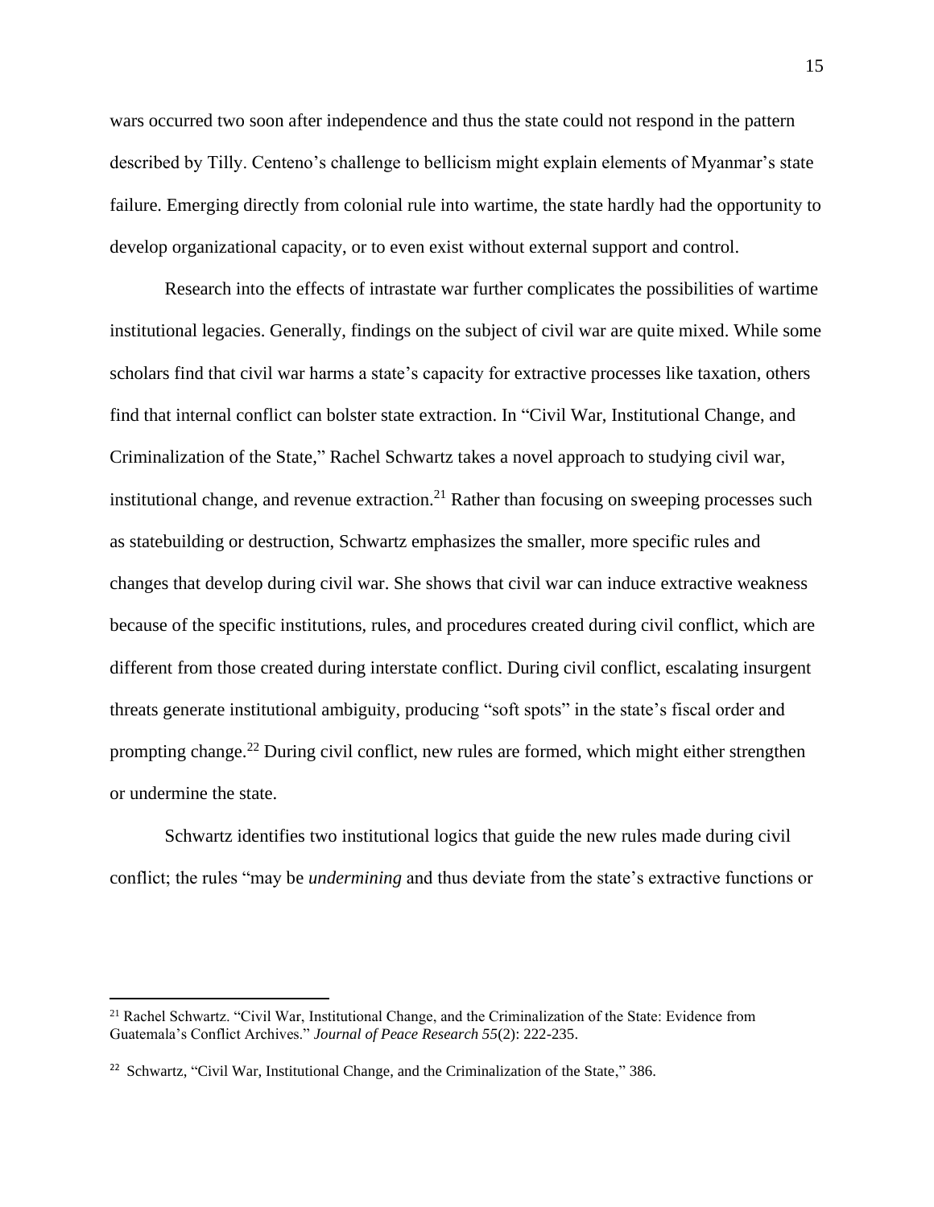wars occurred two soon after independence and thus the state could not respond in the pattern described by Tilly. Centeno's challenge to bellicism might explain elements of Myanmar's state failure. Emerging directly from colonial rule into wartime, the state hardly had the opportunity to develop organizational capacity, or to even exist without external support and control.

Research into the effects of intrastate war further complicates the possibilities of wartime institutional legacies. Generally, findings on the subject of civil war are quite mixed. While some scholars find that civil war harms a state's capacity for extractive processes like taxation, others find that internal conflict can bolster state extraction. In "Civil War, Institutional Change, and Criminalization of the State," Rachel Schwartz takes a novel approach to studying civil war, institutional change, and revenue extraction.[21] Rather than focusing on sweeping processes such as statebuilding or destruction, Schwartz emphasizes the smaller, more specific rules and changes that develop during civil war. She shows that civil war can induce extractive weakness because of the specific institutions, rules, and procedures created during civil conflict, which are different from those created during interstate conflict. During civil conflict, escalating insurgent threats generate institutional ambiguity, producing "soft spots" in the state's fiscal order and prompting change.[22] During civil conflict, new rules are formed, which might either strengthen or undermine the state.

Schwartz identifies two institutional logics that guide the new rules made during civil conflict; the rules "may be *undermining* and thus deviate from the state's extractive functions or

---

[21] Rachel Schwartz. "Civil War, Institutional Change, and the Criminalization of the State: Evidence from Guatemala's Conflict Archives." *Journal of Peace Research 55*(2): 222-235.

[22] Schwartz, "Civil War, Institutional Change, and the Criminalization of the State," 386.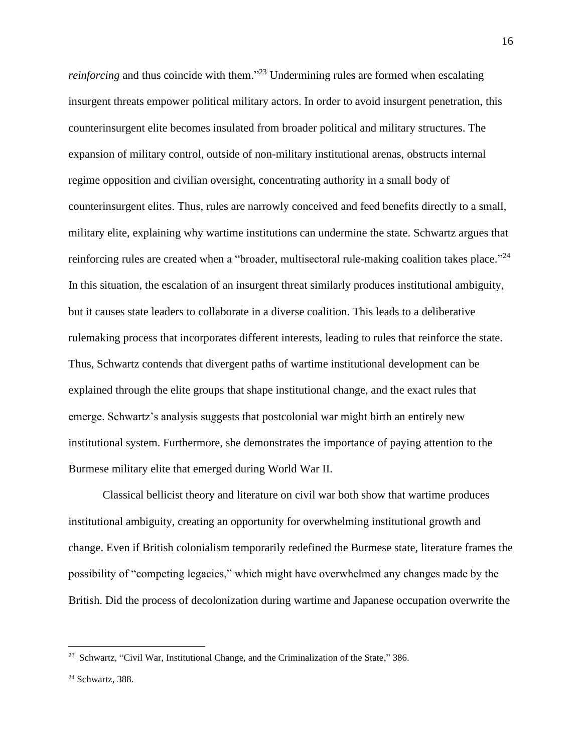*reinforcing* and thus coincide with them."[23] Undermining rules are formed when escalating insurgent threats empower political military actors. In order to avoid insurgent penetration, this counterinsurgent elite becomes insulated from broader political and military structures. The expansion of military control, outside of non-military institutional arenas, obstructs internal regime opposition and civilian oversight, concentrating authority in a small body of counterinsurgent elites. Thus, rules are narrowly conceived and feed benefits directly to a small, military elite, explaining why wartime institutions can undermine the state. Schwartz argues that reinforcing rules are created when a "broader, multisectoral rule-making coalition takes place."[24] In this situation, the escalation of an insurgent threat similarly produces institutional ambiguity, but it causes state leaders to collaborate in a diverse coalition. This leads to a deliberative rulemaking process that incorporates different interests, leading to rules that reinforce the state. Thus, Schwartz contends that divergent paths of wartime institutional development can be explained through the elite groups that shape institutional change, and the exact rules that emerge. Schwartz's analysis suggests that postcolonial war might birth an entirely new institutional system. Furthermore, she demonstrates the importance of paying attention to the Burmese military elite that emerged during World War II.

Classical bellicist theory and literature on civil war both show that wartime produces institutional ambiguity, creating an opportunity for overwhelming institutional growth and change. Even if British colonialism temporarily redefined the Burmese state, literature frames the possibility of "competing legacies," which might have overwhelmed any changes made by the British. Did the process of decolonization during wartime and Japanese occupation overwrite the

---

[23] Schwartz, "Civil War, Institutional Change, and the Criminalization of the State," 386.

[24] Schwartz, 388.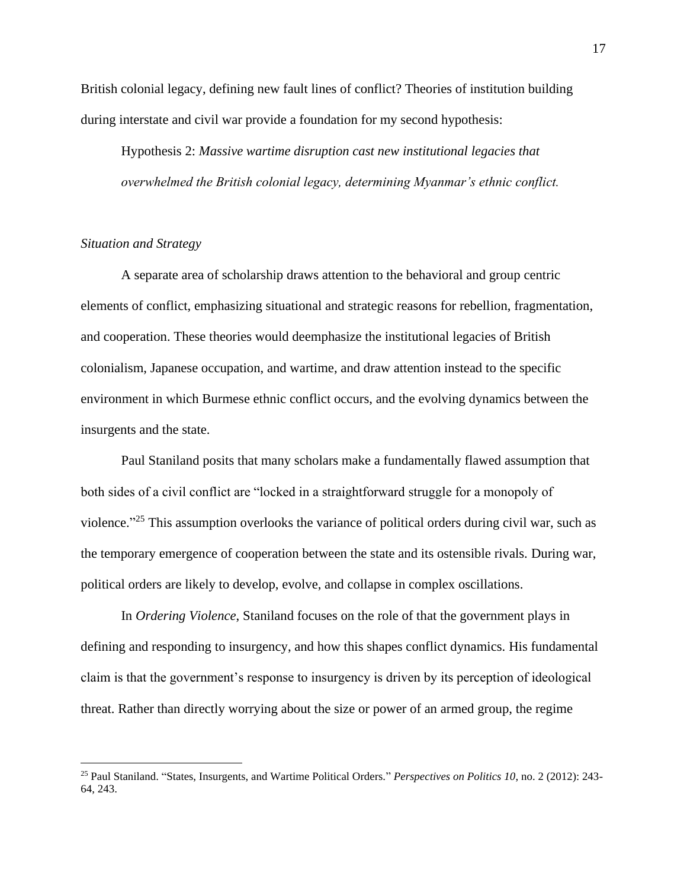British colonial legacy, defining new fault lines of conflict? Theories of institution building during interstate and civil war provide a foundation for my second hypothesis:

> Hypothesis 2: *Massive wartime disruption cast new institutional legacies that overwhelmed the British colonial legacy, determining Myanmar's ethnic conflict.*

### *Situation and Strategy*

A separate area of scholarship draws attention to the behavioral and group centric elements of conflict, emphasizing situational and strategic reasons for rebellion, fragmentation, and cooperation. These theories would deemphasize the institutional legacies of British colonialism, Japanese occupation, and wartime, and draw attention instead to the specific environment in which Burmese ethnic conflict occurs, and the evolving dynamics between the insurgents and the state.

Paul Staniland posits that many scholars make a fundamentally flawed assumption that both sides of a civil conflict are "locked in a straightforward struggle for a monopoly of violence."[25] This assumption overlooks the variance of political orders during civil war, such as the temporary emergence of cooperation between the state and its ostensible rivals. During war, political orders are likely to develop, evolve, and collapse in complex oscillations.

In *Ordering Violence*, Staniland focuses on the role of that the government plays in defining and responding to insurgency, and how this shapes conflict dynamics. His fundamental claim is that the government's response to insurgency is driven by its perception of ideological threat. Rather than directly worrying about the size or power of an armed group, the regime

---

[25] Paul Staniland. "States, Insurgents, and Wartime Political Orders." *Perspectives on Politics 10*, no. 2 (2012): 243-64, 243.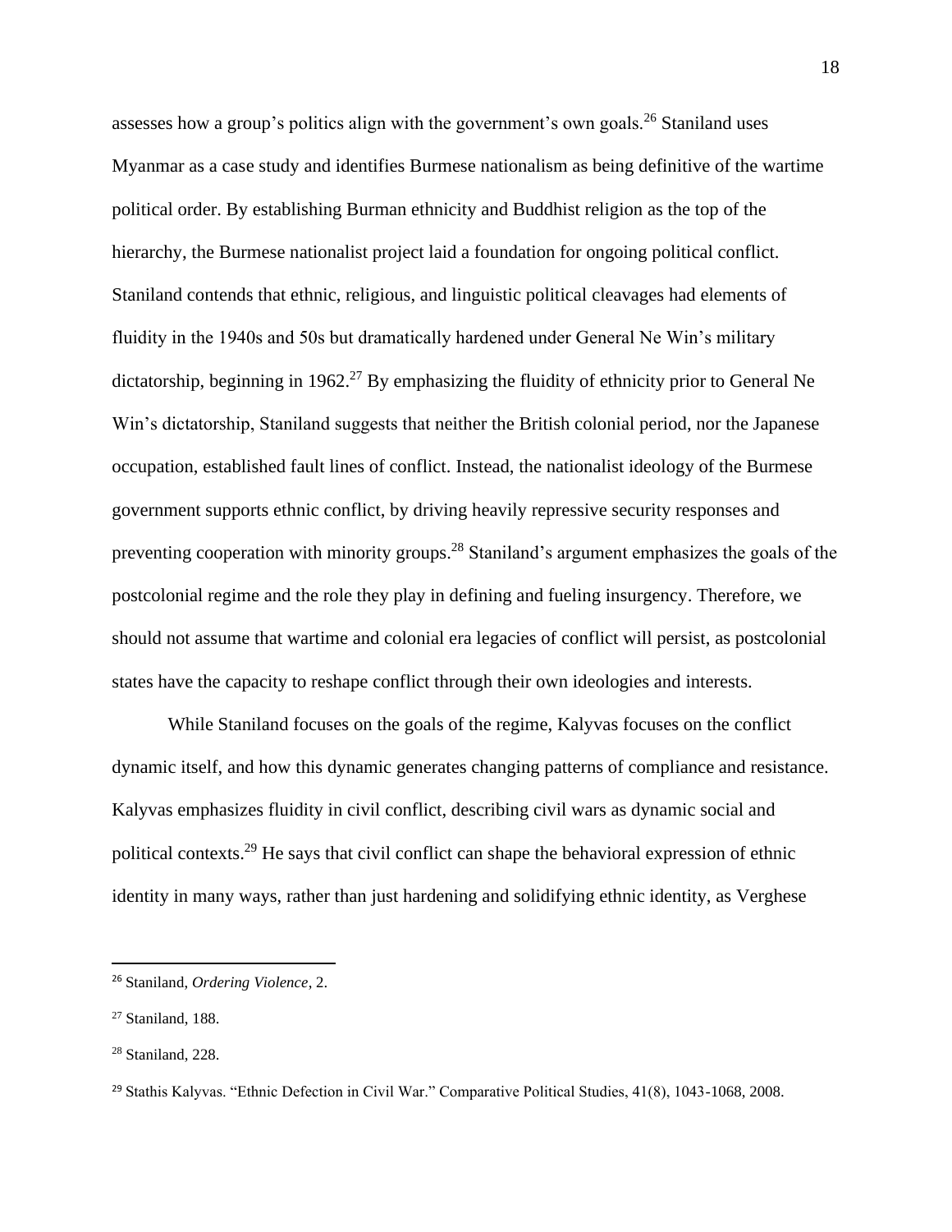assesses how a group's politics align with the government's own goals.[26] Staniland uses Myanmar as a case study and identifies Burmese nationalism as being definitive of the wartime political order. By establishing Burman ethnicity and Buddhist religion as the top of the hierarchy, the Burmese nationalist project laid a foundation for ongoing political conflict. Staniland contends that ethnic, religious, and linguistic political cleavages had elements of fluidity in the 1940s and 50s but dramatically hardened under General Ne Win's military dictatorship, beginning in 1962.[27] By emphasizing the fluidity of ethnicity prior to General Ne Win's dictatorship, Staniland suggests that neither the British colonial period, nor the Japanese occupation, established fault lines of conflict. Instead, the nationalist ideology of the Burmese government supports ethnic conflict, by driving heavily repressive security responses and preventing cooperation with minority groups.[28] Staniland's argument emphasizes the goals of the postcolonial regime and the role they play in defining and fueling insurgency. Therefore, we should not assume that wartime and colonial era legacies of conflict will persist, as postcolonial states have the capacity to reshape conflict through their own ideologies and interests.

While Staniland focuses on the goals of the regime, Kalyvas focuses on the conflict dynamic itself, and how this dynamic generates changing patterns of compliance and resistance. Kalyvas emphasizes fluidity in civil conflict, describing civil wars as dynamic social and political contexts.[29] He says that civil conflict can shape the behavioral expression of ethnic identity in many ways, rather than just hardening and solidifying ethnic identity, as Verghese

---

[26] Staniland, *Ordering Violence*, 2.

[27] Staniland, 188.

[28] Staniland, 228.

[29] Stathis Kalyvas. "Ethnic Defection in Civil War." Comparative Political Studies, 41(8), 1043-1068, 2008.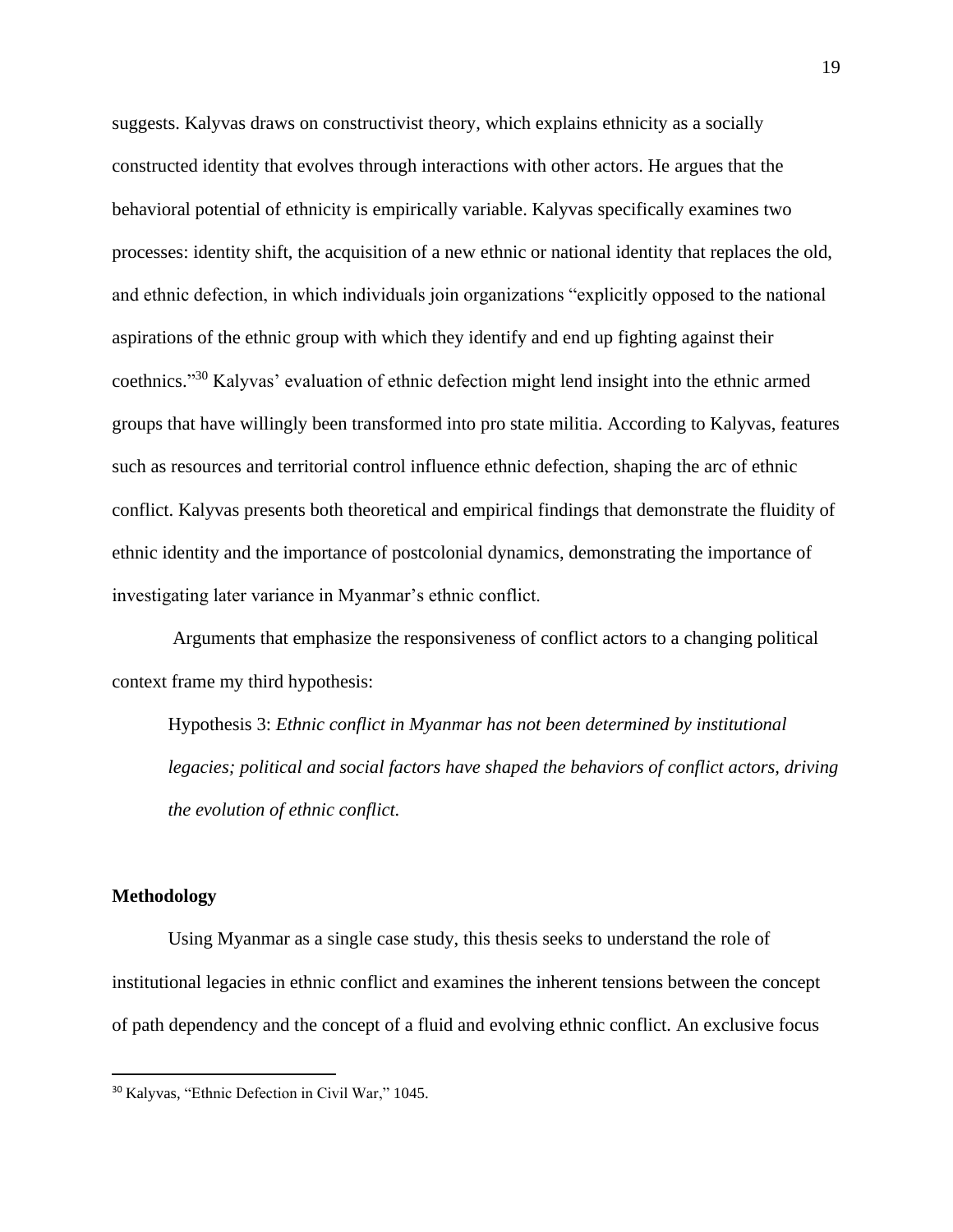suggests. Kalyvas draws on constructivist theory, which explains ethnicity as a socially constructed identity that evolves through interactions with other actors. He argues that the behavioral potential of ethnicity is empirically variable. Kalyvas specifically examines two processes: identity shift, the acquisition of a new ethnic or national identity that replaces the old, and ethnic defection, in which individuals join organizations "explicitly opposed to the national aspirations of the ethnic group with which they identify and end up fighting against their coethnics."[30] Kalyvas' evaluation of ethnic defection might lend insight into the ethnic armed groups that have willingly been transformed into pro state militia. According to Kalyvas, features such as resources and territorial control influence ethnic defection, shaping the arc of ethnic conflict. Kalyvas presents both theoretical and empirical findings that demonstrate the fluidity of ethnic identity and the importance of postcolonial dynamics, demonstrating the importance of investigating later variance in Myanmar's ethnic conflict.

Arguments that emphasize the responsiveness of conflict actors to a changing political context frame my third hypothesis:

> Hypothesis 3: *Ethnic conflict in Myanmar has not been determined by institutional legacies; political and social factors have shaped the behaviors of conflict actors, driving the evolution of ethnic conflict.*

**Methodology**

Using Myanmar as a single case study, this thesis seeks to understand the role of institutional legacies in ethnic conflict and examines the inherent tensions between the concept of path dependency and the concept of a fluid and evolving ethnic conflict. An exclusive focus

---

[30] Kalyvas, "Ethnic Defection in Civil War," 1045.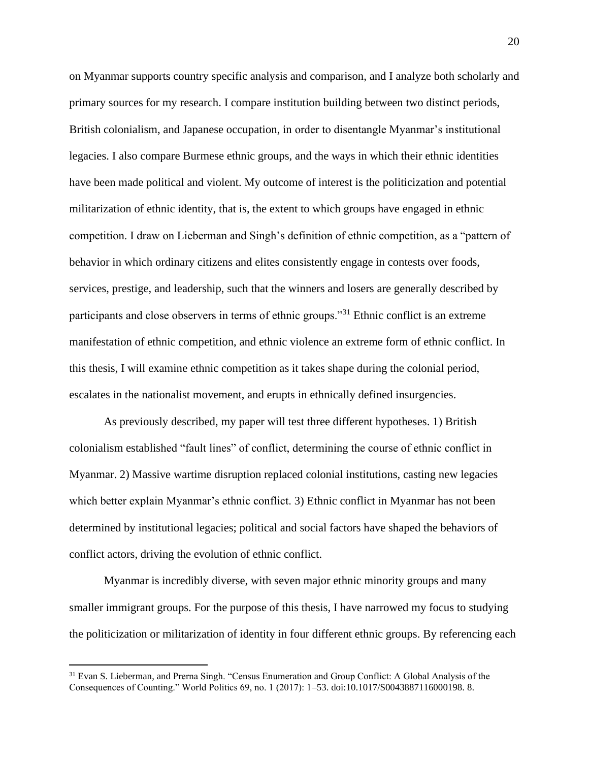on Myanmar supports country specific analysis and comparison, and I analyze both scholarly and primary sources for my research. I compare institution building between two distinct periods, British colonialism, and Japanese occupation, in order to disentangle Myanmar's institutional legacies. I also compare Burmese ethnic groups, and the ways in which their ethnic identities have been made political and violent. My outcome of interest is the politicization and potential militarization of ethnic identity, that is, the extent to which groups have engaged in ethnic competition. I draw on Lieberman and Singh's definition of ethnic competition, as a "pattern of behavior in which ordinary citizens and elites consistently engage in contests over foods, services, prestige, and leadership, such that the winners and losers are generally described by participants and close observers in terms of ethnic groups."[31] Ethnic conflict is an extreme manifestation of ethnic competition, and ethnic violence an extreme form of ethnic conflict. In this thesis, I will examine ethnic competition as it takes shape during the colonial period, escalates in the nationalist movement, and erupts in ethnically defined insurgencies.

As previously described, my paper will test three different hypotheses. 1) British colonialism established "fault lines" of conflict, determining the course of ethnic conflict in Myanmar. 2) Massive wartime disruption replaced colonial institutions, casting new legacies which better explain Myanmar's ethnic conflict. 3) Ethnic conflict in Myanmar has not been determined by institutional legacies; political and social factors have shaped the behaviors of conflict actors, driving the evolution of ethnic conflict.

Myanmar is incredibly diverse, with seven major ethnic minority groups and many smaller immigrant groups. For the purpose of this thesis, I have narrowed my focus to studying the politicization or militarization of identity in four different ethnic groups. By referencing each

---

[31] Evan S. Lieberman, and Prerna Singh. "Census Enumeration and Group Conflict: A Global Analysis of the Consequences of Counting." World Politics 69, no. 1 (2017): 1–53. doi:10.1017/S0043887116000198. 8.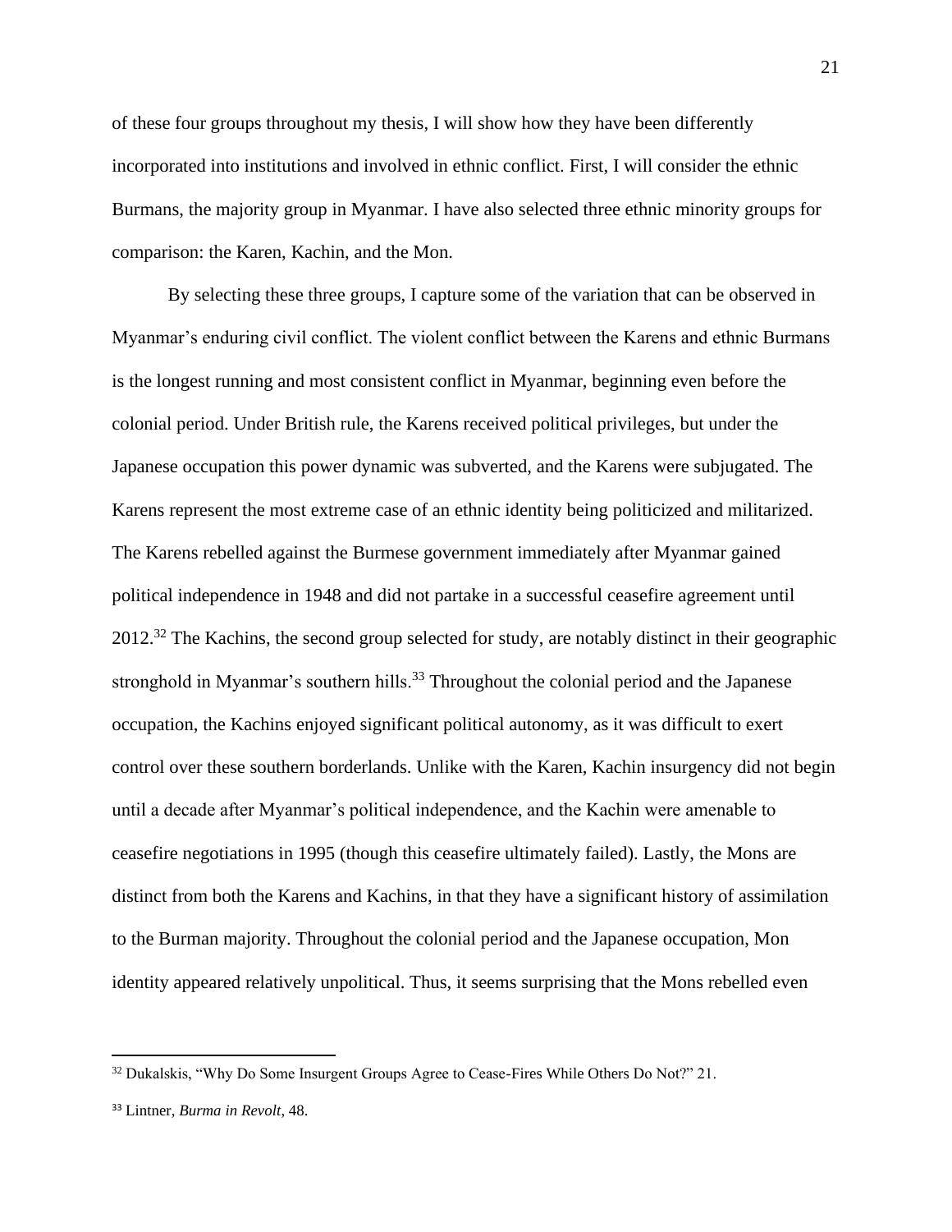of these four groups throughout my thesis, I will show how they have been differently incorporated into institutions and involved in ethnic conflict. First, I will consider the ethnic Burmans, the majority group in Myanmar. I have also selected three ethnic minority groups for comparison: the Karen, Kachin, and the Mon.

By selecting these three groups, I capture some of the variation that can be observed in Myanmar's enduring civil conflict. The violent conflict between the Karens and ethnic Burmans is the longest running and most consistent conflict in Myanmar, beginning even before the colonial period. Under British rule, the Karens received political privileges, but under the Japanese occupation this power dynamic was subverted, and the Karens were subjugated. The Karens represent the most extreme case of an ethnic identity being politicized and militarized. The Karens rebelled against the Burmese government immediately after Myanmar gained political independence in 1948 and did not partake in a successful ceasefire agreement until 2012.[32] The Kachins, the second group selected for study, are notably distinct in their geographic stronghold in Myanmar's southern hills.[33] Throughout the colonial period and the Japanese occupation, the Kachins enjoyed significant political autonomy, as it was difficult to exert control over these southern borderlands. Unlike with the Karen, Kachin insurgency did not begin until a decade after Myanmar's political independence, and the Kachin were amenable to ceasefire negotiations in 1995 (though this ceasefire ultimately failed). Lastly, the Mons are distinct from both the Karens and Kachins, in that they have a significant history of assimilation to the Burman majority. Throughout the colonial period and the Japanese occupation, Mon identity appeared relatively unpolitical. Thus, it seems surprising that the Mons rebelled even

---

[32] Dukalskis, "Why Do Some Insurgent Groups Agree to Cease-Fires While Others Do Not?" 21.

[33] Lintner, *Burma in Revolt*, 48.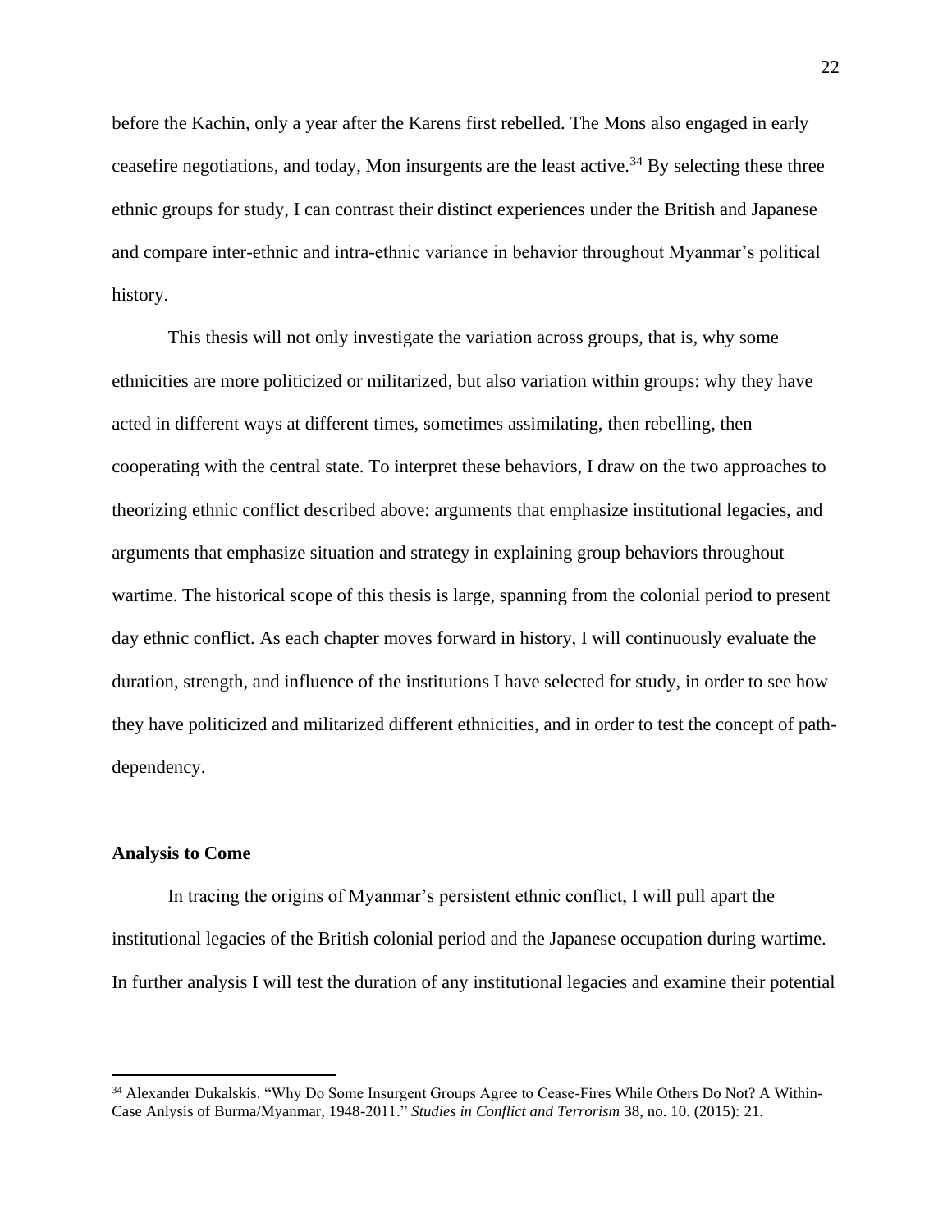before the Kachin, only a year after the Karens first rebelled. The Mons also engaged in early ceasefire negotiations, and today, Mon insurgents are the least active.[34] By selecting these three ethnic groups for study, I can contrast their distinct experiences under the British and Japanese and compare inter-ethnic and intra-ethnic variance in behavior throughout Myanmar's political history.

This thesis will not only investigate the variation across groups, that is, why some ethnicities are more politicized or militarized, but also variation within groups: why they have acted in different ways at different times, sometimes assimilating, then rebelling, then cooperating with the central state. To interpret these behaviors, I draw on the two approaches to theorizing ethnic conflict described above: arguments that emphasize institutional legacies, and arguments that emphasize situation and strategy in explaining group behaviors throughout wartime. The historical scope of this thesis is large, spanning from the colonial period to present day ethnic conflict. As each chapter moves forward in history, I will continuously evaluate the duration, strength, and influence of the institutions I have selected for study, in order to see how they have politicized and militarized different ethnicities, and in order to test the concept of path-dependency.

### Analysis to Come

In tracing the origins of Myanmar's persistent ethnic conflict, I will pull apart the institutional legacies of the British colonial period and the Japanese occupation during wartime. In further analysis I will test the duration of any institutional legacies and examine their potential

[34] Alexander Dukalskis. "Why Do Some Insurgent Groups Agree to Cease-Fires While Others Do Not? A Within-Case Anlysis of Burma/Myanmar, 1948-2011." *Studies in Conflict and Terrorism* 38, no. 10. (2015): 21.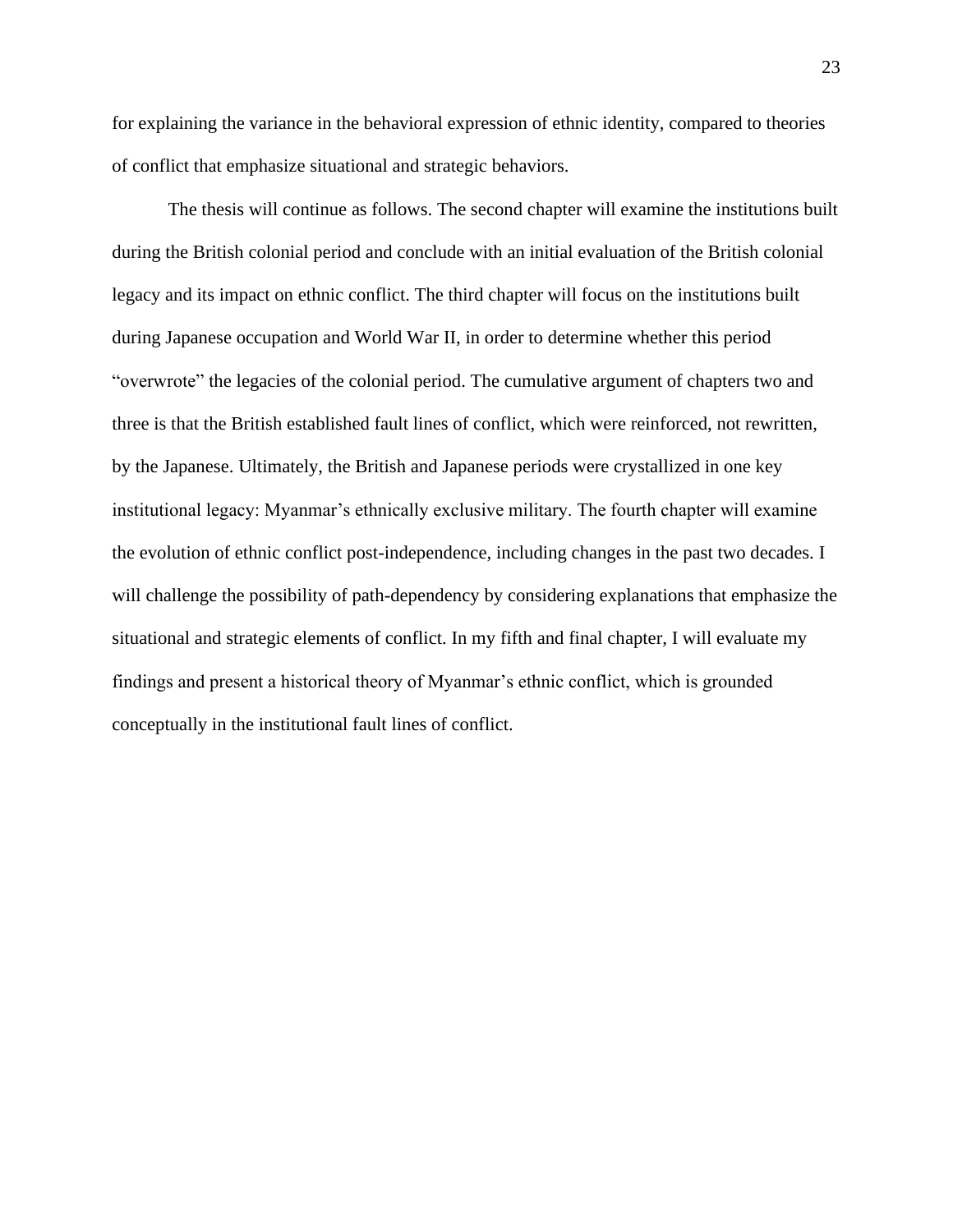for explaining the variance in the behavioral expression of ethnic identity, compared to theories of conflict that emphasize situational and strategic behaviors.

The thesis will continue as follows. The second chapter will examine the institutions built during the British colonial period and conclude with an initial evaluation of the British colonial legacy and its impact on ethnic conflict. The third chapter will focus on the institutions built during Japanese occupation and World War II, in order to determine whether this period "overwrote" the legacies of the colonial period. The cumulative argument of chapters two and three is that the British established fault lines of conflict, which were reinforced, not rewritten, by the Japanese. Ultimately, the British and Japanese periods were crystallized in one key institutional legacy: Myanmar's ethnically exclusive military. The fourth chapter will examine the evolution of ethnic conflict post-independence, including changes in the past two decades. I will challenge the possibility of path-dependency by considering explanations that emphasize the situational and strategic elements of conflict. In my fifth and final chapter, I will evaluate my findings and present a historical theory of Myanmar's ethnic conflict, which is grounded conceptually in the institutional fault lines of conflict.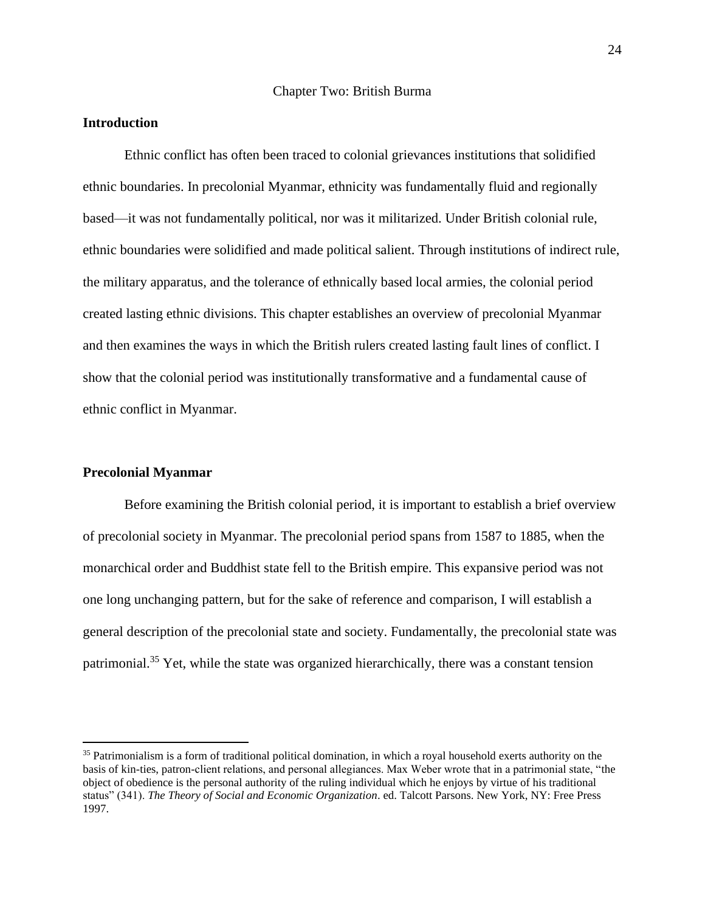# Chapter Two: British Burma

## Introduction

Ethnic conflict has often been traced to colonial grievances institutions that solidified ethnic boundaries. In precolonial Myanmar, ethnicity was fundamentally fluid and regionally based—it was not fundamentally political, nor was it militarized. Under British colonial rule, ethnic boundaries were solidified and made political salient. Through institutions of indirect rule, the military apparatus, and the tolerance of ethnically based local armies, the colonial period created lasting ethnic divisions. This chapter establishes an overview of precolonial Myanmar and then examines the ways in which the British rulers created lasting fault lines of conflict. I show that the colonial period was institutionally transformative and a fundamental cause of ethnic conflict in Myanmar.

## Precolonial Myanmar

Before examining the British colonial period, it is important to establish a brief overview of precolonial society in Myanmar. The precolonial period spans from 1587 to 1885, when the monarchical order and Buddhist state fell to the British empire. This expansive period was not one long unchanging pattern, but for the sake of reference and comparison, I will establish a general description of the precolonial state and society. Fundamentally, the precolonial state was patrimonial.[35] Yet, while the state was organized hierarchically, there was a constant tension

[35] Patrimonialism is a form of traditional political domination, in which a royal household exerts authority on the basis of kin-ties, patron-client relations, and personal allegiances. Max Weber wrote that in a patrimonial state, "the object of obedience is the personal authority of the ruling individual which he enjoys by virtue of his traditional status" (341). *The Theory of Social and Economic Organization*. ed. Talcott Parsons. New York, NY: Free Press 1997.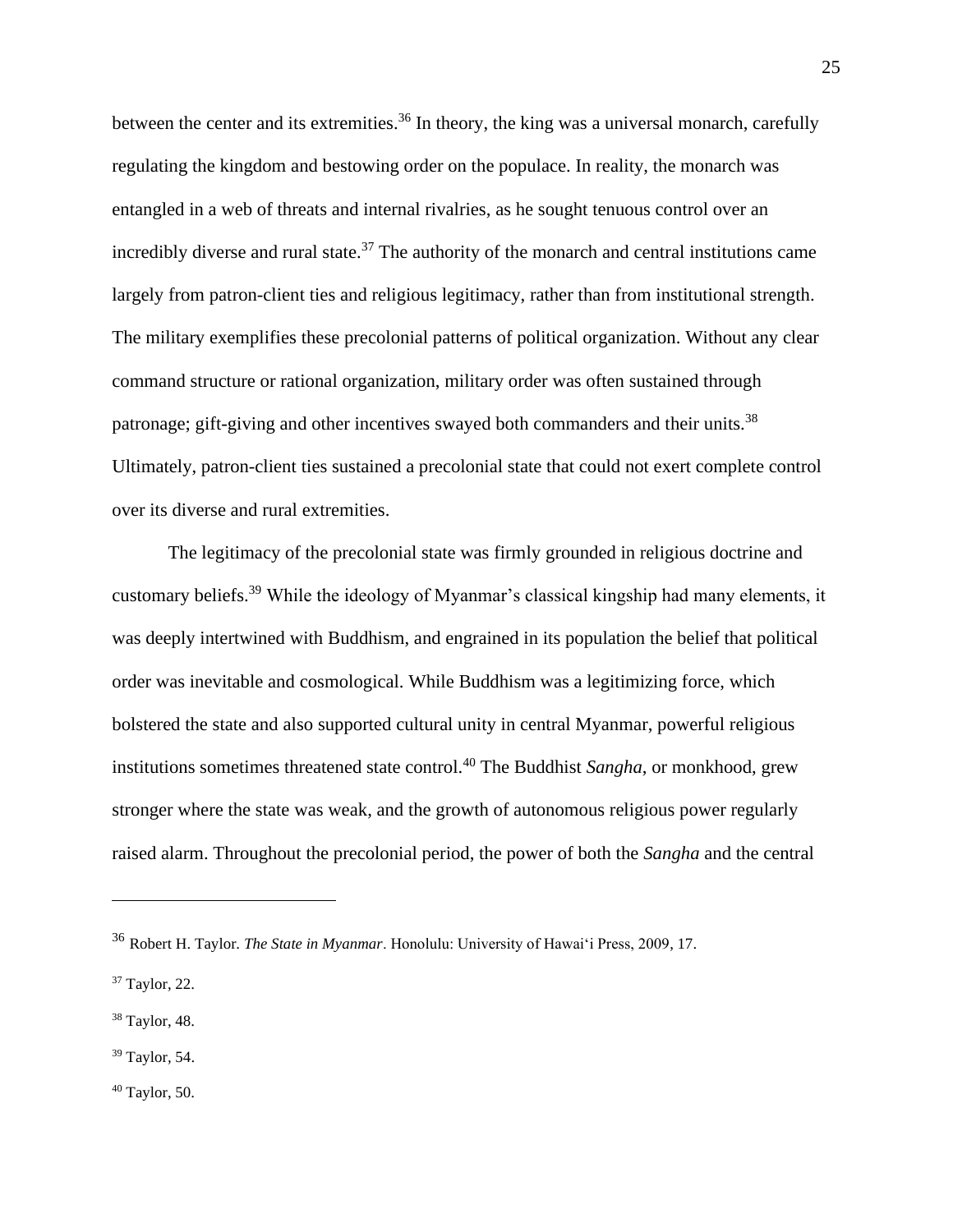between the center and its extremities.[36] In theory, the king was a universal monarch, carefully regulating the kingdom and bestowing order on the populace. In reality, the monarch was entangled in a web of threats and internal rivalries, as he sought tenuous control over an incredibly diverse and rural state.[37] The authority of the monarch and central institutions came largely from patron-client ties and religious legitimacy, rather than from institutional strength. The military exemplifies these precolonial patterns of political organization. Without any clear command structure or rational organization, military order was often sustained through patronage; gift-giving and other incentives swayed both commanders and their units.[38] Ultimately, patron-client ties sustained a precolonial state that could not exert complete control over its diverse and rural extremities.

The legitimacy of the precolonial state was firmly grounded in religious doctrine and customary beliefs.[39] While the ideology of Myanmar's classical kingship had many elements, it was deeply intertwined with Buddhism, and engrained in its population the belief that political order was inevitable and cosmological. While Buddhism was a legitimizing force, which bolstered the state and also supported cultural unity in central Myanmar, powerful religious institutions sometimes threatened state control.[40] The Buddhist *Sangha*, or monkhood, grew stronger where the state was weak, and the growth of autonomous religious power regularly raised alarm. Throughout the precolonial period, the power of both the *Sangha* and the central

---

[36] Robert H. Taylor. *The State in Myanmar*. Honolulu: University of Hawai'i Press, 2009, 17.

[37] Taylor, 22.

[38] Taylor, 48.

[39] Taylor, 54.

[40] Taylor, 50.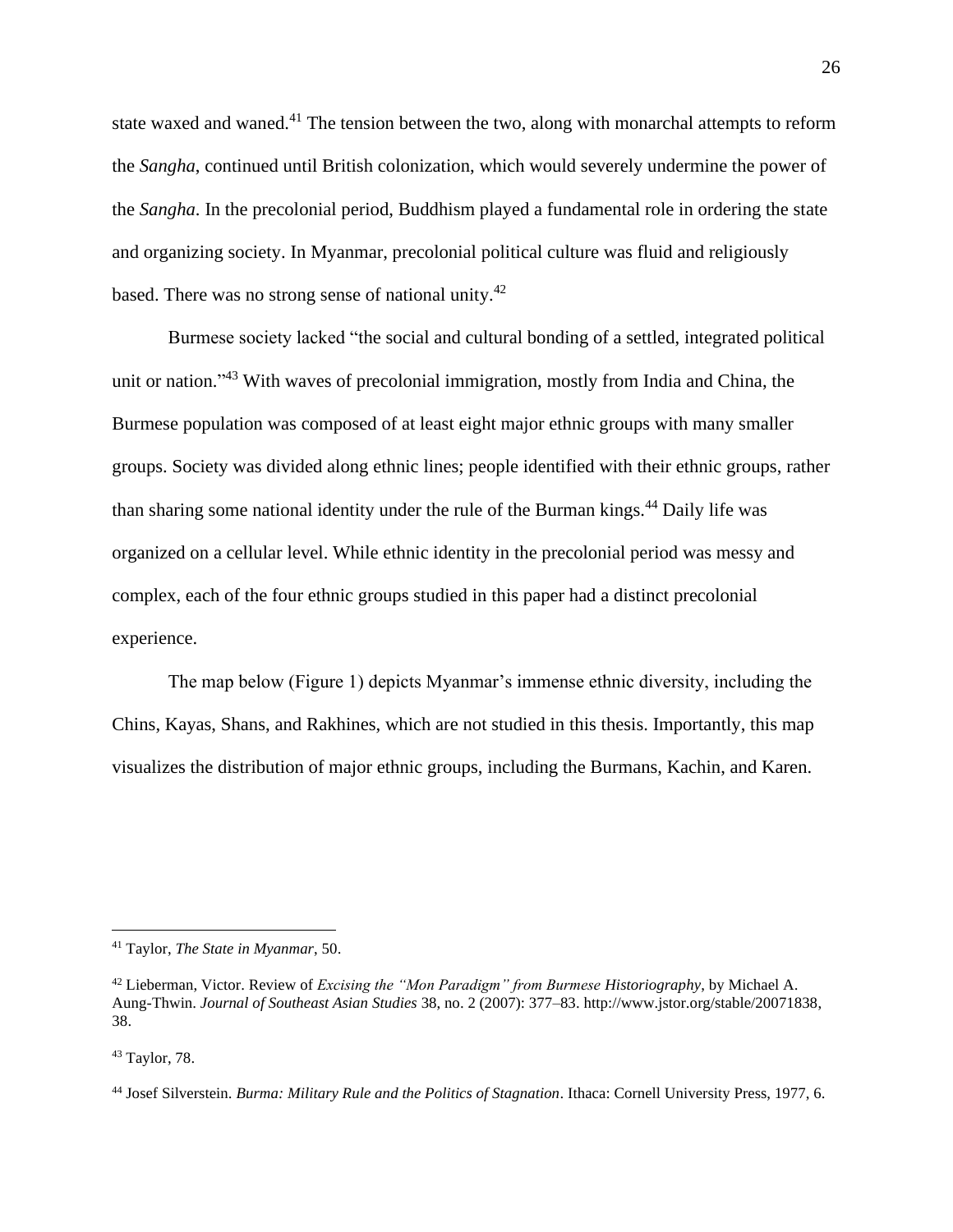state waxed and waned.[41] The tension between the two, along with monarchal attempts to reform the *Sangha*, continued until British colonization, which would severely undermine the power of the *Sangha*. In the precolonial period, Buddhism played a fundamental role in ordering the state and organizing society. In Myanmar, precolonial political culture was fluid and religiously based. There was no strong sense of national unity.[42]

Burmese society lacked "the social and cultural bonding of a settled, integrated political unit or nation."[43] With waves of precolonial immigration, mostly from India and China, the Burmese population was composed of at least eight major ethnic groups with many smaller groups. Society was divided along ethnic lines; people identified with their ethnic groups, rather than sharing some national identity under the rule of the Burman kings.[44] Daily life was organized on a cellular level. While ethnic identity in the precolonial period was messy and complex, each of the four ethnic groups studied in this paper had a distinct precolonial experience.

The map below (Figure 1) depicts Myanmar's immense ethnic diversity, including the Chins, Kayas, Shans, and Rakhines, which are not studied in this thesis. Importantly, this map visualizes the distribution of major ethnic groups, including the Burmans, Kachin, and Karen.

---

[41] Taylor, *The State in Myanmar*, 50.

[42] Lieberman, Victor. Review of *Excising the "Mon Paradigm" from Burmese Historiography*, by Michael A. Aung-Thwin. *Journal of Southeast Asian Studies* 38, no. 2 (2007): 377–83. http://www.jstor.org/stable/20071838, 38.

[43] Taylor, 78.

[44] Josef Silverstein. *Burma: Military Rule and the Politics of Stagnation*. Ithaca: Cornell University Press, 1977, 6.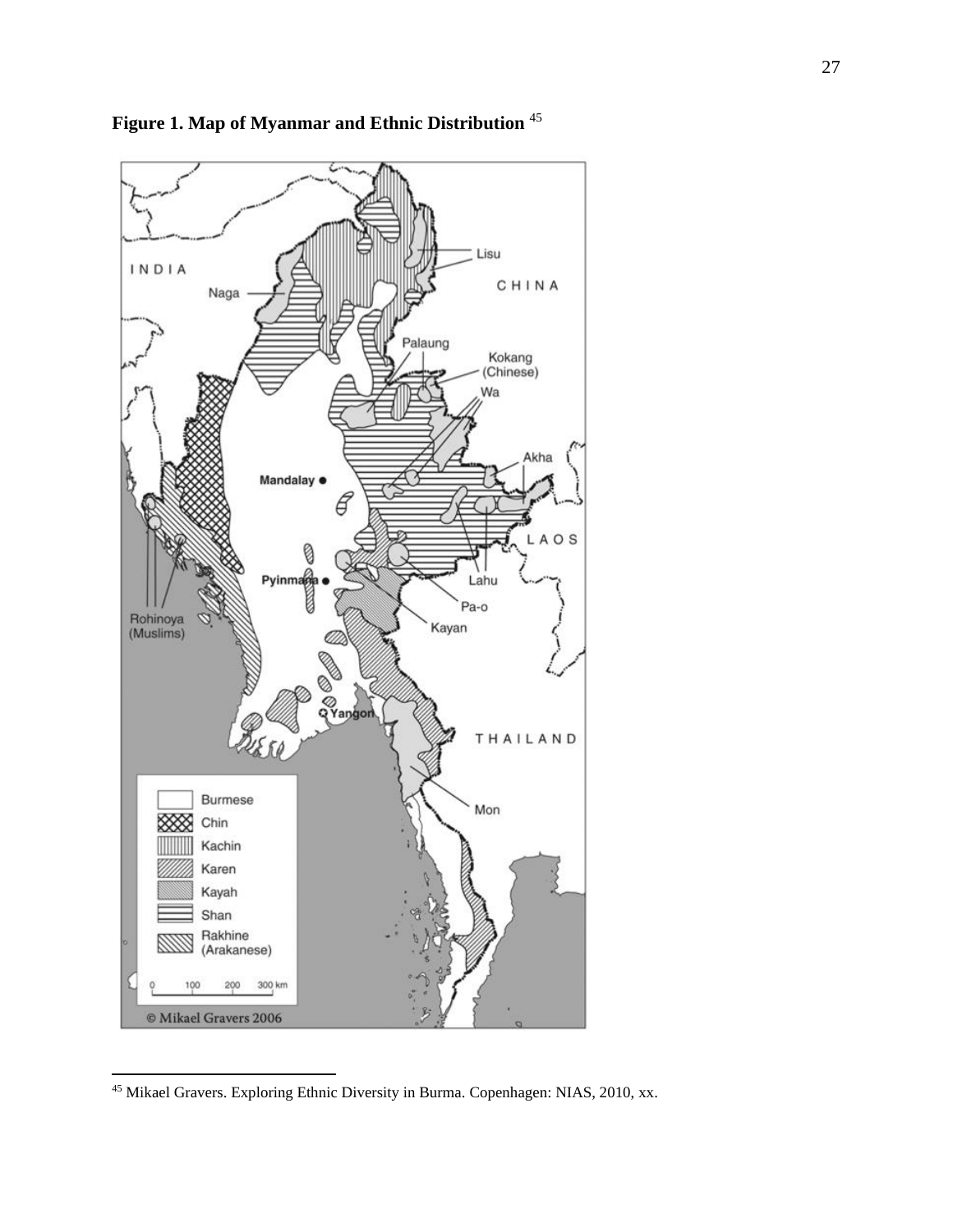**Figure 1. Map of Myanmar and Ethnic Distribution** [45]

[45] Mikael Gravers. Exploring Ethnic Diversity in Burma. Copenhagen: NIAS, 2010, xx.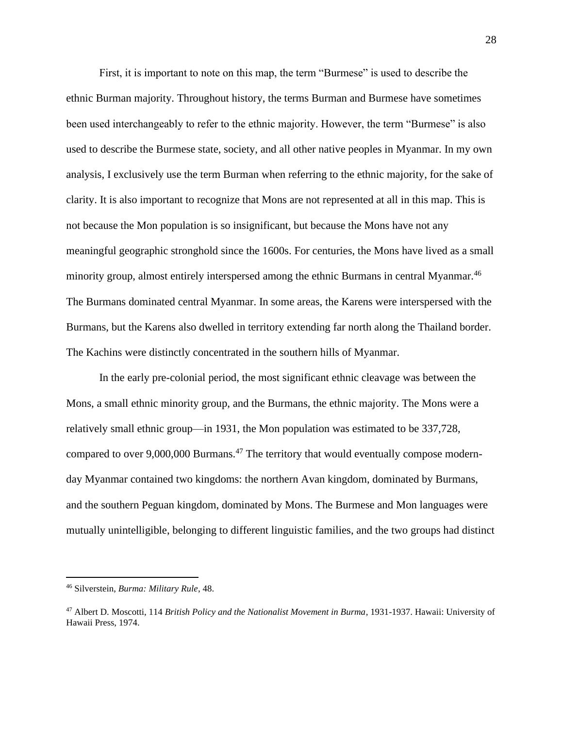First, it is important to note on this map, the term "Burmese" is used to describe the ethnic Burman majority. Throughout history, the terms Burman and Burmese have sometimes been used interchangeably to refer to the ethnic majority. However, the term "Burmese" is also used to describe the Burmese state, society, and all other native peoples in Myanmar. In my own analysis, I exclusively use the term Burman when referring to the ethnic majority, for the sake of clarity. It is also important to recognize that Mons are not represented at all in this map. This is not because the Mon population is so insignificant, but because the Mons have not any meaningful geographic stronghold since the 1600s. For centuries, the Mons have lived as a small minority group, almost entirely interspersed among the ethnic Burmans in central Myanmar.[46] The Burmans dominated central Myanmar. In some areas, the Karens were interspersed with the Burmans, but the Karens also dwelled in territory extending far north along the Thailand border. The Kachins were distinctly concentrated in the southern hills of Myanmar.

In the early pre-colonial period, the most significant ethnic cleavage was between the Mons, a small ethnic minority group, and the Burmans, the ethnic majority. The Mons were a relatively small ethnic group—in 1931, the Mon population was estimated to be 337,728, compared to over 9,000,000 Burmans.[47] The territory that would eventually compose modern-day Myanmar contained two kingdoms: the northern Avan kingdom, dominated by Burmans, and the southern Peguan kingdom, dominated by Mons. The Burmese and Mon languages were mutually unintelligible, belonging to different linguistic families, and the two groups had distinct

---

[46] Silverstein, *Burma: Military Rule*, 48.

[47] Albert D. Moscotti, 114 *British Policy and the Nationalist Movement in Burma*, 1931-1937. Hawaii: University of Hawaii Press, 1974.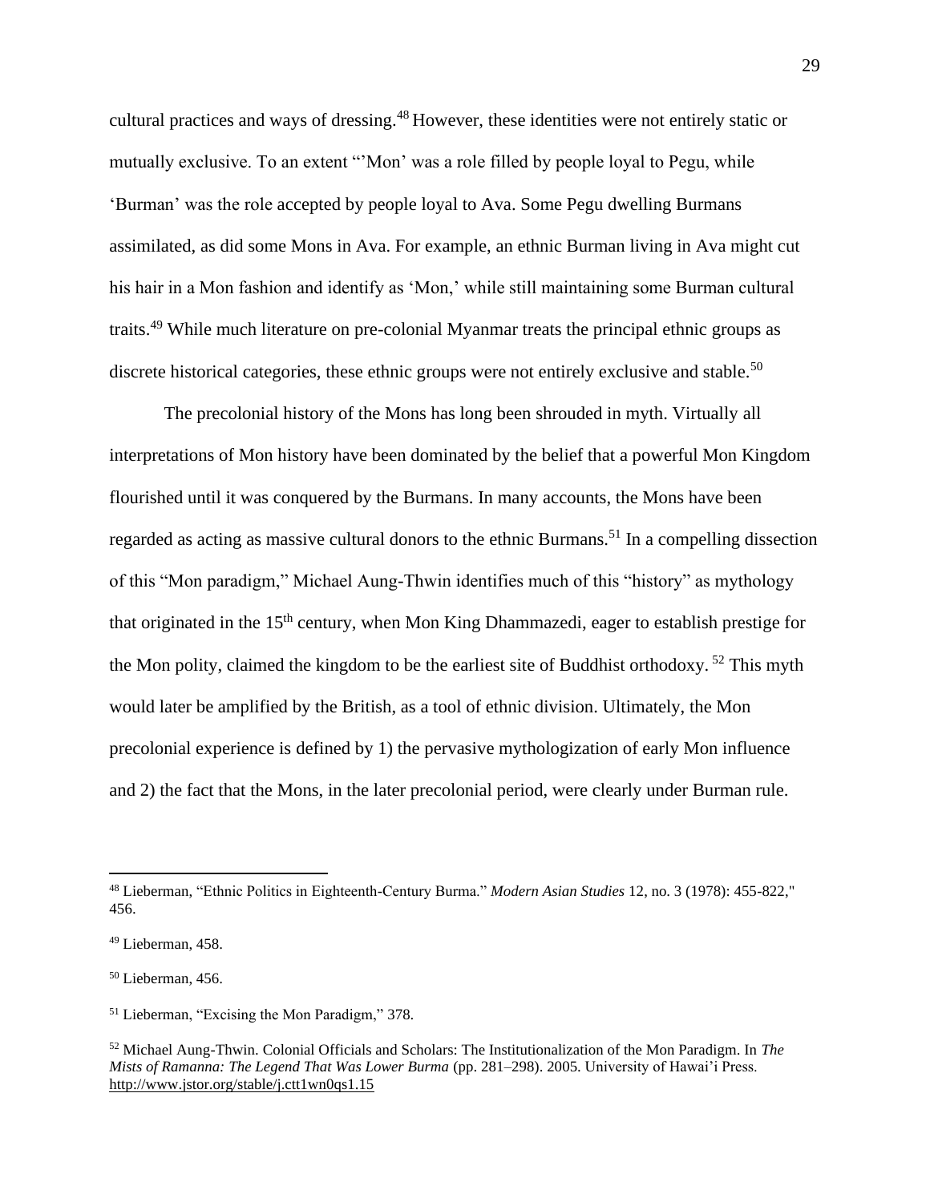cultural practices and ways of dressing.[48] However, these identities were not entirely static or mutually exclusive. To an extent "'Mon' was a role filled by people loyal to Pegu, while 'Burman' was the role accepted by people loyal to Ava. Some Pegu dwelling Burmans assimilated, as did some Mons in Ava. For example, an ethnic Burman living in Ava might cut his hair in a Mon fashion and identify as 'Mon,' while still maintaining some Burman cultural traits.[49] While much literature on pre-colonial Myanmar treats the principal ethnic groups as discrete historical categories, these ethnic groups were not entirely exclusive and stable.[50]

The precolonial history of the Mons has long been shrouded in myth. Virtually all interpretations of Mon history have been dominated by the belief that a powerful Mon Kingdom flourished until it was conquered by the Burmans. In many accounts, the Mons have been regarded as acting as massive cultural donors to the ethnic Burmans.[51] In a compelling dissection of this "Mon paradigm," Michael Aung-Thwin identifies much of this "history" as mythology that originated in the 15th century, when Mon King Dhammazedi, eager to establish prestige for the Mon polity, claimed the kingdom to be the earliest site of Buddhist orthodoxy. [52] This myth would later be amplified by the British, as a tool of ethnic division. Ultimately, the Mon precolonial experience is defined by 1) the pervasive mythologization of early Mon influence and 2) the fact that the Mons, in the later precolonial period, were clearly under Burman rule.

---

[48] Lieberman, "Ethnic Politics in Eighteenth-Century Burma." *Modern Asian Studies* 12, no. 3 (1978): 455-822," 456.

[49] Lieberman, 458.

[50] Lieberman, 456.

[51] Lieberman, "Excising the Mon Paradigm," 378.

[52] Michael Aung-Thwin. Colonial Officials and Scholars: The Institutionalization of the Mon Paradigm. In *The Mists of Ramanna: The Legend That Was Lower Burma* (pp. 281–298). 2005. University of Hawai'i Press. http://www.jstor.org/stable/j.ctt1wn0qs1.15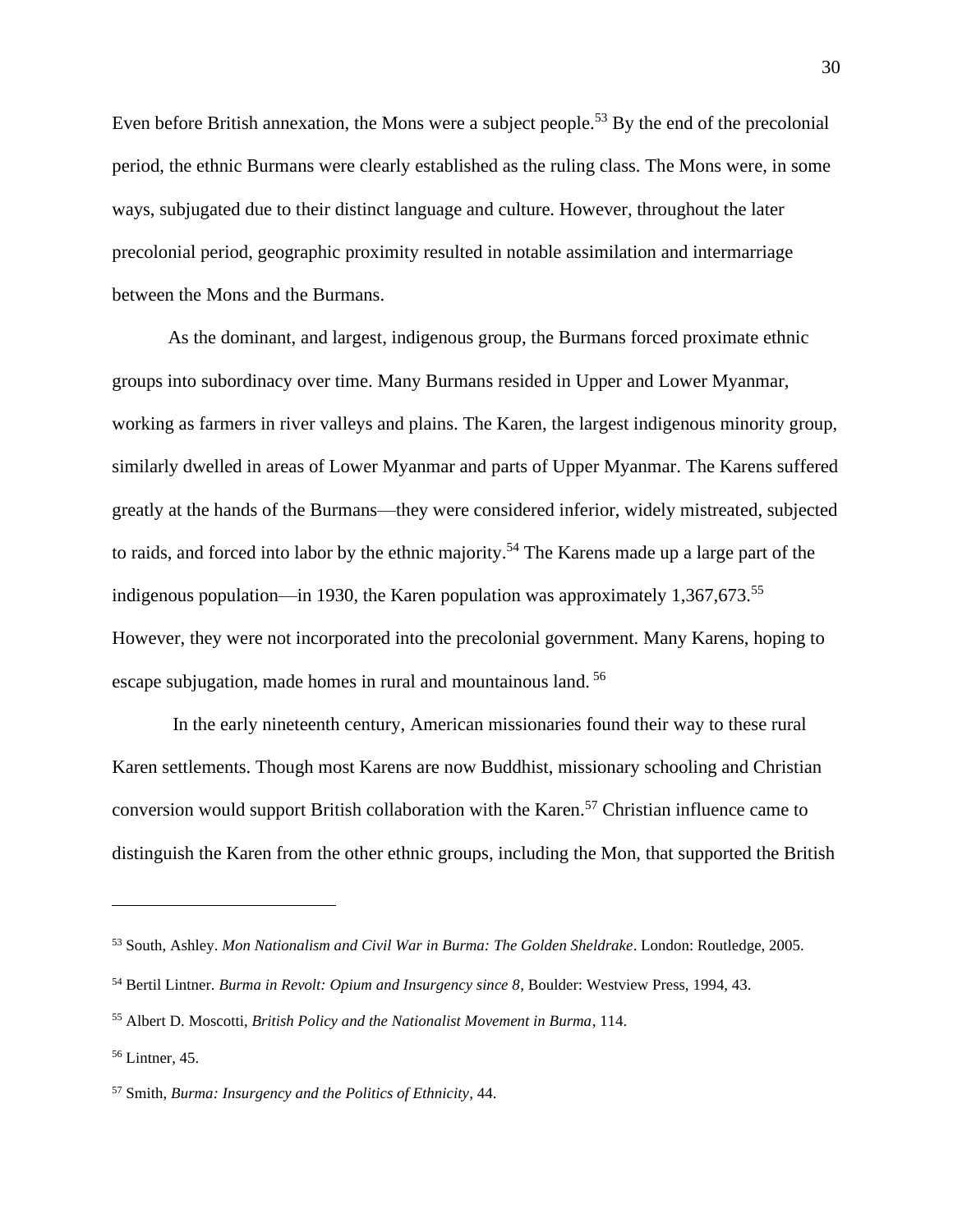Even before British annexation, the Mons were a subject people.[53] By the end of the precolonial period, the ethnic Burmans were clearly established as the ruling class. The Mons were, in some ways, subjugated due to their distinct language and culture. However, throughout the later precolonial period, geographic proximity resulted in notable assimilation and intermarriage between the Mons and the Burmans.

As the dominant, and largest, indigenous group, the Burmans forced proximate ethnic groups into subordinacy over time. Many Burmans resided in Upper and Lower Myanmar, working as farmers in river valleys and plains. The Karen, the largest indigenous minority group, similarly dwelled in areas of Lower Myanmar and parts of Upper Myanmar. The Karens suffered greatly at the hands of the Burmans—they were considered inferior, widely mistreated, subjected to raids, and forced into labor by the ethnic majority.[54] The Karens made up a large part of the indigenous population—in 1930, the Karen population was approximately 1,367,673.[55] However, they were not incorporated into the precolonial government. Many Karens, hoping to escape subjugation, made homes in rural and mountainous land.[56]

In the early nineteenth century, American missionaries found their way to these rural Karen settlements. Though most Karens are now Buddhist, missionary schooling and Christian conversion would support British collaboration with the Karen.[57] Christian influence came to distinguish the Karen from the other ethnic groups, including the Mon, that supported the British

---

[53] South, Ashley. *Mon Nationalism and Civil War in Burma: The Golden Sheldrake*. London: Routledge, 2005.

[54] Bertil Lintner. *Burma in Revolt: Opium and Insurgency since 8*, Boulder: Westview Press, 1994, 43.

[55] Albert D. Moscotti, *British Policy and the Nationalist Movement in Burma*, 114.

[56] Lintner, 45.

[57] Smith, *Burma: Insurgency and the Politics of Ethnicity*, 44.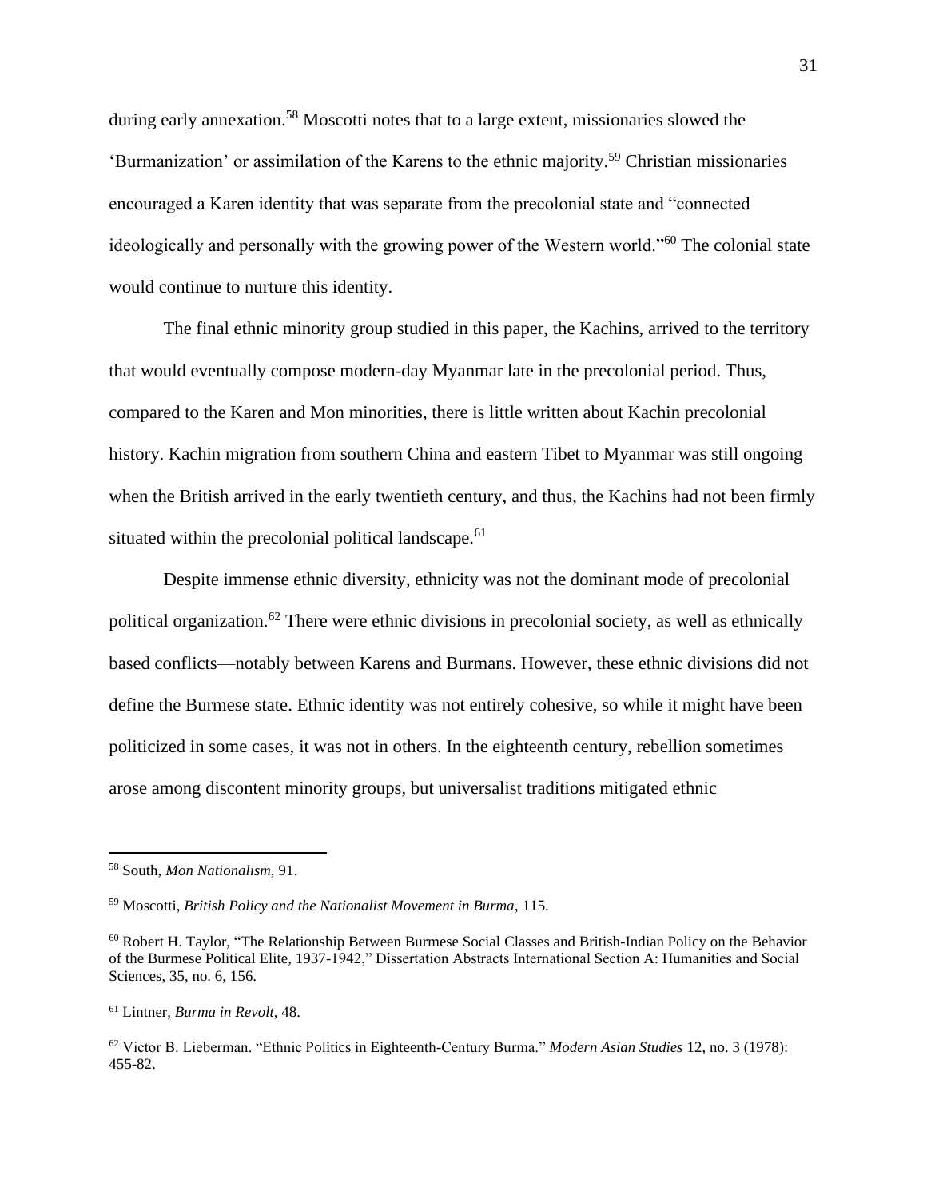during early annexation.[58] Moscotti notes that to a large extent, missionaries slowed the 'Burmanization' or assimilation of the Karens to the ethnic majority.[59] Christian missionaries encouraged a Karen identity that was separate from the precolonial state and "connected ideologically and personally with the growing power of the Western world."[60] The colonial state would continue to nurture this identity.

The final ethnic minority group studied in this paper, the Kachins, arrived to the territory that would eventually compose modern-day Myanmar late in the precolonial period. Thus, compared to the Karen and Mon minorities, there is little written about Kachin precolonial history. Kachin migration from southern China and eastern Tibet to Myanmar was still ongoing when the British arrived in the early twentieth century, and thus, the Kachins had not been firmly situated within the precolonial political landscape.[61]

Despite immense ethnic diversity, ethnicity was not the dominant mode of precolonial political organization.[62] There were ethnic divisions in precolonial society, as well as ethnically based conflicts—notably between Karens and Burmans. However, these ethnic divisions did not define the Burmese state. Ethnic identity was not entirely cohesive, so while it might have been politicized in some cases, it was not in others. In the eighteenth century, rebellion sometimes arose among discontent minority groups, but universalist traditions mitigated ethnic

---

[58] South, *Mon Nationalism*, 91.

[59] Moscotti, *British Policy and the Nationalist Movement in Burma*, 115.

[60] Robert H. Taylor, "The Relationship Between Burmese Social Classes and British-Indian Policy on the Behavior of the Burmese Political Elite, 1937-1942," Dissertation Abstracts International Section A: Humanities and Social Sciences, 35, no. 6, 156.

[61] Lintner, *Burma in Revolt*, 48.

[62] Victor B. Lieberman. "Ethnic Politics in Eighteenth-Century Burma." *Modern Asian Studies* 12, no. 3 (1978): 455-82.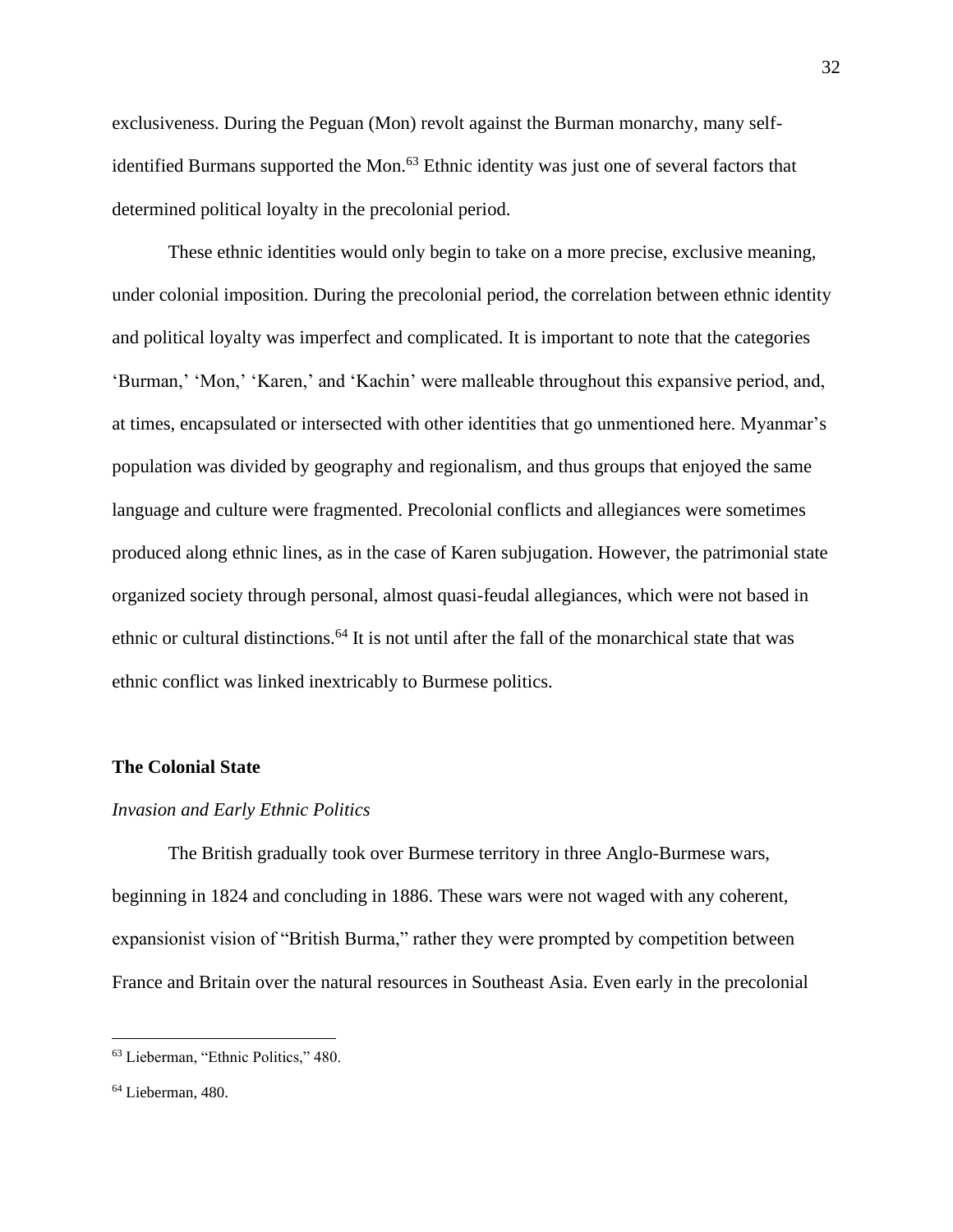exclusiveness. During the Peguan (Mon) revolt against the Burman monarchy, many self-identified Burmans supported the Mon.[63] Ethnic identity was just one of several factors that determined political loyalty in the precolonial period.

These ethnic identities would only begin to take on a more precise, exclusive meaning, under colonial imposition. During the precolonial period, the correlation between ethnic identity and political loyalty was imperfect and complicated. It is important to note that the categories 'Burman,' 'Mon,' 'Karen,' and 'Kachin' were malleable throughout this expansive period, and, at times, encapsulated or intersected with other identities that go unmentioned here. Myanmar's population was divided by geography and regionalism, and thus groups that enjoyed the same language and culture were fragmented. Precolonial conflicts and allegiances were sometimes produced along ethnic lines, as in the case of Karen subjugation. However, the patrimonial state organized society through personal, almost quasi-feudal allegiances, which were not based in ethnic or cultural distinctions.[64] It is not until after the fall of the monarchical state that was ethnic conflict was linked inextricably to Burmese politics.

## The Colonial State

### *Invasion and Early Ethnic Politics*

The British gradually took over Burmese territory in three Anglo-Burmese wars, beginning in 1824 and concluding in 1886. These wars were not waged with any coherent, expansionist vision of "British Burma," rather they were prompted by competition between France and Britain over the natural resources in Southeast Asia. Even early in the precolonial

[63] Lieberman, "Ethnic Politics," 480.

[64] Lieberman, 480.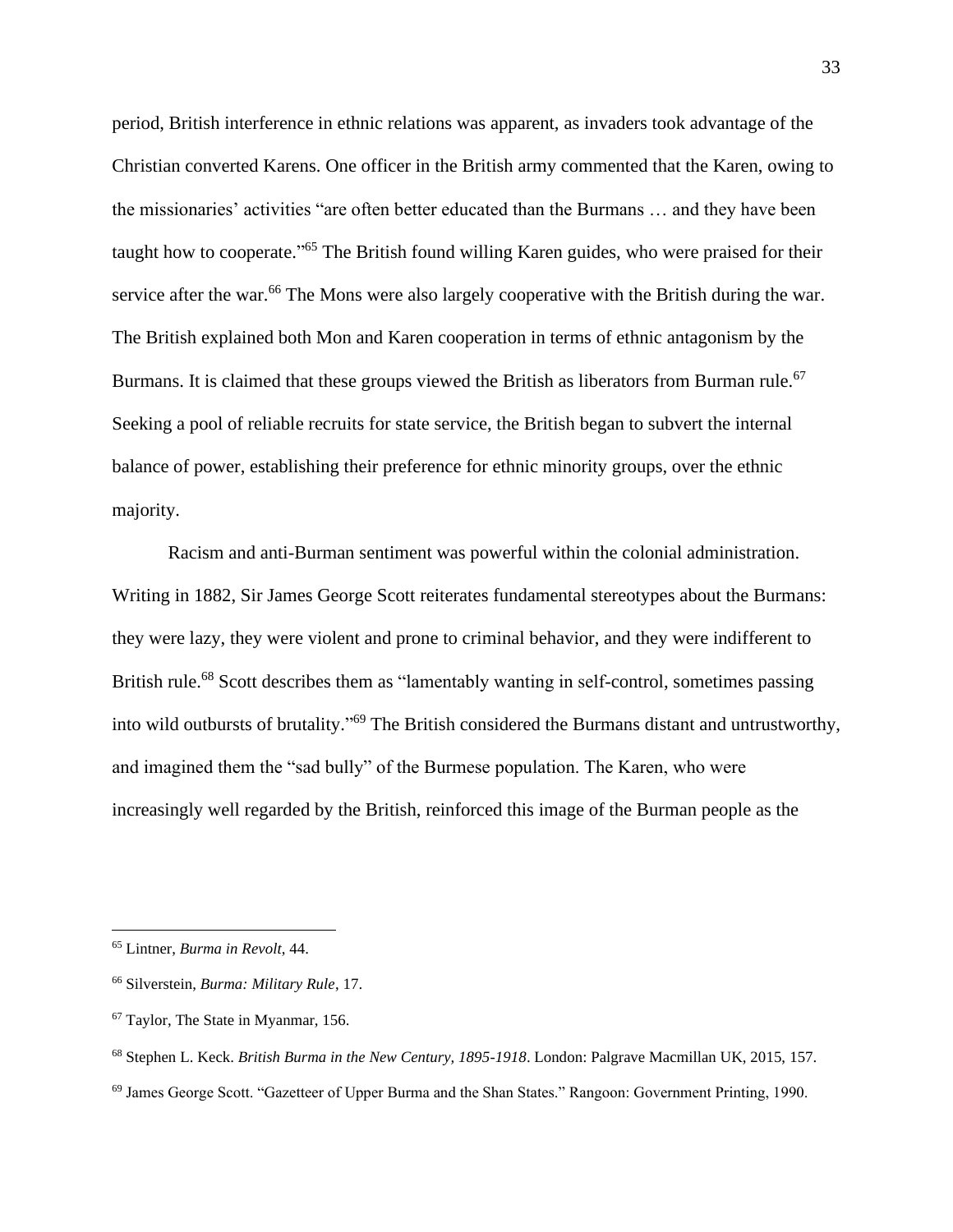period, British interference in ethnic relations was apparent, as invaders took advantage of the Christian converted Karens. One officer in the British army commented that the Karen, owing to the missionaries' activities "are often better educated than the Burmans … and they have been taught how to cooperate."[65] The British found willing Karen guides, who were praised for their service after the war.[66] The Mons were also largely cooperative with the British during the war. The British explained both Mon and Karen cooperation in terms of ethnic antagonism by the Burmans. It is claimed that these groups viewed the British as liberators from Burman rule.[67] Seeking a pool of reliable recruits for state service, the British began to subvert the internal balance of power, establishing their preference for ethnic minority groups, over the ethnic majority.

Racism and anti-Burman sentiment was powerful within the colonial administration. Writing in 1882, Sir James George Scott reiterates fundamental stereotypes about the Burmans: they were lazy, they were violent and prone to criminal behavior, and they were indifferent to British rule.[68] Scott describes them as "lamentably wanting in self-control, sometimes passing into wild outbursts of brutality."[69] The British considered the Burmans distant and untrustworthy, and imagined them the "sad bully" of the Burmese population. The Karen, who were increasingly well regarded by the British, reinforced this image of the Burman people as the

---

[65] Lintner, *Burma in Revolt*, 44.

[66] Silverstein, *Burma: Military Rule*, 17.

[67] Taylor, The State in Myanmar, 156.

[68] Stephen L. Keck. *British Burma in the New Century, 1895-1918*. London: Palgrave Macmillan UK, 2015, 157.

[69] James George Scott. "Gazetteer of Upper Burma and the Shan States." Rangoon: Government Printing, 1990.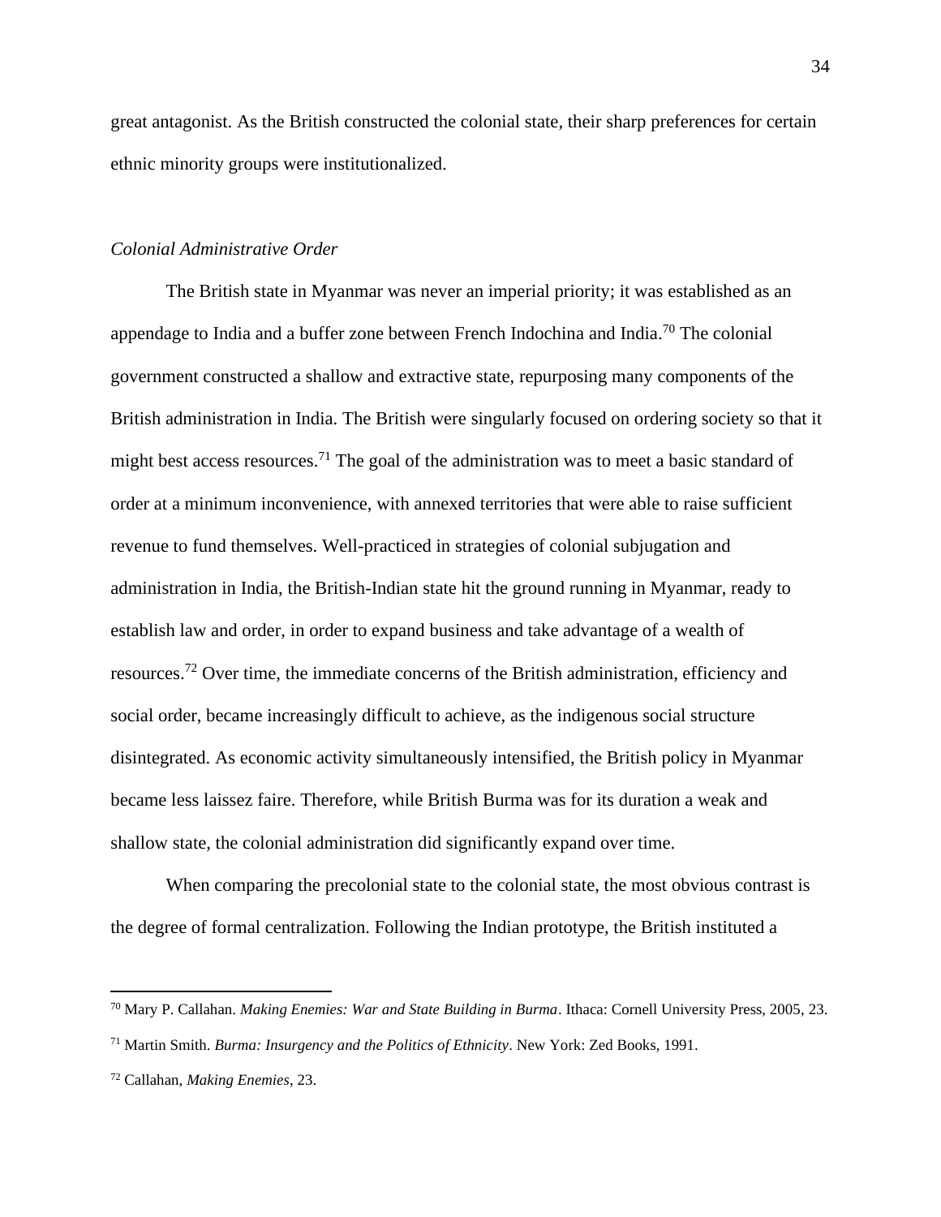great antagonist. As the British constructed the colonial state, their sharp preferences for certain ethnic minority groups were institutionalized.

### *Colonial Administrative Order*

The British state in Myanmar was never an imperial priority; it was established as an appendage to India and a buffer zone between French Indochina and India.[70] The colonial government constructed a shallow and extractive state, repurposing many components of the British administration in India. The British were singularly focused on ordering society so that it might best access resources.[71] The goal of the administration was to meet a basic standard of order at a minimum inconvenience, with annexed territories that were able to raise sufficient revenue to fund themselves. Well-practiced in strategies of colonial subjugation and administration in India, the British-Indian state hit the ground running in Myanmar, ready to establish law and order, in order to expand business and take advantage of a wealth of resources.[72] Over time, the immediate concerns of the British administration, efficiency and social order, became increasingly difficult to achieve, as the indigenous social structure disintegrated. As economic activity simultaneously intensified, the British policy in Myanmar became less laissez faire. Therefore, while British Burma was for its duration a weak and shallow state, the colonial administration did significantly expand over time.

When comparing the precolonial state to the colonial state, the most obvious contrast is the degree of formal centralization. Following the Indian prototype, the British instituted a

---

[70] Mary P. Callahan. *Making Enemies: War and State Building in Burma*. Ithaca: Cornell University Press, 2005, 23.

[71] Martin Smith. *Burma: Insurgency and the Politics of Ethnicity*. New York: Zed Books, 1991.

[72] Callahan, *Making Enemies*, 23.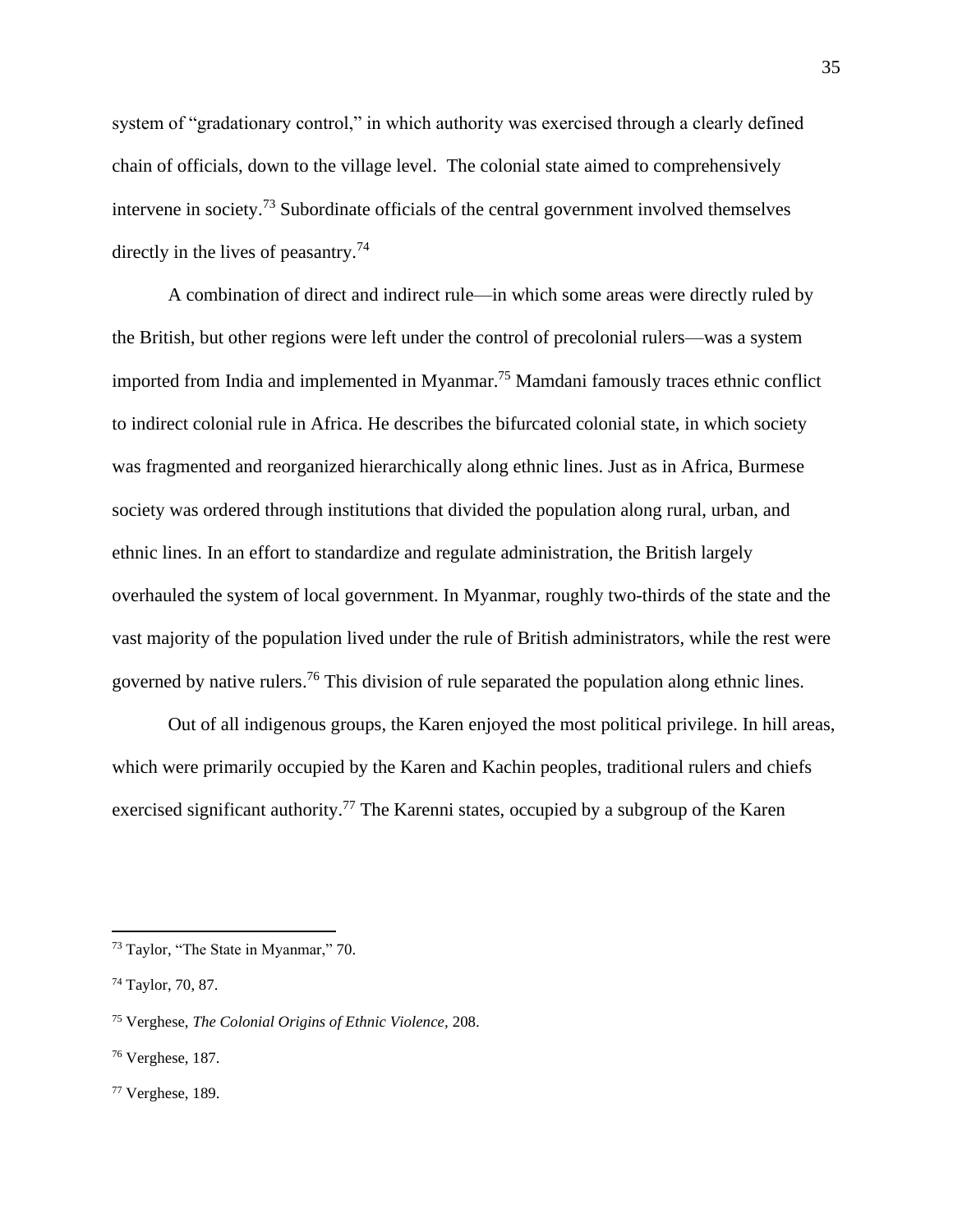system of "gradationary control," in which authority was exercised through a clearly defined chain of officials, down to the village level. The colonial state aimed to comprehensively intervene in society.[73] Subordinate officials of the central government involved themselves directly in the lives of peasantry.[74]

A combination of direct and indirect rule—in which some areas were directly ruled by the British, but other regions were left under the control of precolonial rulers—was a system imported from India and implemented in Myanmar.[75] Mamdani famously traces ethnic conflict to indirect colonial rule in Africa. He describes the bifurcated colonial state, in which society was fragmented and reorganized hierarchically along ethnic lines. Just as in Africa, Burmese society was ordered through institutions that divided the population along rural, urban, and ethnic lines. In an effort to standardize and regulate administration, the British largely overhauled the system of local government. In Myanmar, roughly two-thirds of the state and the vast majority of the population lived under the rule of British administrators, while the rest were governed by native rulers.[76] This division of rule separated the population along ethnic lines.

Out of all indigenous groups, the Karen enjoyed the most political privilege. In hill areas, which were primarily occupied by the Karen and Kachin peoples, traditional rulers and chiefs exercised significant authority.[77] The Karenni states, occupied by a subgroup of the Karen

---

[73] Taylor, "The State in Myanmar," 70.

[74] Taylor, 70, 87.

[75] Verghese, *The Colonial Origins of Ethnic Violence,* 208.

[76] Verghese, 187.

[77] Verghese, 189.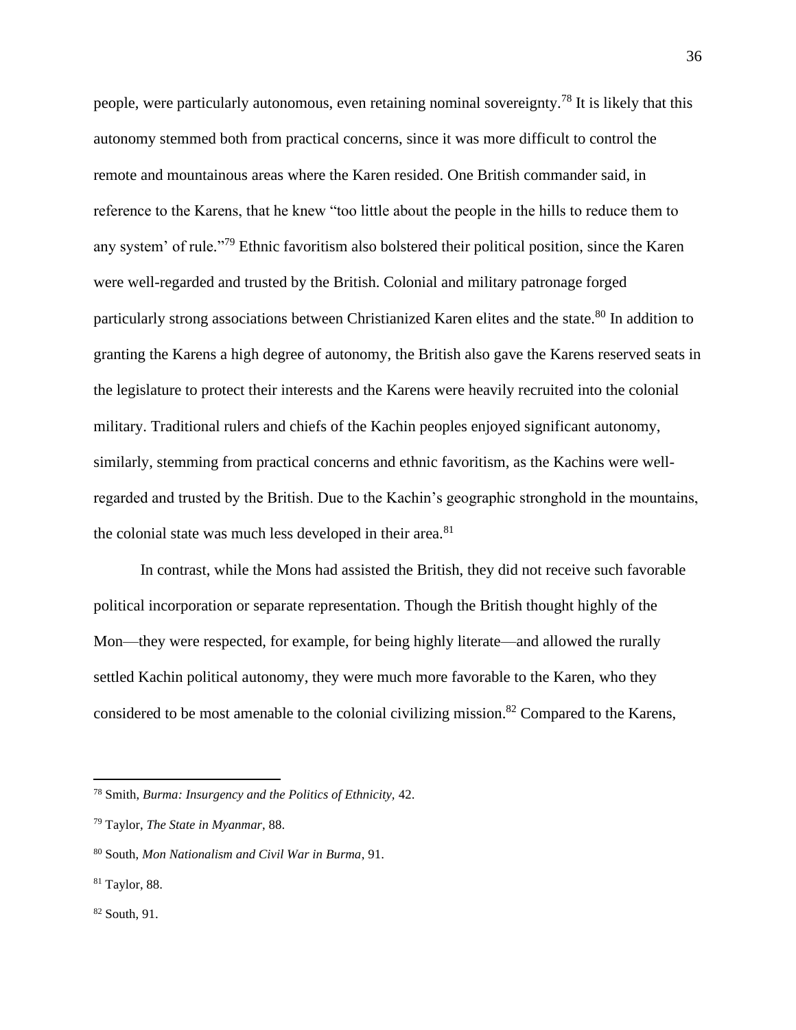people, were particularly autonomous, even retaining nominal sovereignty.[78] It is likely that this autonomy stemmed both from practical concerns, since it was more difficult to control the remote and mountainous areas where the Karen resided. One British commander said, in reference to the Karens, that he knew "too little about the people in the hills to reduce them to any system' of rule."[79] Ethnic favoritism also bolstered their political position, since the Karen were well-regarded and trusted by the British. Colonial and military patronage forged particularly strong associations between Christianized Karen elites and the state.[80] In addition to granting the Karens a high degree of autonomy, the British also gave the Karens reserved seats in the legislature to protect their interests and the Karens were heavily recruited into the colonial military. Traditional rulers and chiefs of the Kachin peoples enjoyed significant autonomy, similarly, stemming from practical concerns and ethnic favoritism, as the Kachins were well-regarded and trusted by the British. Due to the Kachin's geographic stronghold in the mountains, the colonial state was much less developed in their area.[81]

In contrast, while the Mons had assisted the British, they did not receive such favorable political incorporation or separate representation. Though the British thought highly of the Mon—they were respected, for example, for being highly literate—and allowed the rurally settled Kachin political autonomy, they were much more favorable to the Karen, who they considered to be most amenable to the colonial civilizing mission.[82] Compared to the Karens,

---

[78] Smith, *Burma: Insurgency and the Politics of Ethnicity*, 42.

[79] Taylor, *The State in Myanmar*, 88.

[80] South, *Mon Nationalism and Civil War in Burma*, 91.

[81] Taylor, 88.

[82] South, 91.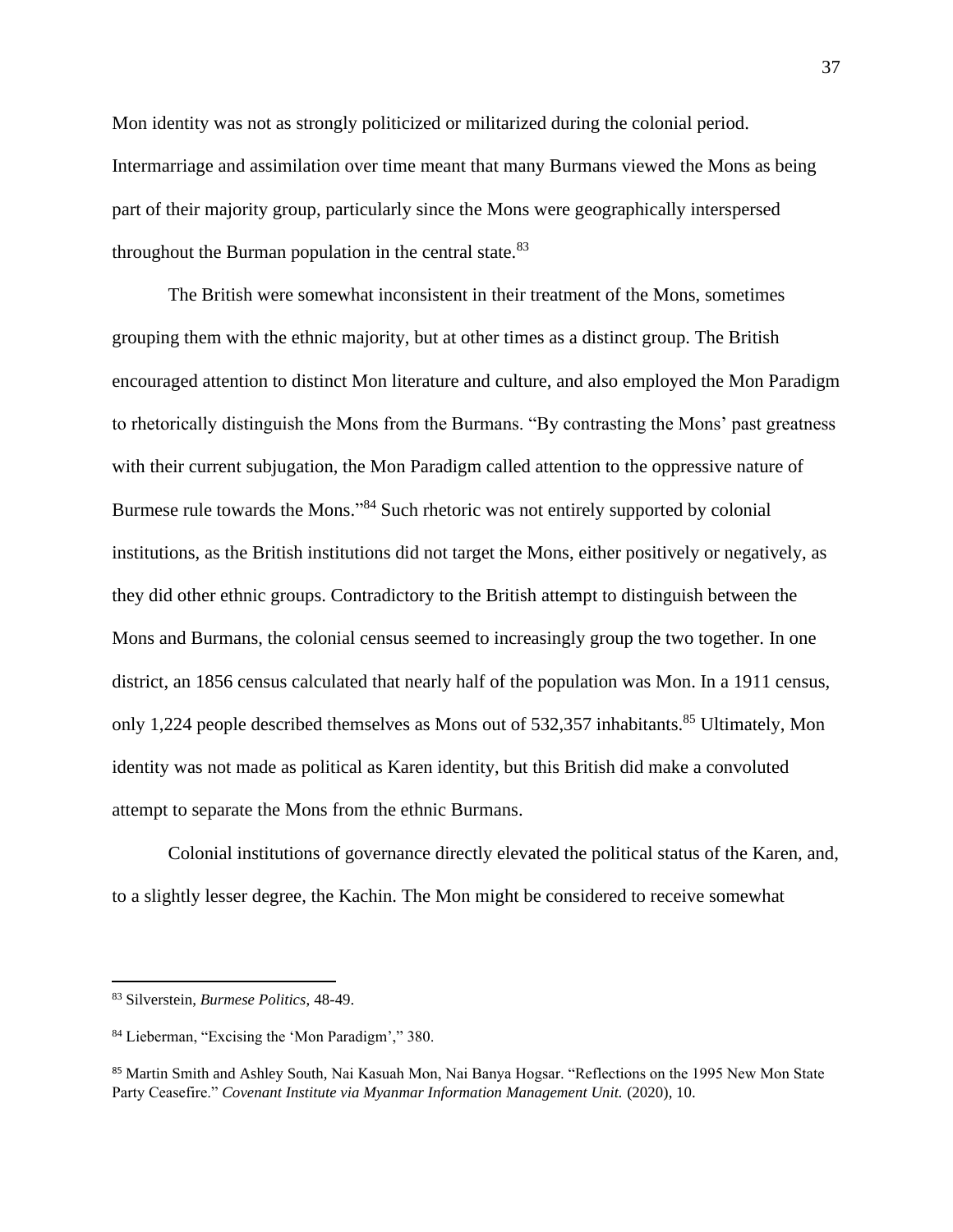Mon identity was not as strongly politicized or militarized during the colonial period. Intermarriage and assimilation over time meant that many Burmans viewed the Mons as being part of their majority group, particularly since the Mons were geographically interspersed throughout the Burman population in the central state.[83]

The British were somewhat inconsistent in their treatment of the Mons, sometimes grouping them with the ethnic majority, but at other times as a distinct group. The British encouraged attention to distinct Mon literature and culture, and also employed the Mon Paradigm to rhetorically distinguish the Mons from the Burmans. "By contrasting the Mons' past greatness with their current subjugation, the Mon Paradigm called attention to the oppressive nature of Burmese rule towards the Mons."[84] Such rhetoric was not entirely supported by colonial institutions, as the British institutions did not target the Mons, either positively or negatively, as they did other ethnic groups. Contradictory to the British attempt to distinguish between the Mons and Burmans, the colonial census seemed to increasingly group the two together. In one district, an 1856 census calculated that nearly half of the population was Mon. In a 1911 census, only 1,224 people described themselves as Mons out of 532,357 inhabitants.[85] Ultimately, Mon identity was not made as political as Karen identity, but this British did make a convoluted attempt to separate the Mons from the ethnic Burmans.

Colonial institutions of governance directly elevated the political status of the Karen, and, to a slightly lesser degree, the Kachin. The Mon might be considered to receive somewhat

---

[83] Silverstein, *Burmese Politics*, 48-49.

[84] Lieberman, "Excising the 'Mon Paradigm'," 380.

[85] Martin Smith and Ashley South, Nai Kasuah Mon, Nai Banya Hogsar. "Reflections on the 1995 New Mon State Party Ceasefire." *Covenant Institute via Myanmar Information Management Unit.* (2020), 10.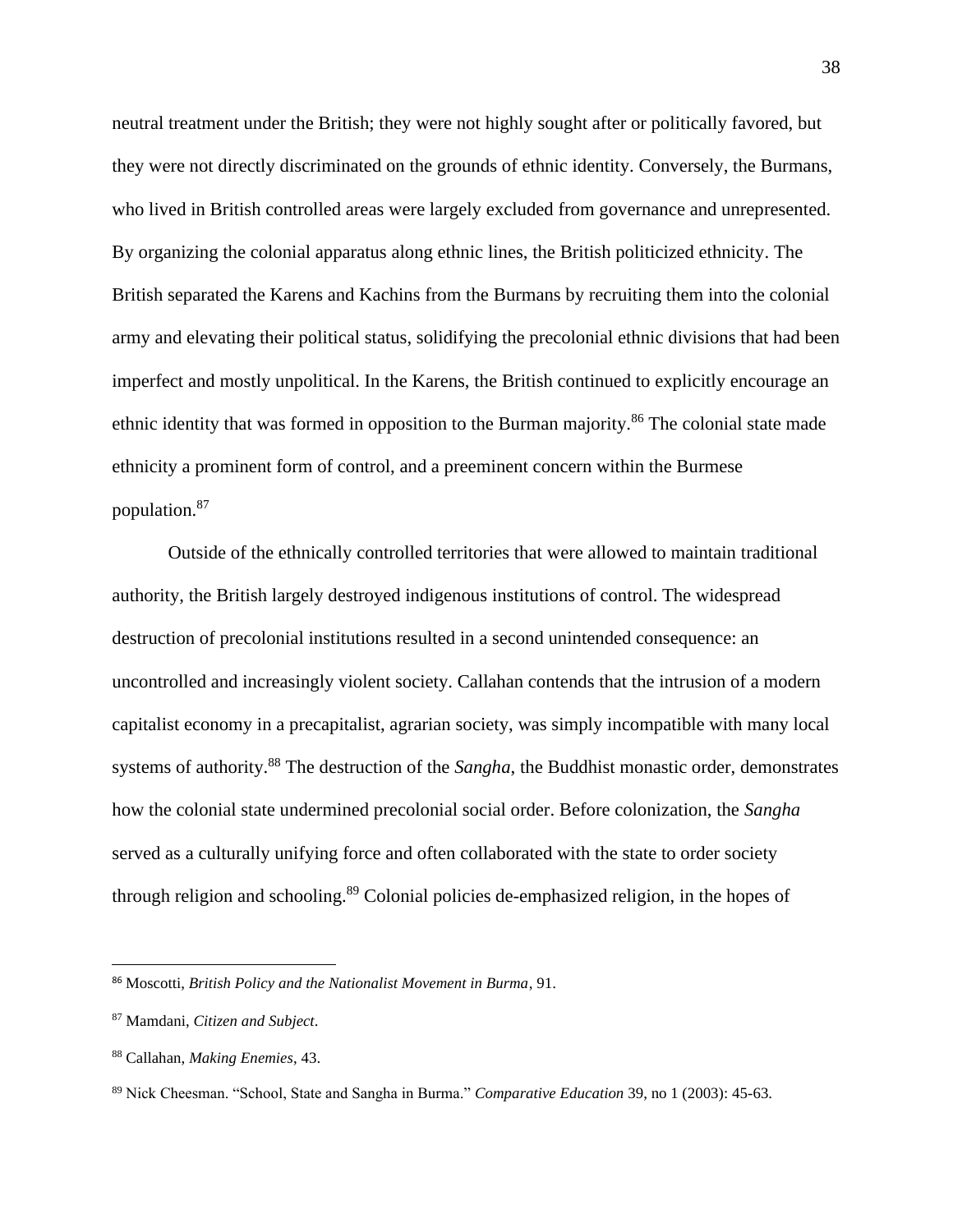neutral treatment under the British; they were not highly sought after or politically favored, but they were not directly discriminated on the grounds of ethnic identity. Conversely, the Burmans, who lived in British controlled areas were largely excluded from governance and unrepresented. By organizing the colonial apparatus along ethnic lines, the British politicized ethnicity. The British separated the Karens and Kachins from the Burmans by recruiting them into the colonial army and elevating their political status, solidifying the precolonial ethnic divisions that had been imperfect and mostly unpolitical. In the Karens, the British continued to explicitly encourage an ethnic identity that was formed in opposition to the Burman majority.[86] The colonial state made ethnicity a prominent form of control, and a preeminent concern within the Burmese population.[87]

Outside of the ethnically controlled territories that were allowed to maintain traditional authority, the British largely destroyed indigenous institutions of control. The widespread destruction of precolonial institutions resulted in a second unintended consequence: an uncontrolled and increasingly violent society. Callahan contends that the intrusion of a modern capitalist economy in a precapitalist, agrarian society, was simply incompatible with many local systems of authority.[88] The destruction of the *Sangha*, the Buddhist monastic order, demonstrates how the colonial state undermined precolonial social order. Before colonization, the *Sangha* served as a culturally unifying force and often collaborated with the state to order society through religion and schooling.[89] Colonial policies de-emphasized religion, in the hopes of

---

[86] Moscotti, *British Policy and the Nationalist Movement in Burma*, 91.

[87] Mamdani, *Citizen and Subject*.

[88] Callahan, *Making Enemies*, 43.

[89] Nick Cheesman. "School, State and Sangha in Burma." *Comparative Education* 39, no 1 (2003): 45-63.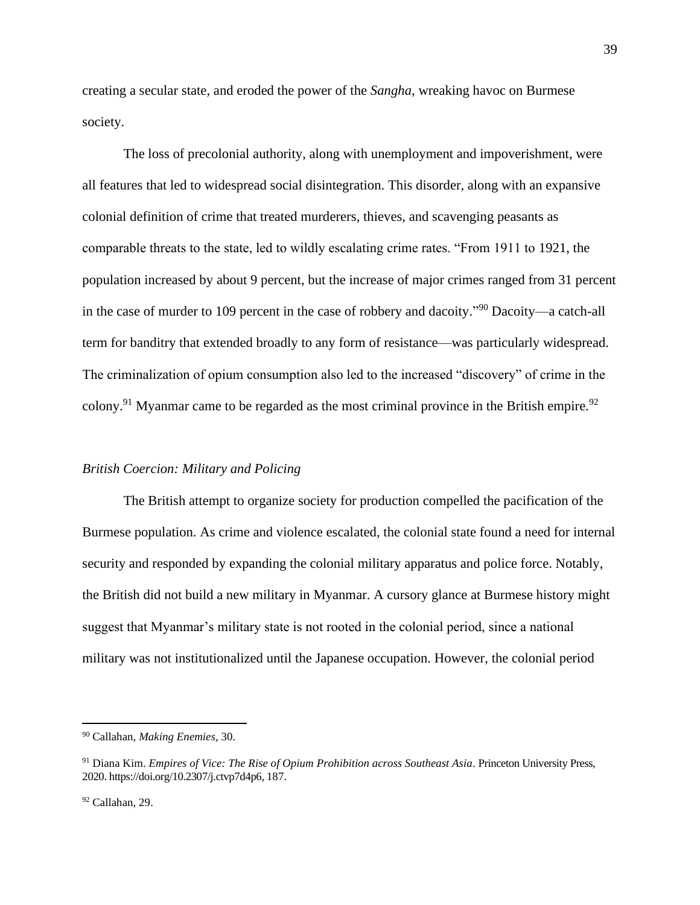creating a secular state, and eroded the power of the *Sangha*, wreaking havoc on Burmese society.

The loss of precolonial authority, along with unemployment and impoverishment, were all features that led to widespread social disintegration. This disorder, along with an expansive colonial definition of crime that treated murderers, thieves, and scavenging peasants as comparable threats to the state, led to wildly escalating crime rates. "From 1911 to 1921, the population increased by about 9 percent, but the increase of major crimes ranged from 31 percent in the case of murder to 109 percent in the case of robbery and dacoity."[90] Dacoity—a catch-all term for banditry that extended broadly to any form of resistance—was particularly widespread. The criminalization of opium consumption also led to the increased "discovery" of crime in the colony.[91] Myanmar came to be regarded as the most criminal province in the British empire.[92]

### *British Coercion: Military and Policing*

The British attempt to organize society for production compelled the pacification of the Burmese population. As crime and violence escalated, the colonial state found a need for internal security and responded by expanding the colonial military apparatus and police force. Notably, the British did not build a new military in Myanmar. A cursory glance at Burmese history might suggest that Myanmar's military state is not rooted in the colonial period, since a national military was not institutionalized until the Japanese occupation. However, the colonial period

---

[90] Callahan, *Making Enemies*, 30.

[91] Diana Kim. *Empires of Vice: The Rise of Opium Prohibition across Southeast Asia*. Princeton University Press, 2020. https://doi.org/10.2307/j.ctvp7d4p6, 187.

[92] Callahan, 29.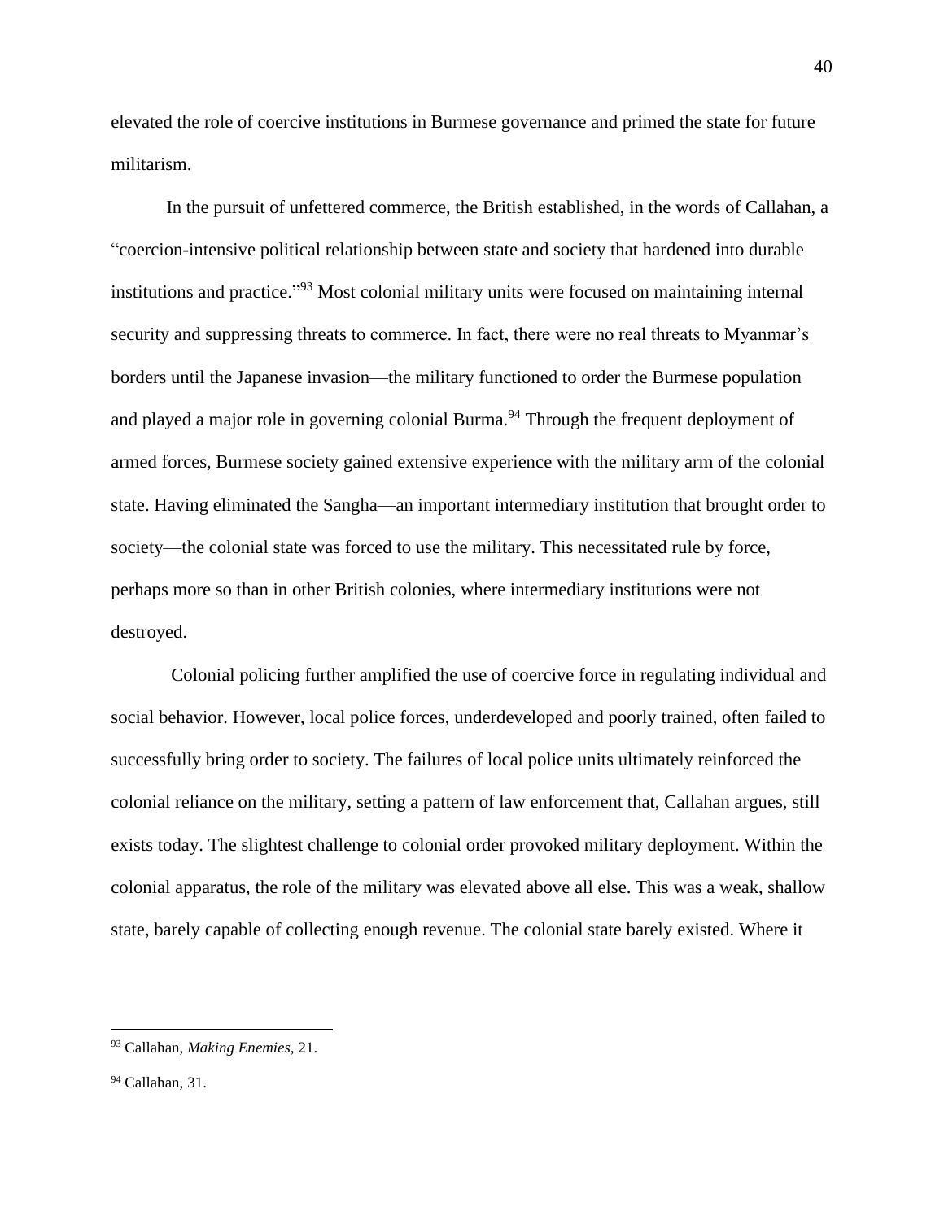elevated the role of coercive institutions in Burmese governance and primed the state for future militarism.

In the pursuit of unfettered commerce, the British established, in the words of Callahan, a "coercion-intensive political relationship between state and society that hardened into durable institutions and practice."[93] Most colonial military units were focused on maintaining internal security and suppressing threats to commerce. In fact, there were no real threats to Myanmar's borders until the Japanese invasion—the military functioned to order the Burmese population and played a major role in governing colonial Burma.[94] Through the frequent deployment of armed forces, Burmese society gained extensive experience with the military arm of the colonial state. Having eliminated the Sangha—an important intermediary institution that brought order to society—the colonial state was forced to use the military. This necessitated rule by force, perhaps more so than in other British colonies, where intermediary institutions were not destroyed.

Colonial policing further amplified the use of coercive force in regulating individual and social behavior. However, local police forces, underdeveloped and poorly trained, often failed to successfully bring order to society. The failures of local police units ultimately reinforced the colonial reliance on the military, setting a pattern of law enforcement that, Callahan argues, still exists today. The slightest challenge to colonial order provoked military deployment. Within the colonial apparatus, the role of the military was elevated above all else. This was a weak, shallow state, barely capable of collecting enough revenue. The colonial state barely existed. Where it

[93] Callahan, *Making Enemies,* 21.

[94] Callahan, 31.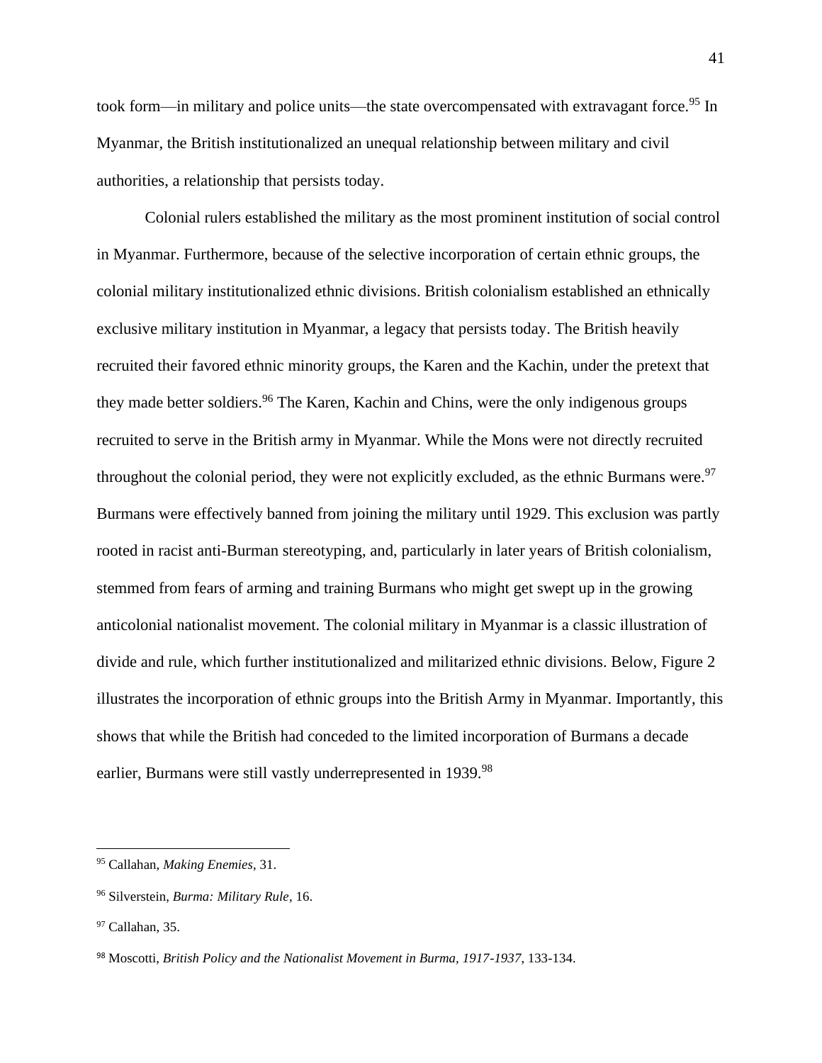took form—in military and police units—the state overcompensated with extravagant force.[95] In Myanmar, the British institutionalized an unequal relationship between military and civil authorities, a relationship that persists today.

Colonial rulers established the military as the most prominent institution of social control in Myanmar. Furthermore, because of the selective incorporation of certain ethnic groups, the colonial military institutionalized ethnic divisions. British colonialism established an ethnically exclusive military institution in Myanmar, a legacy that persists today. The British heavily recruited their favored ethnic minority groups, the Karen and the Kachin, under the pretext that they made better soldiers.[96] The Karen, Kachin and Chins, were the only indigenous groups recruited to serve in the British army in Myanmar. While the Mons were not directly recruited throughout the colonial period, they were not explicitly excluded, as the ethnic Burmans were.[97] Burmans were effectively banned from joining the military until 1929. This exclusion was partly rooted in racist anti-Burman stereotyping, and, particularly in later years of British colonialism, stemmed from fears of arming and training Burmans who might get swept up in the growing anticolonial nationalist movement. The colonial military in Myanmar is a classic illustration of divide and rule, which further institutionalized and militarized ethnic divisions. Below, Figure 2 illustrates the incorporation of ethnic groups into the British Army in Myanmar. Importantly, this shows that while the British had conceded to the limited incorporation of Burmans a decade earlier, Burmans were still vastly underrepresented in 1939.[98]

---

[95] Callahan, *Making Enemies*, 31.

[96] Silverstein, *Burma: Military Rule*, 16.

[97] Callahan, 35.

[98] Moscotti, *British Policy and the Nationalist Movement in Burma, 1917-1937*, 133-134.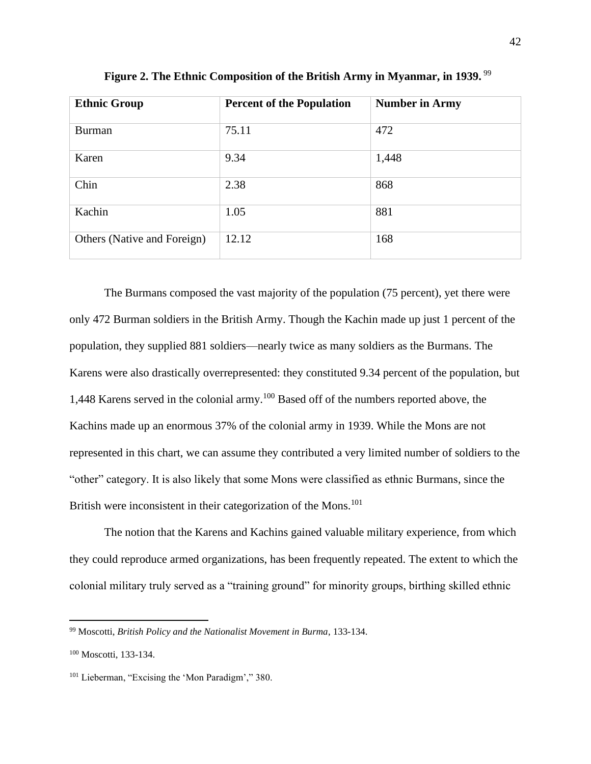**Figure 2. The Ethnic Composition of the British Army in Myanmar, in 1939.** [99]

| Ethnic Group | Percent of the Population | Number in Army |
|---|---|---|
| Burman | 75.11 | 472 |
| Karen | 9.34 | 1,448 |
| Chin | 2.38 | 868 |
| Kachin | 1.05 | 881 |
| Others (Native and Foreign) | 12.12 | 168 |

The Burmans composed the vast majority of the population (75 percent), yet there were only 472 Burman soldiers in the British Army. Though the Kachin made up just 1 percent of the population, they supplied 881 soldiers—nearly twice as many soldiers as the Burmans. The Karens were also drastically overrepresented: they constituted 9.34 percent of the population, but 1,448 Karens served in the colonial army.[100] Based off of the numbers reported above, the Kachins made up an enormous 37% of the colonial army in 1939. While the Mons are not represented in this chart, we can assume they contributed a very limited number of soldiers to the "other" category. It is also likely that some Mons were classified as ethnic Burmans, since the British were inconsistent in their categorization of the Mons.[101]

The notion that the Karens and Kachins gained valuable military experience, from which they could reproduce armed organizations, has been frequently repeated. The extent to which the colonial military truly served as a "training ground" for minority groups, birthing skilled ethnic

---

[99] Moscotti, *British Policy and the Nationalist Movement in Burma*, 133-134.

[100] Moscotti, 133-134.

[101] Lieberman, "Excising the 'Mon Paradigm'," 380.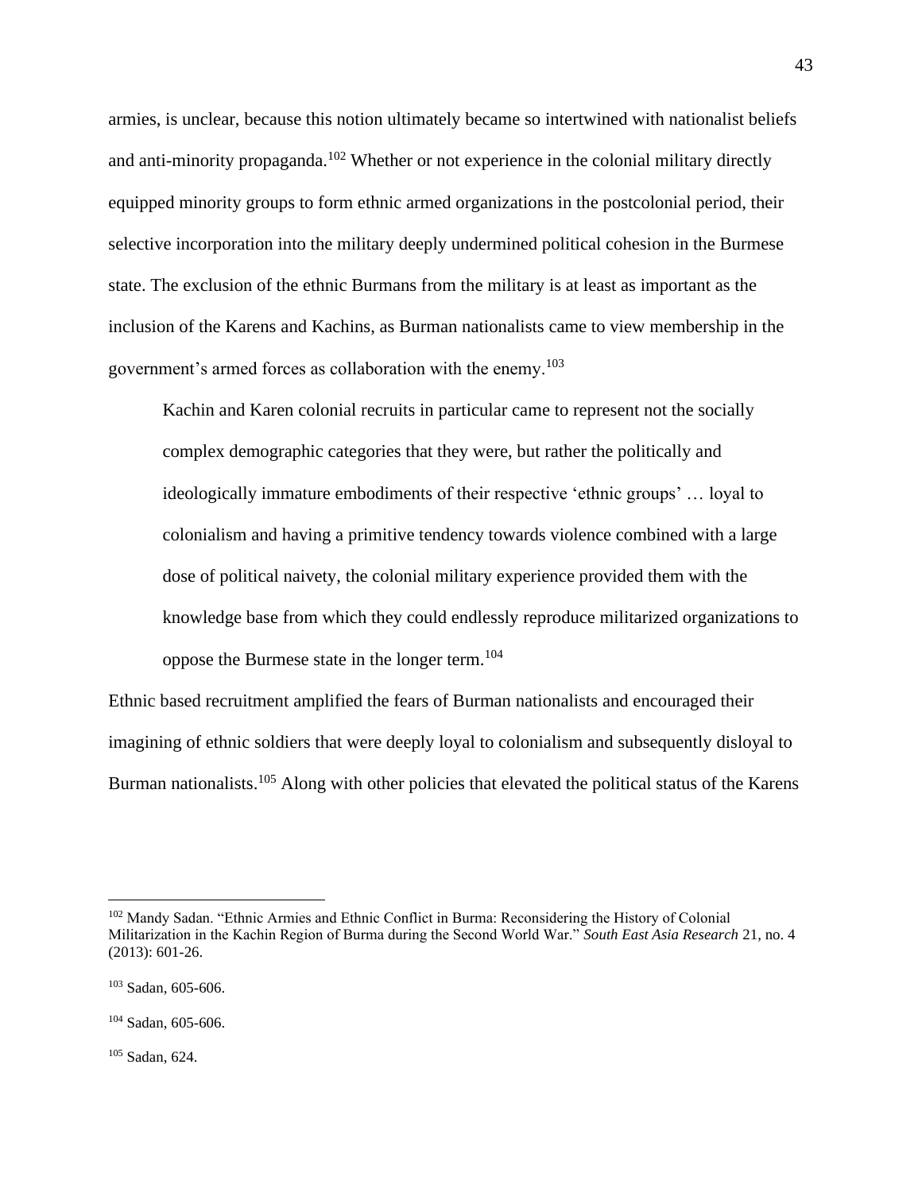armies, is unclear, because this notion ultimately became so intertwined with nationalist beliefs and anti-minority propaganda.[102] Whether or not experience in the colonial military directly equipped minority groups to form ethnic armed organizations in the postcolonial period, their selective incorporation into the military deeply undermined political cohesion in the Burmese state. The exclusion of the ethnic Burmans from the military is at least as important as the inclusion of the Karens and Kachins, as Burman nationalists came to view membership in the government's armed forces as collaboration with the enemy.[103]

> Kachin and Karen colonial recruits in particular came to represent not the socially complex demographic categories that they were, but rather the politically and ideologically immature embodiments of their respective 'ethnic groups' … loyal to colonialism and having a primitive tendency towards violence combined with a large dose of political naivety, the colonial military experience provided them with the knowledge base from which they could endlessly reproduce militarized organizations to oppose the Burmese state in the longer term.[104]

Ethnic based recruitment amplified the fears of Burman nationalists and encouraged their imagining of ethnic soldiers that were deeply loyal to colonialism and subsequently disloyal to Burman nationalists.[105] Along with other policies that elevated the political status of the Karens

---

[102] Mandy Sadan. "Ethnic Armies and Ethnic Conflict in Burma: Reconsidering the History of Colonial Militarization in the Kachin Region of Burma during the Second World War." *South East Asia Research* 21, no. 4 (2013): 601-26.

[103] Sadan, 605-606.

[104] Sadan, 605-606.

[105] Sadan, 624.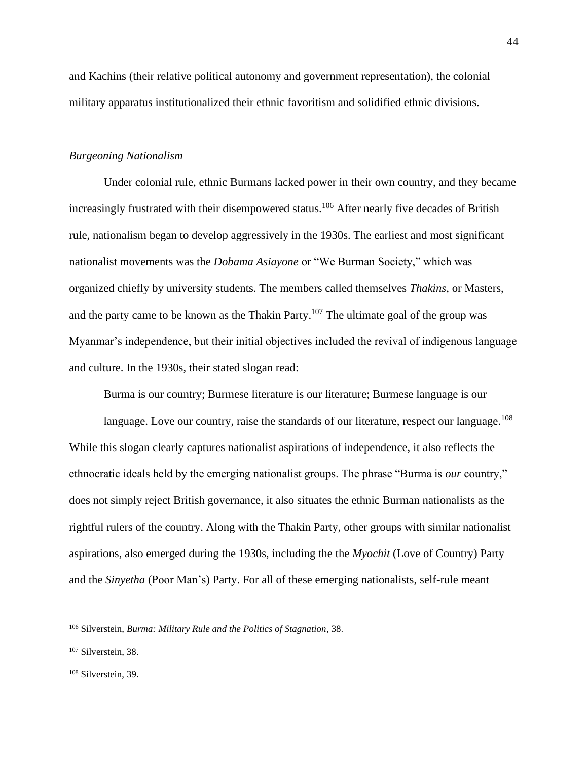and Kachins (their relative political autonomy and government representation), the colonial military apparatus institutionalized their ethnic favoritism and solidified ethnic divisions.

### *Burgeoning Nationalism*

Under colonial rule, ethnic Burmans lacked power in their own country, and they became increasingly frustrated with their disempowered status.[106] After nearly five decades of British rule, nationalism began to develop aggressively in the 1930s. The earliest and most significant nationalist movements was the *Dobama Asiayone* or "We Burman Society," which was organized chiefly by university students. The members called themselves *Thakins*, or Masters, and the party came to be known as the Thakin Party.[107] The ultimate goal of the group was Myanmar's independence, but their initial objectives included the revival of indigenous language and culture. In the 1930s, their stated slogan read:

> Burma is our country; Burmese literature is our literature; Burmese language is our language. Love our country, raise the standards of our literature, respect our language.[108]

While this slogan clearly captures nationalist aspirations of independence, it also reflects the ethnocratic ideals held by the emerging nationalist groups. The phrase "Burma is *our* country," does not simply reject British governance, it also situates the ethnic Burman nationalists as the rightful rulers of the country. Along with the Thakin Party, other groups with similar nationalist aspirations, also emerged during the 1930s, including the the *Myochit* (Love of Country) Party and the *Sinyetha* (Poor Man's) Party. For all of these emerging nationalists, self-rule meant

---

[106] Silverstein, *Burma: Military Rule and the Politics of Stagnation*, 38.

[107] Silverstein, 38.

[108] Silverstein, 39.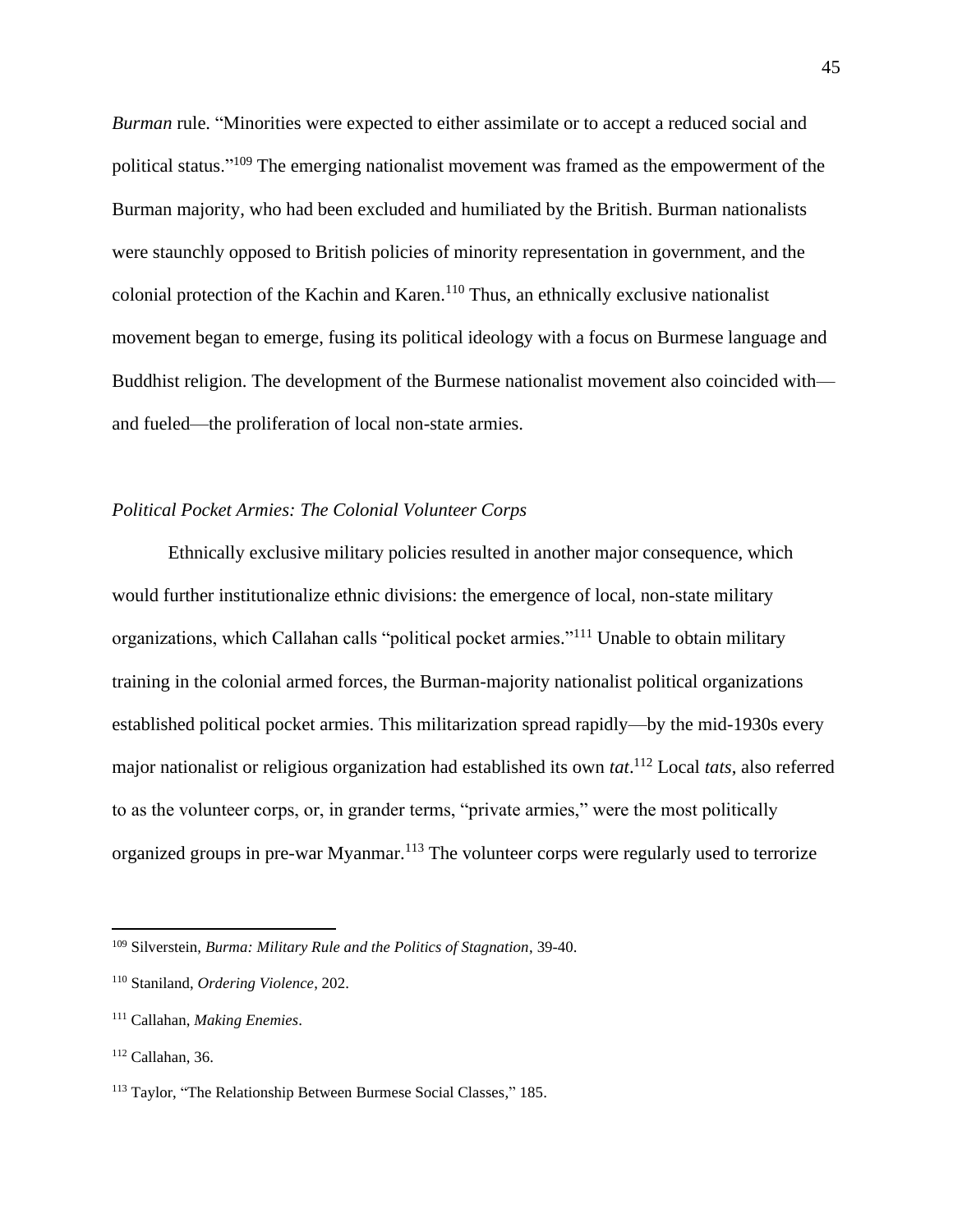*Burman* rule. "Minorities were expected to either assimilate or to accept a reduced social and political status."[109] The emerging nationalist movement was framed as the empowerment of the Burman majority, who had been excluded and humiliated by the British. Burman nationalists were staunchly opposed to British policies of minority representation in government, and the colonial protection of the Kachin and Karen.[110] Thus, an ethnically exclusive nationalist movement began to emerge, fusing its political ideology with a focus on Burmese language and Buddhist religion. The development of the Burmese nationalist movement also coincided with—and fueled—the proliferation of local non-state armies.

*Political Pocket Armies: The Colonial Volunteer Corps*

Ethnically exclusive military policies resulted in another major consequence, which would further institutionalize ethnic divisions: the emergence of local, non-state military organizations, which Callahan calls "political pocket armies."[111] Unable to obtain military training in the colonial armed forces, the Burman-majority nationalist political organizations established political pocket armies. This militarization spread rapidly—by the mid-1930s every major nationalist or religious organization had established its own *tat*.[112] Local *tats*, also referred to as the volunteer corps, or, in grander terms, "private armies," were the most politically organized groups in pre-war Myanmar.[113] The volunteer corps were regularly used to terrorize

---

[109] Silverstein, *Burma: Military Rule and the Politics of Stagnation*, 39-40.

[110] Staniland, *Ordering Violence*, 202.

[111] Callahan, *Making Enemies*.

[112] Callahan, 36.

[113] Taylor, "The Relationship Between Burmese Social Classes," 185.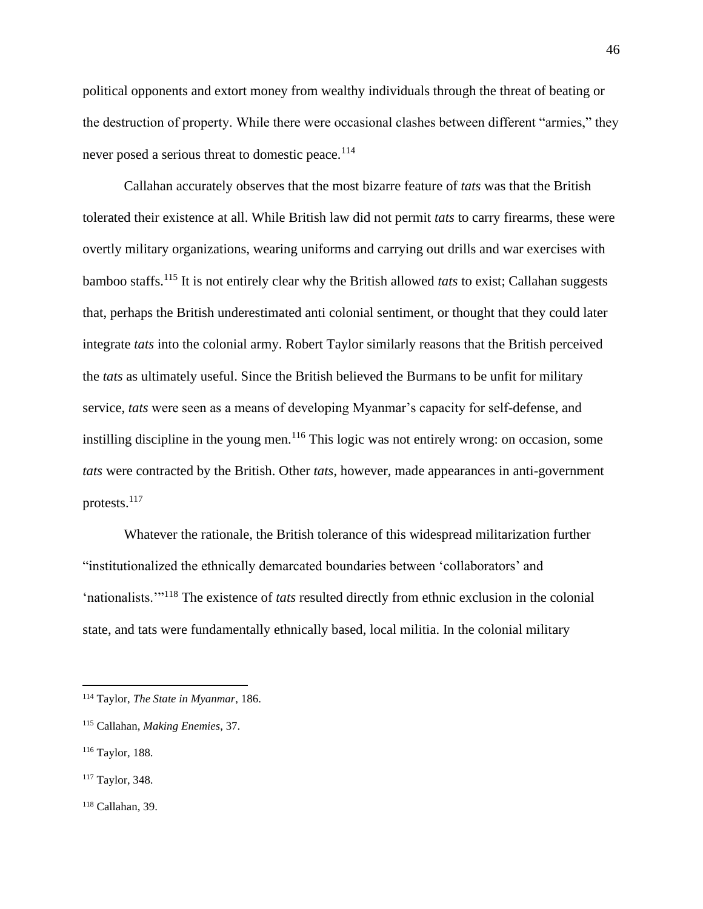political opponents and extort money from wealthy individuals through the threat of beating or the destruction of property. While there were occasional clashes between different "armies," they never posed a serious threat to domestic peace.[114]

Callahan accurately observes that the most bizarre feature of *tats* was that the British tolerated their existence at all. While British law did not permit *tats* to carry firearms, these were overtly military organizations, wearing uniforms and carrying out drills and war exercises with bamboo staffs.[115] It is not entirely clear why the British allowed *tats* to exist; Callahan suggests that, perhaps the British underestimated anti colonial sentiment, or thought that they could later integrate *tats* into the colonial army. Robert Taylor similarly reasons that the British perceived the *tats* as ultimately useful. Since the British believed the Burmans to be unfit for military service, *tats* were seen as a means of developing Myanmar's capacity for self-defense, and instilling discipline in the young men.[116] This logic was not entirely wrong: on occasion, some *tats* were contracted by the British. Other *tats*, however, made appearances in anti-government protests.[117]

Whatever the rationale, the British tolerance of this widespread militarization further "institutionalized the ethnically demarcated boundaries between 'collaborators' and 'nationalists.'"[118] The existence of *tats* resulted directly from ethnic exclusion in the colonial state, and tats were fundamentally ethnically based, local militia. In the colonial military

---

[114] Taylor, *The State in Myanmar*, 186.

[115] Callahan, *Making Enemies*, 37.

[116] Taylor, 188.

[117] Taylor, 348.

[118] Callahan, 39.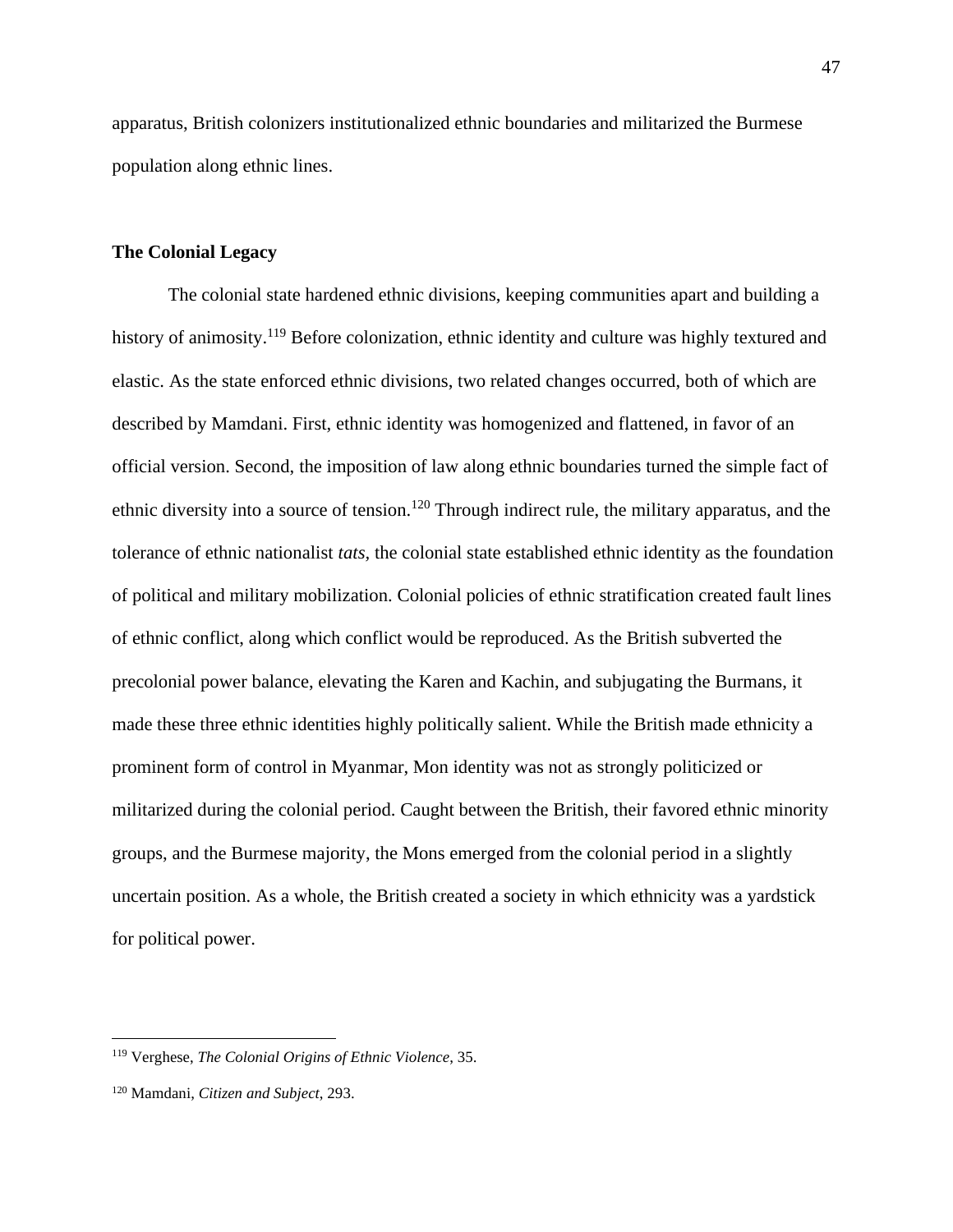apparatus, British colonizers institutionalized ethnic boundaries and militarized the Burmese population along ethnic lines.

### The Colonial Legacy

The colonial state hardened ethnic divisions, keeping communities apart and building a history of animosity.[119] Before colonization, ethnic identity and culture was highly textured and elastic. As the state enforced ethnic divisions, two related changes occurred, both of which are described by Mamdani. First, ethnic identity was homogenized and flattened, in favor of an official version. Second, the imposition of law along ethnic boundaries turned the simple fact of ethnic diversity into a source of tension.[120] Through indirect rule, the military apparatus, and the tolerance of ethnic nationalist *tats*, the colonial state established ethnic identity as the foundation of political and military mobilization. Colonial policies of ethnic stratification created fault lines of ethnic conflict, along which conflict would be reproduced. As the British subverted the precolonial power balance, elevating the Karen and Kachin, and subjugating the Burmans, it made these three ethnic identities highly politically salient. While the British made ethnicity a prominent form of control in Myanmar, Mon identity was not as strongly politicized or militarized during the colonial period. Caught between the British, their favored ethnic minority groups, and the Burmese majority, the Mons emerged from the colonial period in a slightly uncertain position. As a whole, the British created a society in which ethnicity was a yardstick for political power.

---

[119] Verghese, *The Colonial Origins of Ethnic Violence*, 35.

[120] Mamdani, *Citizen and Subject*, 293.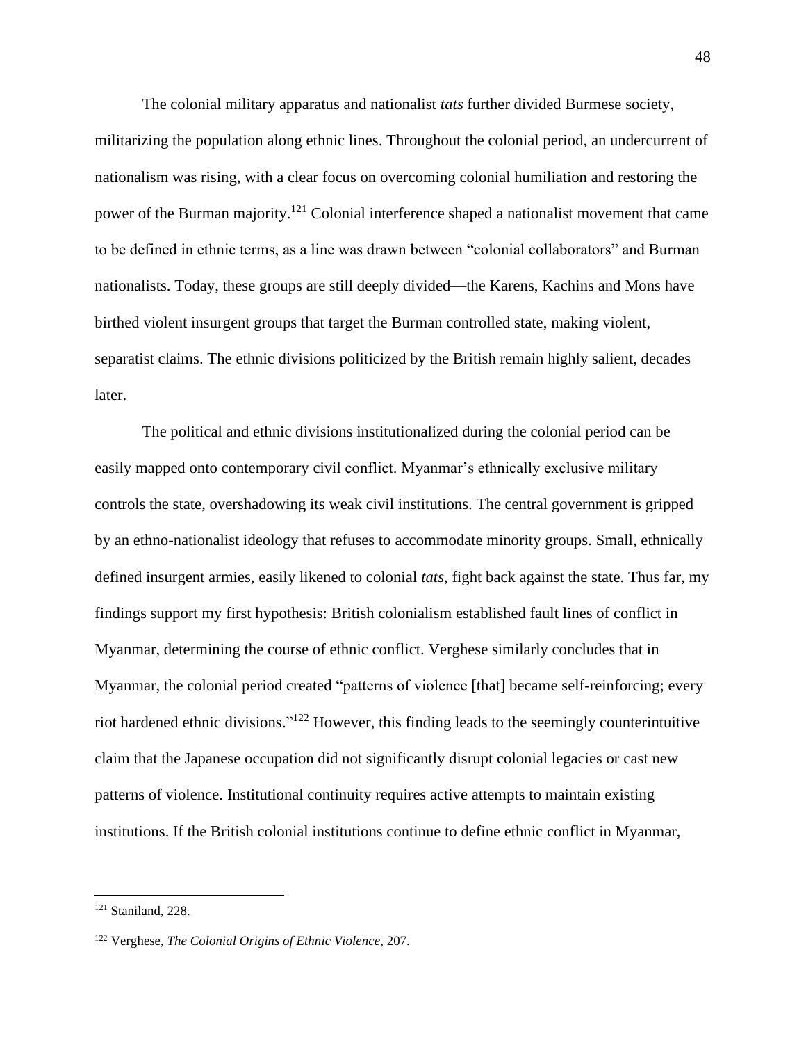The colonial military apparatus and nationalist *tats* further divided Burmese society, militarizing the population along ethnic lines. Throughout the colonial period, an undercurrent of nationalism was rising, with a clear focus on overcoming colonial humiliation and restoring the power of the Burman majority.[121] Colonial interference shaped a nationalist movement that came to be defined in ethnic terms, as a line was drawn between "colonial collaborators" and Burman nationalists. Today, these groups are still deeply divided—the Karens, Kachins and Mons have birthed violent insurgent groups that target the Burman controlled state, making violent, separatist claims. The ethnic divisions politicized by the British remain highly salient, decades later.

The political and ethnic divisions institutionalized during the colonial period can be easily mapped onto contemporary civil conflict. Myanmar's ethnically exclusive military controls the state, overshadowing its weak civil institutions. The central government is gripped by an ethno-nationalist ideology that refuses to accommodate minority groups. Small, ethnically defined insurgent armies, easily likened to colonial *tats*, fight back against the state. Thus far, my findings support my first hypothesis: British colonialism established fault lines of conflict in Myanmar, determining the course of ethnic conflict. Verghese similarly concludes that in Myanmar, the colonial period created "patterns of violence [that] became self-reinforcing; every riot hardened ethnic divisions."[122] However, this finding leads to the seemingly counterintuitive claim that the Japanese occupation did not significantly disrupt colonial legacies or cast new patterns of violence. Institutional continuity requires active attempts to maintain existing institutions. If the British colonial institutions continue to define ethnic conflict in Myanmar,

---

[121] Staniland, 228.

[122] Verghese, *The Colonial Origins of Ethnic Violence*, 207.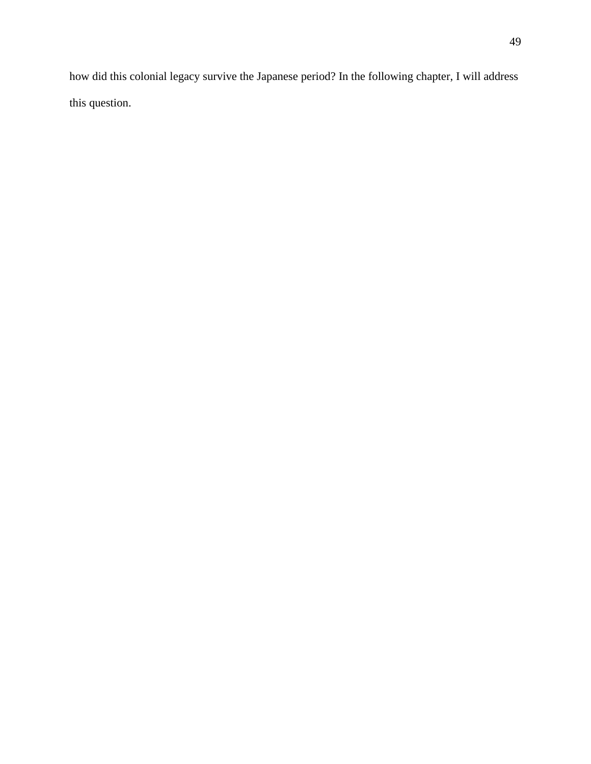how did this colonial legacy survive the Japanese period? In the following chapter, I will address this question.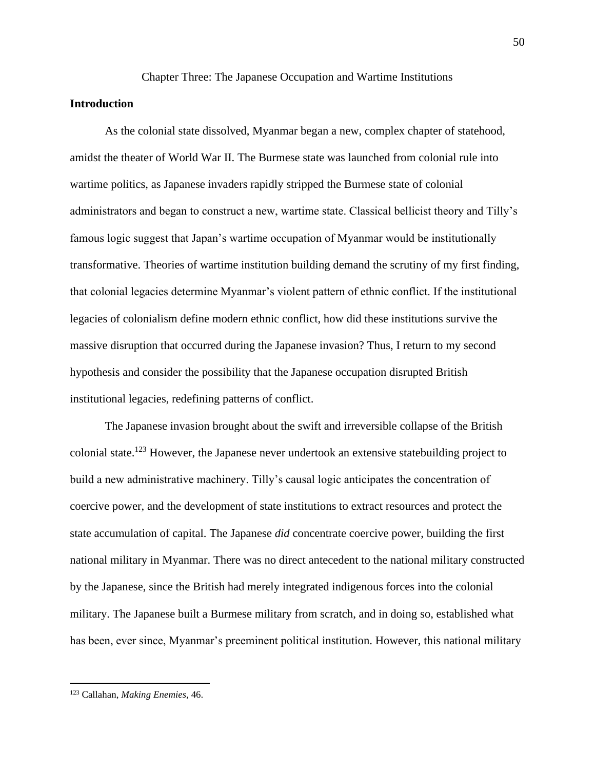# Chapter Three: The Japanese Occupation and Wartime Institutions

## Introduction

As the colonial state dissolved, Myanmar began a new, complex chapter of statehood, amidst the theater of World War II. The Burmese state was launched from colonial rule into wartime politics, as Japanese invaders rapidly stripped the Burmese state of colonial administrators and began to construct a new, wartime state. Classical bellicist theory and Tilly's famous logic suggest that Japan's wartime occupation of Myanmar would be institutionally transformative. Theories of wartime institution building demand the scrutiny of my first finding, that colonial legacies determine Myanmar's violent pattern of ethnic conflict. If the institutional legacies of colonialism define modern ethnic conflict, how did these institutions survive the massive disruption that occurred during the Japanese invasion? Thus, I return to my second hypothesis and consider the possibility that the Japanese occupation disrupted British institutional legacies, redefining patterns of conflict.

The Japanese invasion brought about the swift and irreversible collapse of the British colonial state.[123] However, the Japanese never undertook an extensive statebuilding project to build a new administrative machinery. Tilly's causal logic anticipates the concentration of coercive power, and the development of state institutions to extract resources and protect the state accumulation of capital. The Japanese *did* concentrate coercive power, building the first national military in Myanmar. There was no direct antecedent to the national military constructed by the Japanese, since the British had merely integrated indigenous forces into the colonial military. The Japanese built a Burmese military from scratch, and in doing so, established what has been, ever since, Myanmar's preeminent political institution. However, this national military

[123] Callahan, *Making Enemies*, 46.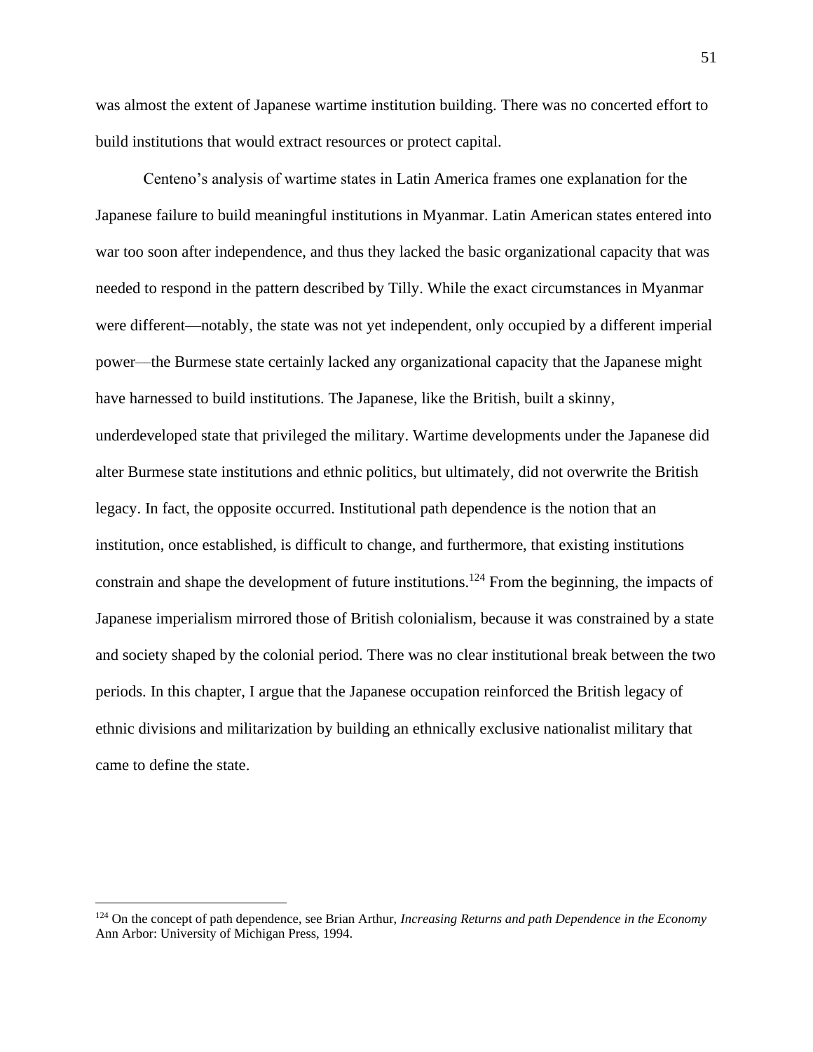was almost the extent of Japanese wartime institution building. There was no concerted effort to build institutions that would extract resources or protect capital.

Centeno's analysis of wartime states in Latin America frames one explanation for the Japanese failure to build meaningful institutions in Myanmar. Latin American states entered into war too soon after independence, and thus they lacked the basic organizational capacity that was needed to respond in the pattern described by Tilly. While the exact circumstances in Myanmar were different—notably, the state was not yet independent, only occupied by a different imperial power—the Burmese state certainly lacked any organizational capacity that the Japanese might have harnessed to build institutions. The Japanese, like the British, built a skinny, underdeveloped state that privileged the military. Wartime developments under the Japanese did alter Burmese state institutions and ethnic politics, but ultimately, did not overwrite the British legacy. In fact, the opposite occurred. Institutional path dependence is the notion that an institution, once established, is difficult to change, and furthermore, that existing institutions constrain and shape the development of future institutions.[124] From the beginning, the impacts of Japanese imperialism mirrored those of British colonialism, because it was constrained by a state and society shaped by the colonial period. There was no clear institutional break between the two periods. In this chapter, I argue that the Japanese occupation reinforced the British legacy of ethnic divisions and militarization by building an ethnically exclusive nationalist military that came to define the state.

---

[124] On the concept of path dependence, see Brian Arthur, *Increasing Returns and path Dependence in the Economy* Ann Arbor: University of Michigan Press, 1994.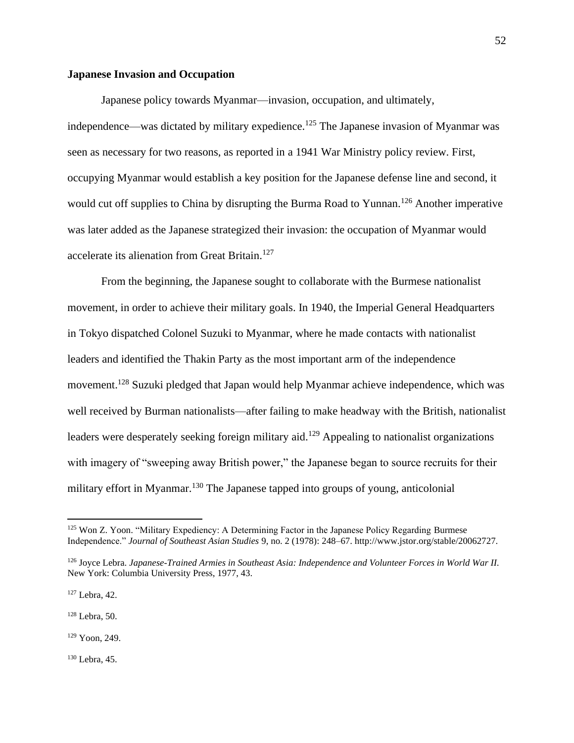### Japanese Invasion and Occupation

Japanese policy towards Myanmar—invasion, occupation, and ultimately, independence—was dictated by military expedience.[125] The Japanese invasion of Myanmar was seen as necessary for two reasons, as reported in a 1941 War Ministry policy review. First, occupying Myanmar would establish a key position for the Japanese defense line and second, it would cut off supplies to China by disrupting the Burma Road to Yunnan.[126] Another imperative was later added as the Japanese strategized their invasion: the occupation of Myanmar would accelerate its alienation from Great Britain.[127]

From the beginning, the Japanese sought to collaborate with the Burmese nationalist movement, in order to achieve their military goals. In 1940, the Imperial General Headquarters in Tokyo dispatched Colonel Suzuki to Myanmar, where he made contacts with nationalist leaders and identified the Thakin Party as the most important arm of the independence movement.[128] Suzuki pledged that Japan would help Myanmar achieve independence, which was well received by Burman nationalists—after failing to make headway with the British, nationalist leaders were desperately seeking foreign military aid.[129] Appealing to nationalist organizations with imagery of "sweeping away British power," the Japanese began to source recruits for their military effort in Myanmar.[130] The Japanese tapped into groups of young, anticolonial

---

[125] Won Z. Yoon. "Military Expediency: A Determining Factor in the Japanese Policy Regarding Burmese Independence." *Journal of Southeast Asian Studies* 9, no. 2 (1978): 248–67. http://www.jstor.org/stable/20062727.

[126] Joyce Lebra. *Japanese-Trained Armies in Southeast Asia: Independence and Volunteer Forces in World War II.* New York: Columbia University Press, 1977, 43.

[127] Lebra, 42.

[128] Lebra, 50.

[129] Yoon, 249.

[130] Lebra, 45.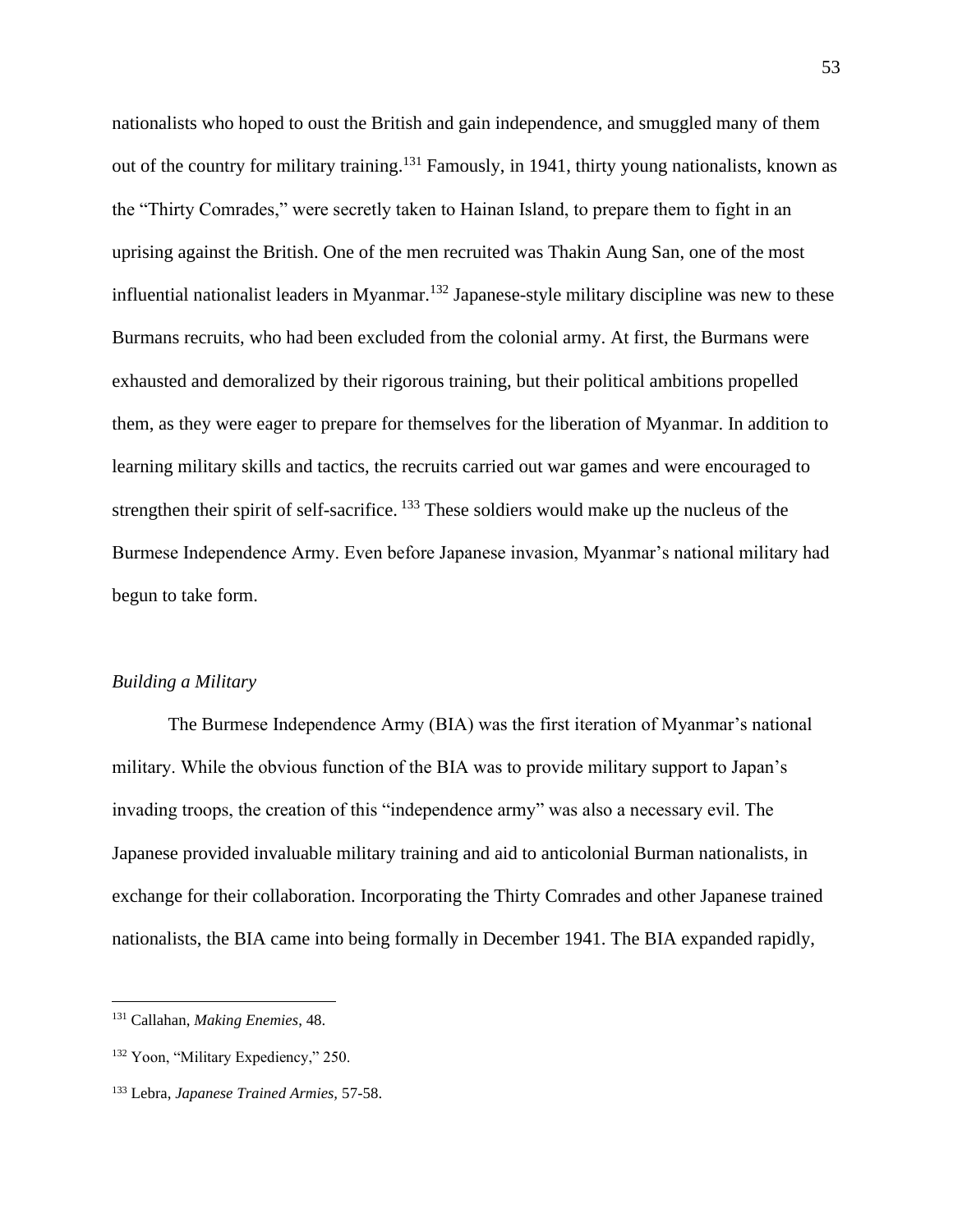nationalists who hoped to oust the British and gain independence, and smuggled many of them out of the country for military training.[131] Famously, in 1941, thirty young nationalists, known as the "Thirty Comrades," were secretly taken to Hainan Island, to prepare them to fight in an uprising against the British. One of the men recruited was Thakin Aung San, one of the most influential nationalist leaders in Myanmar.[132] Japanese-style military discipline was new to these Burmans recruits, who had been excluded from the colonial army. At first, the Burmans were exhausted and demoralized by their rigorous training, but their political ambitions propelled them, as they were eager to prepare for themselves for the liberation of Myanmar. In addition to learning military skills and tactics, the recruits carried out war games and were encouraged to strengthen their spirit of self-sacrifice.[133] These soldiers would make up the nucleus of the Burmese Independence Army. Even before Japanese invasion, Myanmar's national military had begun to take form.

### *Building a Military*

The Burmese Independence Army (BIA) was the first iteration of Myanmar's national military. While the obvious function of the BIA was to provide military support to Japan's invading troops, the creation of this "independence army" was also a necessary evil. The Japanese provided invaluable military training and aid to anticolonial Burman nationalists, in exchange for their collaboration. Incorporating the Thirty Comrades and other Japanese trained nationalists, the BIA came into being formally in December 1941. The BIA expanded rapidly,

---

[131] Callahan, *Making Enemies*, 48.

[132] Yoon, "Military Expediency," 250.

[133] Lebra, *Japanese Trained Armies,* 57-58.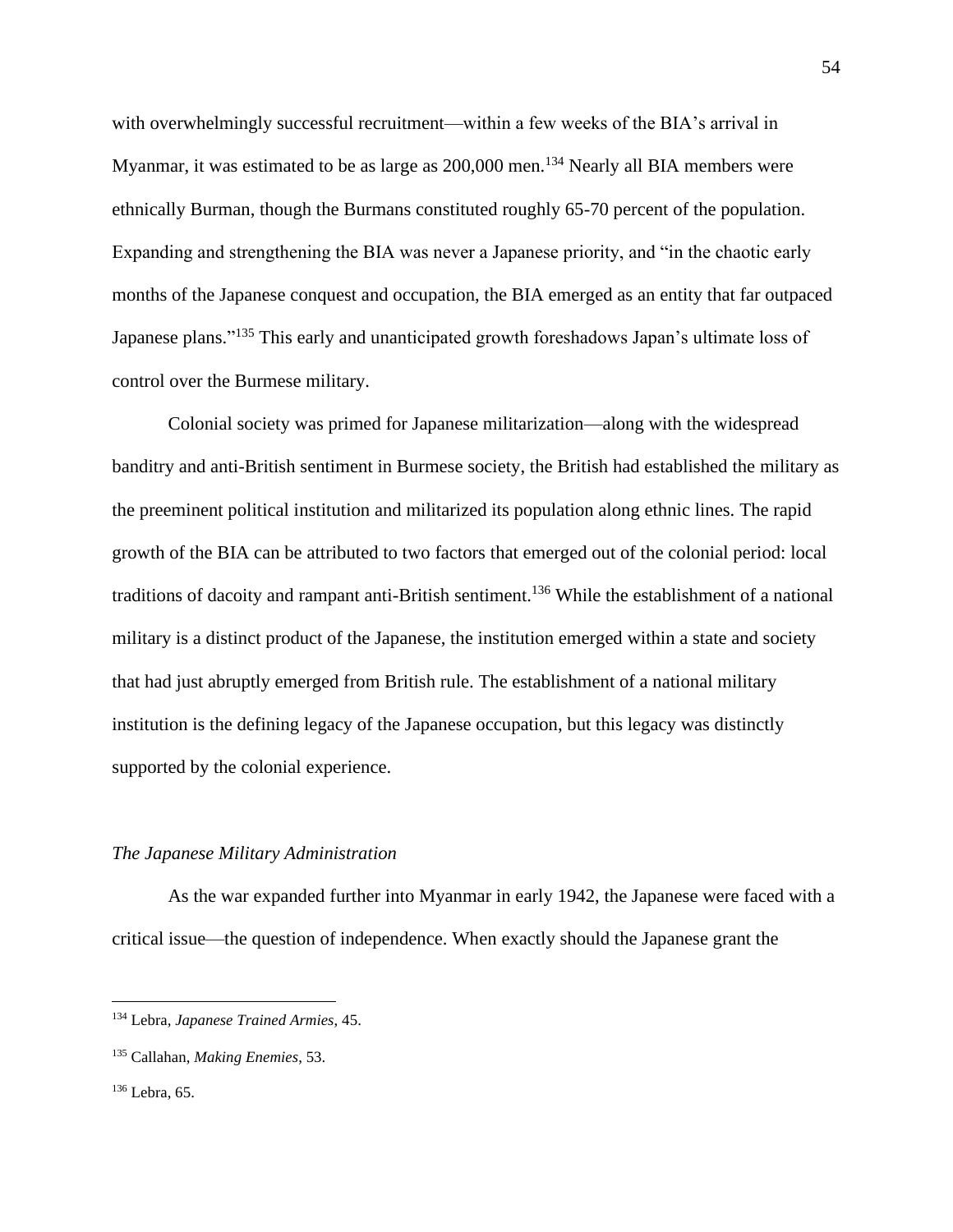with overwhelmingly successful recruitment—within a few weeks of the BIA's arrival in Myanmar, it was estimated to be as large as 200,000 men.[134] Nearly all BIA members were ethnically Burman, though the Burmans constituted roughly 65-70 percent of the population. Expanding and strengthening the BIA was never a Japanese priority, and "in the chaotic early months of the Japanese conquest and occupation, the BIA emerged as an entity that far outpaced Japanese plans."[135] This early and unanticipated growth foreshadows Japan's ultimate loss of control over the Burmese military.

Colonial society was primed for Japanese militarization—along with the widespread banditry and anti-British sentiment in Burmese society, the British had established the military as the preeminent political institution and militarized its population along ethnic lines. The rapid growth of the BIA can be attributed to two factors that emerged out of the colonial period: local traditions of dacoity and rampant anti-British sentiment.[136] While the establishment of a national military is a distinct product of the Japanese, the institution emerged within a state and society that had just abruptly emerged from British rule. The establishment of a national military institution is the defining legacy of the Japanese occupation, but this legacy was distinctly supported by the colonial experience.

### *The Japanese Military Administration*

As the war expanded further into Myanmar in early 1942, the Japanese were faced with a critical issue—the question of independence. When exactly should the Japanese grant the

---

[134] Lebra, *Japanese Trained Armies,* 45.

[135] Callahan, *Making Enemies*, 53.

[136] Lebra, 65.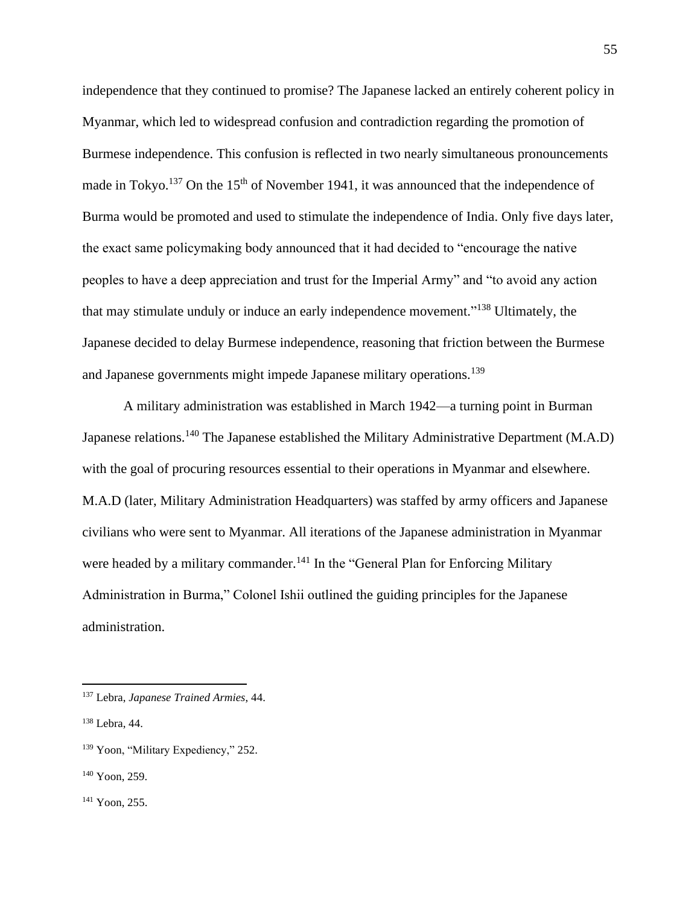independence that they continued to promise? The Japanese lacked an entirely coherent policy in Myanmar, which led to widespread confusion and contradiction regarding the promotion of Burmese independence. This confusion is reflected in two nearly simultaneous pronouncements made in Tokyo.[137] On the 15th of November 1941, it was announced that the independence of Burma would be promoted and used to stimulate the independence of India. Only five days later, the exact same policymaking body announced that it had decided to "encourage the native peoples to have a deep appreciation and trust for the Imperial Army" and "to avoid any action that may stimulate unduly or induce an early independence movement."[138] Ultimately, the Japanese decided to delay Burmese independence, reasoning that friction between the Burmese and Japanese governments might impede Japanese military operations.[139]

A military administration was established in March 1942—a turning point in Burman Japanese relations.[140] The Japanese established the Military Administrative Department (M.A.D) with the goal of procuring resources essential to their operations in Myanmar and elsewhere. M.A.D (later, Military Administration Headquarters) was staffed by army officers and Japanese civilians who were sent to Myanmar. All iterations of the Japanese administration in Myanmar were headed by a military commander.[141] In the "General Plan for Enforcing Military Administration in Burma," Colonel Ishii outlined the guiding principles for the Japanese administration.

---

[137] Lebra, *Japanese Trained Armies*, 44.

[138] Lebra, 44.

[139] Yoon, "Military Expediency," 252.

[140] Yoon, 259.

[141] Yoon, 255.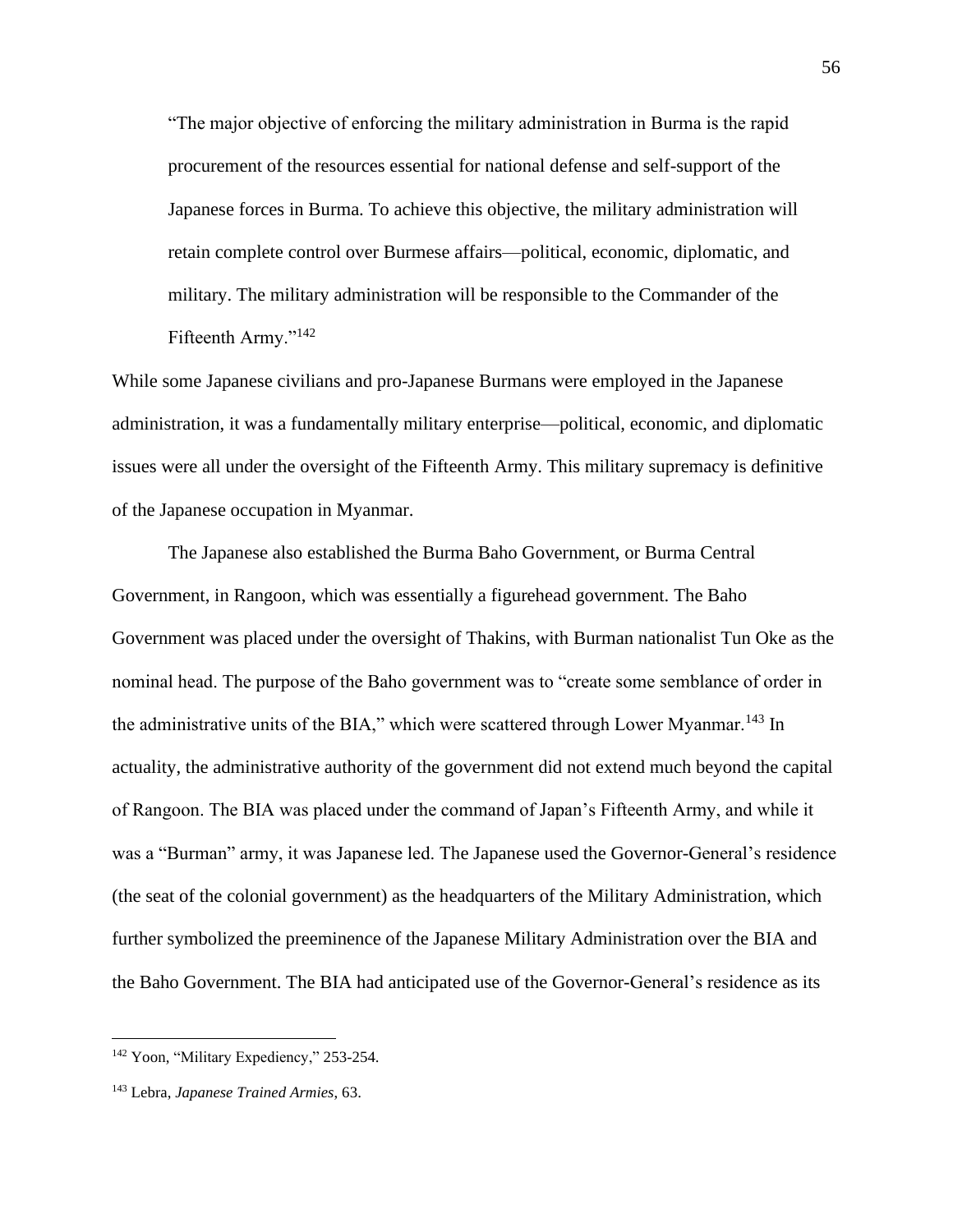> "The major objective of enforcing the military administration in Burma is the rapid procurement of the resources essential for national defense and self-support of the Japanese forces in Burma. To achieve this objective, the military administration will retain complete control over Burmese affairs—political, economic, diplomatic, and military. The military administration will be responsible to the Commander of the Fifteenth Army."[142]

While some Japanese civilians and pro-Japanese Burmans were employed in the Japanese administration, it was a fundamentally military enterprise—political, economic, and diplomatic issues were all under the oversight of the Fifteenth Army. This military supremacy is definitive of the Japanese occupation in Myanmar.

The Japanese also established the Burma Baho Government, or Burma Central Government, in Rangoon, which was essentially a figurehead government. The Baho Government was placed under the oversight of Thakins, with Burman nationalist Tun Oke as the nominal head. The purpose of the Baho government was to "create some semblance of order in the administrative units of the BIA," which were scattered through Lower Myanmar.[143] In actuality, the administrative authority of the government did not extend much beyond the capital of Rangoon. The BIA was placed under the command of Japan's Fifteenth Army, and while it was a "Burman" army, it was Japanese led. The Japanese used the Governor-General's residence (the seat of the colonial government) as the headquarters of the Military Administration, which further symbolized the preeminence of the Japanese Military Administration over the BIA and the Baho Government. The BIA had anticipated use of the Governor-General's residence as its

---

[142] Yoon, "Military Expediency," 253-254.

[143] Lebra, *Japanese Trained Armies,* 63.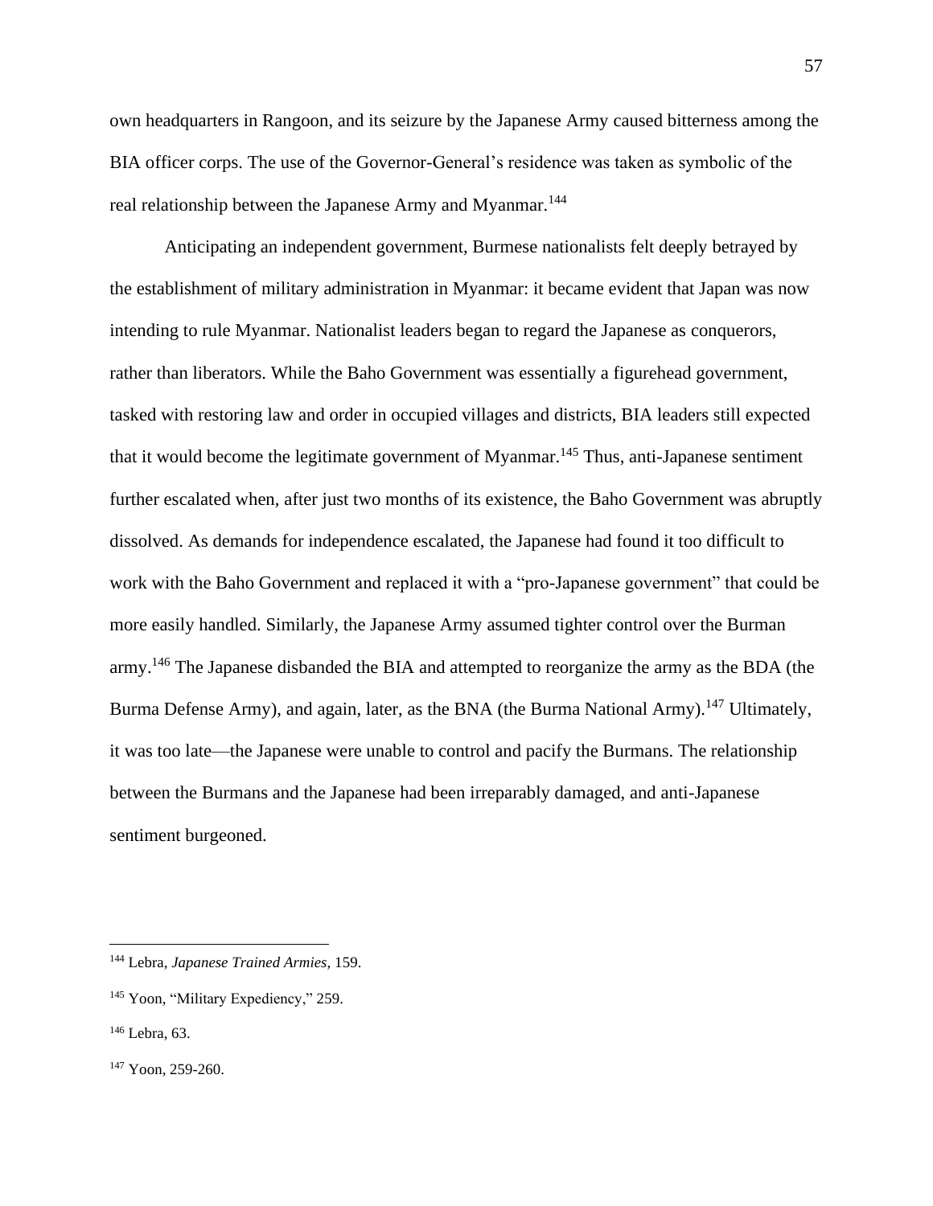own headquarters in Rangoon, and its seizure by the Japanese Army caused bitterness among the BIA officer corps. The use of the Governor-General's residence was taken as symbolic of the real relationship between the Japanese Army and Myanmar.[144]

Anticipating an independent government, Burmese nationalists felt deeply betrayed by the establishment of military administration in Myanmar: it became evident that Japan was now intending to rule Myanmar. Nationalist leaders began to regard the Japanese as conquerors, rather than liberators. While the Baho Government was essentially a figurehead government, tasked with restoring law and order in occupied villages and districts, BIA leaders still expected that it would become the legitimate government of Myanmar.[145] Thus, anti-Japanese sentiment further escalated when, after just two months of its existence, the Baho Government was abruptly dissolved. As demands for independence escalated, the Japanese had found it too difficult to work with the Baho Government and replaced it with a "pro-Japanese government" that could be more easily handled. Similarly, the Japanese Army assumed tighter control over the Burman army.[146] The Japanese disbanded the BIA and attempted to reorganize the army as the BDA (the Burma Defense Army), and again, later, as the BNA (the Burma National Army).[147] Ultimately, it was too late—the Japanese were unable to control and pacify the Burmans. The relationship between the Burmans and the Japanese had been irreparably damaged, and anti-Japanese sentiment burgeoned.

---

[144] Lebra, *Japanese Trained Armies*, 159.

[145] Yoon, "Military Expediency," 259.

[146] Lebra, 63.

[147] Yoon, 259-260.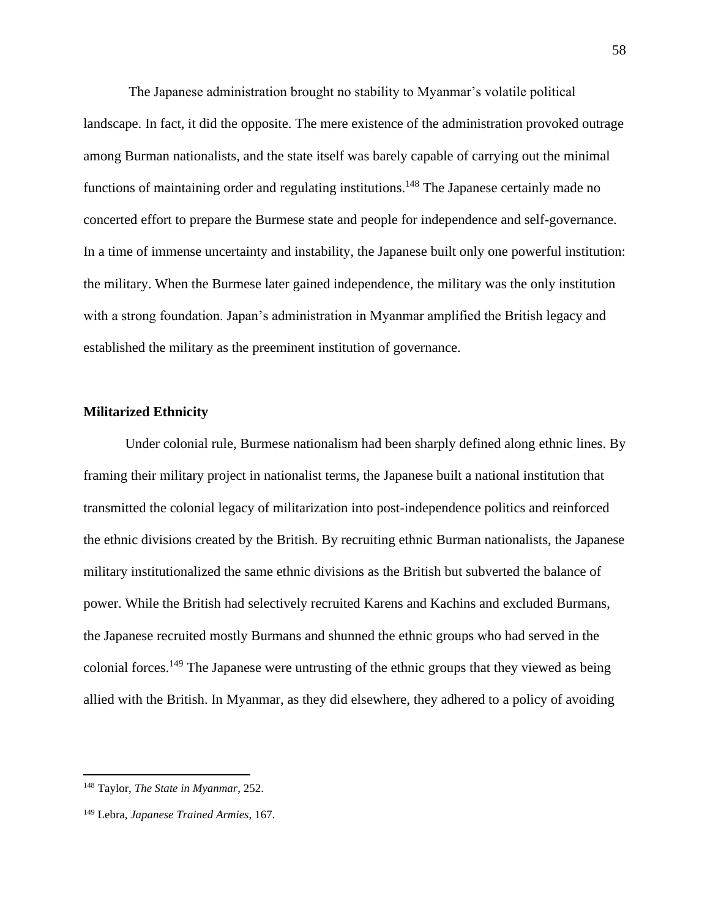The Japanese administration brought no stability to Myanmar's volatile political landscape. In fact, it did the opposite. The mere existence of the administration provoked outrage among Burman nationalists, and the state itself was barely capable of carrying out the minimal functions of maintaining order and regulating institutions.[148] The Japanese certainly made no concerted effort to prepare the Burmese state and people for independence and self-governance. In a time of immense uncertainty and instability, the Japanese built only one powerful institution: the military. When the Burmese later gained independence, the military was the only institution with a strong foundation. Japan's administration in Myanmar amplified the British legacy and established the military as the preeminent institution of governance.

### Militarized Ethnicity

Under colonial rule, Burmese nationalism had been sharply defined along ethnic lines. By framing their military project in nationalist terms, the Japanese built a national institution that transmitted the colonial legacy of militarization into post-independence politics and reinforced the ethnic divisions created by the British. By recruiting ethnic Burman nationalists, the Japanese military institutionalized the same ethnic divisions as the British but subverted the balance of power. While the British had selectively recruited Karens and Kachins and excluded Burmans, the Japanese recruited mostly Burmans and shunned the ethnic groups who had served in the colonial forces.[149] The Japanese were untrusting of the ethnic groups that they viewed as being allied with the British. In Myanmar, as they did elsewhere, they adhered to a policy of avoiding

---

[148] Taylor, *The State in Myanmar*, 252.

[149] Lebra, *Japanese Trained Armies*, 167.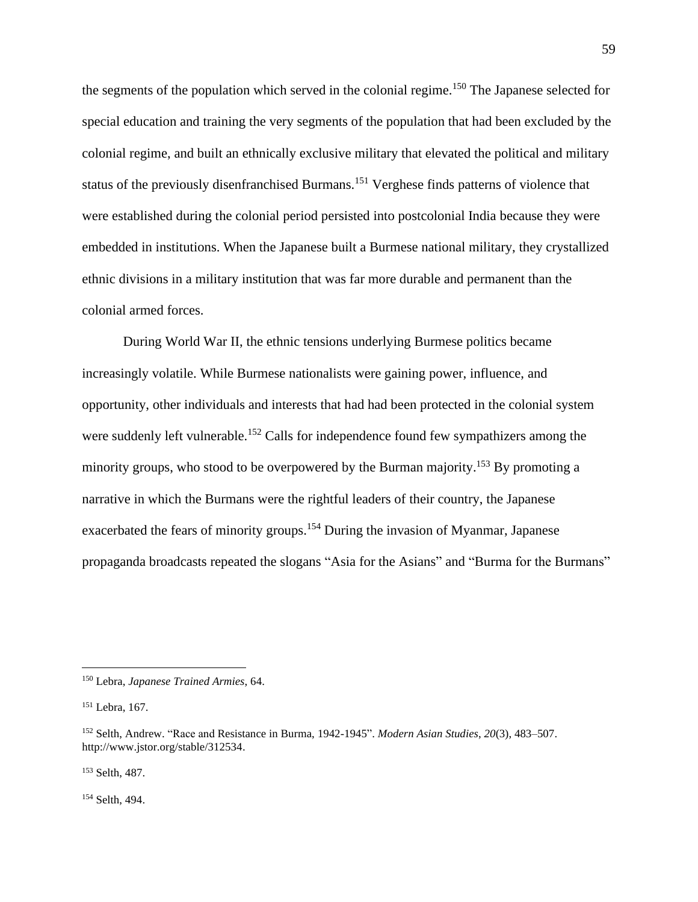the segments of the population which served in the colonial regime.[150] The Japanese selected for special education and training the very segments of the population that had been excluded by the colonial regime, and built an ethnically exclusive military that elevated the political and military status of the previously disenfranchised Burmans.[151] Verghese finds patterns of violence that were established during the colonial period persisted into postcolonial India because they were embedded in institutions. When the Japanese built a Burmese national military, they crystallized ethnic divisions in a military institution that was far more durable and permanent than the colonial armed forces.

During World War II, the ethnic tensions underlying Burmese politics became increasingly volatile. While Burmese nationalists were gaining power, influence, and opportunity, other individuals and interests that had had been protected in the colonial system were suddenly left vulnerable.[152] Calls for independence found few sympathizers among the minority groups, who stood to be overpowered by the Burman majority.[153] By promoting a narrative in which the Burmans were the rightful leaders of their country, the Japanese exacerbated the fears of minority groups.[154] During the invasion of Myanmar, Japanese propaganda broadcasts repeated the slogans "Asia for the Asians" and "Burma for the Burmans"

---

[150] Lebra, *Japanese Trained Armies*, 64.

[151] Lebra, 167.

[152] Selth, Andrew. "Race and Resistance in Burma, 1942-1945". *Modern Asian Studies*, *20*(3), 483–507. http://www.jstor.org/stable/312534.

[153] Selth, 487.

[154] Selth, 494.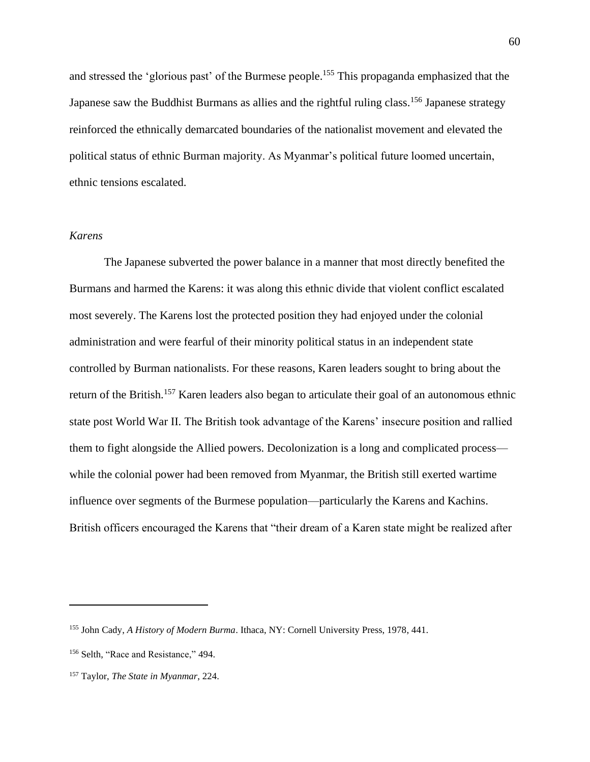and stressed the 'glorious past' of the Burmese people.[155] This propaganda emphasized that the Japanese saw the Buddhist Burmans as allies and the rightful ruling class.[156] Japanese strategy reinforced the ethnically demarcated boundaries of the nationalist movement and elevated the political status of ethnic Burman majority. As Myanmar's political future loomed uncertain, ethnic tensions escalated.

*Karens*

The Japanese subverted the power balance in a manner that most directly benefited the Burmans and harmed the Karens: it was along this ethnic divide that violent conflict escalated most severely. The Karens lost the protected position they had enjoyed under the colonial administration and were fearful of their minority political status in an independent state controlled by Burman nationalists. For these reasons, Karen leaders sought to bring about the return of the British.[157] Karen leaders also began to articulate their goal of an autonomous ethnic state post World War II. The British took advantage of the Karens' insecure position and rallied them to fight alongside the Allied powers. Decolonization is a long and complicated process—while the colonial power had been removed from Myanmar, the British still exerted wartime influence over segments of the Burmese population—particularly the Karens and Kachins. British officers encouraged the Karens that "their dream of a Karen state might be realized after

---

[155] John Cady, *A History of Modern Burma*. Ithaca, NY: Cornell University Press, 1978, 441.

[156] Selth, "Race and Resistance," 494.

[157] Taylor, *The State in Myanmar*, 224.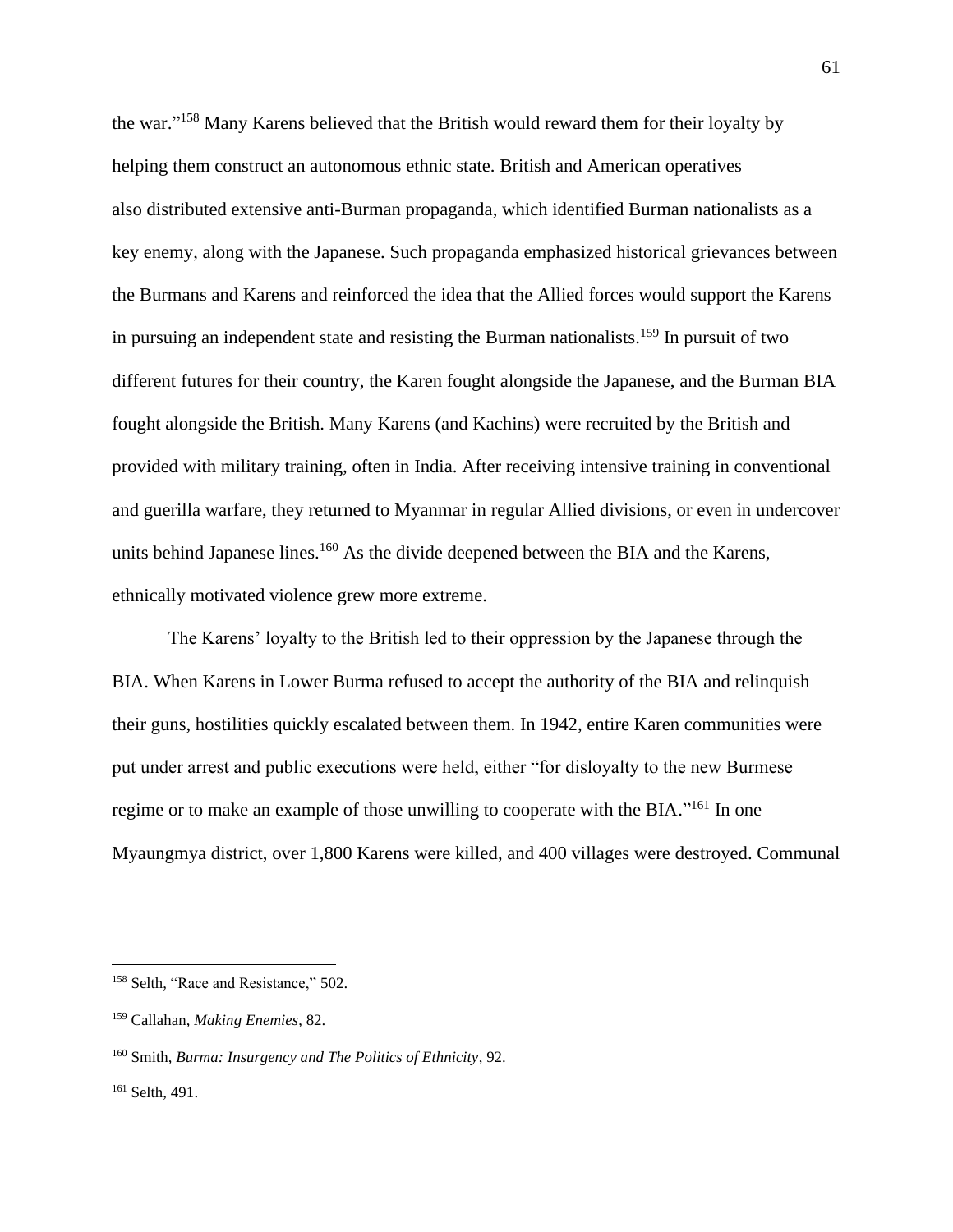the war."[158] Many Karens believed that the British would reward them for their loyalty by helping them construct an autonomous ethnic state. British and American operatives also distributed extensive anti-Burman propaganda, which identified Burman nationalists as a key enemy, along with the Japanese. Such propaganda emphasized historical grievances between the Burmans and Karens and reinforced the idea that the Allied forces would support the Karens in pursuing an independent state and resisting the Burman nationalists.[159] In pursuit of two different futures for their country, the Karen fought alongside the Japanese, and the Burman BIA fought alongside the British. Many Karens (and Kachins) were recruited by the British and provided with military training, often in India. After receiving intensive training in conventional and guerilla warfare, they returned to Myanmar in regular Allied divisions, or even in undercover units behind Japanese lines.[160] As the divide deepened between the BIA and the Karens, ethnically motivated violence grew more extreme.

The Karens' loyalty to the British led to their oppression by the Japanese through the BIA. When Karens in Lower Burma refused to accept the authority of the BIA and relinquish their guns, hostilities quickly escalated between them. In 1942, entire Karen communities were put under arrest and public executions were held, either "for disloyalty to the new Burmese regime or to make an example of those unwilling to cooperate with the BIA."[161] In one Myaungmya district, over 1,800 Karens were killed, and 400 villages were destroyed. Communal

---

[158] Selth, "Race and Resistance," 502.

[159] Callahan, *Making Enemies*, 82.

[160] Smith, *Burma: Insurgency and The Politics of Ethnicity*, 92.

[161] Selth, 491.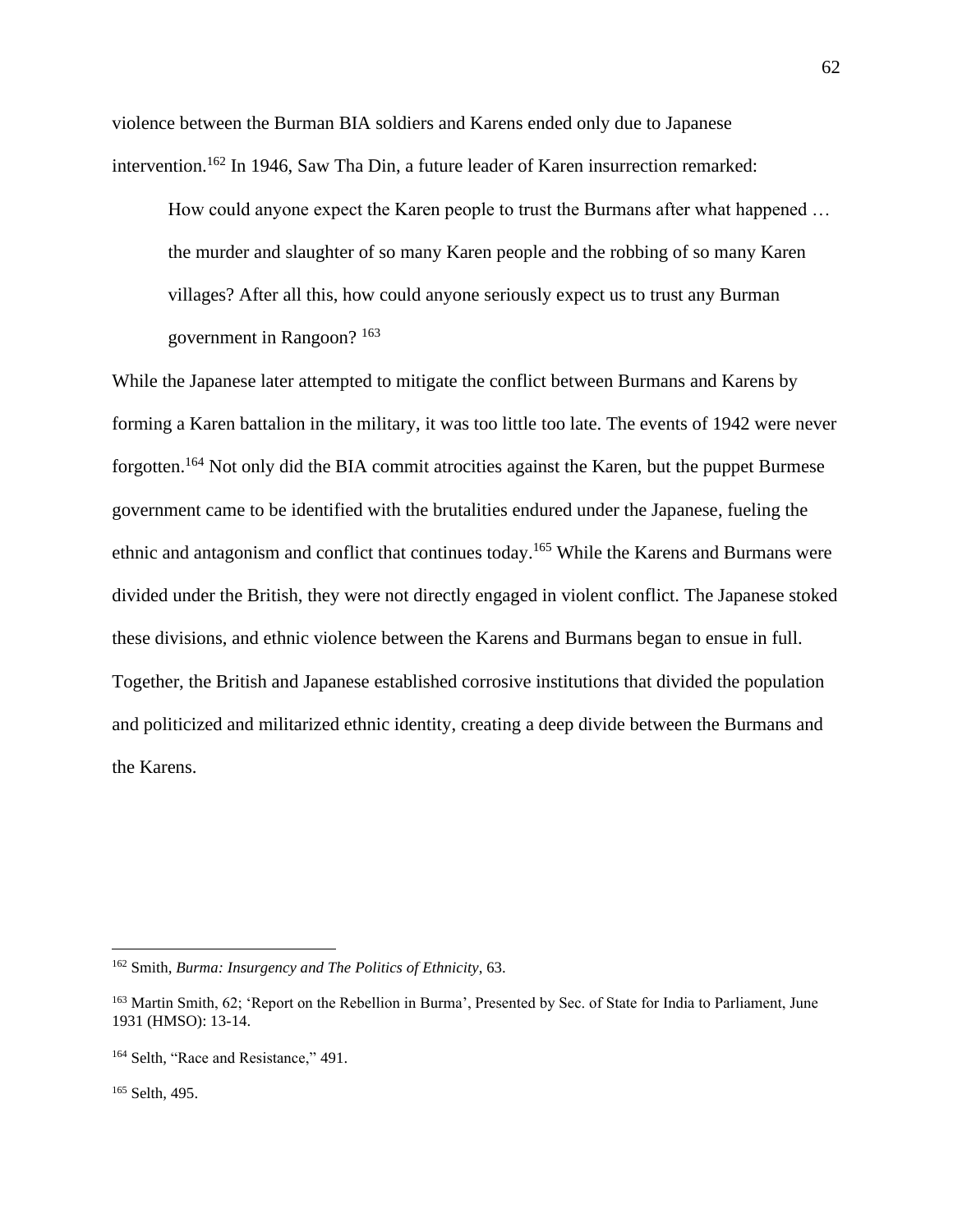violence between the Burman BIA soldiers and Karens ended only due to Japanese intervention.[162] In 1946, Saw Tha Din, a future leader of Karen insurrection remarked:

> How could anyone expect the Karen people to trust the Burmans after what happened … the murder and slaughter of so many Karen people and the robbing of so many Karen villages? After all this, how could anyone seriously expect us to trust any Burman government in Rangoon? [163]

While the Japanese later attempted to mitigate the conflict between Burmans and Karens by forming a Karen battalion in the military, it was too little too late. The events of 1942 were never forgotten.[164] Not only did the BIA commit atrocities against the Karen, but the puppet Burmese government came to be identified with the brutalities endured under the Japanese, fueling the ethnic and antagonism and conflict that continues today.[165] While the Karens and Burmans were divided under the British, they were not directly engaged in violent conflict. The Japanese stoked these divisions, and ethnic violence between the Karens and Burmans began to ensue in full. Together, the British and Japanese established corrosive institutions that divided the population and politicized and militarized ethnic identity, creating a deep divide between the Burmans and the Karens.

---

[162] Smith, *Burma: Insurgency and The Politics of Ethnicity*, 63.

[163] Martin Smith, 62; 'Report on the Rebellion in Burma', Presented by Sec. of State for India to Parliament, June 1931 (HMSO): 13-14.

[164] Selth, "Race and Resistance," 491.

[165] Selth, 495.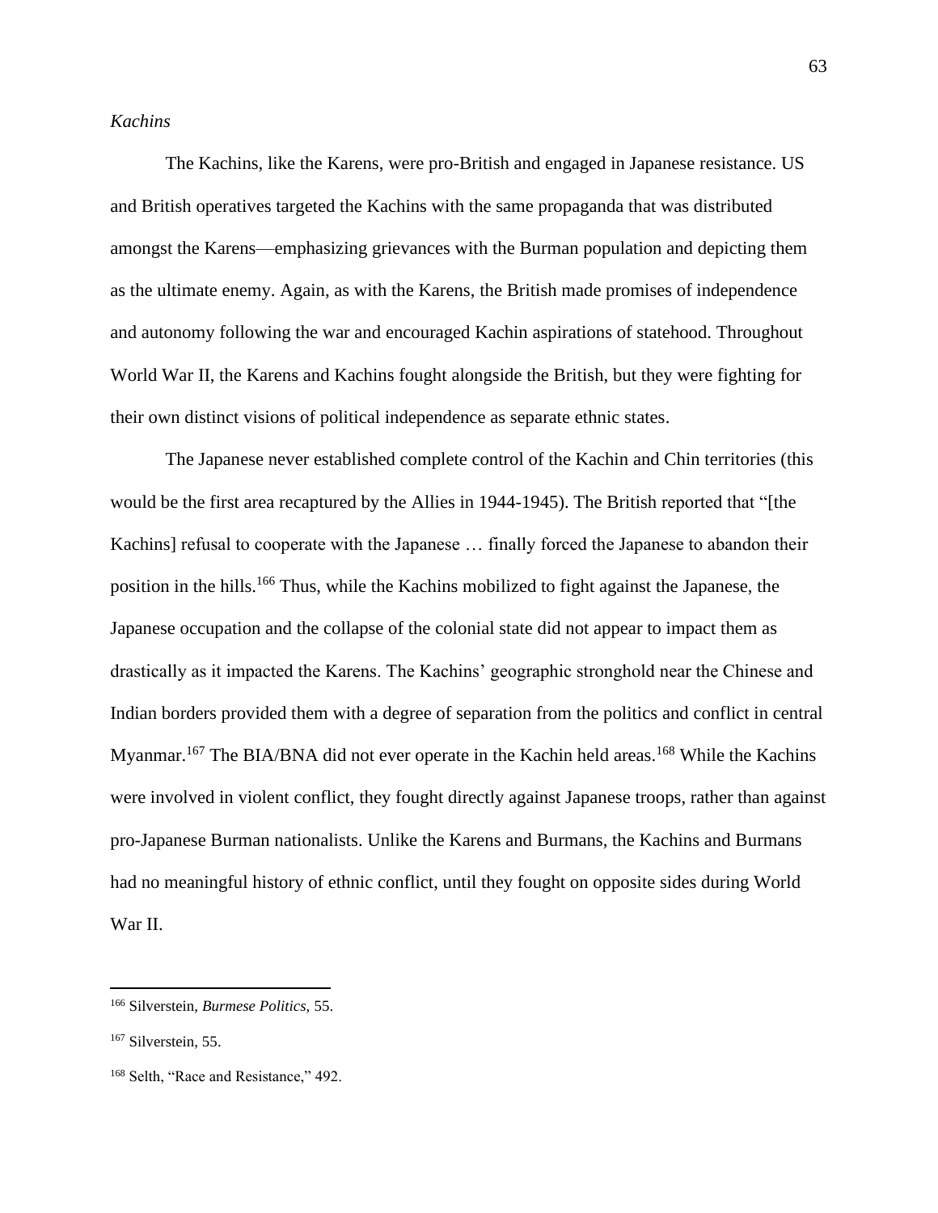*Kachins*

The Kachins, like the Karens, were pro-British and engaged in Japanese resistance. US and British operatives targeted the Kachins with the same propaganda that was distributed amongst the Karens—emphasizing grievances with the Burman population and depicting them as the ultimate enemy. Again, as with the Karens, the British made promises of independence and autonomy following the war and encouraged Kachin aspirations of statehood. Throughout World War II, the Karens and Kachins fought alongside the British, but they were fighting for their own distinct visions of political independence as separate ethnic states.

The Japanese never established complete control of the Kachin and Chin territories (this would be the first area recaptured by the Allies in 1944-1945). The British reported that "[the Kachins] refusal to cooperate with the Japanese … finally forced the Japanese to abandon their position in the hills.[166] Thus, while the Kachins mobilized to fight against the Japanese, the Japanese occupation and the collapse of the colonial state did not appear to impact them as drastically as it impacted the Karens. The Kachins' geographic stronghold near the Chinese and Indian borders provided them with a degree of separation from the politics and conflict in central Myanmar.[167] The BIA/BNA did not ever operate in the Kachin held areas.[168] While the Kachins were involved in violent conflict, they fought directly against Japanese troops, rather than against pro-Japanese Burman nationalists. Unlike the Karens and Burmans, the Kachins and Burmans had no meaningful history of ethnic conflict, until they fought on opposite sides during World War II.

---

[166] Silverstein, *Burmese Politics,* 55.

[167] Silverstein, 55.

[168] Selth, "Race and Resistance," 492.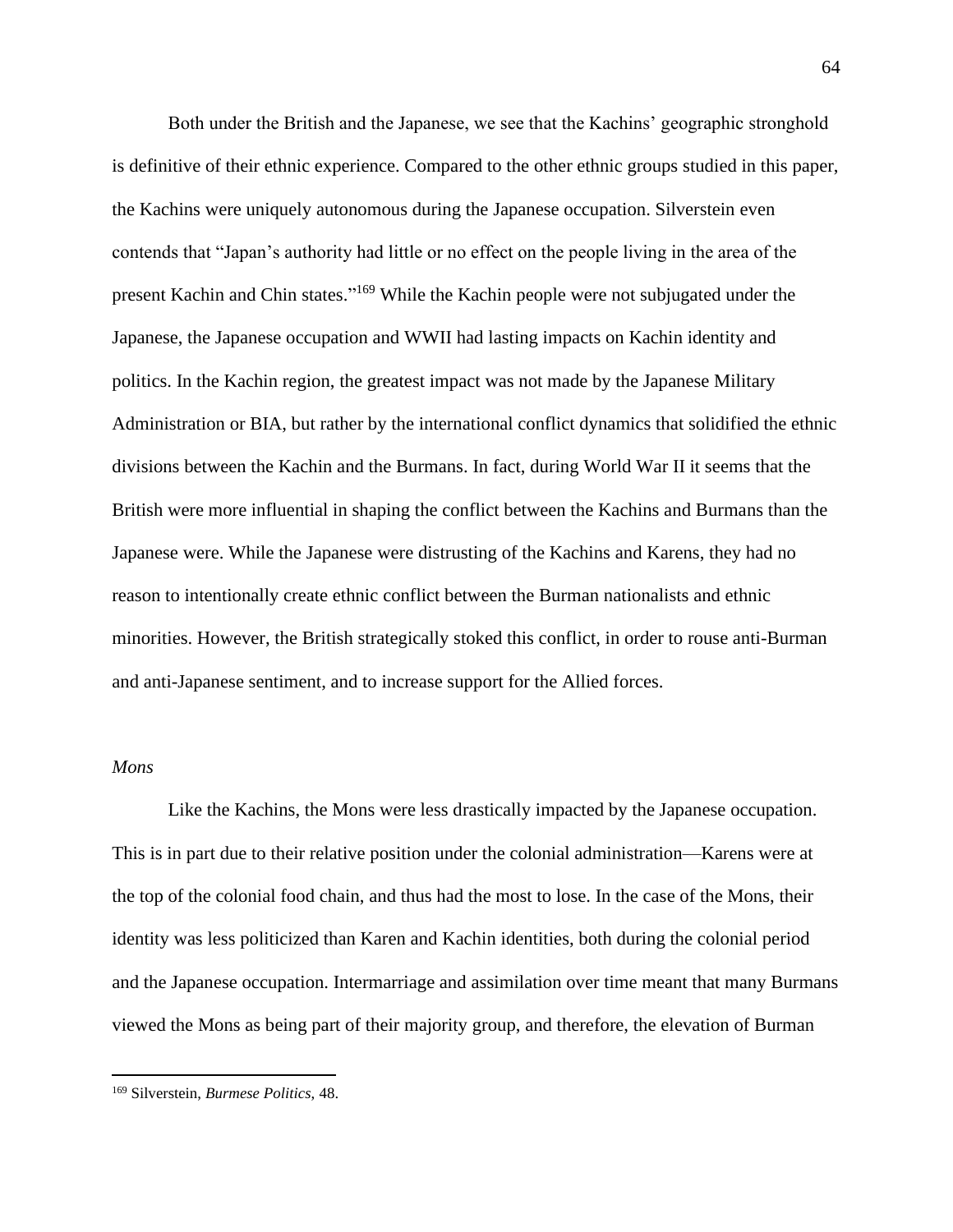Both under the British and the Japanese, we see that the Kachins' geographic stronghold is definitive of their ethnic experience. Compared to the other ethnic groups studied in this paper, the Kachins were uniquely autonomous during the Japanese occupation. Silverstein even contends that "Japan's authority had little or no effect on the people living in the area of the present Kachin and Chin states."[169] While the Kachin people were not subjugated under the Japanese, the Japanese occupation and WWII had lasting impacts on Kachin identity and politics. In the Kachin region, the greatest impact was not made by the Japanese Military Administration or BIA, but rather by the international conflict dynamics that solidified the ethnic divisions between the Kachin and the Burmans. In fact, during World War II it seems that the British were more influential in shaping the conflict between the Kachins and Burmans than the Japanese were. While the Japanese were distrusting of the Kachins and Karens, they had no reason to intentionally create ethnic conflict between the Burman nationalists and ethnic minorities. However, the British strategically stoked this conflict, in order to rouse anti-Burman and anti-Japanese sentiment, and to increase support for the Allied forces.

### *Mons*

Like the Kachins, the Mons were less drastically impacted by the Japanese occupation. This is in part due to their relative position under the colonial administration—Karens were at the top of the colonial food chain, and thus had the most to lose. In the case of the Mons, their identity was less politicized than Karen and Kachin identities, both during the colonial period and the Japanese occupation. Intermarriage and assimilation over time meant that many Burmans viewed the Mons as being part of their majority group, and therefore, the elevation of Burman

[169] Silverstein, *Burmese Politics,* 48.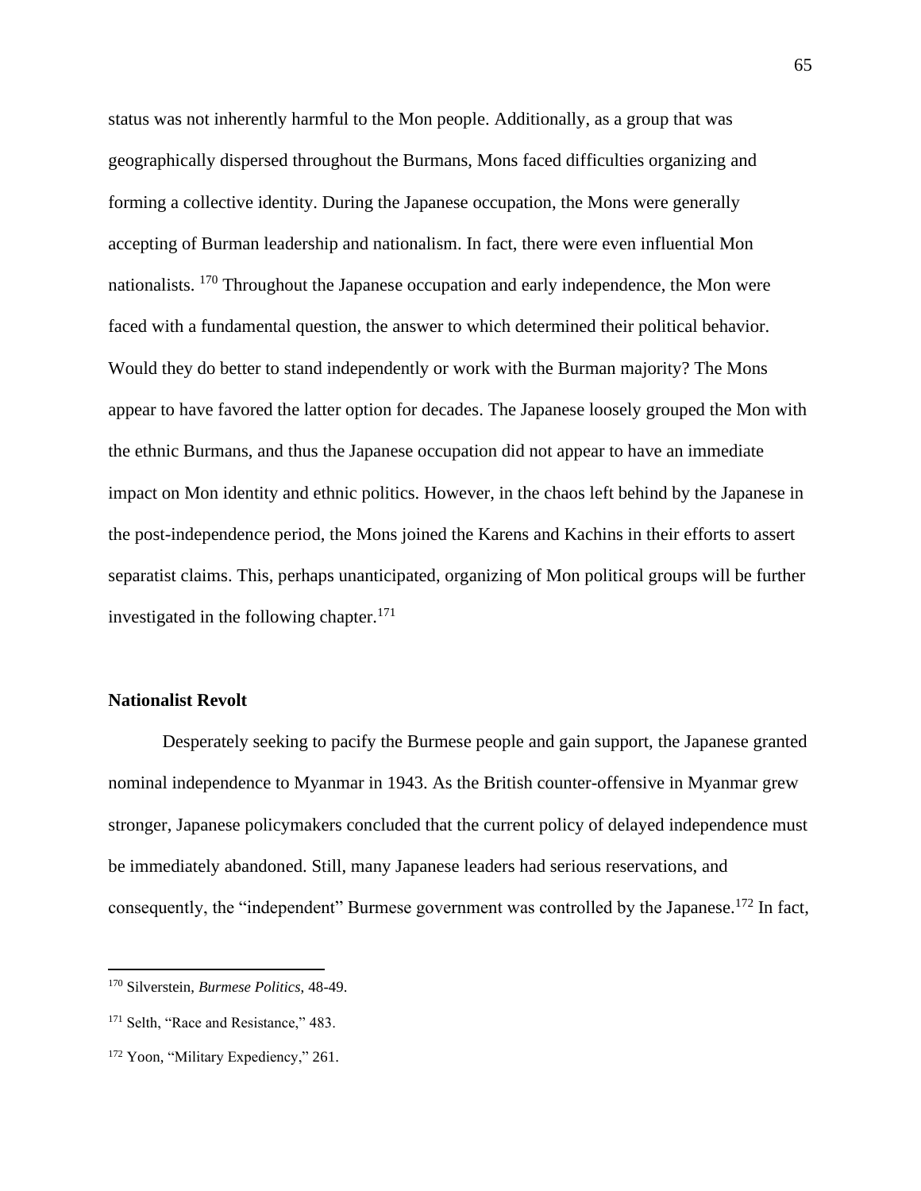status was not inherently harmful to the Mon people. Additionally, as a group that was geographically dispersed throughout the Burmans, Mons faced difficulties organizing and forming a collective identity. During the Japanese occupation, the Mons were generally accepting of Burman leadership and nationalism. In fact, there were even influential Mon nationalists. [170] Throughout the Japanese occupation and early independence, the Mon were faced with a fundamental question, the answer to which determined their political behavior. Would they do better to stand independently or work with the Burman majority? The Mons appear to have favored the latter option for decades. The Japanese loosely grouped the Mon with the ethnic Burmans, and thus the Japanese occupation did not appear to have an immediate impact on Mon identity and ethnic politics. However, in the chaos left behind by the Japanese in the post-independence period, the Mons joined the Karens and Kachins in their efforts to assert separatist claims. This, perhaps unanticipated, organizing of Mon political groups will be further investigated in the following chapter.[171]

### Nationalist Revolt

Desperately seeking to pacify the Burmese people and gain support, the Japanese granted nominal independence to Myanmar in 1943. As the British counter-offensive in Myanmar grew stronger, Japanese policymakers concluded that the current policy of delayed independence must be immediately abandoned. Still, many Japanese leaders had serious reservations, and consequently, the "independent" Burmese government was controlled by the Japanese.[172] In fact,

---

[170] Silverstein, *Burmese Politics,* 48-49.

[171] Selth, "Race and Resistance," 483.

[172] Yoon, "Military Expediency," 261.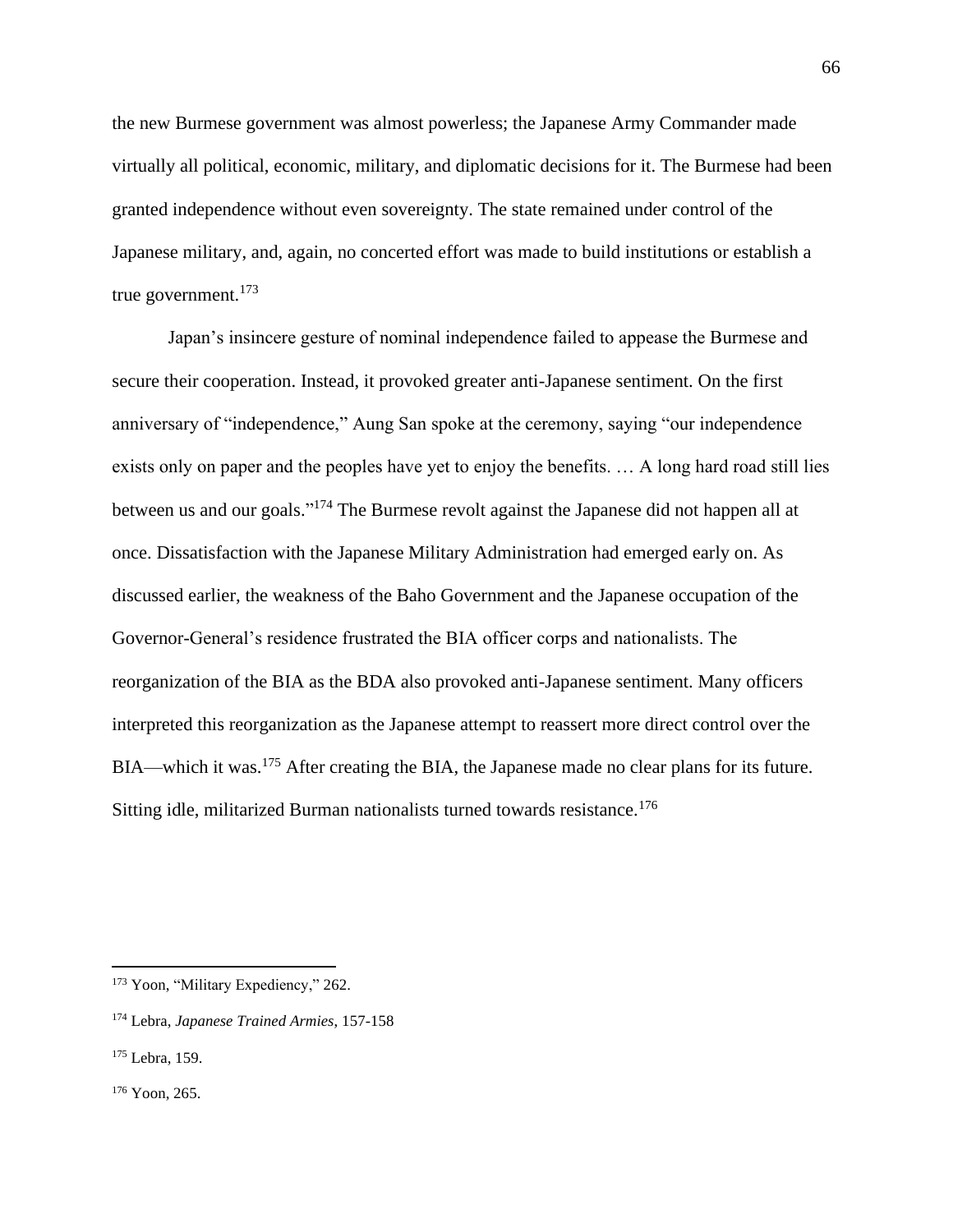the new Burmese government was almost powerless; the Japanese Army Commander made virtually all political, economic, military, and diplomatic decisions for it. The Burmese had been granted independence without even sovereignty. The state remained under control of the Japanese military, and, again, no concerted effort was made to build institutions or establish a true government.[173]

Japan's insincere gesture of nominal independence failed to appease the Burmese and secure their cooperation. Instead, it provoked greater anti-Japanese sentiment. On the first anniversary of "independence," Aung San spoke at the ceremony, saying "our independence exists only on paper and the peoples have yet to enjoy the benefits. … A long hard road still lies between us and our goals."[174] The Burmese revolt against the Japanese did not happen all at once. Dissatisfaction with the Japanese Military Administration had emerged early on. As discussed earlier, the weakness of the Baho Government and the Japanese occupation of the Governor-General's residence frustrated the BIA officer corps and nationalists. The reorganization of the BIA as the BDA also provoked anti-Japanese sentiment. Many officers interpreted this reorganization as the Japanese attempt to reassert more direct control over the BIA—which it was.[175] After creating the BIA, the Japanese made no clear plans for its future. Sitting idle, militarized Burman nationalists turned towards resistance.[176]

---

[173] Yoon, "Military Expediency," 262.

[174] Lebra, *Japanese Trained Armies*, 157-158

[175] Lebra, 159.

[176] Yoon, 265.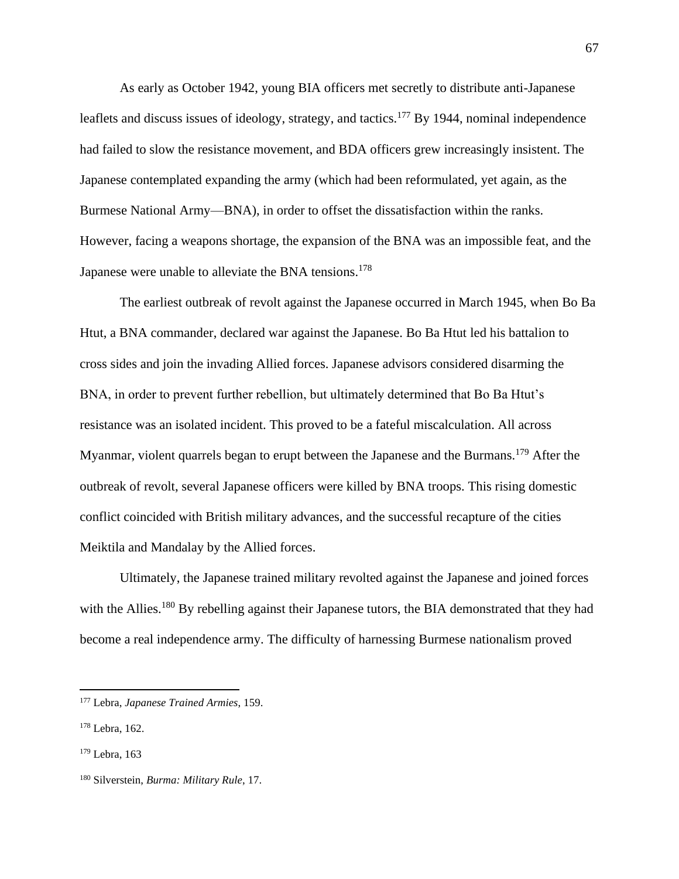As early as October 1942, young BIA officers met secretly to distribute anti-Japanese leaflets and discuss issues of ideology, strategy, and tactics.[177] By 1944, nominal independence had failed to slow the resistance movement, and BDA officers grew increasingly insistent. The Japanese contemplated expanding the army (which had been reformulated, yet again, as the Burmese National Army—BNA), in order to offset the dissatisfaction within the ranks. However, facing a weapons shortage, the expansion of the BNA was an impossible feat, and the Japanese were unable to alleviate the BNA tensions.[178]

The earliest outbreak of revolt against the Japanese occurred in March 1945, when Bo Ba Htut, a BNA commander, declared war against the Japanese. Bo Ba Htut led his battalion to cross sides and join the invading Allied forces. Japanese advisors considered disarming the BNA, in order to prevent further rebellion, but ultimately determined that Bo Ba Htut's resistance was an isolated incident. This proved to be a fateful miscalculation. All across Myanmar, violent quarrels began to erupt between the Japanese and the Burmans.[179] After the outbreak of revolt, several Japanese officers were killed by BNA troops. This rising domestic conflict coincided with British military advances, and the successful recapture of the cities Meiktila and Mandalay by the Allied forces.

Ultimately, the Japanese trained military revolted against the Japanese and joined forces with the Allies.[180] By rebelling against their Japanese tutors, the BIA demonstrated that they had become a real independence army. The difficulty of harnessing Burmese nationalism proved

---

[177] Lebra, *Japanese Trained Armies*, 159.

[178] Lebra, 162.

[179] Lebra, 163

[180] Silverstein, *Burma: Military Rule*, 17.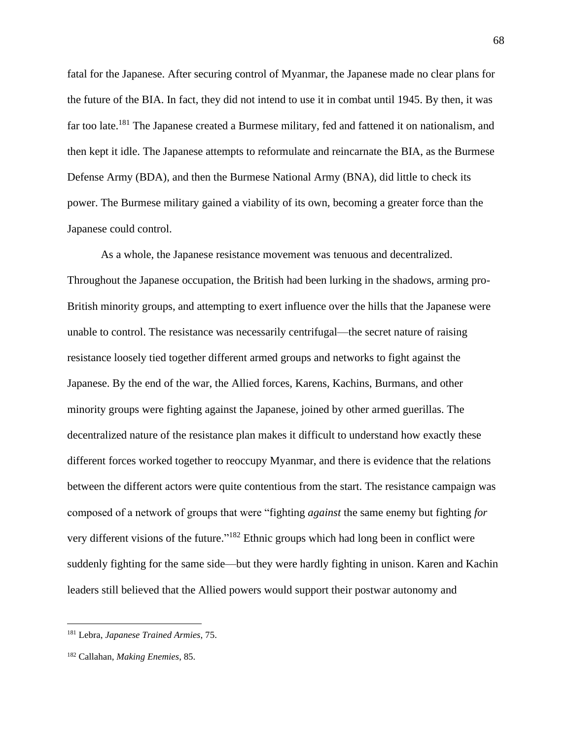fatal for the Japanese. After securing control of Myanmar, the Japanese made no clear plans for the future of the BIA. In fact, they did not intend to use it in combat until 1945. By then, it was far too late.[181] The Japanese created a Burmese military, fed and fattened it on nationalism, and then kept it idle. The Japanese attempts to reformulate and reincarnate the BIA, as the Burmese Defense Army (BDA), and then the Burmese National Army (BNA), did little to check its power. The Burmese military gained a viability of its own, becoming a greater force than the Japanese could control.

As a whole, the Japanese resistance movement was tenuous and decentralized. Throughout the Japanese occupation, the British had been lurking in the shadows, arming pro-British minority groups, and attempting to exert influence over the hills that the Japanese were unable to control. The resistance was necessarily centrifugal—the secret nature of raising resistance loosely tied together different armed groups and networks to fight against the Japanese. By the end of the war, the Allied forces, Karens, Kachins, Burmans, and other minority groups were fighting against the Japanese, joined by other armed guerillas. The decentralized nature of the resistance plan makes it difficult to understand how exactly these different forces worked together to reoccupy Myanmar, and there is evidence that the relations between the different actors were quite contentious from the start. The resistance campaign was composed of a network of groups that were "fighting *against* the same enemy but fighting *for* very different visions of the future."[182] Ethnic groups which had long been in conflict were suddenly fighting for the same side—but they were hardly fighting in unison. Karen and Kachin leaders still believed that the Allied powers would support their postwar autonomy and

---

[181] Lebra, *Japanese Trained Armies*, 75.

[182] Callahan, *Making Enemies*, 85.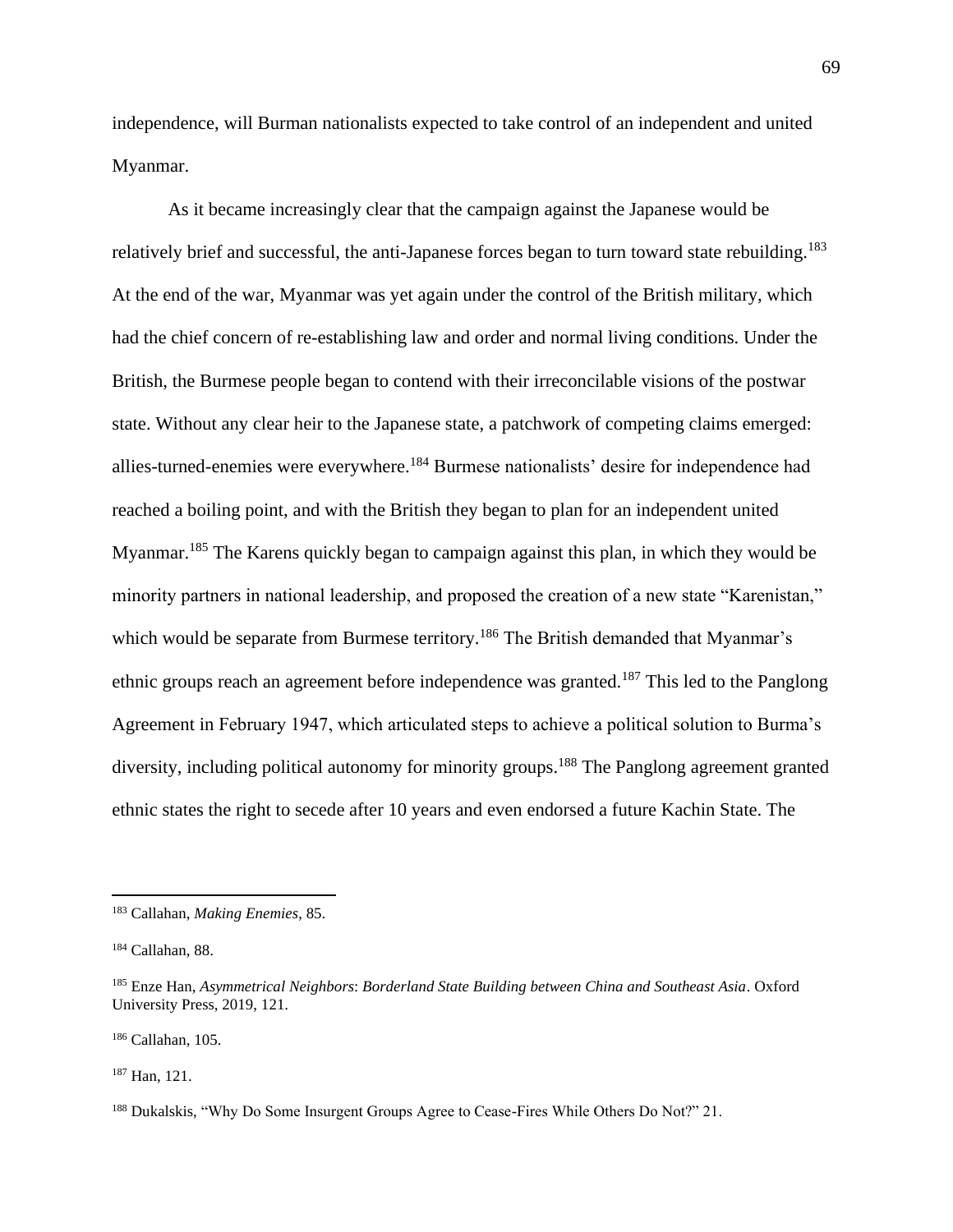independence, will Burman nationalists expected to take control of an independent and united Myanmar.

As it became increasingly clear that the campaign against the Japanese would be relatively brief and successful, the anti-Japanese forces began to turn toward state rebuilding.[183] At the end of the war, Myanmar was yet again under the control of the British military, which had the chief concern of re-establishing law and order and normal living conditions. Under the British, the Burmese people began to contend with their irreconcilable visions of the postwar state. Without any clear heir to the Japanese state, a patchwork of competing claims emerged: allies-turned-enemies were everywhere.[184] Burmese nationalists' desire for independence had reached a boiling point, and with the British they began to plan for an independent united Myanmar.[185] The Karens quickly began to campaign against this plan, in which they would be minority partners in national leadership, and proposed the creation of a new state "Karenistan," which would be separate from Burmese territory.[186] The British demanded that Myanmar's ethnic groups reach an agreement before independence was granted.[187] This led to the Panglong Agreement in February 1947, which articulated steps to achieve a political solution to Burma's diversity, including political autonomy for minority groups.[188] The Panglong agreement granted ethnic states the right to secede after 10 years and even endorsed a future Kachin State. The

---

[183] Callahan, *Making Enemies*, 85.

[184] Callahan, 88.

[185] Enze Han, *Asymmetrical Neighbors*: *Borderland State Building between China and Southeast Asia*. Oxford University Press, 2019, 121.

[186] Callahan, 105.

[187] Han, 121.

[188] Dukalskis, "Why Do Some Insurgent Groups Agree to Cease-Fires While Others Do Not?" 21.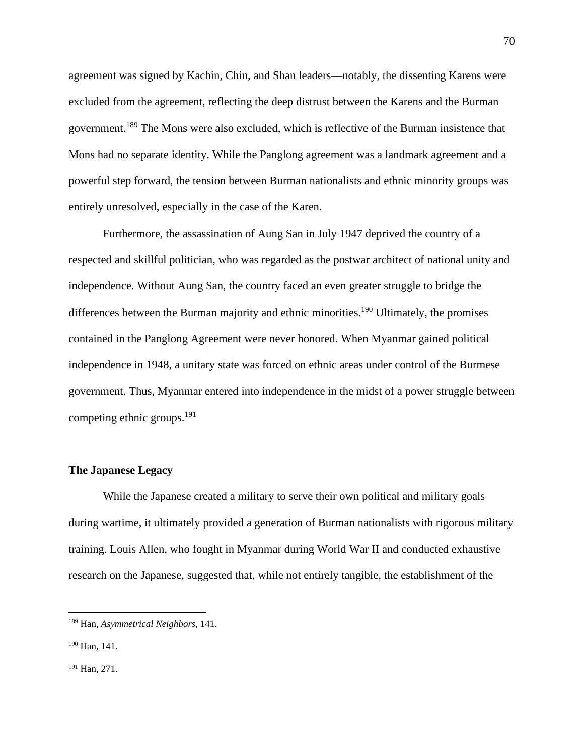agreement was signed by Kachin, Chin, and Shan leaders—notably, the dissenting Karens were excluded from the agreement, reflecting the deep distrust between the Karens and the Burman government.[189] The Mons were also excluded, which is reflective of the Burman insistence that Mons had no separate identity. While the Panglong agreement was a landmark agreement and a powerful step forward, the tension between Burman nationalists and ethnic minority groups was entirely unresolved, especially in the case of the Karen.

Furthermore, the assassination of Aung San in July 1947 deprived the country of a respected and skillful politician, who was regarded as the postwar architect of national unity and independence. Without Aung San, the country faced an even greater struggle to bridge the differences between the Burman majority and ethnic minorities.[190] Ultimately, the promises contained in the Panglong Agreement were never honored. When Myanmar gained political independence in 1948, a unitary state was forced on ethnic areas under control of the Burmese government. Thus, Myanmar entered into independence in the midst of a power struggle between competing ethnic groups.[191]

### The Japanese Legacy

While the Japanese created a military to serve their own political and military goals during wartime, it ultimately provided a generation of Burman nationalists with rigorous military training. Louis Allen, who fought in Myanmar during World War II and conducted exhaustive research on the Japanese, suggested that, while not entirely tangible, the establishment of the

---

[189] Han, *Asymmetrical Neighbors*, 141.

[190] Han, 141.

[191] Han, 271.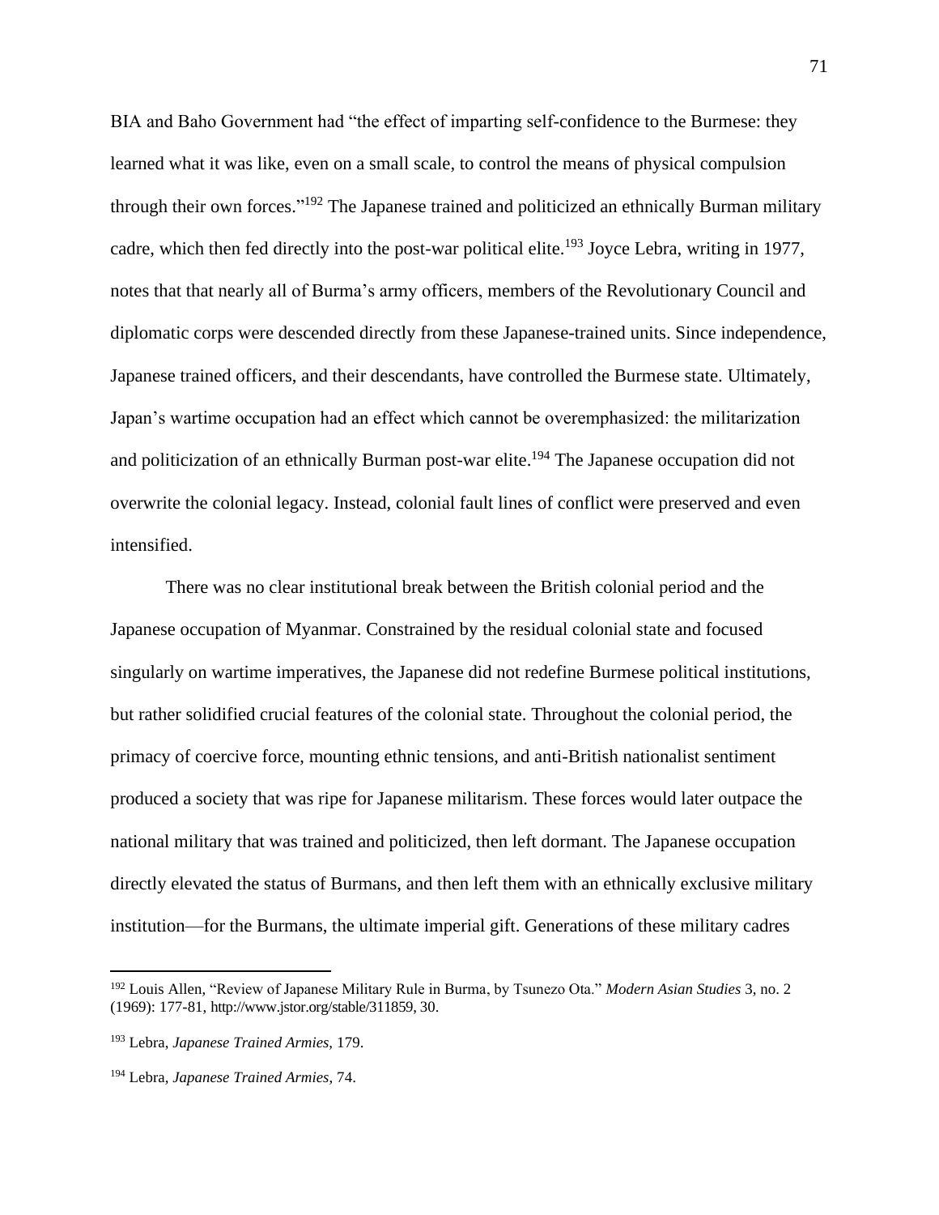BIA and Baho Government had "the effect of imparting self-confidence to the Burmese: they learned what it was like, even on a small scale, to control the means of physical compulsion through their own forces."[192] The Japanese trained and politicized an ethnically Burman military cadre, which then fed directly into the post-war political elite.[193] Joyce Lebra, writing in 1977, notes that that nearly all of Burma's army officers, members of the Revolutionary Council and diplomatic corps were descended directly from these Japanese-trained units. Since independence, Japanese trained officers, and their descendants, have controlled the Burmese state. Ultimately, Japan's wartime occupation had an effect which cannot be overemphasized: the militarization and politicization of an ethnically Burman post-war elite.[194] The Japanese occupation did not overwrite the colonial legacy. Instead, colonial fault lines of conflict were preserved and even intensified.

There was no clear institutional break between the British colonial period and the Japanese occupation of Myanmar. Constrained by the residual colonial state and focused singularly on wartime imperatives, the Japanese did not redefine Burmese political institutions, but rather solidified crucial features of the colonial state. Throughout the colonial period, the primacy of coercive force, mounting ethnic tensions, and anti-British nationalist sentiment produced a society that was ripe for Japanese militarism. These forces would later outpace the national military that was trained and politicized, then left dormant. The Japanese occupation directly elevated the status of Burmans, and then left them with an ethnically exclusive military institution—for the Burmans, the ultimate imperial gift. Generations of these military cadres

---

[192] Louis Allen, "Review of Japanese Military Rule in Burma, by Tsunezo Ota." *Modern Asian Studies* 3, no. 2 (1969): 177-81, http://www.jstor.org/stable/311859, 30.

[193] Lebra, *Japanese Trained Armies,* 179.

[194] Lebra, *Japanese Trained Armies,* 74.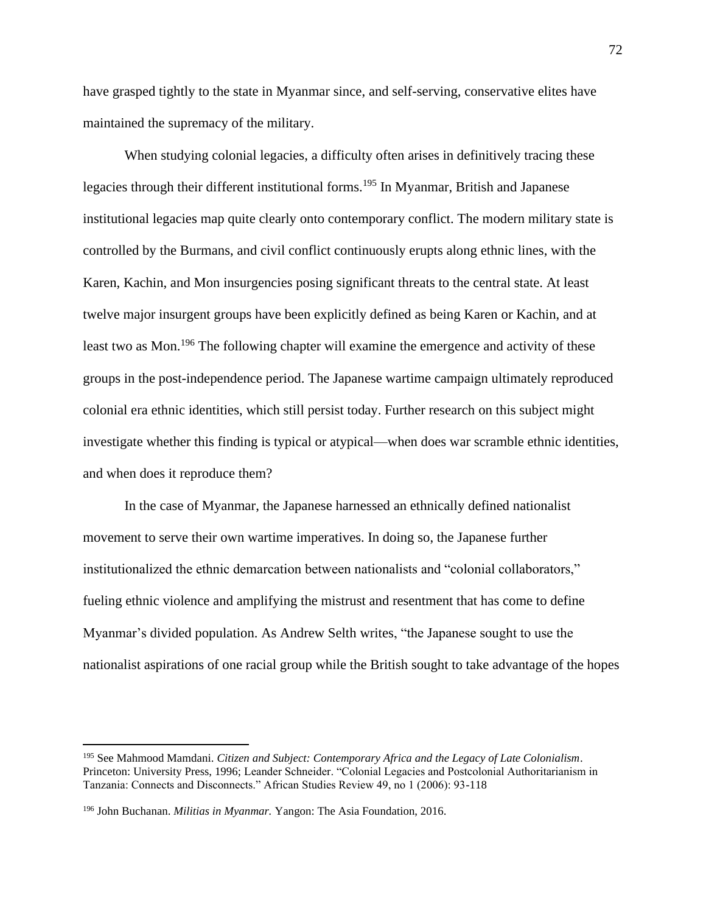have grasped tightly to the state in Myanmar since, and self-serving, conservative elites have maintained the supremacy of the military.

When studying colonial legacies, a difficulty often arises in definitively tracing these legacies through their different institutional forms.[195] In Myanmar, British and Japanese institutional legacies map quite clearly onto contemporary conflict. The modern military state is controlled by the Burmans, and civil conflict continuously erupts along ethnic lines, with the Karen, Kachin, and Mon insurgencies posing significant threats to the central state. At least twelve major insurgent groups have been explicitly defined as being Karen or Kachin, and at least two as Mon.[196] The following chapter will examine the emergence and activity of these groups in the post-independence period. The Japanese wartime campaign ultimately reproduced colonial era ethnic identities, which still persist today. Further research on this subject might investigate whether this finding is typical or atypical—when does war scramble ethnic identities, and when does it reproduce them?

In the case of Myanmar, the Japanese harnessed an ethnically defined nationalist movement to serve their own wartime imperatives. In doing so, the Japanese further institutionalized the ethnic demarcation between nationalists and "colonial collaborators," fueling ethnic violence and amplifying the mistrust and resentment that has come to define Myanmar's divided population. As Andrew Selth writes, "the Japanese sought to use the nationalist aspirations of one racial group while the British sought to take advantage of the hopes

---

[195] See Mahmood Mamdani. *Citizen and Subject: Contemporary Africa and the Legacy of Late Colonialism*. Princeton: University Press, 1996; Leander Schneider. "Colonial Legacies and Postcolonial Authoritarianism in Tanzania: Connects and Disconnects." African Studies Review 49, no 1 (2006): 93-118

[196] John Buchanan. *Militias in Myanmar.* Yangon: The Asia Foundation, 2016.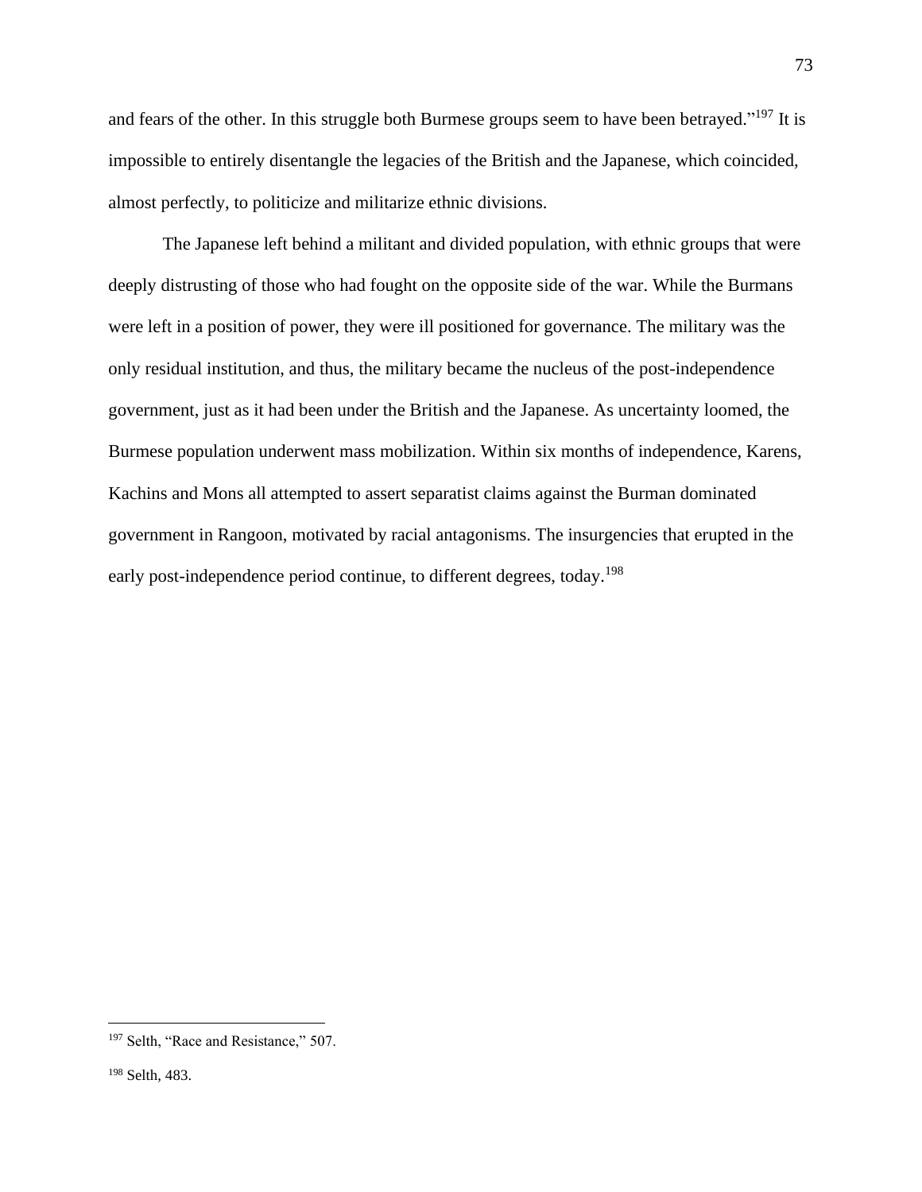and fears of the other. In this struggle both Burmese groups seem to have been betrayed."[197] It is impossible to entirely disentangle the legacies of the British and the Japanese, which coincided, almost perfectly, to politicize and militarize ethnic divisions.

The Japanese left behind a militant and divided population, with ethnic groups that were deeply distrusting of those who had fought on the opposite side of the war. While the Burmans were left in a position of power, they were ill positioned for governance. The military was the only residual institution, and thus, the military became the nucleus of the post-independence government, just as it had been under the British and the Japanese. As uncertainty loomed, the Burmese population underwent mass mobilization. Within six months of independence, Karens, Kachins and Mons all attempted to assert separatist claims against the Burman dominated government in Rangoon, motivated by racial antagonisms. The insurgencies that erupted in the early post-independence period continue, to different degrees, today.[198]

---

[197] Selth, "Race and Resistance," 507.

[198] Selth, 483.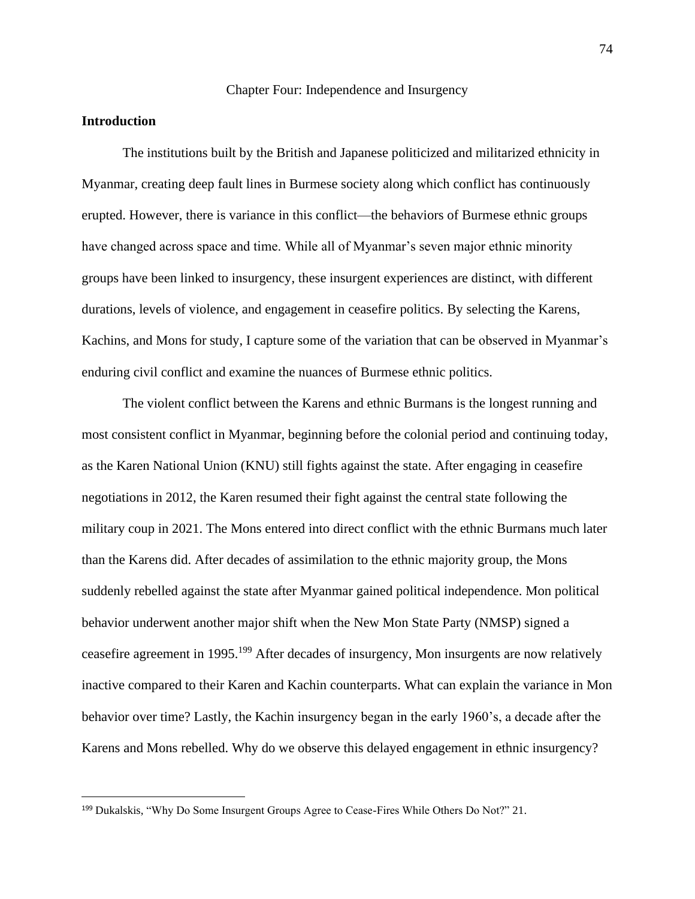# Chapter Four: Independence and Insurgency

## Introduction

The institutions built by the British and Japanese politicized and militarized ethnicity in Myanmar, creating deep fault lines in Burmese society along which conflict has continuously erupted. However, there is variance in this conflict—the behaviors of Burmese ethnic groups have changed across space and time. While all of Myanmar's seven major ethnic minority groups have been linked to insurgency, these insurgent experiences are distinct, with different durations, levels of violence, and engagement in ceasefire politics. By selecting the Karens, Kachins, and Mons for study, I capture some of the variation that can be observed in Myanmar's enduring civil conflict and examine the nuances of Burmese ethnic politics.

The violent conflict between the Karens and ethnic Burmans is the longest running and most consistent conflict in Myanmar, beginning before the colonial period and continuing today, as the Karen National Union (KNU) still fights against the state. After engaging in ceasefire negotiations in 2012, the Karen resumed their fight against the central state following the military coup in 2021. The Mons entered into direct conflict with the ethnic Burmans much later than the Karens did. After decades of assimilation to the ethnic majority group, the Mons suddenly rebelled against the state after Myanmar gained political independence. Mon political behavior underwent another major shift when the New Mon State Party (NMSP) signed a ceasefire agreement in 1995.[199] After decades of insurgency, Mon insurgents are now relatively inactive compared to their Karen and Kachin counterparts. What can explain the variance in Mon behavior over time? Lastly, the Kachin insurgency began in the early 1960's, a decade after the Karens and Mons rebelled. Why do we observe this delayed engagement in ethnic insurgency?

[199] Dukalskis, "Why Do Some Insurgent Groups Agree to Cease-Fires While Others Do Not?" 21.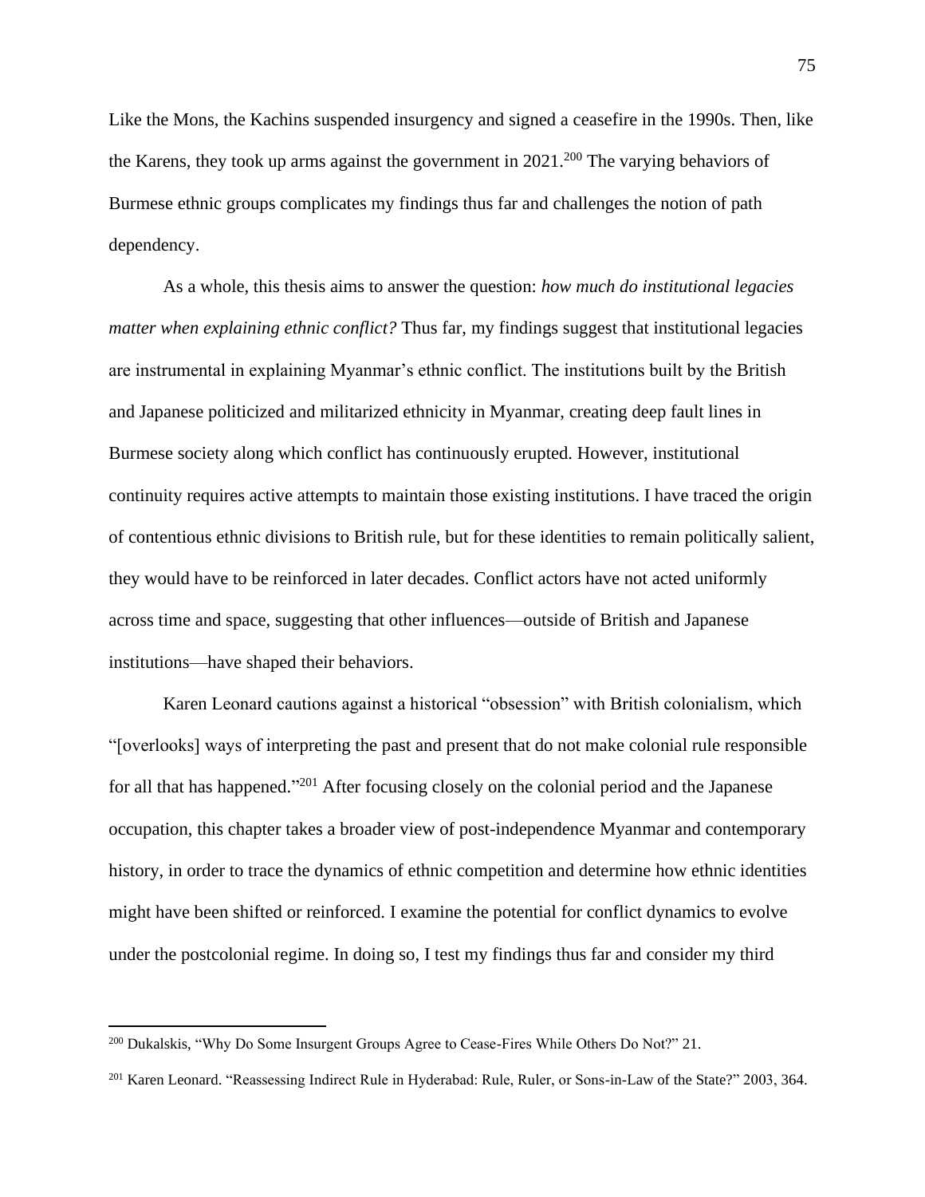Like the Mons, the Kachins suspended insurgency and signed a ceasefire in the 1990s. Then, like the Karens, they took up arms against the government in 2021.[200] The varying behaviors of Burmese ethnic groups complicates my findings thus far and challenges the notion of path dependency.

As a whole, this thesis aims to answer the question: *how much do institutional legacies matter when explaining ethnic conflict?* Thus far, my findings suggest that institutional legacies are instrumental in explaining Myanmar's ethnic conflict. The institutions built by the British and Japanese politicized and militarized ethnicity in Myanmar, creating deep fault lines in Burmese society along which conflict has continuously erupted. However, institutional continuity requires active attempts to maintain those existing institutions. I have traced the origin of contentious ethnic divisions to British rule, but for these identities to remain politically salient, they would have to be reinforced in later decades. Conflict actors have not acted uniformly across time and space, suggesting that other influences—outside of British and Japanese institutions—have shaped their behaviors.

Karen Leonard cautions against a historical "obsession" with British colonialism, which "[overlooks] ways of interpreting the past and present that do not make colonial rule responsible for all that has happened."[201] After focusing closely on the colonial period and the Japanese occupation, this chapter takes a broader view of post-independence Myanmar and contemporary history, in order to trace the dynamics of ethnic competition and determine how ethnic identities might have been shifted or reinforced. I examine the potential for conflict dynamics to evolve under the postcolonial regime. In doing so, I test my findings thus far and consider my third

---

[200] Dukalskis, "Why Do Some Insurgent Groups Agree to Cease-Fires While Others Do Not?" 21.

[201] Karen Leonard. "Reassessing Indirect Rule in Hyderabad: Rule, Ruler, or Sons-in-Law of the State?" 2003, 364.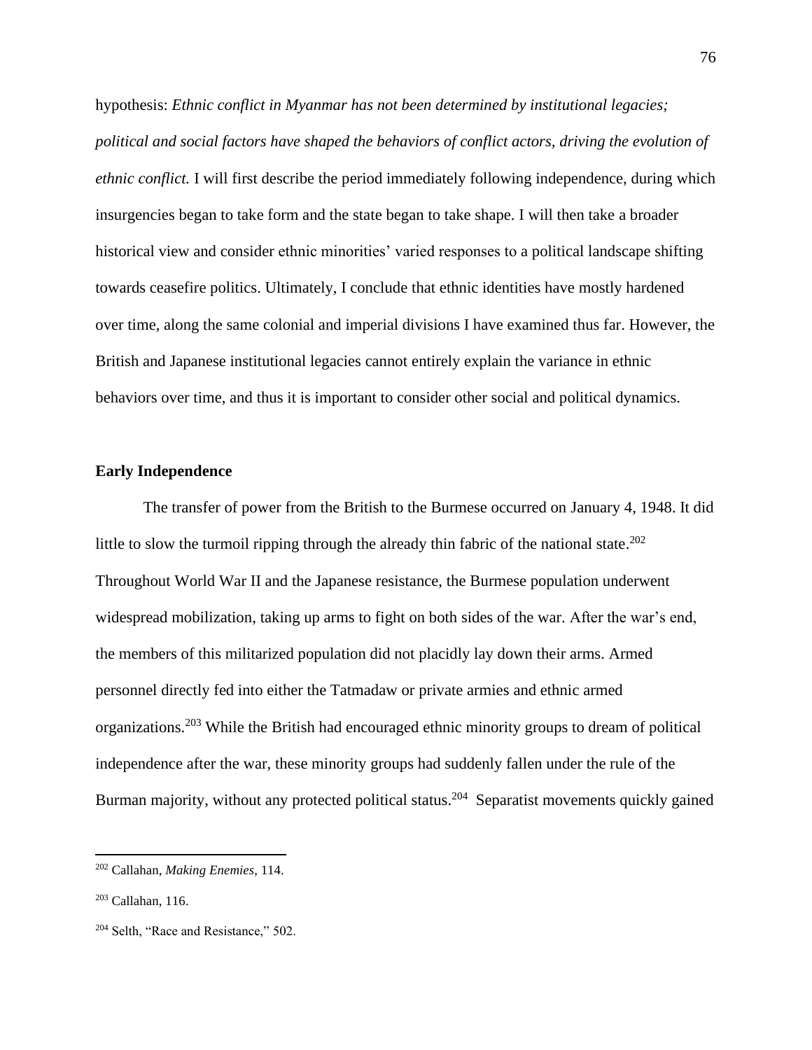hypothesis: *Ethnic conflict in Myanmar has not been determined by institutional legacies; political and social factors have shaped the behaviors of conflict actors, driving the evolution of ethnic conflict.* I will first describe the period immediately following independence, during which insurgencies began to take form and the state began to take shape. I will then take a broader historical view and consider ethnic minorities' varied responses to a political landscape shifting towards ceasefire politics. Ultimately, I conclude that ethnic identities have mostly hardened over time, along the same colonial and imperial divisions I have examined thus far. However, the British and Japanese institutional legacies cannot entirely explain the variance in ethnic behaviors over time, and thus it is important to consider other social and political dynamics.

**Early Independence**

The transfer of power from the British to the Burmese occurred on January 4, 1948. It did little to slow the turmoil ripping through the already thin fabric of the national state.[202] Throughout World War II and the Japanese resistance, the Burmese population underwent widespread mobilization, taking up arms to fight on both sides of the war. After the war's end, the members of this militarized population did not placidly lay down their arms. Armed personnel directly fed into either the Tatmadaw or private armies and ethnic armed organizations.[203] While the British had encouraged ethnic minority groups to dream of political independence after the war, these minority groups had suddenly fallen under the rule of the Burman majority, without any protected political status.[204] Separatist movements quickly gained

---

[202] Callahan, *Making Enemies*, 114.

[203] Callahan, 116.

[204] Selth, "Race and Resistance," 502.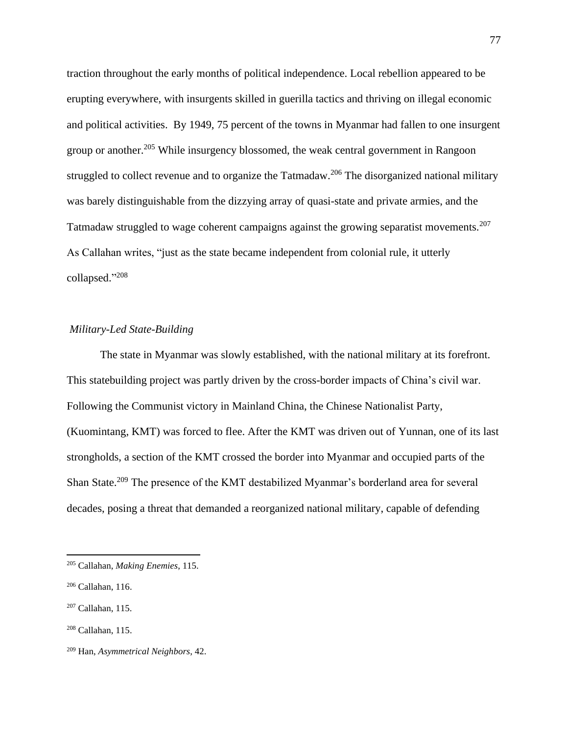traction throughout the early months of political independence. Local rebellion appeared to be erupting everywhere, with insurgents skilled in guerilla tactics and thriving on illegal economic and political activities. By 1949, 75 percent of the towns in Myanmar had fallen to one insurgent group or another.[205] While insurgency blossomed, the weak central government in Rangoon struggled to collect revenue and to organize the Tatmadaw.[206] The disorganized national military was barely distinguishable from the dizzying array of quasi-state and private armies, and the Tatmadaw struggled to wage coherent campaigns against the growing separatist movements.[207] As Callahan writes, "just as the state became independent from colonial rule, it utterly collapsed."[208]

### *Military-Led State-Building*

The state in Myanmar was slowly established, with the national military at its forefront. This statebuilding project was partly driven by the cross-border impacts of China's civil war. Following the Communist victory in Mainland China, the Chinese Nationalist Party, (Kuomintang, KMT) was forced to flee. After the KMT was driven out of Yunnan, one of its last strongholds, a section of the KMT crossed the border into Myanmar and occupied parts of the Shan State.[209] The presence of the KMT destabilized Myanmar's borderland area for several decades, posing a threat that demanded a reorganized national military, capable of defending

---

[205] Callahan, *Making Enemies*, 115.

[206] Callahan, 116.

[207] Callahan, 115.

[208] Callahan, 115.

[209] Han, *Asymmetrical Neighbors*, 42.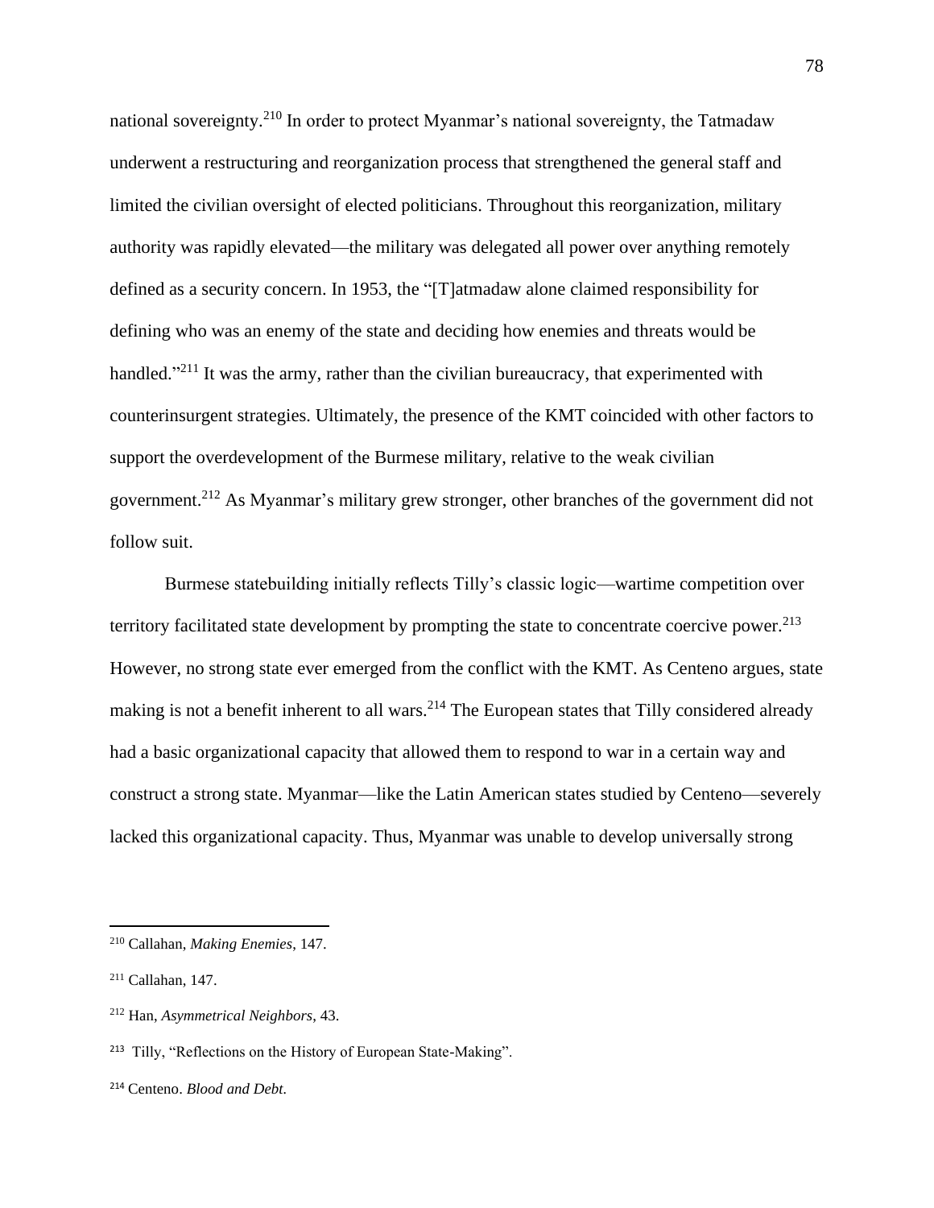national sovereignty.[210] In order to protect Myanmar's national sovereignty, the Tatmadaw underwent a restructuring and reorganization process that strengthened the general staff and limited the civilian oversight of elected politicians. Throughout this reorganization, military authority was rapidly elevated—the military was delegated all power over anything remotely defined as a security concern. In 1953, the "[T]atmadaw alone claimed responsibility for defining who was an enemy of the state and deciding how enemies and threats would be handled."[211] It was the army, rather than the civilian bureaucracy, that experimented with counterinsurgent strategies. Ultimately, the presence of the KMT coincided with other factors to support the overdevelopment of the Burmese military, relative to the weak civilian government.[212] As Myanmar's military grew stronger, other branches of the government did not follow suit.

Burmese statebuilding initially reflects Tilly's classic logic—wartime competition over territory facilitated state development by prompting the state to concentrate coercive power.[213] However, no strong state ever emerged from the conflict with the KMT. As Centeno argues, state making is not a benefit inherent to all wars.[214] The European states that Tilly considered already had a basic organizational capacity that allowed them to respond to war in a certain way and construct a strong state. Myanmar—like the Latin American states studied by Centeno—severely lacked this organizational capacity. Thus, Myanmar was unable to develop universally strong

---

[210] Callahan, *Making Enemies*, 147.

[211] Callahan, 147.

[212] Han, *Asymmetrical Neighbors*, 43.

[213] Tilly, "Reflections on the History of European State-Making".

[214] Centeno. *Blood and Debt*.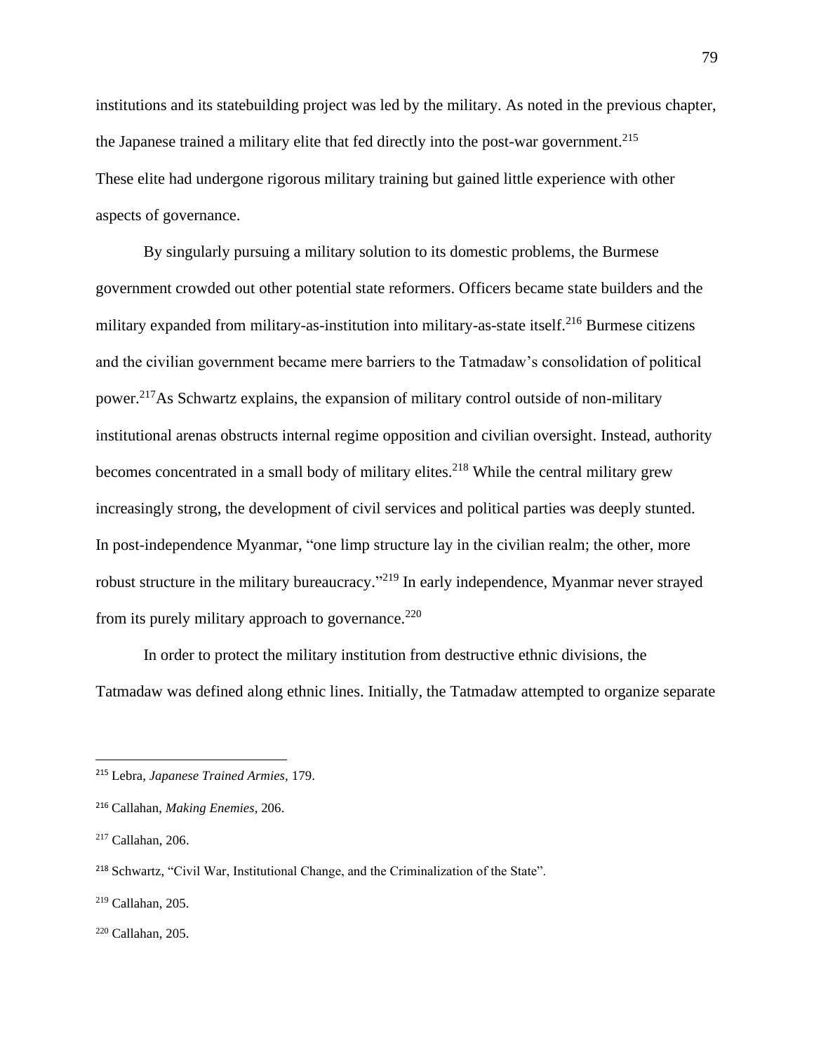institutions and its statebuilding project was led by the military. As noted in the previous chapter, the Japanese trained a military elite that fed directly into the post-war government.[215] These elite had undergone rigorous military training but gained little experience with other aspects of governance.

By singularly pursuing a military solution to its domestic problems, the Burmese government crowded out other potential state reformers. Officers became state builders and the military expanded from military-as-institution into military-as-state itself.[216] Burmese citizens and the civilian government became mere barriers to the Tatmadaw's consolidation of political power.[217]As Schwartz explains, the expansion of military control outside of non-military institutional arenas obstructs internal regime opposition and civilian oversight. Instead, authority becomes concentrated in a small body of military elites.[218] While the central military grew increasingly strong, the development of civil services and political parties was deeply stunted. In post-independence Myanmar, "one limp structure lay in the civilian realm; the other, more robust structure in the military bureaucracy."[219] In early independence, Myanmar never strayed from its purely military approach to governance.[220]

In order to protect the military institution from destructive ethnic divisions, the Tatmadaw was defined along ethnic lines. Initially, the Tatmadaw attempted to organize separate

---

[215] Lebra, *Japanese Trained Armies*, 179.

[216] Callahan, *Making Enemies*, 206.

[217] Callahan, 206.

[218] Schwartz, "Civil War, Institutional Change, and the Criminalization of the State".

[219] Callahan, 205.

[220] Callahan, 205.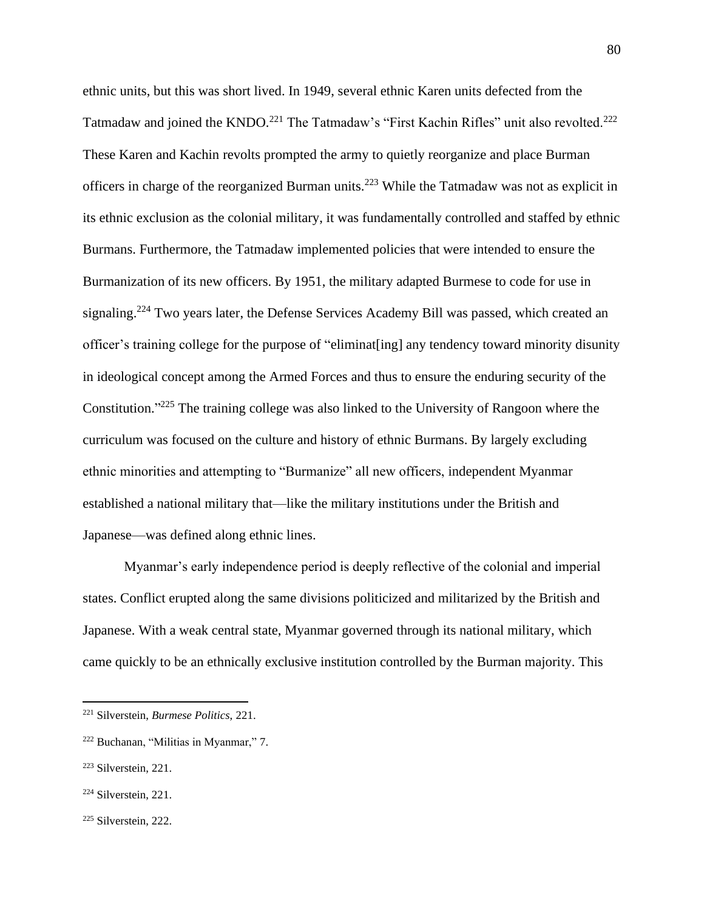ethnic units, but this was short lived. In 1949, several ethnic Karen units defected from the Tatmadaw and joined the KNDO.[221] The Tatmadaw's "First Kachin Rifles" unit also revolted.[222] These Karen and Kachin revolts prompted the army to quietly reorganize and place Burman officers in charge of the reorganized Burman units.[223] While the Tatmadaw was not as explicit in its ethnic exclusion as the colonial military, it was fundamentally controlled and staffed by ethnic Burmans. Furthermore, the Tatmadaw implemented policies that were intended to ensure the Burmanization of its new officers. By 1951, the military adapted Burmese to code for use in signaling.[224] Two years later, the Defense Services Academy Bill was passed, which created an officer's training college for the purpose of "eliminat[ing] any tendency toward minority disunity in ideological concept among the Armed Forces and thus to ensure the enduring security of the Constitution."[225] The training college was also linked to the University of Rangoon where the curriculum was focused on the culture and history of ethnic Burmans. By largely excluding ethnic minorities and attempting to "Burmanize" all new officers, independent Myanmar established a national military that—like the military institutions under the British and Japanese—was defined along ethnic lines.

Myanmar's early independence period is deeply reflective of the colonial and imperial states. Conflict erupted along the same divisions politicized and militarized by the British and Japanese. With a weak central state, Myanmar governed through its national military, which came quickly to be an ethnically exclusive institution controlled by the Burman majority. This

---

[221] Silverstein, *Burmese Politics,* 221.

[222] Buchanan, "Militias in Myanmar," 7.

[223] Silverstein, 221.

[224] Silverstein, 221.

[225] Silverstein, 222.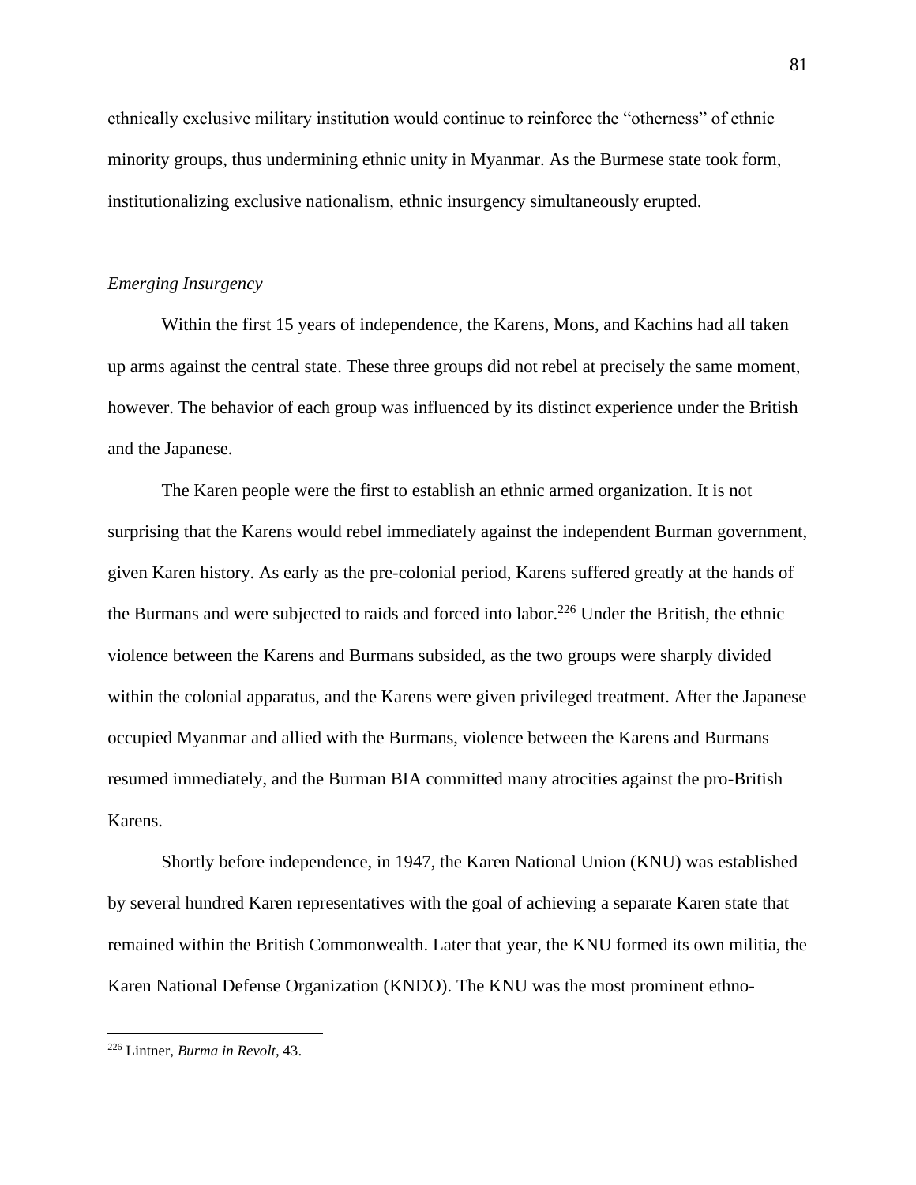ethnically exclusive military institution would continue to reinforce the "otherness" of ethnic minority groups, thus undermining ethnic unity in Myanmar. As the Burmese state took form, institutionalizing exclusive nationalism, ethnic insurgency simultaneously erupted.

*Emerging Insurgency*

Within the first 15 years of independence, the Karens, Mons, and Kachins had all taken up arms against the central state. These three groups did not rebel at precisely the same moment, however. The behavior of each group was influenced by its distinct experience under the British and the Japanese.

The Karen people were the first to establish an ethnic armed organization. It is not surprising that the Karens would rebel immediately against the independent Burman government, given Karen history. As early as the pre-colonial period, Karens suffered greatly at the hands of the Burmans and were subjected to raids and forced into labor.[226] Under the British, the ethnic violence between the Karens and Burmans subsided, as the two groups were sharply divided within the colonial apparatus, and the Karens were given privileged treatment. After the Japanese occupied Myanmar and allied with the Burmans, violence between the Karens and Burmans resumed immediately, and the Burman BIA committed many atrocities against the pro-British Karens.

Shortly before independence, in 1947, the Karen National Union (KNU) was established by several hundred Karen representatives with the goal of achieving a separate Karen state that remained within the British Commonwealth. Later that year, the KNU formed its own militia, the Karen National Defense Organization (KNDO). The KNU was the most prominent ethno-

---

[226] Lintner, *Burma in Revolt*, 43.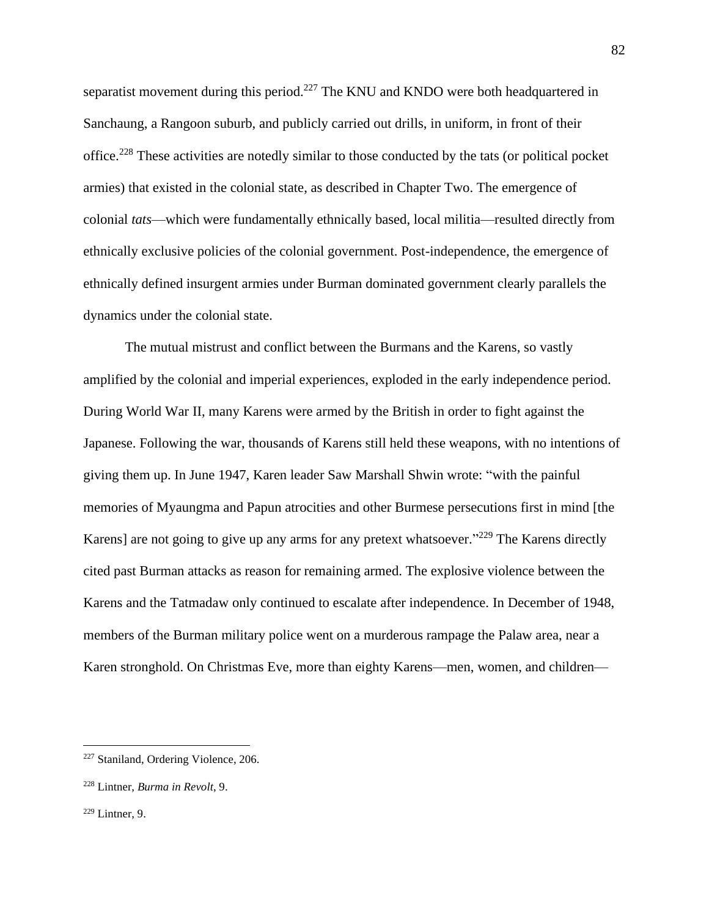separatist movement during this period.[227] The KNU and KNDO were both headquartered in Sanchaung, a Rangoon suburb, and publicly carried out drills, in uniform, in front of their office.[228] These activities are notedly similar to those conducted by the tats (or political pocket armies) that existed in the colonial state, as described in Chapter Two. The emergence of colonial *tats*—which were fundamentally ethnically based, local militia—resulted directly from ethnically exclusive policies of the colonial government. Post-independence, the emergence of ethnically defined insurgent armies under Burman dominated government clearly parallels the dynamics under the colonial state.

The mutual mistrust and conflict between the Burmans and the Karens, so vastly amplified by the colonial and imperial experiences, exploded in the early independence period. During World War II, many Karens were armed by the British in order to fight against the Japanese. Following the war, thousands of Karens still held these weapons, with no intentions of giving them up. In June 1947, Karen leader Saw Marshall Shwin wrote: "with the painful memories of Myaungma and Papun atrocities and other Burmese persecutions first in mind [the Karens] are not going to give up any arms for any pretext whatsoever."[229] The Karens directly cited past Burman attacks as reason for remaining armed. The explosive violence between the Karens and the Tatmadaw only continued to escalate after independence. In December of 1948, members of the Burman military police went on a murderous rampage the Palaw area, near a Karen stronghold. On Christmas Eve, more than eighty Karens—men, women, and children—

---

[227] Staniland, Ordering Violence, 206.

[228] Lintner, *Burma in Revolt*, 9.

[229] Lintner, 9.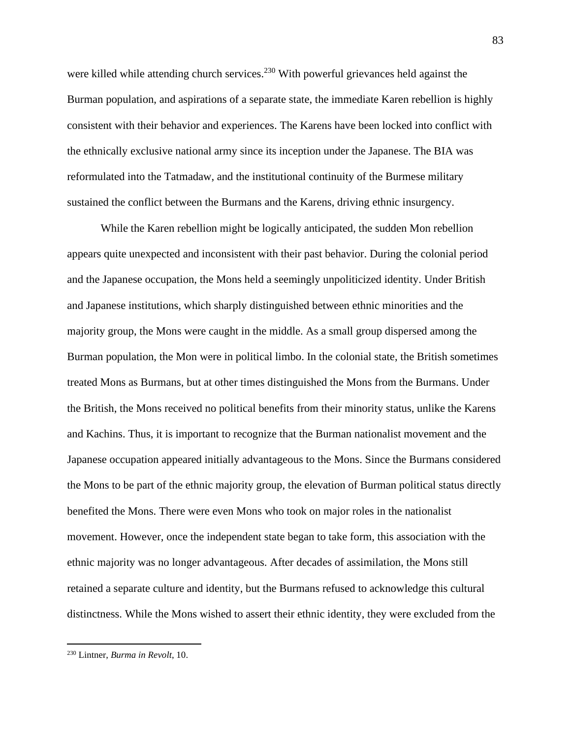were killed while attending church services.[230] With powerful grievances held against the Burman population, and aspirations of a separate state, the immediate Karen rebellion is highly consistent with their behavior and experiences. The Karens have been locked into conflict with the ethnically exclusive national army since its inception under the Japanese. The BIA was reformulated into the Tatmadaw, and the institutional continuity of the Burmese military sustained the conflict between the Burmans and the Karens, driving ethnic insurgency.

While the Karen rebellion might be logically anticipated, the sudden Mon rebellion appears quite unexpected and inconsistent with their past behavior. During the colonial period and the Japanese occupation, the Mons held a seemingly unpoliticized identity. Under British and Japanese institutions, which sharply distinguished between ethnic minorities and the majority group, the Mons were caught in the middle. As a small group dispersed among the Burman population, the Mon were in political limbo. In the colonial state, the British sometimes treated Mons as Burmans, but at other times distinguished the Mons from the Burmans. Under the British, the Mons received no political benefits from their minority status, unlike the Karens and Kachins. Thus, it is important to recognize that the Burman nationalist movement and the Japanese occupation appeared initially advantageous to the Mons. Since the Burmans considered the Mons to be part of the ethnic majority group, the elevation of Burman political status directly benefited the Mons. There were even Mons who took on major roles in the nationalist movement. However, once the independent state began to take form, this association with the ethnic majority was no longer advantageous. After decades of assimilation, the Mons still retained a separate culture and identity, but the Burmans refused to acknowledge this cultural distinctness. While the Mons wished to assert their ethnic identity, they were excluded from the

[230] Lintner, *Burma in Revolt*, 10.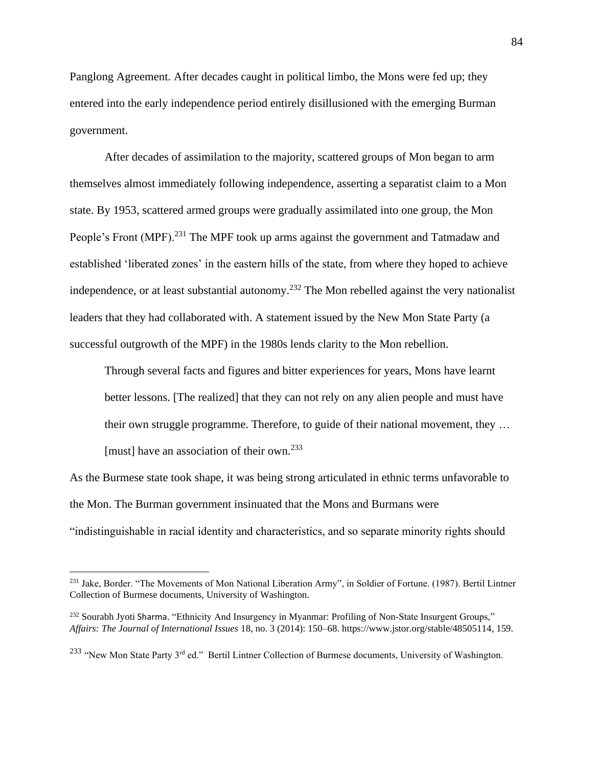Panglong Agreement. After decades caught in political limbo, the Mons were fed up; they entered into the early independence period entirely disillusioned with the emerging Burman government.

After decades of assimilation to the majority, scattered groups of Mon began to arm themselves almost immediately following independence, asserting a separatist claim to a Mon state. By 1953, scattered armed groups were gradually assimilated into one group, the Mon People's Front (MPF).[231] The MPF took up arms against the government and Tatmadaw and established 'liberated zones' in the eastern hills of the state, from where they hoped to achieve independence, or at least substantial autonomy.[232] The Mon rebelled against the very nationalist leaders that they had collaborated with. A statement issued by the New Mon State Party (a successful outgrowth of the MPF) in the 1980s lends clarity to the Mon rebellion.

> Through several facts and figures and bitter experiences for years, Mons have learnt better lessons. [The realized] that they can not rely on any alien people and must have their own struggle programme. Therefore, to guide of their national movement, they … [must] have an association of their own.[233]

As the Burmese state took shape, it was being strong articulated in ethnic terms unfavorable to the Mon. The Burman government insinuated that the Mons and Burmans were "indistinguishable in racial identity and characteristics, and so separate minority rights should

---

[231] Jake, Border. "The Movements of Mon National Liberation Army", in Soldier of Fortune. (1987). Bertil Lintner Collection of Burmese documents, University of Washington.

[232] Sourabh Jyoti Sharma. "Ethnicity And Insurgency in Myanmar: Profiling of Non-State Insurgent Groups," *Affairs: The Journal of International Issues* 18, no. 3 (2014): 150–68. https://www.jstor.org/stable/48505114, 159.

[233] "New Mon State Party 3rd ed." Bertil Lintner Collection of Burmese documents, University of Washington.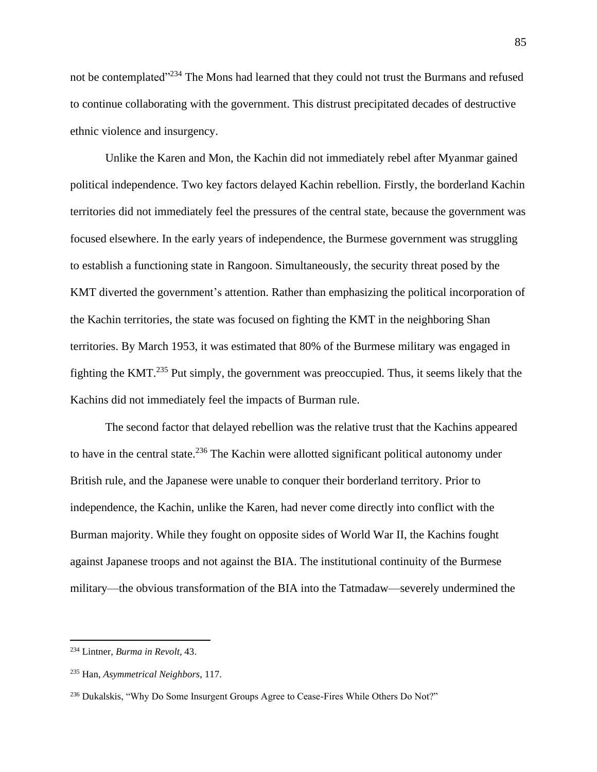not be contemplated"[234] The Mons had learned that they could not trust the Burmans and refused to continue collaborating with the government. This distrust precipitated decades of destructive ethnic violence and insurgency.

Unlike the Karen and Mon, the Kachin did not immediately rebel after Myanmar gained political independence. Two key factors delayed Kachin rebellion. Firstly, the borderland Kachin territories did not immediately feel the pressures of the central state, because the government was focused elsewhere. In the early years of independence, the Burmese government was struggling to establish a functioning state in Rangoon. Simultaneously, the security threat posed by the KMT diverted the government's attention. Rather than emphasizing the political incorporation of the Kachin territories, the state was focused on fighting the KMT in the neighboring Shan territories. By March 1953, it was estimated that 80% of the Burmese military was engaged in fighting the KMT.[235] Put simply, the government was preoccupied. Thus, it seems likely that the Kachins did not immediately feel the impacts of Burman rule.

The second factor that delayed rebellion was the relative trust that the Kachins appeared to have in the central state.[236] The Kachin were allotted significant political autonomy under British rule, and the Japanese were unable to conquer their borderland territory. Prior to independence, the Kachin, unlike the Karen, had never come directly into conflict with the Burman majority. While they fought on opposite sides of World War II, the Kachins fought against Japanese troops and not against the BIA. The institutional continuity of the Burmese military—the obvious transformation of the BIA into the Tatmadaw—severely undermined the

---

[234] Lintner, *Burma in Revolt*, 43.

[235] Han, *Asymmetrical Neighbors*, 117.

[236] Dukalskis, "Why Do Some Insurgent Groups Agree to Cease-Fires While Others Do Not?"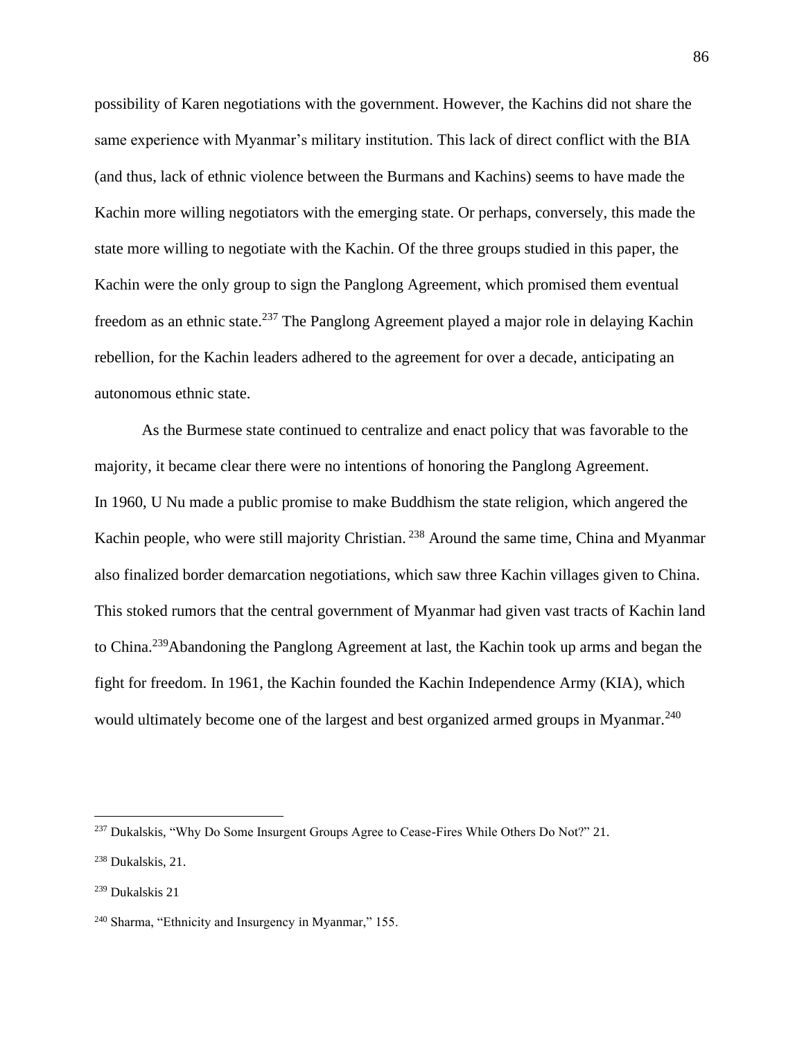possibility of Karen negotiations with the government. However, the Kachins did not share the same experience with Myanmar's military institution. This lack of direct conflict with the BIA (and thus, lack of ethnic violence between the Burmans and Kachins) seems to have made the Kachin more willing negotiators with the emerging state. Or perhaps, conversely, this made the state more willing to negotiate with the Kachin. Of the three groups studied in this paper, the Kachin were the only group to sign the Panglong Agreement, which promised them eventual freedom as an ethnic state.[237] The Panglong Agreement played a major role in delaying Kachin rebellion, for the Kachin leaders adhered to the agreement for over a decade, anticipating an autonomous ethnic state.

As the Burmese state continued to centralize and enact policy that was favorable to the majority, it became clear there were no intentions of honoring the Panglong Agreement. In 1960, U Nu made a public promise to make Buddhism the state religion, which angered the Kachin people, who were still majority Christian.[238] Around the same time, China and Myanmar also finalized border demarcation negotiations, which saw three Kachin villages given to China. This stoked rumors that the central government of Myanmar had given vast tracts of Kachin land to China.[239]Abandoning the Panglong Agreement at last, the Kachin took up arms and began the fight for freedom. In 1961, the Kachin founded the Kachin Independence Army (KIA), which would ultimately become one of the largest and best organized armed groups in Myanmar.[240]

---

[237] Dukalskis, "Why Do Some Insurgent Groups Agree to Cease-Fires While Others Do Not?" 21.

[238] Dukalskis, 21.

[239] Dukalskis 21

[240] Sharma, "Ethnicity and Insurgency in Myanmar," 155.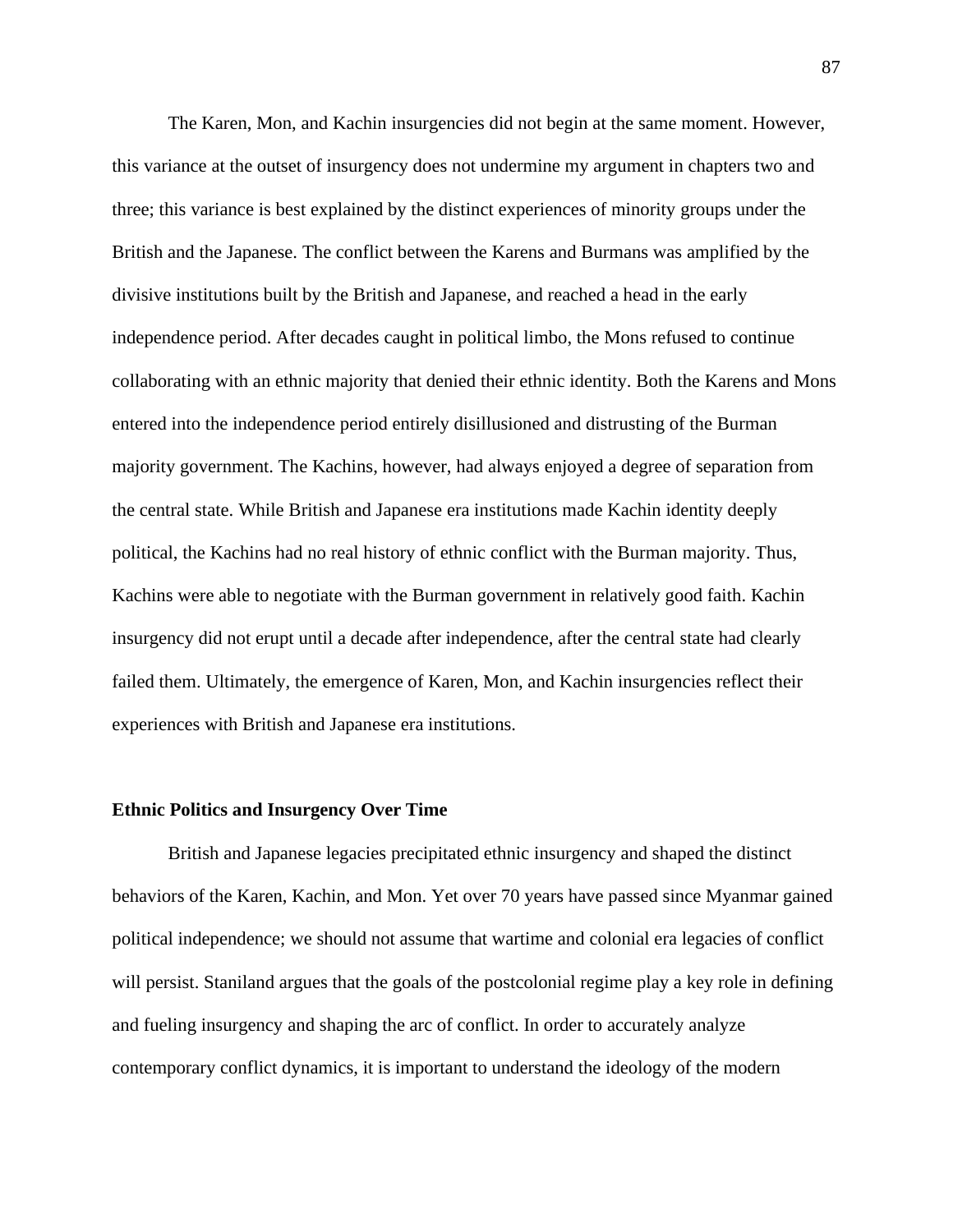The Karen, Mon, and Kachin insurgencies did not begin at the same moment. However, this variance at the outset of insurgency does not undermine my argument in chapters two and three; this variance is best explained by the distinct experiences of minority groups under the British and the Japanese. The conflict between the Karens and Burmans was amplified by the divisive institutions built by the British and Japanese, and reached a head in the early independence period. After decades caught in political limbo, the Mons refused to continue collaborating with an ethnic majority that denied their ethnic identity. Both the Karens and Mons entered into the independence period entirely disillusioned and distrusting of the Burman majority government. The Kachins, however, had always enjoyed a degree of separation from the central state. While British and Japanese era institutions made Kachin identity deeply political, the Kachins had no real history of ethnic conflict with the Burman majority. Thus, Kachins were able to negotiate with the Burman government in relatively good faith. Kachin insurgency did not erupt until a decade after independence, after the central state had clearly failed them. Ultimately, the emergence of Karen, Mon, and Kachin insurgencies reflect their experiences with British and Japanese era institutions.

**Ethnic Politics and Insurgency Over Time**

British and Japanese legacies precipitated ethnic insurgency and shaped the distinct behaviors of the Karen, Kachin, and Mon. Yet over 70 years have passed since Myanmar gained political independence; we should not assume that wartime and colonial era legacies of conflict will persist. Staniland argues that the goals of the postcolonial regime play a key role in defining and fueling insurgency and shaping the arc of conflict. In order to accurately analyze contemporary conflict dynamics, it is important to understand the ideology of the modern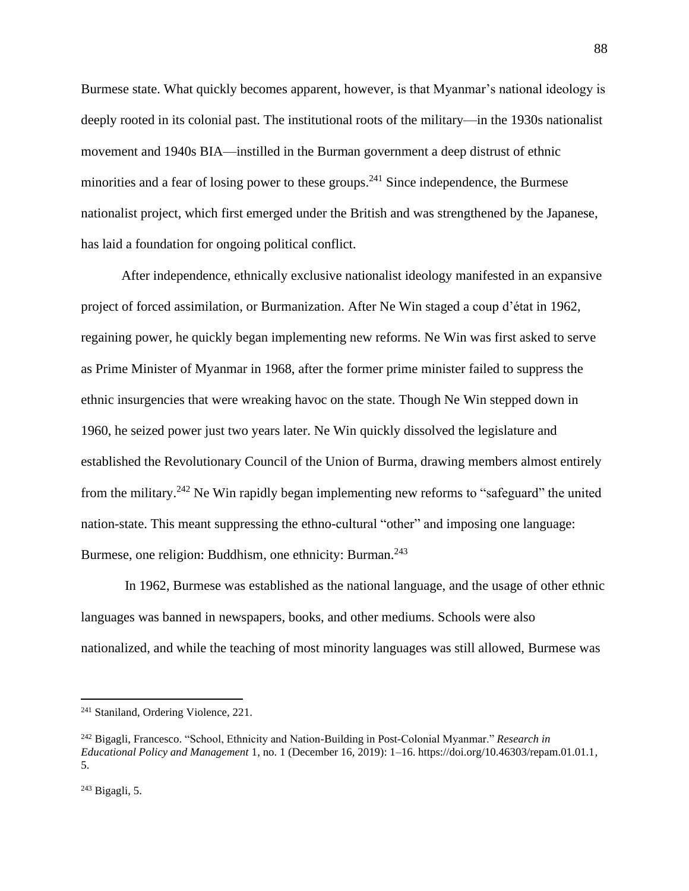Burmese state. What quickly becomes apparent, however, is that Myanmar's national ideology is deeply rooted in its colonial past. The institutional roots of the military—in the 1930s nationalist movement and 1940s BIA—instilled in the Burman government a deep distrust of ethnic minorities and a fear of losing power to these groups.[241] Since independence, the Burmese nationalist project, which first emerged under the British and was strengthened by the Japanese, has laid a foundation for ongoing political conflict.

After independence, ethnically exclusive nationalist ideology manifested in an expansive project of forced assimilation, or Burmanization. After Ne Win staged a coup d'état in 1962, regaining power, he quickly began implementing new reforms. Ne Win was first asked to serve as Prime Minister of Myanmar in 1968, after the former prime minister failed to suppress the ethnic insurgencies that were wreaking havoc on the state. Though Ne Win stepped down in 1960, he seized power just two years later. Ne Win quickly dissolved the legislature and established the Revolutionary Council of the Union of Burma, drawing members almost entirely from the military.[242] Ne Win rapidly began implementing new reforms to "safeguard" the united nation-state. This meant suppressing the ethno-cultural "other" and imposing one language: Burmese, one religion: Buddhism, one ethnicity: Burman.[243]

In 1962, Burmese was established as the national language, and the usage of other ethnic languages was banned in newspapers, books, and other mediums. Schools were also nationalized, and while the teaching of most minority languages was still allowed, Burmese was

---

[241] Staniland, Ordering Violence, 221.

[242] Bigagli, Francesco. "School, Ethnicity and Nation-Building in Post-Colonial Myanmar." *Research in Educational Policy and Management* 1, no. 1 (December 16, 2019): 1–16. https://doi.org/10.46303/repam.01.01.1, 5.

[243] Bigagli, 5.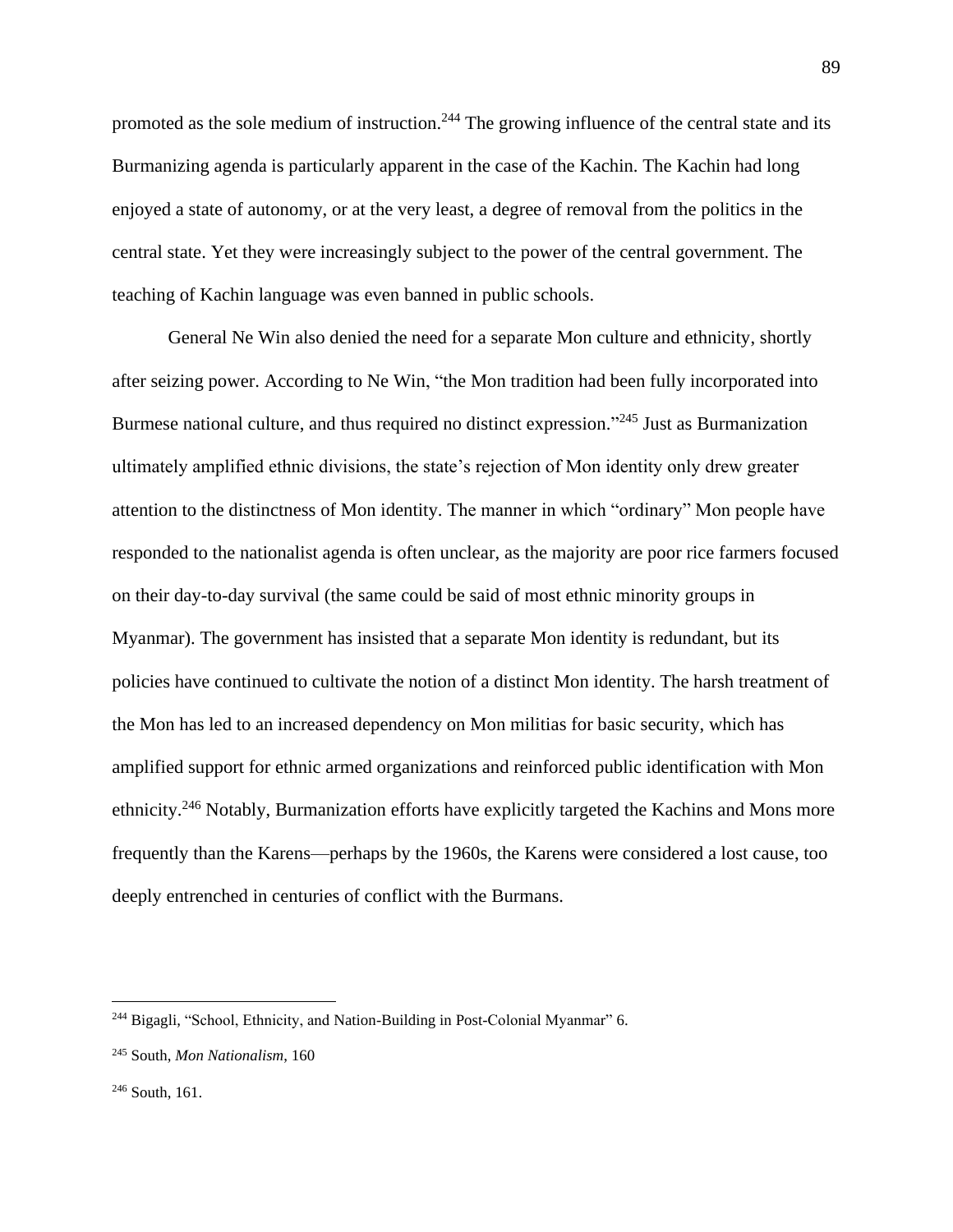promoted as the sole medium of instruction.[244] The growing influence of the central state and its Burmanizing agenda is particularly apparent in the case of the Kachin. The Kachin had long enjoyed a state of autonomy, or at the very least, a degree of removal from the politics in the central state. Yet they were increasingly subject to the power of the central government. The teaching of Kachin language was even banned in public schools.

General Ne Win also denied the need for a separate Mon culture and ethnicity, shortly after seizing power. According to Ne Win, "the Mon tradition had been fully incorporated into Burmese national culture, and thus required no distinct expression."[245] Just as Burmanization ultimately amplified ethnic divisions, the state's rejection of Mon identity only drew greater attention to the distinctness of Mon identity. The manner in which "ordinary" Mon people have responded to the nationalist agenda is often unclear, as the majority are poor rice farmers focused on their day-to-day survival (the same could be said of most ethnic minority groups in Myanmar). The government has insisted that a separate Mon identity is redundant, but its policies have continued to cultivate the notion of a distinct Mon identity. The harsh treatment of the Mon has led to an increased dependency on Mon militias for basic security, which has amplified support for ethnic armed organizations and reinforced public identification with Mon ethnicity.[246] Notably, Burmanization efforts have explicitly targeted the Kachins and Mons more frequently than the Karens—perhaps by the 1960s, the Karens were considered a lost cause, too deeply entrenched in centuries of conflict with the Burmans.

---

[244] Bigagli, "School, Ethnicity, and Nation-Building in Post-Colonial Myanmar" 6.

[245] South, *Mon Nationalism*, 160

[246] South, 161.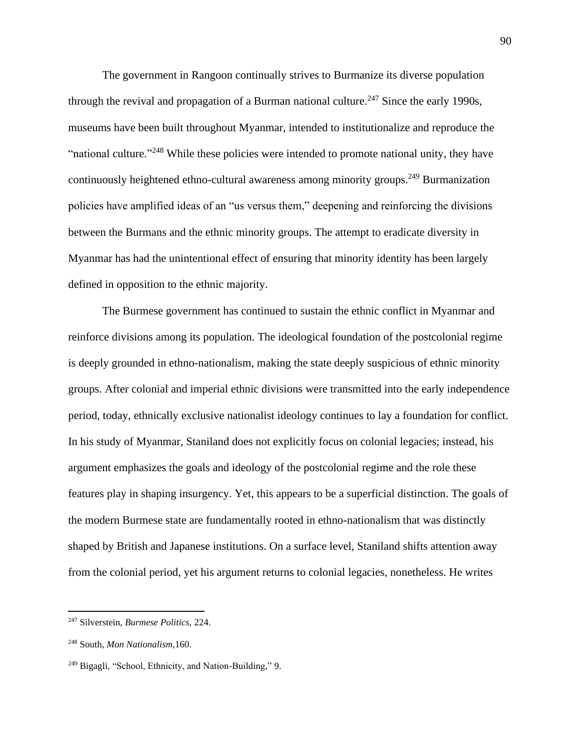The government in Rangoon continually strives to Burmanize its diverse population through the revival and propagation of a Burman national culture.[247] Since the early 1990s, museums have been built throughout Myanmar, intended to institutionalize and reproduce the "national culture."[248] While these policies were intended to promote national unity, they have continuously heightened ethno-cultural awareness among minority groups.[249] Burmanization policies have amplified ideas of an "us versus them," deepening and reinforcing the divisions between the Burmans and the ethnic minority groups. The attempt to eradicate diversity in Myanmar has had the unintentional effect of ensuring that minority identity has been largely defined in opposition to the ethnic majority.

The Burmese government has continued to sustain the ethnic conflict in Myanmar and reinforce divisions among its population. The ideological foundation of the postcolonial regime is deeply grounded in ethno-nationalism, making the state deeply suspicious of ethnic minority groups. After colonial and imperial ethnic divisions were transmitted into the early independence period, today, ethnically exclusive nationalist ideology continues to lay a foundation for conflict. In his study of Myanmar, Staniland does not explicitly focus on colonial legacies; instead, his argument emphasizes the goals and ideology of the postcolonial regime and the role these features play in shaping insurgency. Yet, this appears to be a superficial distinction. The goals of the modern Burmese state are fundamentally rooted in ethno-nationalism that was distinctly shaped by British and Japanese institutions. On a surface level, Staniland shifts attention away from the colonial period, yet his argument returns to colonial legacies, nonetheless. He writes

---

[247] Silverstein, *Burmese Politics,* 224.

[248] South, *Mon Nationalism,*160.

[249] Bigagli, "School, Ethnicity, and Nation-Building," 9.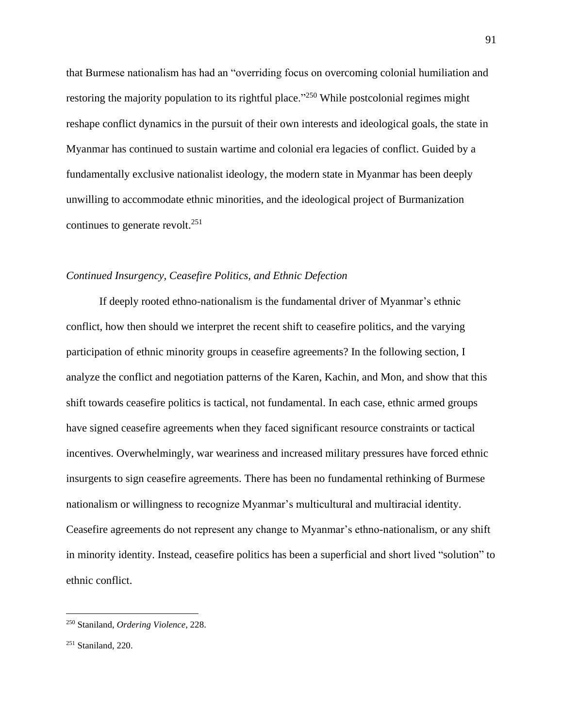that Burmese nationalism has had an "overriding focus on overcoming colonial humiliation and restoring the majority population to its rightful place."[250] While postcolonial regimes might reshape conflict dynamics in the pursuit of their own interests and ideological goals, the state in Myanmar has continued to sustain wartime and colonial era legacies of conflict. Guided by a fundamentally exclusive nationalist ideology, the modern state in Myanmar has been deeply unwilling to accommodate ethnic minorities, and the ideological project of Burmanization continues to generate revolt.[251]

### *Continued Insurgency, Ceasefire Politics, and Ethnic Defection*

If deeply rooted ethno-nationalism is the fundamental driver of Myanmar's ethnic conflict, how then should we interpret the recent shift to ceasefire politics, and the varying participation of ethnic minority groups in ceasefire agreements? In the following section, I analyze the conflict and negotiation patterns of the Karen, Kachin, and Mon, and show that this shift towards ceasefire politics is tactical, not fundamental. In each case, ethnic armed groups have signed ceasefire agreements when they faced significant resource constraints or tactical incentives. Overwhelmingly, war weariness and increased military pressures have forced ethnic insurgents to sign ceasefire agreements. There has been no fundamental rethinking of Burmese nationalism or willingness to recognize Myanmar's multicultural and multiracial identity. Ceasefire agreements do not represent any change to Myanmar's ethno-nationalism, or any shift in minority identity. Instead, ceasefire politics has been a superficial and short lived "solution" to ethnic conflict.

---

[250] Staniland, *Ordering Violence*, 228.

[251] Staniland, 220.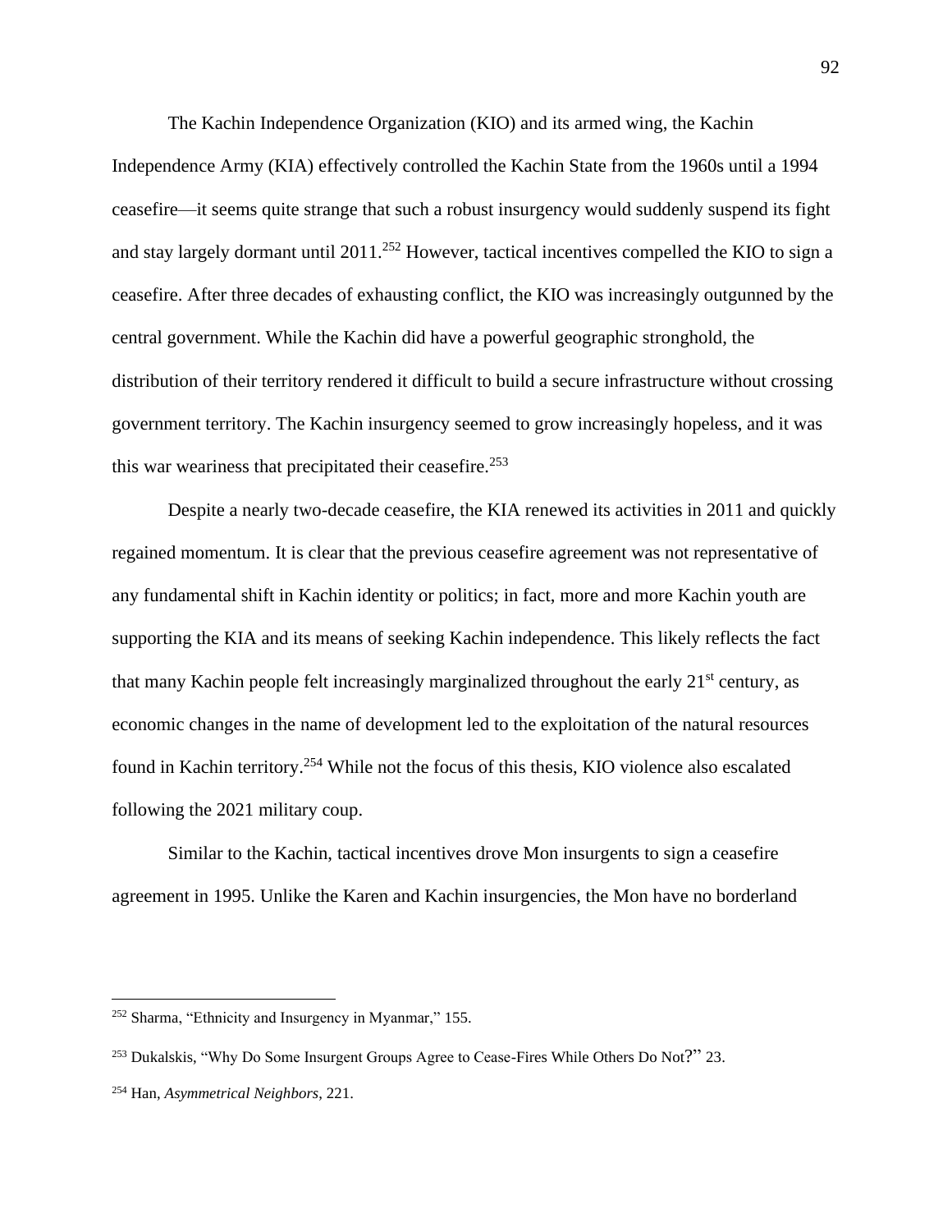The Kachin Independence Organization (KIO) and its armed wing, the Kachin Independence Army (KIA) effectively controlled the Kachin State from the 1960s until a 1994 ceasefire—it seems quite strange that such a robust insurgency would suddenly suspend its fight and stay largely dormant until 2011.[252] However, tactical incentives compelled the KIO to sign a ceasefire. After three decades of exhausting conflict, the KIO was increasingly outgunned by the central government. While the Kachin did have a powerful geographic stronghold, the distribution of their territory rendered it difficult to build a secure infrastructure without crossing government territory. The Kachin insurgency seemed to grow increasingly hopeless, and it was this war weariness that precipitated their ceasefire.[253]

Despite a nearly two-decade ceasefire, the KIA renewed its activities in 2011 and quickly regained momentum. It is clear that the previous ceasefire agreement was not representative of any fundamental shift in Kachin identity or politics; in fact, more and more Kachin youth are supporting the KIA and its means of seeking Kachin independence. This likely reflects the fact that many Kachin people felt increasingly marginalized throughout the early 21st century, as economic changes in the name of development led to the exploitation of the natural resources found in Kachin territory.[254] While not the focus of this thesis, KIO violence also escalated following the 2021 military coup.

Similar to the Kachin, tactical incentives drove Mon insurgents to sign a ceasefire agreement in 1995. Unlike the Karen and Kachin insurgencies, the Mon have no borderland

---

[252] Sharma, "Ethnicity and Insurgency in Myanmar," 155.

[253] Dukalskis, "Why Do Some Insurgent Groups Agree to Cease-Fires While Others Do Not?" 23.

[254] Han, *Asymmetrical Neighbors*, 221.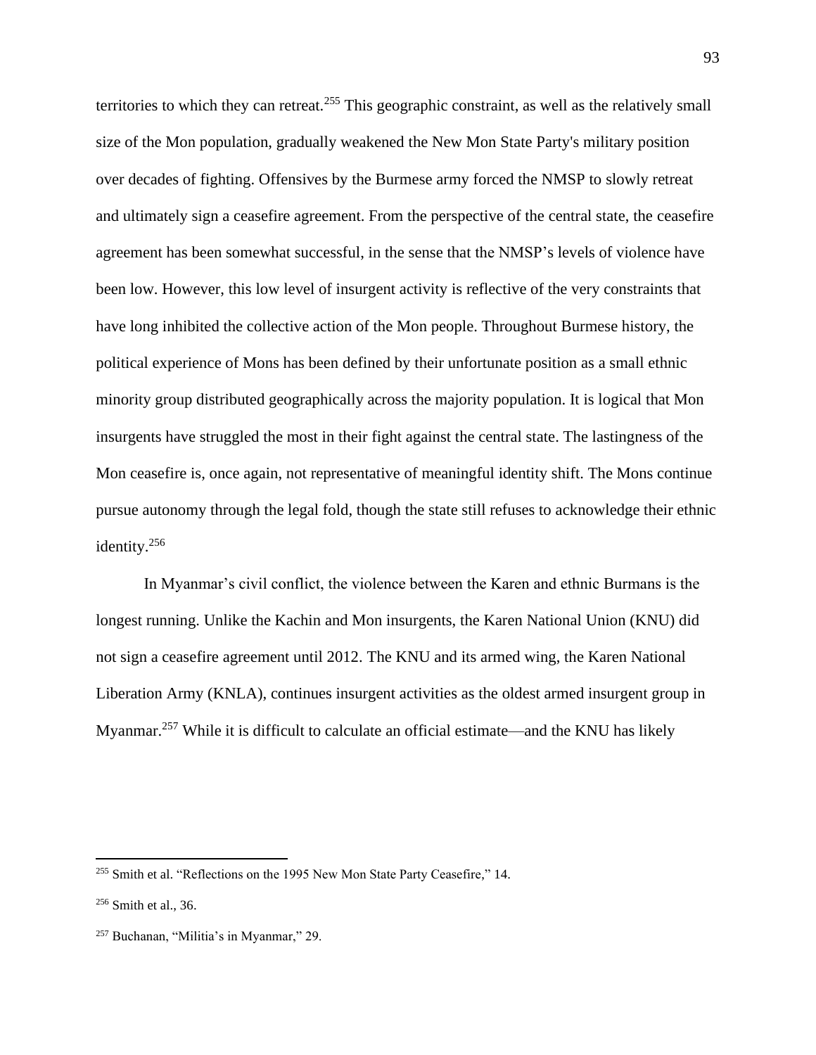territories to which they can retreat.[255] This geographic constraint, as well as the relatively small size of the Mon population, gradually weakened the New Mon State Party's military position over decades of fighting. Offensives by the Burmese army forced the NMSP to slowly retreat and ultimately sign a ceasefire agreement. From the perspective of the central state, the ceasefire agreement has been somewhat successful, in the sense that the NMSP's levels of violence have been low. However, this low level of insurgent activity is reflective of the very constraints that have long inhibited the collective action of the Mon people. Throughout Burmese history, the political experience of Mons has been defined by their unfortunate position as a small ethnic minority group distributed geographically across the majority population. It is logical that Mon insurgents have struggled the most in their fight against the central state. The lastingness of the Mon ceasefire is, once again, not representative of meaningful identity shift. The Mons continue pursue autonomy through the legal fold, though the state still refuses to acknowledge their ethnic identity.[256]

In Myanmar's civil conflict, the violence between the Karen and ethnic Burmans is the longest running. Unlike the Kachin and Mon insurgents, the Karen National Union (KNU) did not sign a ceasefire agreement until 2012. The KNU and its armed wing, the Karen National Liberation Army (KNLA), continues insurgent activities as the oldest armed insurgent group in Myanmar.[257] While it is difficult to calculate an official estimate—and the KNU has likely

---

[255] Smith et al. "Reflections on the 1995 New Mon State Party Ceasefire," 14.

[256] Smith et al., 36.

[257] Buchanan, "Militia's in Myanmar," 29.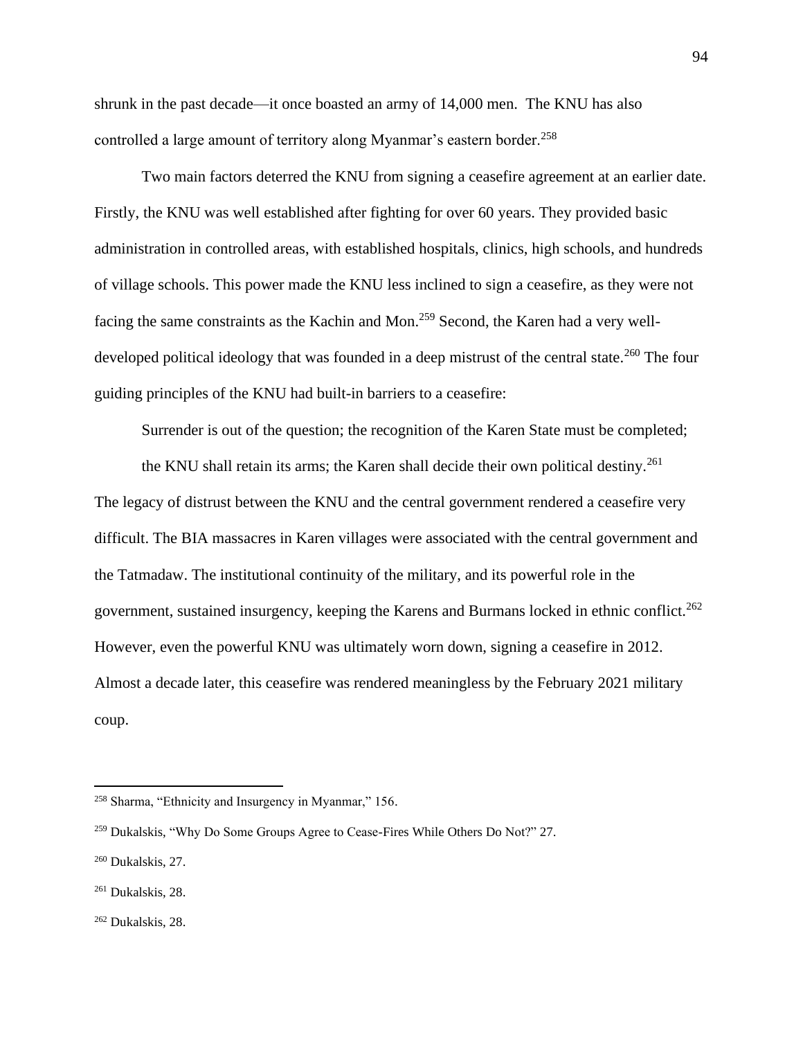shrunk in the past decade—it once boasted an army of 14,000 men. The KNU has also controlled a large amount of territory along Myanmar's eastern border.[258]

Two main factors deterred the KNU from signing a ceasefire agreement at an earlier date. Firstly, the KNU was well established after fighting for over 60 years. They provided basic administration in controlled areas, with established hospitals, clinics, high schools, and hundreds of village schools. This power made the KNU less inclined to sign a ceasefire, as they were not facing the same constraints as the Kachin and Mon.[259] Second, the Karen had a very well-developed political ideology that was founded in a deep mistrust of the central state.[260] The four guiding principles of the KNU had built-in barriers to a ceasefire:

> Surrender is out of the question; the recognition of the Karen State must be completed; the KNU shall retain its arms; the Karen shall decide their own political destiny.[261]

The legacy of distrust between the KNU and the central government rendered a ceasefire very difficult. The BIA massacres in Karen villages were associated with the central government and the Tatmadaw. The institutional continuity of the military, and its powerful role in the government, sustained insurgency, keeping the Karens and Burmans locked in ethnic conflict.[262] However, even the powerful KNU was ultimately worn down, signing a ceasefire in 2012. Almost a decade later, this ceasefire was rendered meaningless by the February 2021 military coup.

---

[258] Sharma, "Ethnicity and Insurgency in Myanmar," 156.

[259] Dukalskis, "Why Do Some Groups Agree to Cease-Fires While Others Do Not?" 27.

[260] Dukalskis, 27.

[261] Dukalskis, 28.

[262] Dukalskis, 28.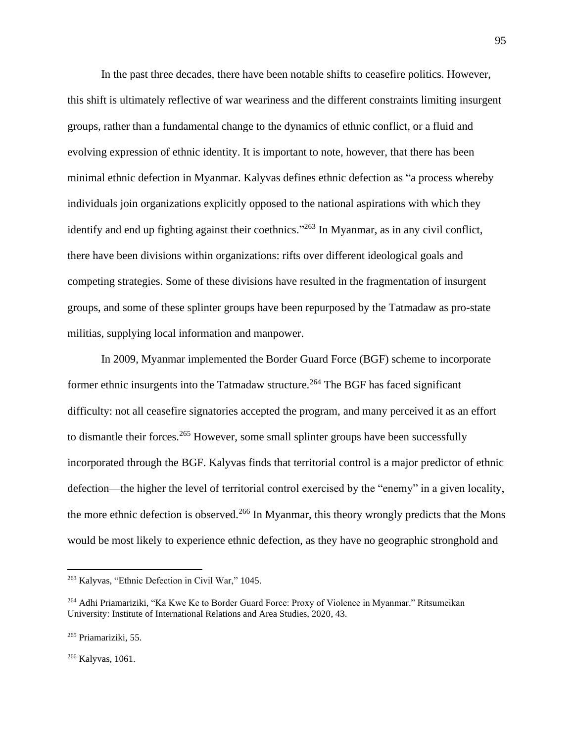In the past three decades, there have been notable shifts to ceasefire politics. However, this shift is ultimately reflective of war weariness and the different constraints limiting insurgent groups, rather than a fundamental change to the dynamics of ethnic conflict, or a fluid and evolving expression of ethnic identity. It is important to note, however, that there has been minimal ethnic defection in Myanmar. Kalyvas defines ethnic defection as "a process whereby individuals join organizations explicitly opposed to the national aspirations with which they identify and end up fighting against their coethnics."[263] In Myanmar, as in any civil conflict, there have been divisions within organizations: rifts over different ideological goals and competing strategies. Some of these divisions have resulted in the fragmentation of insurgent groups, and some of these splinter groups have been repurposed by the Tatmadaw as pro-state militias, supplying local information and manpower.

In 2009, Myanmar implemented the Border Guard Force (BGF) scheme to incorporate former ethnic insurgents into the Tatmadaw structure.[264] The BGF has faced significant difficulty: not all ceasefire signatories accepted the program, and many perceived it as an effort to dismantle their forces.[265] However, some small splinter groups have been successfully incorporated through the BGF. Kalyvas finds that territorial control is a major predictor of ethnic defection—the higher the level of territorial control exercised by the "enemy" in a given locality, the more ethnic defection is observed.[266] In Myanmar, this theory wrongly predicts that the Mons would be most likely to experience ethnic defection, as they have no geographic stronghold and

---

[263] Kalyvas, "Ethnic Defection in Civil War," 1045.

[264] Adhi Priamariziki, "Ka Kwe Ke to Border Guard Force: Proxy of Violence in Myanmar." Ritsumeikan University: Institute of International Relations and Area Studies, 2020, 43.

[265] Priamariziki, 55.

[266] Kalyvas, 1061.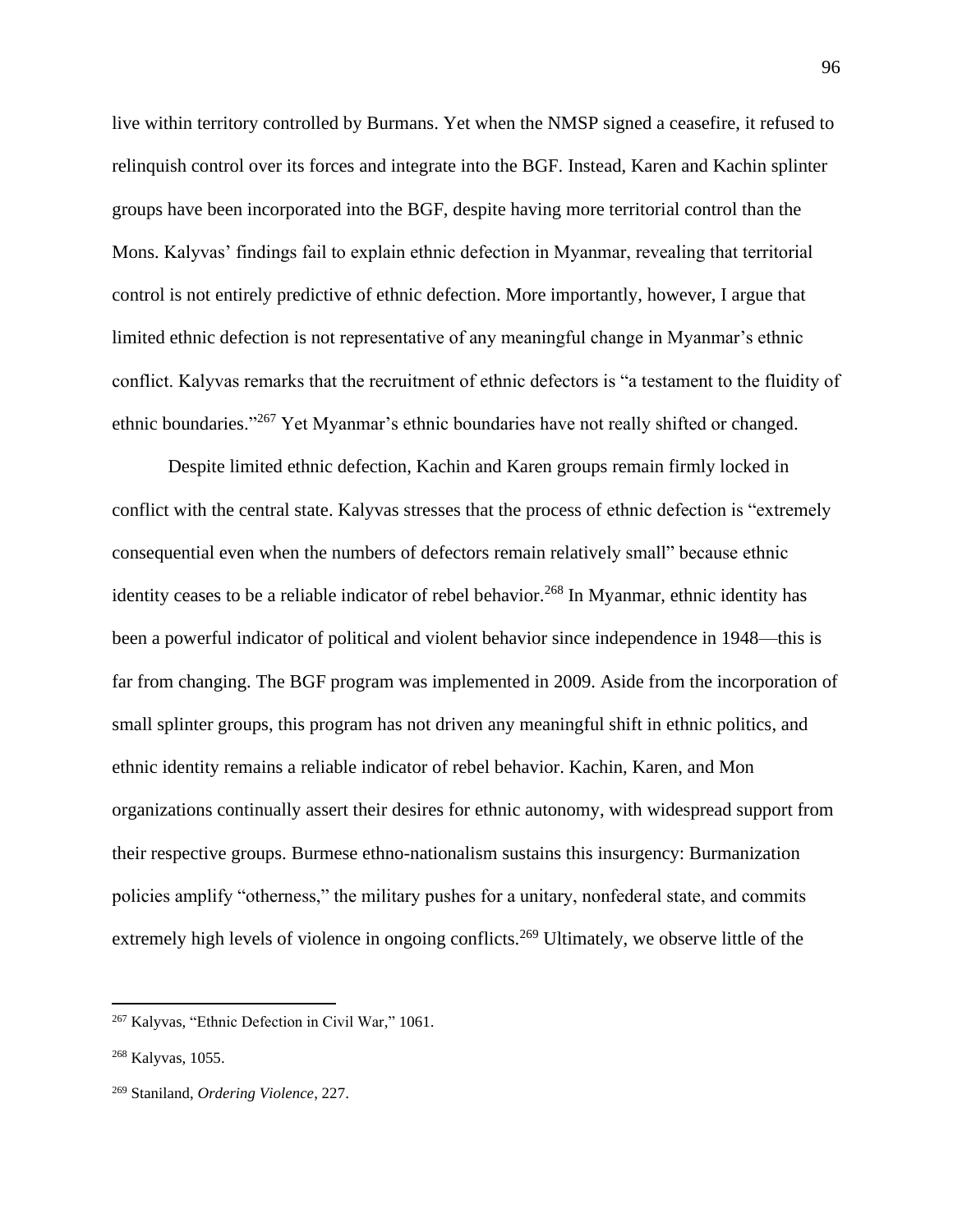live within territory controlled by Burmans. Yet when the NMSP signed a ceasefire, it refused to relinquish control over its forces and integrate into the BGF. Instead, Karen and Kachin splinter groups have been incorporated into the BGF, despite having more territorial control than the Mons. Kalyvas' findings fail to explain ethnic defection in Myanmar, revealing that territorial control is not entirely predictive of ethnic defection. More importantly, however, I argue that limited ethnic defection is not representative of any meaningful change in Myanmar's ethnic conflict. Kalyvas remarks that the recruitment of ethnic defectors is "a testament to the fluidity of ethnic boundaries."[267] Yet Myanmar's ethnic boundaries have not really shifted or changed.

Despite limited ethnic defection, Kachin and Karen groups remain firmly locked in conflict with the central state. Kalyvas stresses that the process of ethnic defection is "extremely consequential even when the numbers of defectors remain relatively small" because ethnic identity ceases to be a reliable indicator of rebel behavior.[268] In Myanmar, ethnic identity has been a powerful indicator of political and violent behavior since independence in 1948—this is far from changing. The BGF program was implemented in 2009. Aside from the incorporation of small splinter groups, this program has not driven any meaningful shift in ethnic politics, and ethnic identity remains a reliable indicator of rebel behavior. Kachin, Karen, and Mon organizations continually assert their desires for ethnic autonomy, with widespread support from their respective groups. Burmese ethno-nationalism sustains this insurgency: Burmanization policies amplify "otherness," the military pushes for a unitary, nonfederal state, and commits extremely high levels of violence in ongoing conflicts.[269] Ultimately, we observe little of the

---

[267] Kalyvas, "Ethnic Defection in Civil War," 1061.

[268] Kalyvas, 1055.

[269] Staniland, *Ordering Violence*, 227.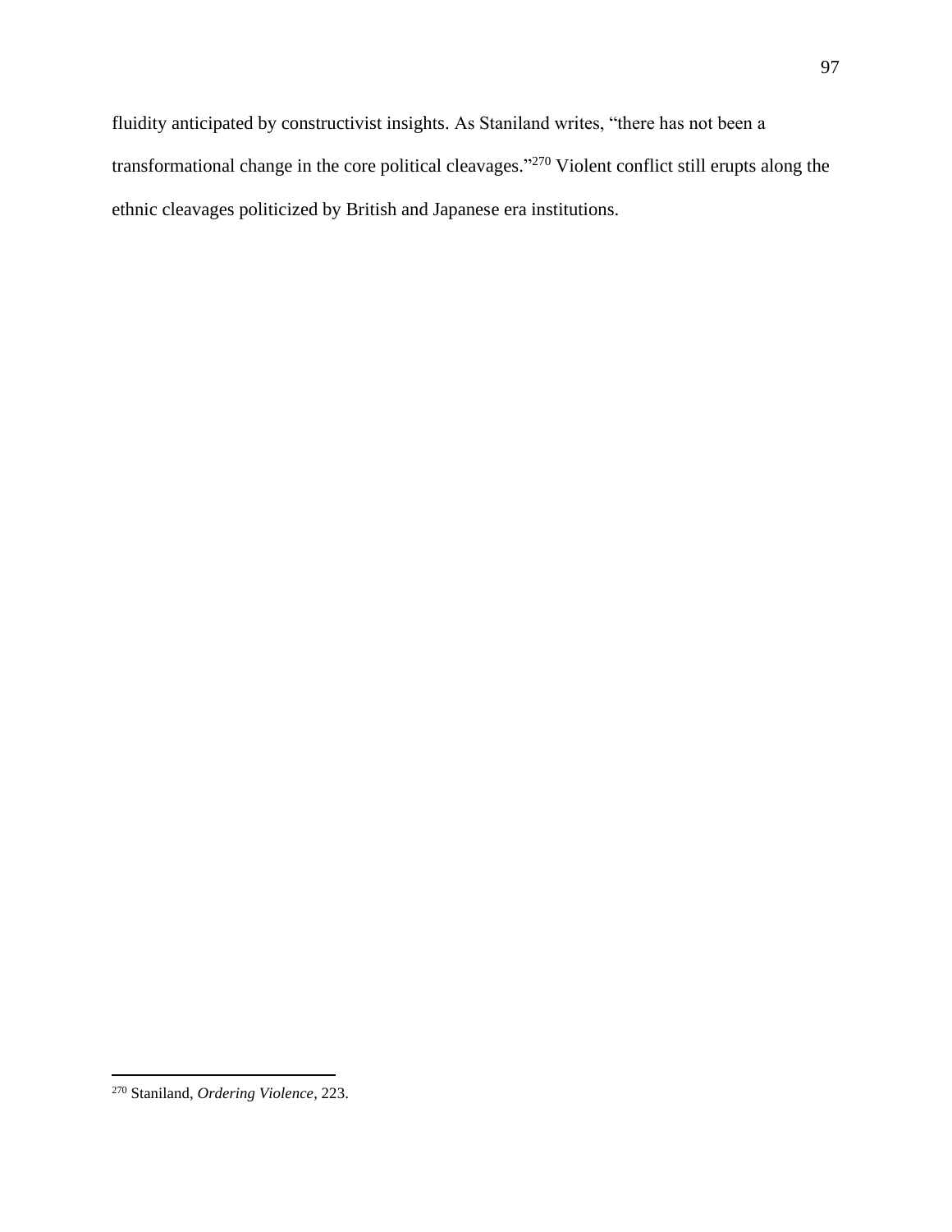fluidity anticipated by constructivist insights. As Staniland writes, “there has not been a transformational change in the core political cleavages.”[270] Violent conflict still erupts along the ethnic cleavages politicized by British and Japanese era institutions.

---

[270] Staniland, *Ordering Violence*, 223.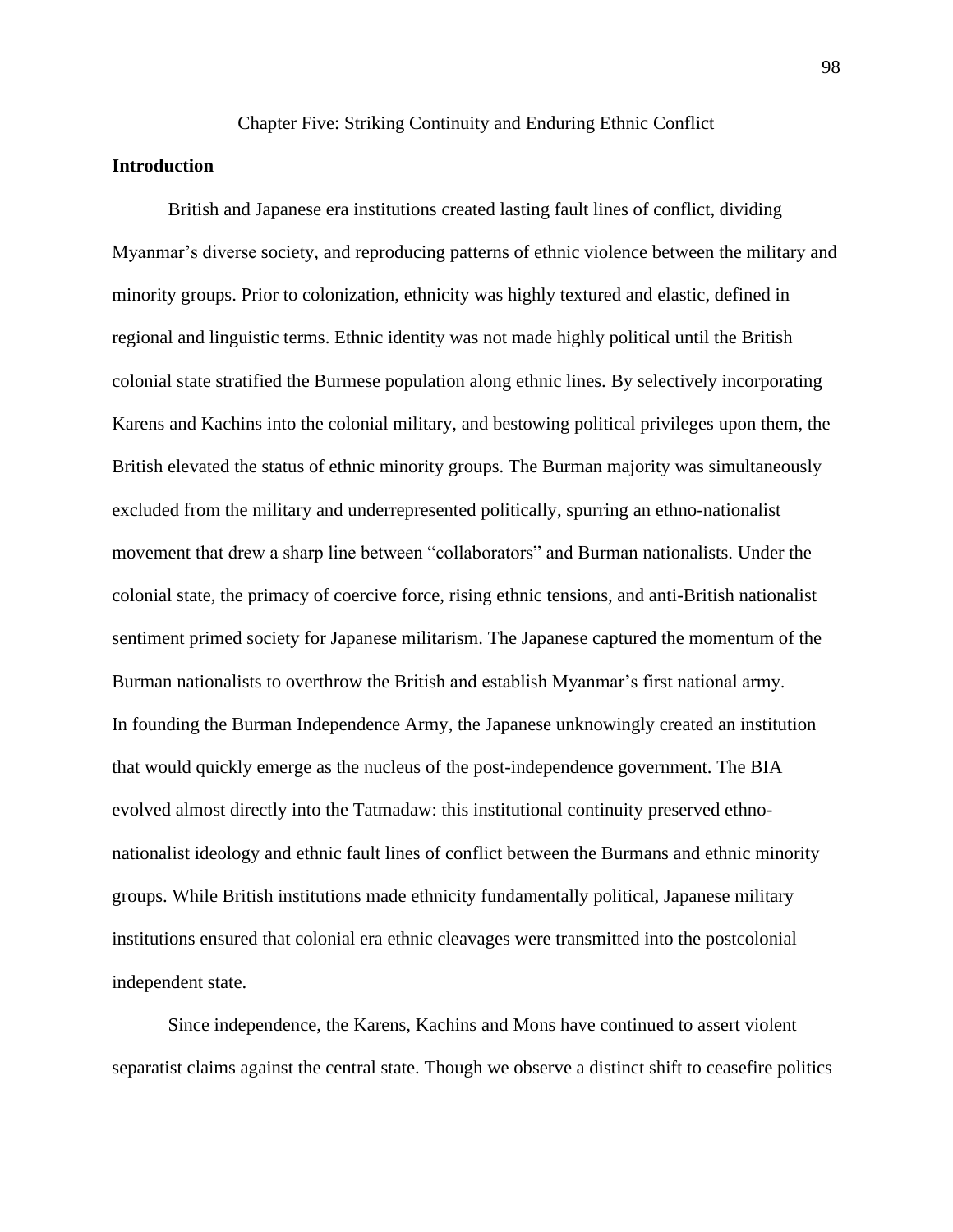# Chapter Five: Striking Continuity and Enduring Ethnic Conflict

## Introduction

British and Japanese era institutions created lasting fault lines of conflict, dividing Myanmar's diverse society, and reproducing patterns of ethnic violence between the military and minority groups. Prior to colonization, ethnicity was highly textured and elastic, defined in regional and linguistic terms. Ethnic identity was not made highly political until the British colonial state stratified the Burmese population along ethnic lines. By selectively incorporating Karens and Kachins into the colonial military, and bestowing political privileges upon them, the British elevated the status of ethnic minority groups. The Burman majority was simultaneously excluded from the military and underrepresented politically, spurring an ethno-nationalist movement that drew a sharp line between "collaborators" and Burman nationalists. Under the colonial state, the primacy of coercive force, rising ethnic tensions, and anti-British nationalist sentiment primed society for Japanese militarism. The Japanese captured the momentum of the Burman nationalists to overthrow the British and establish Myanmar's first national army. In founding the Burman Independence Army, the Japanese unknowingly created an institution that would quickly emerge as the nucleus of the post-independence government. The BIA evolved almost directly into the Tatmadaw: this institutional continuity preserved ethno-nationalist ideology and ethnic fault lines of conflict between the Burmans and ethnic minority groups. While British institutions made ethnicity fundamentally political, Japanese military institutions ensured that colonial era ethnic cleavages were transmitted into the postcolonial independent state.

Since independence, the Karens, Kachins and Mons have continued to assert violent separatist claims against the central state. Though we observe a distinct shift to ceasefire politics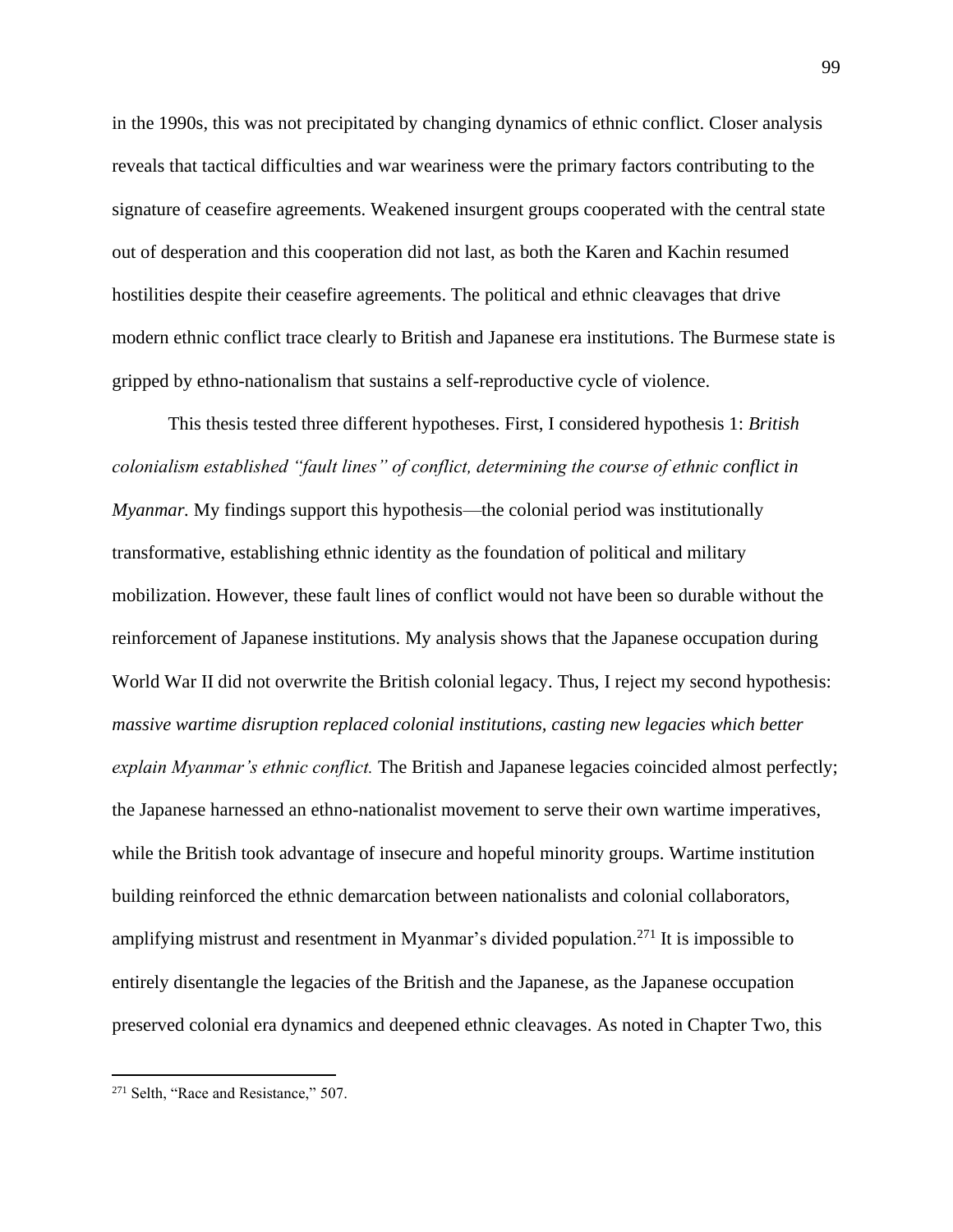in the 1990s, this was not precipitated by changing dynamics of ethnic conflict. Closer analysis reveals that tactical difficulties and war weariness were the primary factors contributing to the signature of ceasefire agreements. Weakened insurgent groups cooperated with the central state out of desperation and this cooperation did not last, as both the Karen and Kachin resumed hostilities despite their ceasefire agreements. The political and ethnic cleavages that drive modern ethnic conflict trace clearly to British and Japanese era institutions. The Burmese state is gripped by ethno-nationalism that sustains a self-reproductive cycle of violence.

This thesis tested three different hypotheses. First, I considered hypothesis 1: *British colonialism established "fault lines" of conflict, determining the course of ethnic conflict in Myanmar.* My findings support this hypothesis—the colonial period was institutionally transformative, establishing ethnic identity as the foundation of political and military mobilization. However, these fault lines of conflict would not have been so durable without the reinforcement of Japanese institutions. My analysis shows that the Japanese occupation during World War II did not overwrite the British colonial legacy. Thus, I reject my second hypothesis: *massive wartime disruption replaced colonial institutions, casting new legacies which better explain Myanmar's ethnic conflict.* The British and Japanese legacies coincided almost perfectly; the Japanese harnessed an ethno-nationalist movement to serve their own wartime imperatives, while the British took advantage of insecure and hopeful minority groups. Wartime institution building reinforced the ethnic demarcation between nationalists and colonial collaborators, amplifying mistrust and resentment in Myanmar's divided population.[271] It is impossible to entirely disentangle the legacies of the British and the Japanese, as the Japanese occupation preserved colonial era dynamics and deepened ethnic cleavages. As noted in Chapter Two, this

[271] Selth, "Race and Resistance," 507.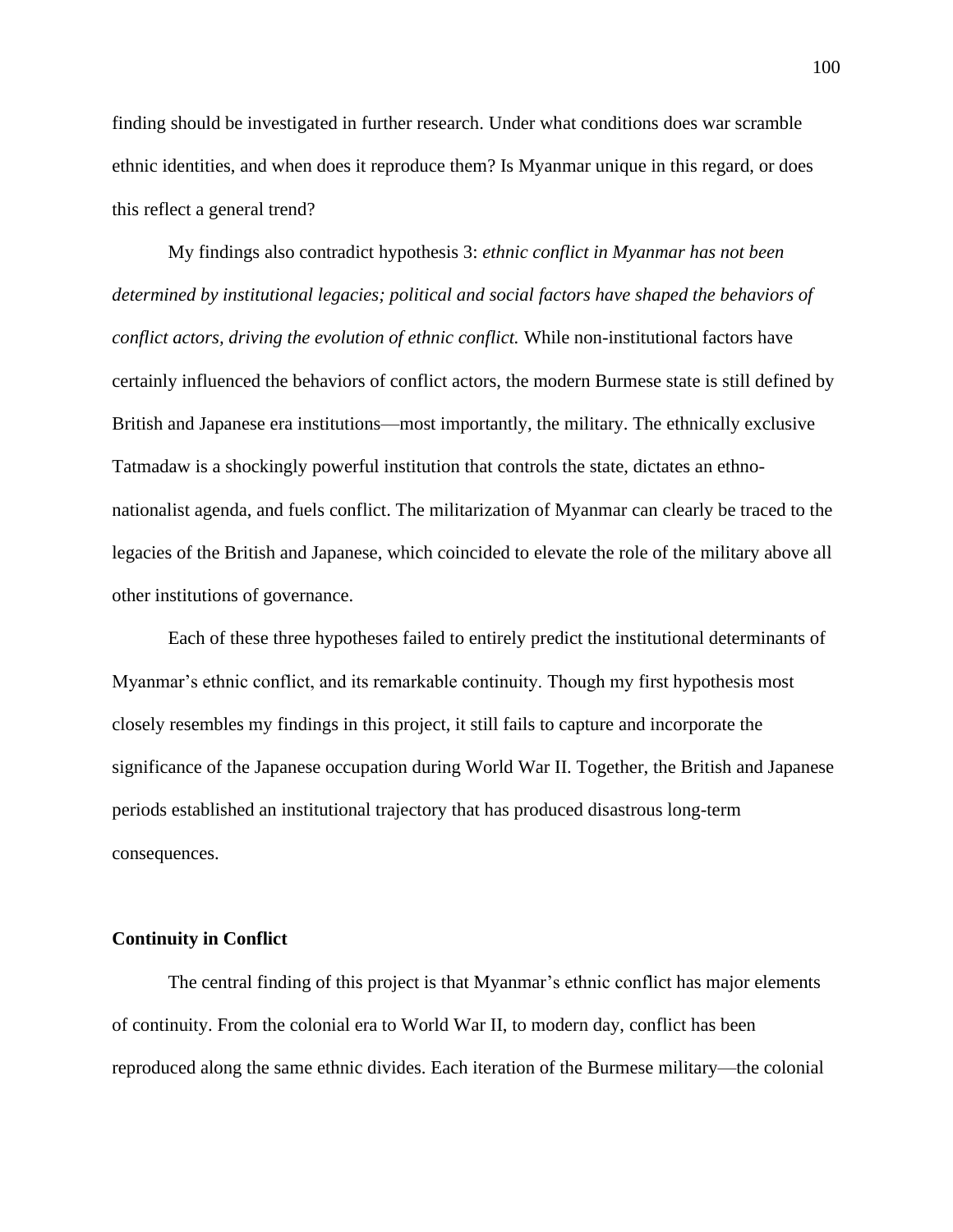finding should be investigated in further research. Under what conditions does war scramble ethnic identities, and when does it reproduce them? Is Myanmar unique in this regard, or does this reflect a general trend?

My findings also contradict hypothesis 3: *ethnic conflict in Myanmar has not been determined by institutional legacies; political and social factors have shaped the behaviors of conflict actors, driving the evolution of ethnic conflict.* While non-institutional factors have certainly influenced the behaviors of conflict actors, the modern Burmese state is still defined by British and Japanese era institutions—most importantly, the military. The ethnically exclusive Tatmadaw is a shockingly powerful institution that controls the state, dictates an ethno-nationalist agenda, and fuels conflict. The militarization of Myanmar can clearly be traced to the legacies of the British and Japanese, which coincided to elevate the role of the military above all other institutions of governance.

Each of these three hypotheses failed to entirely predict the institutional determinants of Myanmar's ethnic conflict, and its remarkable continuity. Though my first hypothesis most closely resembles my findings in this project, it still fails to capture and incorporate the significance of the Japanese occupation during World War II. Together, the British and Japanese periods established an institutional trajectory that has produced disastrous long-term consequences.

**Continuity in Conflict**

The central finding of this project is that Myanmar's ethnic conflict has major elements of continuity. From the colonial era to World War II, to modern day, conflict has been reproduced along the same ethnic divides. Each iteration of the Burmese military—the colonial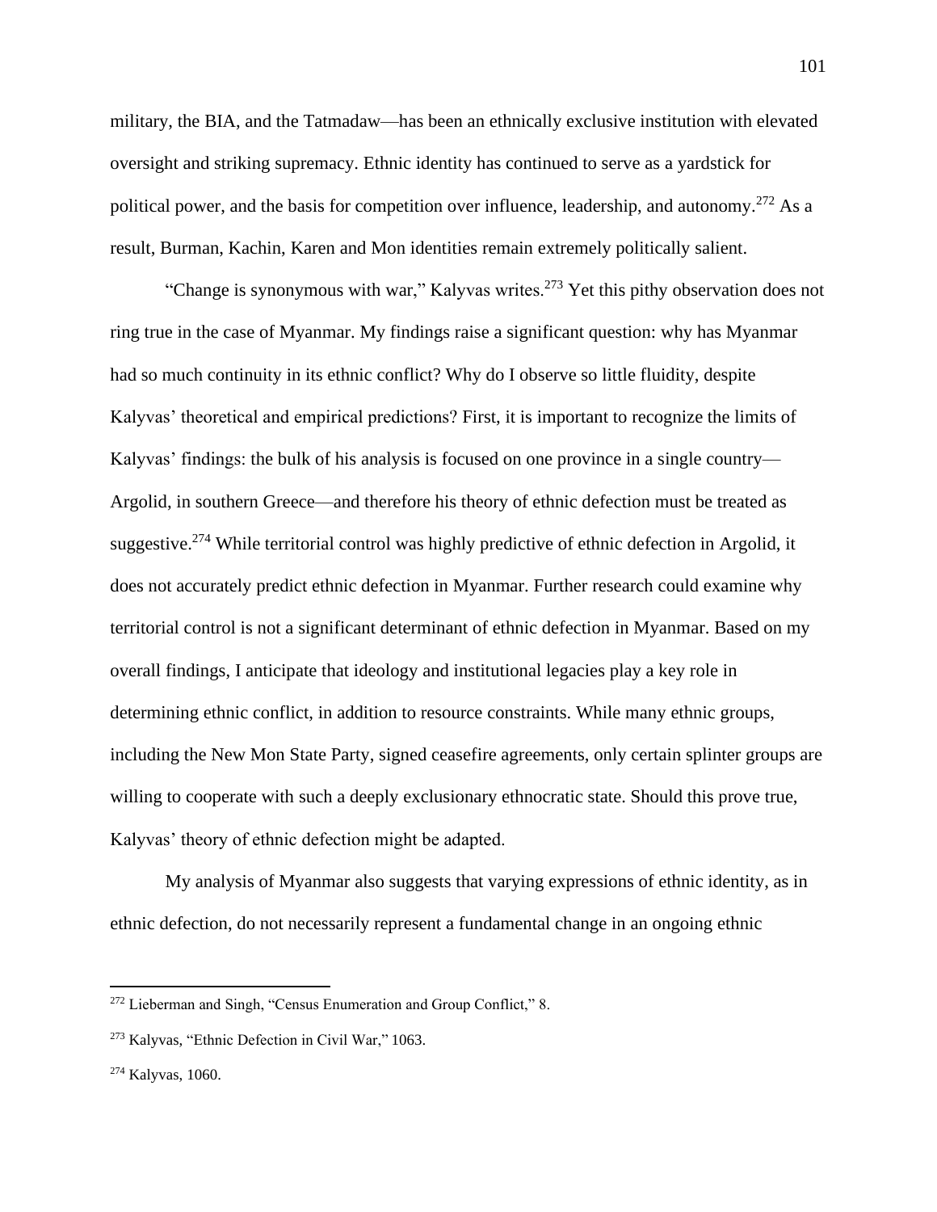military, the BIA, and the Tatmadaw—has been an ethnically exclusive institution with elevated oversight and striking supremacy. Ethnic identity has continued to serve as a yardstick for political power, and the basis for competition over influence, leadership, and autonomy.[272] As a result, Burman, Kachin, Karen and Mon identities remain extremely politically salient.

"Change is synonymous with war," Kalyvas writes.[273] Yet this pithy observation does not ring true in the case of Myanmar. My findings raise a significant question: why has Myanmar had so much continuity in its ethnic conflict? Why do I observe so little fluidity, despite Kalyvas' theoretical and empirical predictions? First, it is important to recognize the limits of Kalyvas' findings: the bulk of his analysis is focused on one province in a single country—Argolid, in southern Greece—and therefore his theory of ethnic defection must be treated as suggestive.[274] While territorial control was highly predictive of ethnic defection in Argolid, it does not accurately predict ethnic defection in Myanmar. Further research could examine why territorial control is not a significant determinant of ethnic defection in Myanmar. Based on my overall findings, I anticipate that ideology and institutional legacies play a key role in determining ethnic conflict, in addition to resource constraints. While many ethnic groups, including the New Mon State Party, signed ceasefire agreements, only certain splinter groups are willing to cooperate with such a deeply exclusionary ethnocratic state. Should this prove true, Kalyvas' theory of ethnic defection might be adapted.

My analysis of Myanmar also suggests that varying expressions of ethnic identity, as in ethnic defection, do not necessarily represent a fundamental change in an ongoing ethnic

---

[272] Lieberman and Singh, "Census Enumeration and Group Conflict," 8.

[273] Kalyvas, "Ethnic Defection in Civil War," 1063.

[274] Kalyvas, 1060.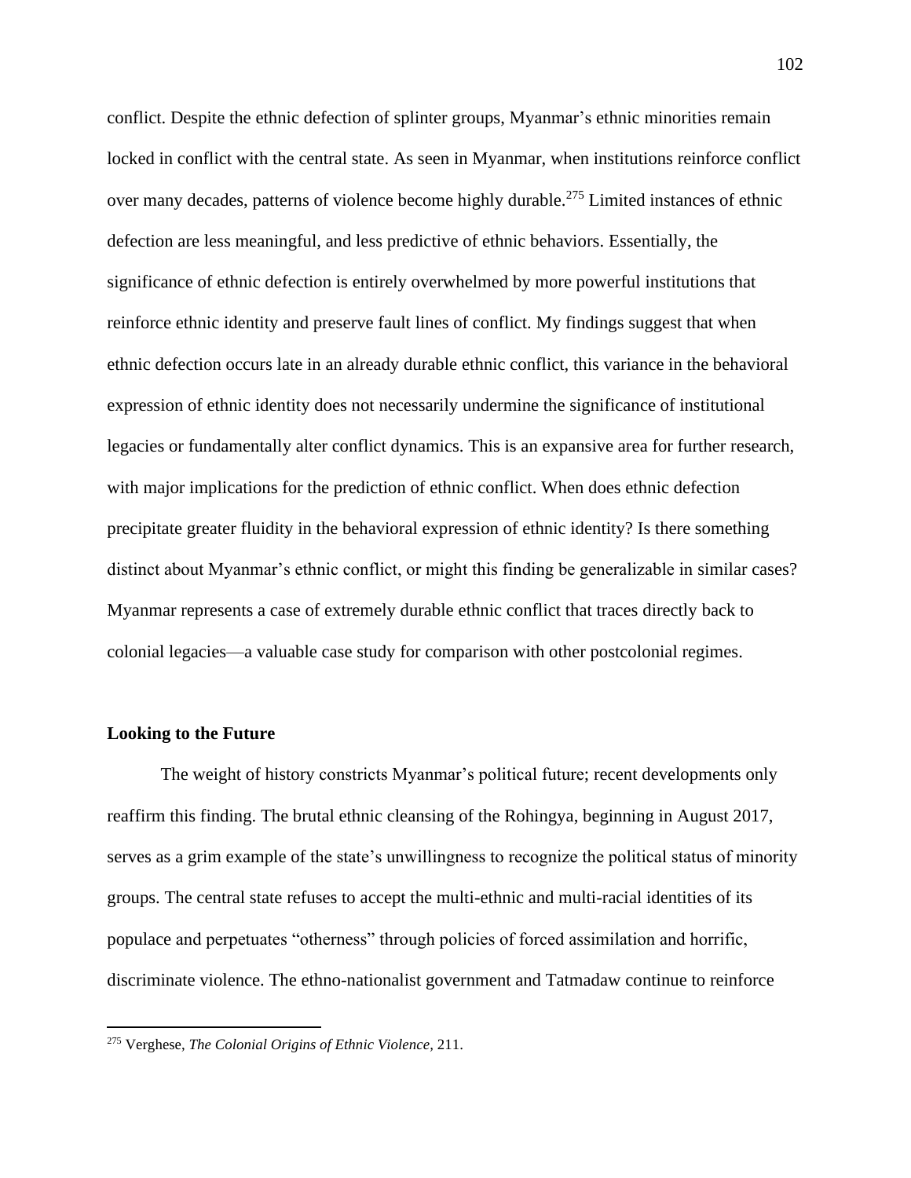conflict. Despite the ethnic defection of splinter groups, Myanmar's ethnic minorities remain locked in conflict with the central state. As seen in Myanmar, when institutions reinforce conflict over many decades, patterns of violence become highly durable.[275] Limited instances of ethnic defection are less meaningful, and less predictive of ethnic behaviors. Essentially, the significance of ethnic defection is entirely overwhelmed by more powerful institutions that reinforce ethnic identity and preserve fault lines of conflict. My findings suggest that when ethnic defection occurs late in an already durable ethnic conflict, this variance in the behavioral expression of ethnic identity does not necessarily undermine the significance of institutional legacies or fundamentally alter conflict dynamics. This is an expansive area for further research, with major implications for the prediction of ethnic conflict. When does ethnic defection precipitate greater fluidity in the behavioral expression of ethnic identity? Is there something distinct about Myanmar's ethnic conflict, or might this finding be generalizable in similar cases? Myanmar represents a case of extremely durable ethnic conflict that traces directly back to colonial legacies—a valuable case study for comparison with other postcolonial regimes.

**Looking to the Future**

The weight of history constricts Myanmar's political future; recent developments only reaffirm this finding. The brutal ethnic cleansing of the Rohingya, beginning in August 2017, serves as a grim example of the state's unwillingness to recognize the political status of minority groups. The central state refuses to accept the multi-ethnic and multi-racial identities of its populace and perpetuates "otherness" through policies of forced assimilation and horrific, discriminate violence. The ethno-nationalist government and Tatmadaw continue to reinforce

[275] Verghese, *The Colonial Origins of Ethnic Violence,* 211.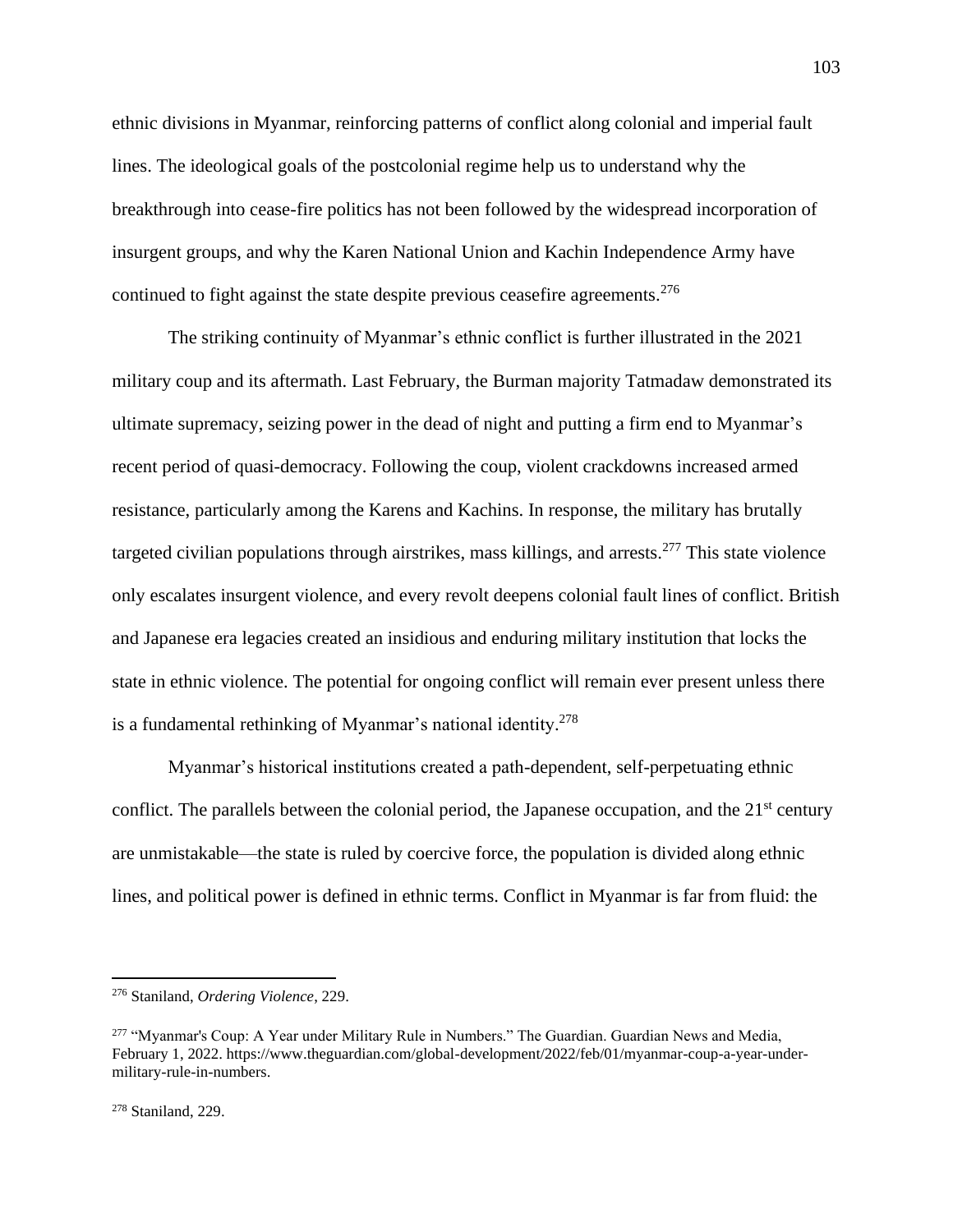ethnic divisions in Myanmar, reinforcing patterns of conflict along colonial and imperial fault lines. The ideological goals of the postcolonial regime help us to understand why the breakthrough into cease-fire politics has not been followed by the widespread incorporation of insurgent groups, and why the Karen National Union and Kachin Independence Army have continued to fight against the state despite previous ceasefire agreements.[276]

The striking continuity of Myanmar's ethnic conflict is further illustrated in the 2021 military coup and its aftermath. Last February, the Burman majority Tatmadaw demonstrated its ultimate supremacy, seizing power in the dead of night and putting a firm end to Myanmar's recent period of quasi-democracy. Following the coup, violent crackdowns increased armed resistance, particularly among the Karens and Kachins. In response, the military has brutally targeted civilian populations through airstrikes, mass killings, and arrests.[277] This state violence only escalates insurgent violence, and every revolt deepens colonial fault lines of conflict. British and Japanese era legacies created an insidious and enduring military institution that locks the state in ethnic violence. The potential for ongoing conflict will remain ever present unless there is a fundamental rethinking of Myanmar's national identity.[278]

Myanmar's historical institutions created a path-dependent, self-perpetuating ethnic conflict. The parallels between the colonial period, the Japanese occupation, and the 21st century are unmistakable—the state is ruled by coercive force, the population is divided along ethnic lines, and political power is defined in ethnic terms. Conflict in Myanmar is far from fluid: the

---

[276] Staniland, *Ordering Violence*, 229.

[277] "Myanmar's Coup: A Year under Military Rule in Numbers." The Guardian. Guardian News and Media, February 1, 2022. https://www.theguardian.com/global-development/2022/feb/01/myanmar-coup-a-year-under-military-rule-in-numbers.

[278] Staniland, 229.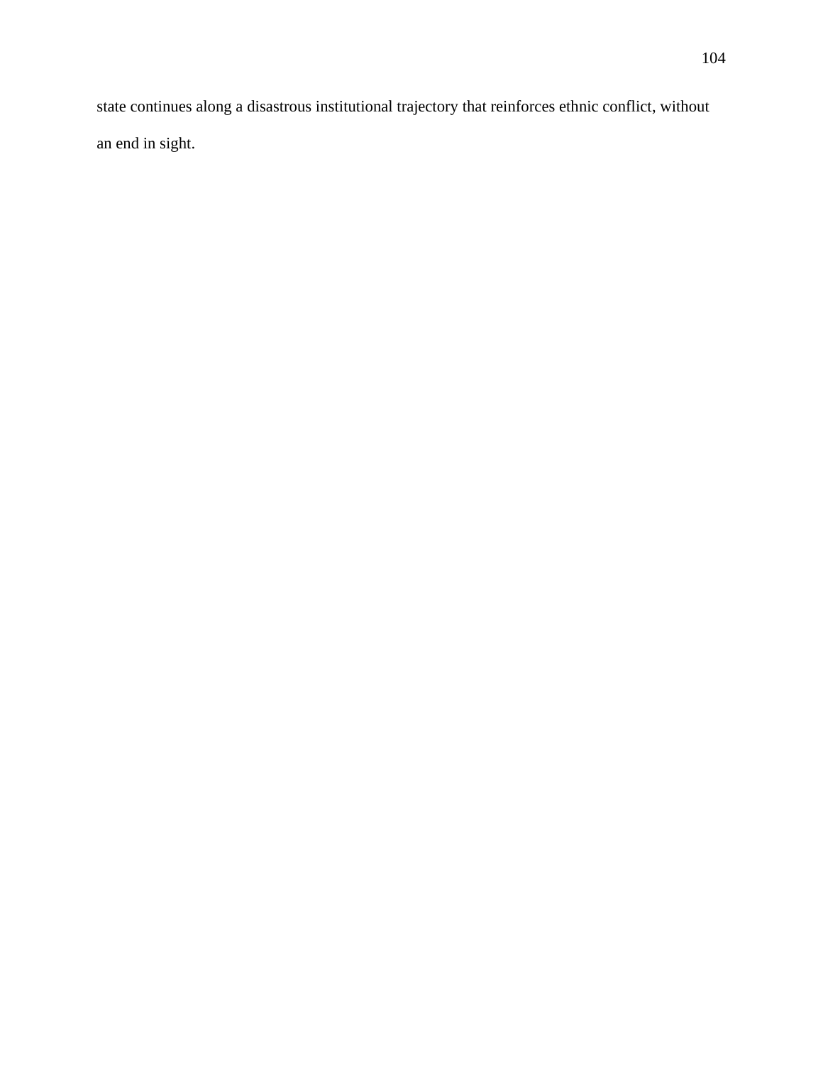state continues along a disastrous institutional trajectory that reinforces ethnic conflict, without an end in sight.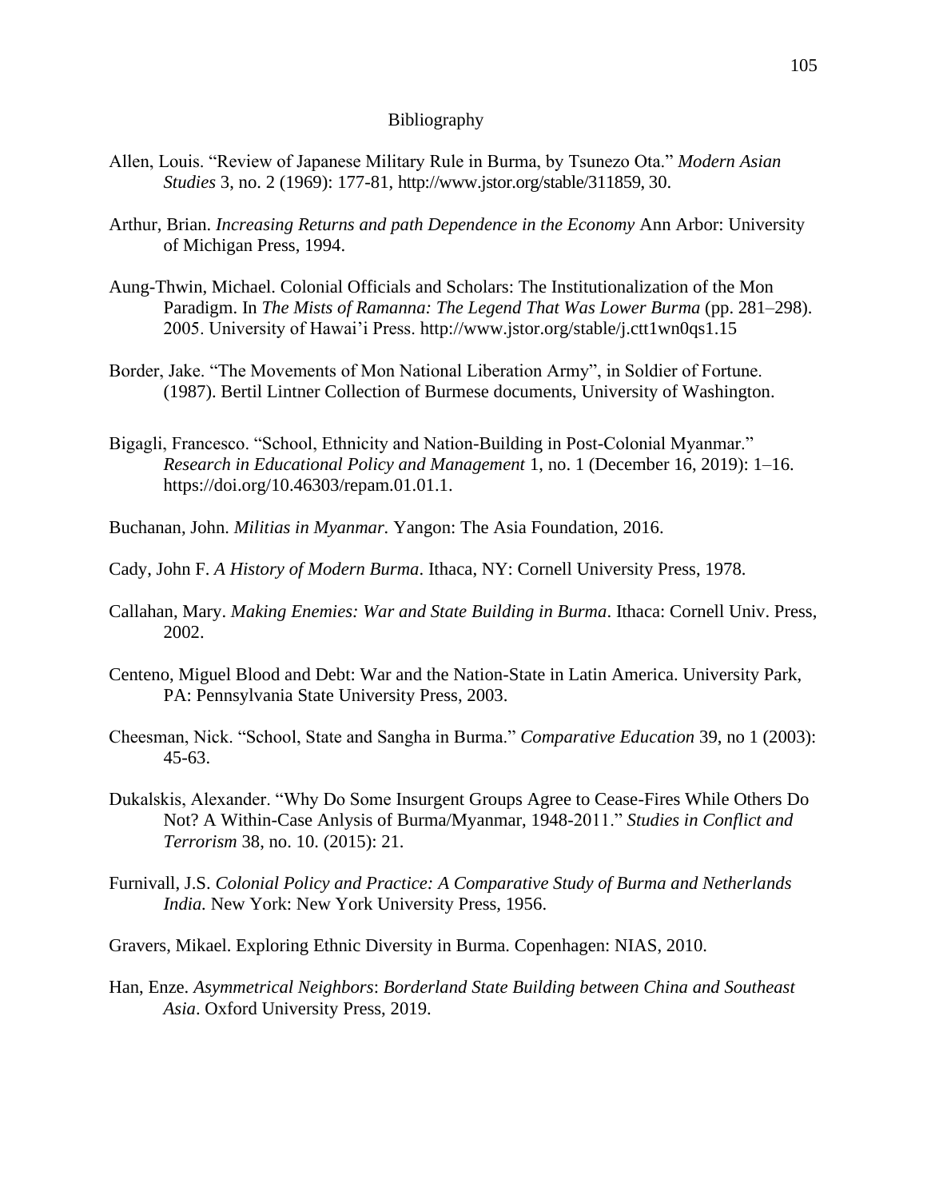# Bibliography

Allen, Louis. "Review of Japanese Military Rule in Burma, by Tsunezo Ota." *Modern Asian Studies* 3, no. 2 (1969): 177-81, http://www.jstor.org/stable/311859, 30.

Arthur, Brian. *Increasing Returns and path Dependence in the Economy* Ann Arbor: University of Michigan Press, 1994.

Aung-Thwin, Michael. Colonial Officials and Scholars: The Institutionalization of the Mon Paradigm. In *The Mists of Ramanna: The Legend That Was Lower Burma* (pp. 281–298). 2005. University of Hawai'i Press. http://www.jstor.org/stable/j.ctt1wn0qs1.15

Border, Jake. "The Movements of Mon National Liberation Army", in Soldier of Fortune. (1987). Bertil Lintner Collection of Burmese documents, University of Washington.

Bigagli, Francesco. "School, Ethnicity and Nation-Building in Post-Colonial Myanmar." *Research in Educational Policy and Management* 1, no. 1 (December 16, 2019): 1–16. https://doi.org/10.46303/repam.01.01.1.

Buchanan, John. *Militias in Myanmar.* Yangon: The Asia Foundation, 2016.

Cady, John F. *A History of Modern Burma*. Ithaca, NY: Cornell University Press, 1978.

Callahan, Mary. *Making Enemies: War and State Building in Burma*. Ithaca: Cornell Univ. Press, 2002.

Centeno, Miguel Blood and Debt: War and the Nation-State in Latin America. University Park, PA: Pennsylvania State University Press, 2003.

Cheesman, Nick. "School, State and Sangha in Burma." *Comparative Education* 39, no 1 (2003): 45-63.

Dukalskis, Alexander. "Why Do Some Insurgent Groups Agree to Cease-Fires While Others Do Not? A Within-Case Anlysis of Burma/Myanmar, 1948-2011." *Studies in Conflict and Terrorism* 38, no. 10. (2015): 21.

Furnivall, J.S. *Colonial Policy and Practice: A Comparative Study of Burma and Netherlands India.* New York: New York University Press, 1956.

Gravers, Mikael. Exploring Ethnic Diversity in Burma. Copenhagen: NIAS, 2010.

Han, Enze. *Asymmetrical Neighbors*: *Borderland State Building between China and Southeast Asia*. Oxford University Press, 2019.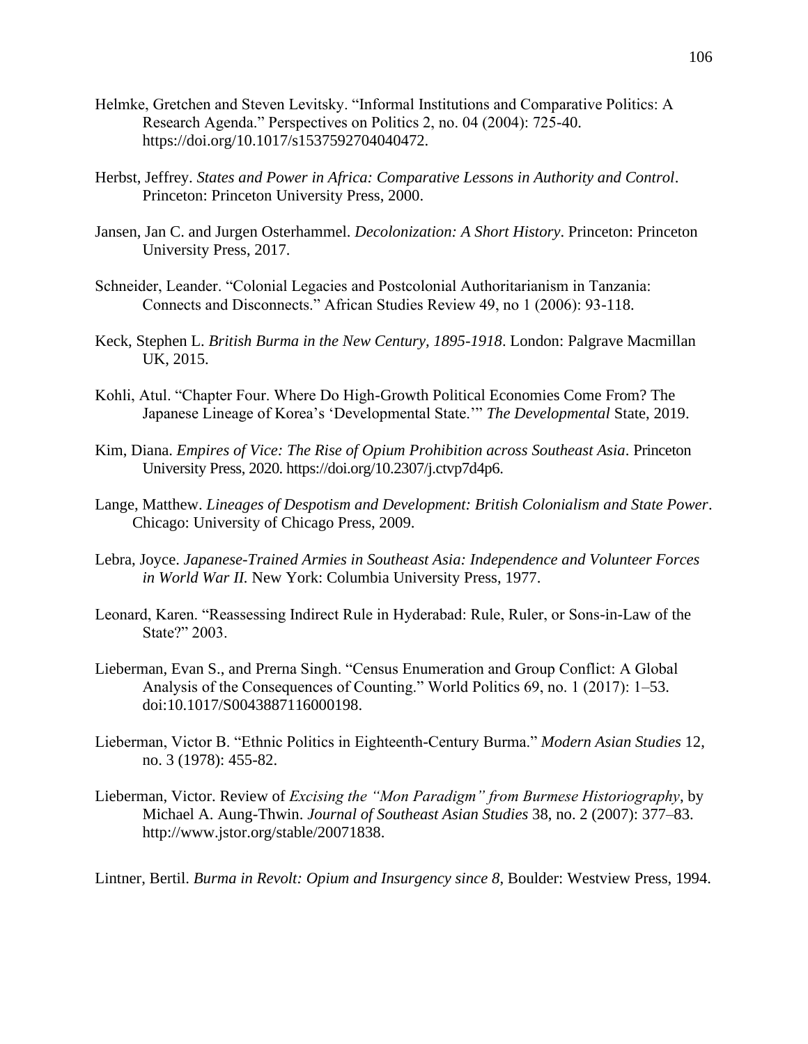Helmke, Gretchen and Steven Levitsky. "Informal Institutions and Comparative Politics: A Research Agenda." Perspectives on Politics 2, no. 04 (2004): 725-40. https://doi.org/10.1017/s1537592704040472.

Herbst, Jeffrey. *States and Power in Africa: Comparative Lessons in Authority and Control*. Princeton: Princeton University Press, 2000.

Jansen, Jan C. and Jurgen Osterhammel. *Decolonization: A Short History*. Princeton: Princeton University Press, 2017.

Schneider, Leander. "Colonial Legacies and Postcolonial Authoritarianism in Tanzania: Connects and Disconnects." African Studies Review 49, no 1 (2006): 93-118.

Keck, Stephen L. *British Burma in the New Century, 1895-1918*. London: Palgrave Macmillan UK, 2015.

Kohli, Atul. "Chapter Four. Where Do High-Growth Political Economies Come From? The Japanese Lineage of Korea's 'Developmental State.'" *The Developmental* State, 2019.

Kim, Diana. *Empires of Vice: The Rise of Opium Prohibition across Southeast Asia*. Princeton University Press, 2020. https://doi.org/10.2307/j.ctvp7d4p6.

Lange, Matthew. *Lineages of Despotism and Development: British Colonialism and State Power*. Chicago: University of Chicago Press, 2009.

Lebra, Joyce. *Japanese-Trained Armies in Southeast Asia: Independence and Volunteer Forces in World War II.* New York: Columbia University Press, 1977.

Leonard, Karen. "Reassessing Indirect Rule in Hyderabad: Rule, Ruler, or Sons-in-Law of the State?" 2003.

Lieberman, Evan S., and Prerna Singh. "Census Enumeration and Group Conflict: A Global Analysis of the Consequences of Counting." World Politics 69, no. 1 (2017): 1–53. doi:10.1017/S0043887116000198.

Lieberman, Victor B. "Ethnic Politics in Eighteenth-Century Burma." *Modern Asian Studies* 12, no. 3 (1978): 455-82.

Lieberman, Victor. Review of *Excising the "Mon Paradigm" from Burmese Historiography*, by Michael A. Aung-Thwin. *Journal of Southeast Asian Studies* 38, no. 2 (2007): 377–83. http://www.jstor.org/stable/20071838.

Lintner, Bertil. *Burma in Revolt: Opium and Insurgency since 8*, Boulder: Westview Press, 1994.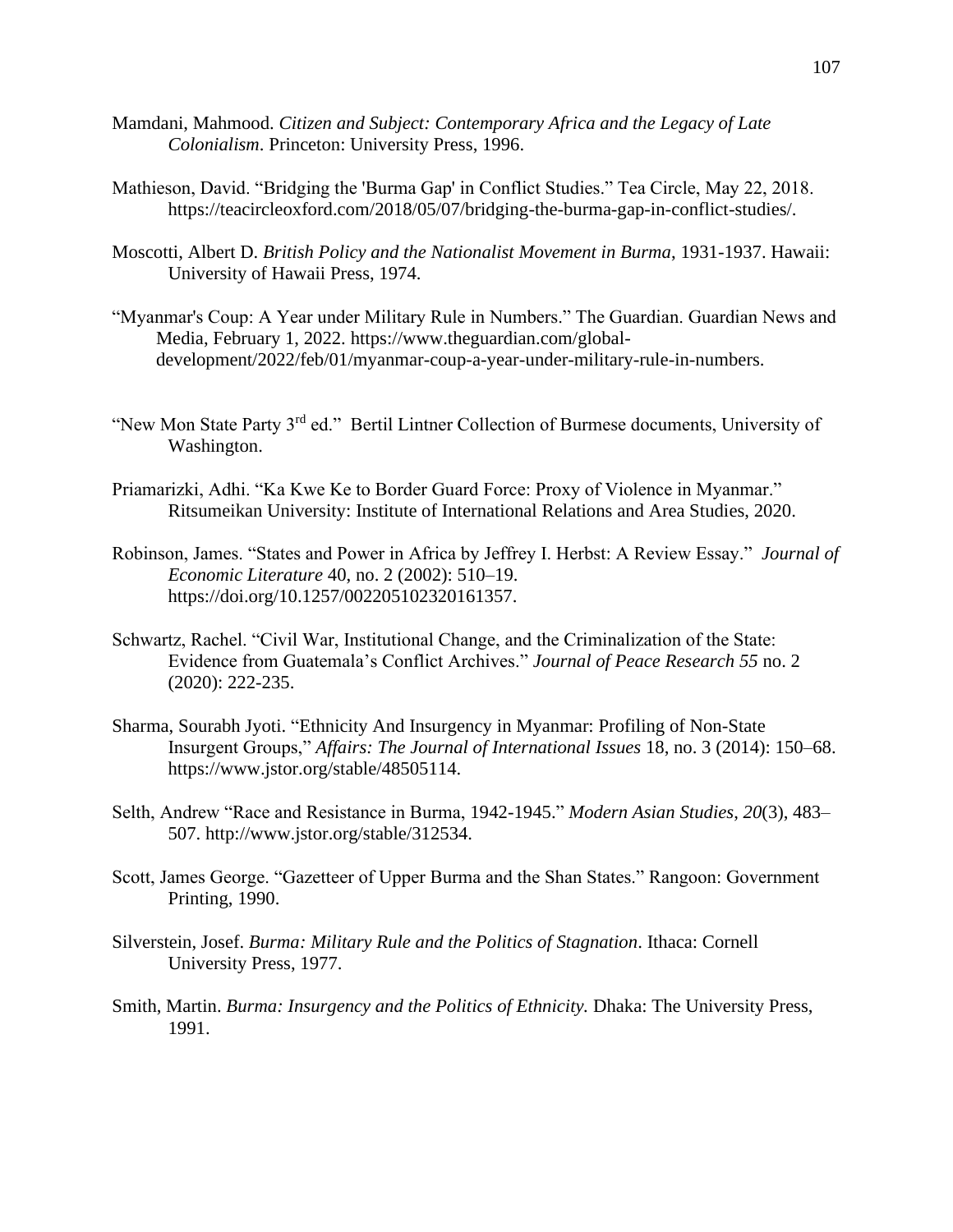Mamdani, Mahmood. *Citizen and Subject: Contemporary Africa and the Legacy of Late Colonialism*. Princeton: University Press, 1996.

Mathieson, David. "Bridging the 'Burma Gap' in Conflict Studies." Tea Circle, May 22, 2018. https://teacircleoxford.com/2018/05/07/bridging-the-burma-gap-in-conflict-studies/.

Moscotti, Albert D. *British Policy and the Nationalist Movement in Burma*, 1931-1937. Hawaii: University of Hawaii Press, 1974.

"Myanmar's Coup: A Year under Military Rule in Numbers." The Guardian. Guardian News and Media, February 1, 2022. https://www.theguardian.com/global-development/2022/feb/01/myanmar-coup-a-year-under-military-rule-in-numbers.

"New Mon State Party 3rd ed." Bertil Lintner Collection of Burmese documents, University of Washington.

Priamarizki, Adhi. "Ka Kwe Ke to Border Guard Force: Proxy of Violence in Myanmar." Ritsumeikan University: Institute of International Relations and Area Studies, 2020.

Robinson, James. "States and Power in Africa by Jeffrey I. Herbst: A Review Essay." *Journal of Economic Literature* 40, no. 2 (2002): 510–19. https://doi.org/10.1257/002205102320161357.

Schwartz, Rachel. "Civil War, Institutional Change, and the Criminalization of the State: Evidence from Guatemala's Conflict Archives." *Journal of Peace Research 55* no. 2 (2020): 222-235.

Sharma, Sourabh Jyoti. "Ethnicity And Insurgency in Myanmar: Profiling of Non-State Insurgent Groups," *Affairs: The Journal of International Issues* 18, no. 3 (2014): 150–68. https://www.jstor.org/stable/48505114.

Selth, Andrew "Race and Resistance in Burma, 1942-1945." *Modern Asian Studies*, *20*(3), 483–507. http://www.jstor.org/stable/312534.

Scott, James George. "Gazetteer of Upper Burma and the Shan States." Rangoon: Government Printing, 1990.

Silverstein, Josef. *Burma: Military Rule and the Politics of Stagnation*. Ithaca: Cornell University Press, 1977.

Smith, Martin. *Burma: Insurgency and the Politics of Ethnicity.* Dhaka: The University Press, 1991.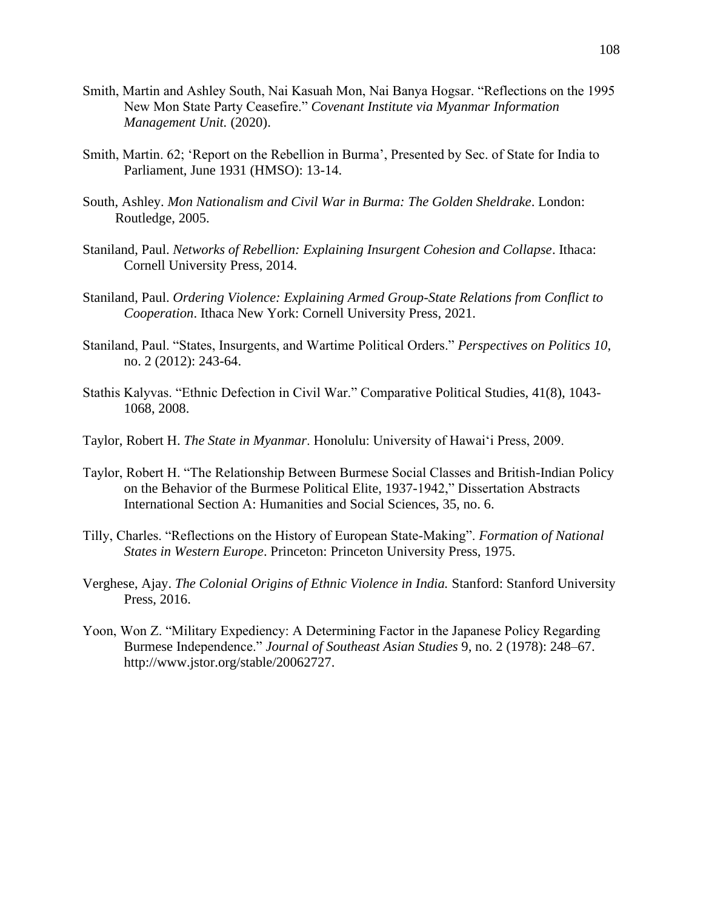Smith, Martin and Ashley South, Nai Kasuah Mon, Nai Banya Hogsar. "Reflections on the 1995 New Mon State Party Ceasefire." *Covenant Institute via Myanmar Information Management Unit.* (2020).

Smith, Martin. 62; 'Report on the Rebellion in Burma', Presented by Sec. of State for India to Parliament, June 1931 (HMSO): 13-14.

South, Ashley. *Mon Nationalism and Civil War in Burma: The Golden Sheldrake*. London: Routledge, 2005.

Staniland, Paul. *Networks of Rebellion: Explaining Insurgent Cohesion and Collapse*. Ithaca: Cornell University Press, 2014.

Staniland, Paul. *Ordering Violence: Explaining Armed Group-State Relations from Conflict to Cooperation*. Ithaca New York: Cornell University Press, 2021.

Staniland, Paul. "States, Insurgents, and Wartime Political Orders." *Perspectives on Politics 10,* no. 2 (2012): 243-64.

Stathis Kalyvas. "Ethnic Defection in Civil War." Comparative Political Studies, 41(8), 1043-1068, 2008.

Taylor, Robert H. *The State in Myanmar*. Honolulu: University of Hawai'i Press, 2009.

Taylor, Robert H. "The Relationship Between Burmese Social Classes and British-Indian Policy on the Behavior of the Burmese Political Elite, 1937-1942," Dissertation Abstracts International Section A: Humanities and Social Sciences, 35, no. 6.

Tilly, Charles. "Reflections on the History of European State-Making". *Formation of National States in Western Europe*. Princeton: Princeton University Press, 1975.

Verghese, Ajay. *The Colonial Origins of Ethnic Violence in India.* Stanford: Stanford University Press, 2016.

Yoon, Won Z. "Military Expediency: A Determining Factor in the Japanese Policy Regarding Burmese Independence." *Journal of Southeast Asian Studies* 9, no. 2 (1978): 248–67. http://www.jstor.org/stable/20062727.